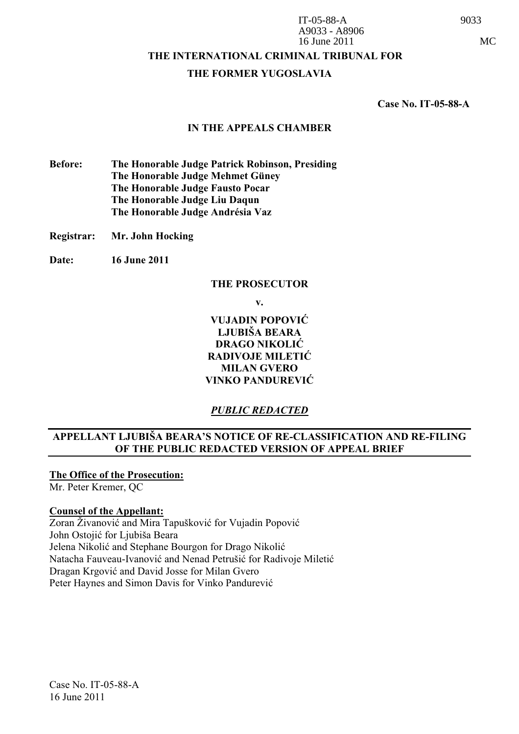IT-05-88-A
A9033 - A8906
16 June 2011

9033

MC

**THE INTERNATIONAL CRIMINAL TRIBUNAL FOR**

**THE FORMER YUGOSLAVIA**

**Case No. IT-05-88-A**

**IN THE APPEALS CHAMBER**

**Before:** **The Honorable Judge Patrick Robinson, Presiding**
**The Honorable Judge Mehmet Güney**
**The Honorable Judge Fausto Pocar**
**The Honorable Judge Liu Daqun**
**The Honorable Judge Andrésia Vaz**

**Registrar:** **Mr. John Hocking**

**Date:** **16 June 2011**

**THE PROSECUTOR**

**v.**

**VUJADIN POPOVIĆ**
**LJUBIŠA BEARA**
**DRAGO NIKOLIĆ**
**RADIVOJE MILETIĆ**
**MILAN GVERO**
**VINKO PANDUREVIĆ**

***PUBLIC REDACTED***

**APPELLANT LJUBIŠA BEARA'S NOTICE OF RE-CLASSIFICATION AND RE-FILING OF THE PUBLIC REDACTED VERSION OF APPEAL BRIEF**

**The Office of the Prosecution:**
Mr. Peter Kremer, QC

**Counsel of the Appellant:**
Zoran Živanović and Mira Tapušković for Vujadin Popović
John Ostojić for Ljubiša Beara
Jelena Nikolić and Stephane Bourgon for Drago Nikolić
Natacha Fauveau-Ivanović and Nenad Petrušić for Radivoje Miletić
Dragan Krgović and David Josse for Milan Gvero
Peter Haynes and Simon Davis for Vinko Pandurević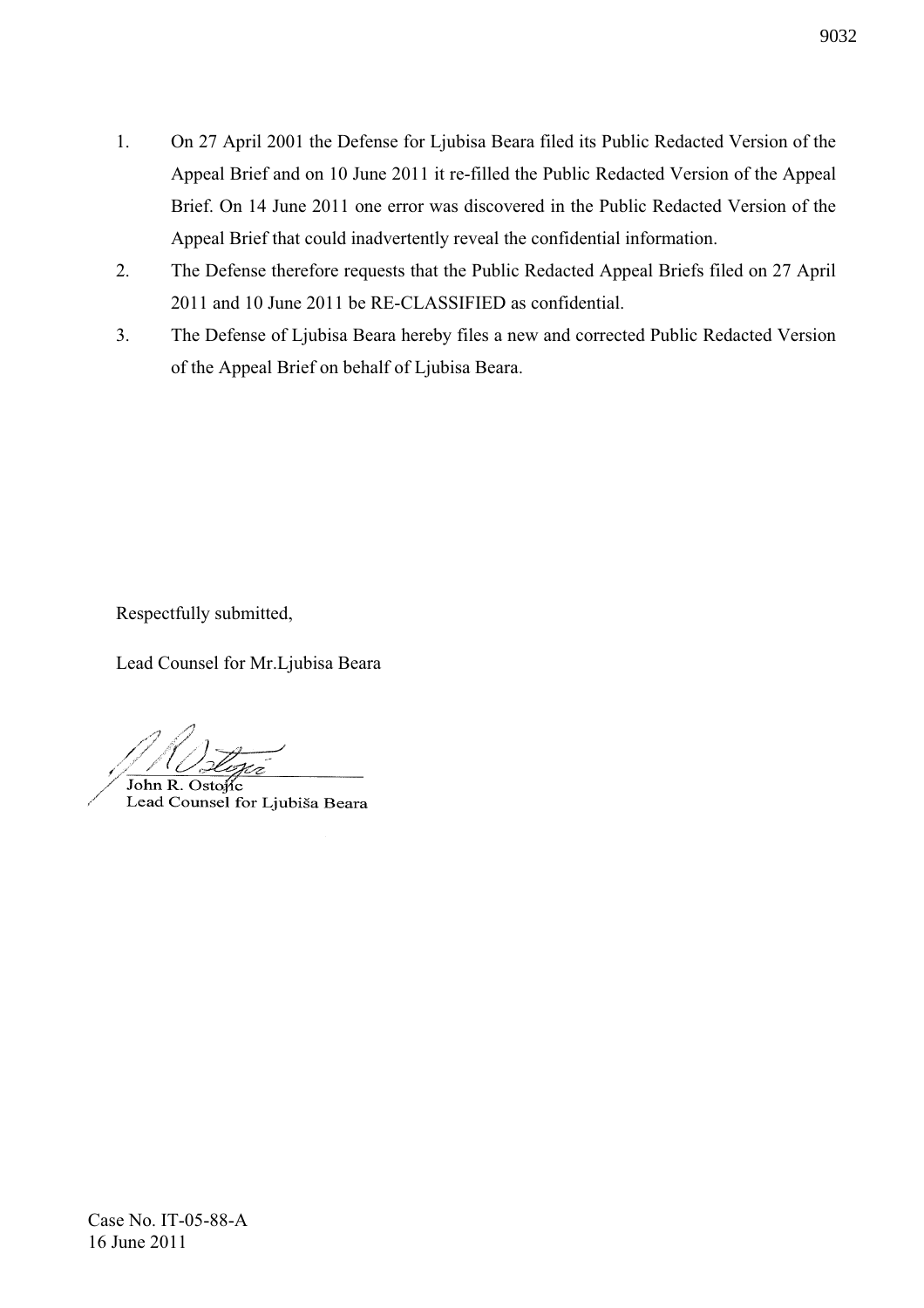1. On 27 April 2001 the Defense for Ljubisa Beara filed its Public Redacted Version of the Appeal Brief and on 10 June 2011 it re-filled the Public Redacted Version of the Appeal Brief. On 14 June 2011 one error was discovered in the Public Redacted Version of the Appeal Brief that could inadvertently reveal the confidential information.
2. The Defense therefore requests that the Public Redacted Appeal Briefs filed on 27 April 2011 and 10 June 2011 be RE-CLASSIFIED as confidential.
3. The Defense of Ljubisa Beara hereby files a new and corrected Public Redacted Version of the Appeal Brief on behalf of Ljubisa Beara.

Respectfully submitted,

Lead Counsel for Mr.Ljubisa Beara

John R. Ostojic
Lead Counsel for Ljubiša Beara

Case No. IT-05-88-A
16 June 2011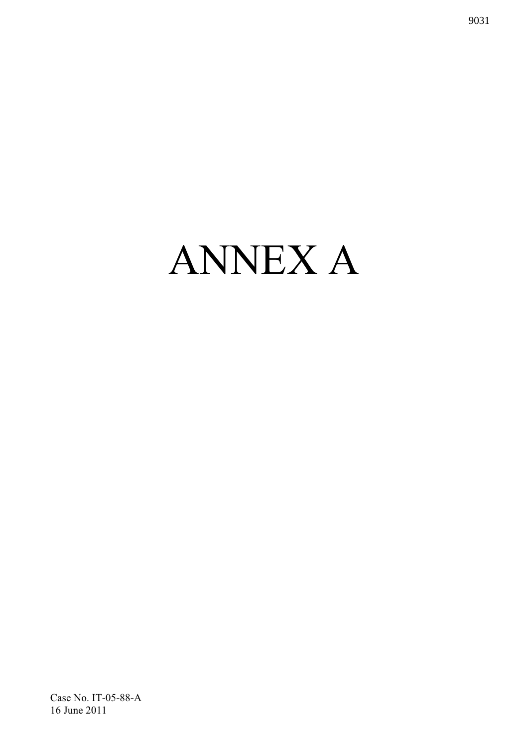# ANNEX A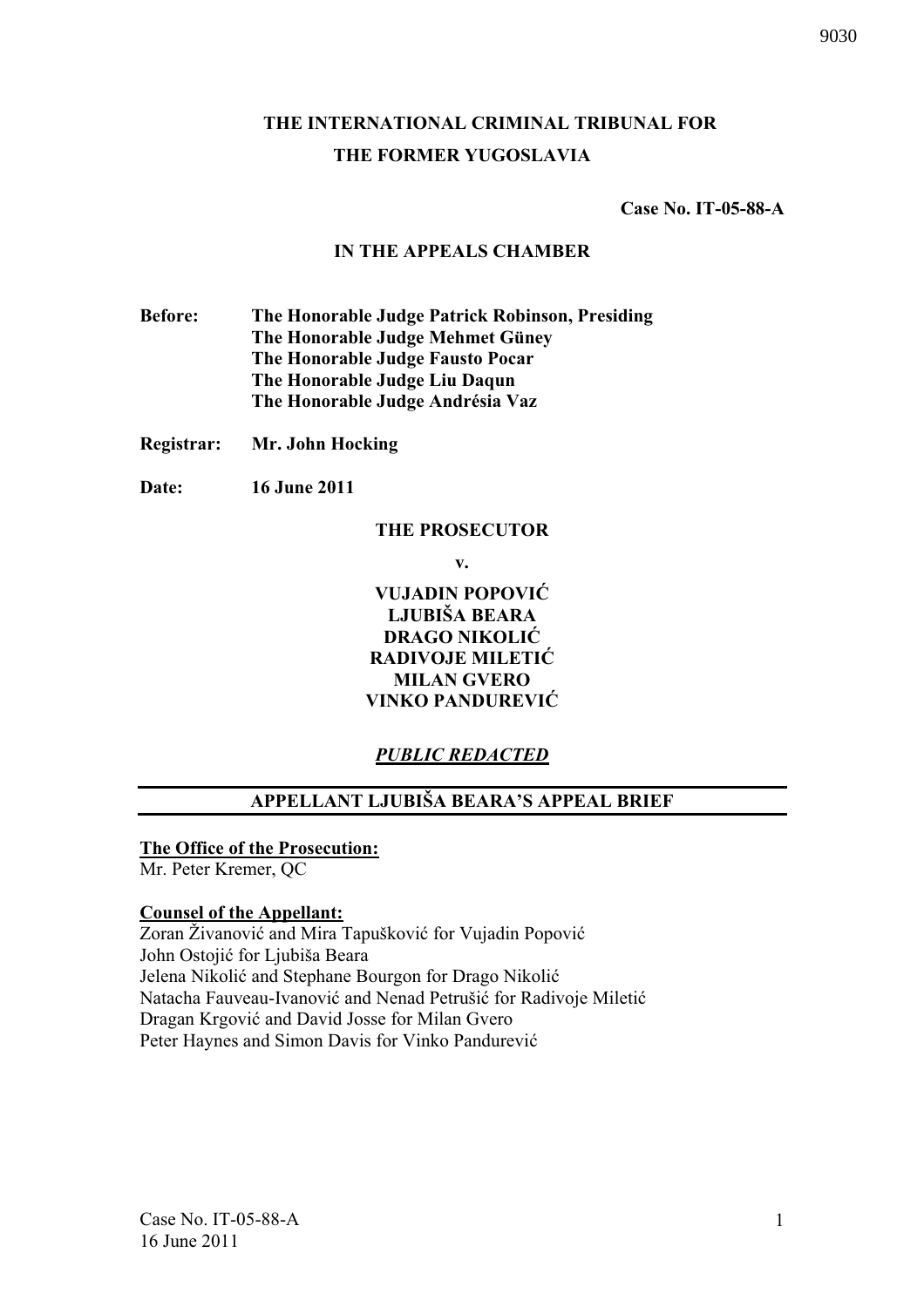# THE INTERNATIONAL CRIMINAL TRIBUNAL FOR THE FORMER YUGOSLAVIA

**Case No. IT-05-88-A**

**IN THE APPEALS CHAMBER**

**Before:** **The Honorable Judge Patrick Robinson, Presiding**
**The Honorable Judge Mehmet Güney**
**The Honorable Judge Fausto Pocar**
**The Honorable Judge Liu Daqun**
**The Honorable Judge Andrésia Vaz**

**Registrar:** **Mr. John Hocking**

**Date:** **16 June 2011**

**THE PROSECUTOR**

**v.**

**VUJADIN POPOVIĆ**
**LJUBIŠA BEARA**
**DRAGO NIKOLIĆ**
**RADIVOJE MILETIĆ**
**MILAN GVERO**
**VINKO PANDUREVIĆ**

***PUBLIC REDACTED***

**APPELLANT LJUBIŠA BEARA'S APPEAL BRIEF**

**The Office of the Prosecution:**
Mr. Peter Kremer, QC

**Counsel of the Appellant:**
Zoran Živanović and Mira Tapušković for Vujadin Popović
John Ostojić for Ljubiša Beara
Jelena Nikolić and Stephane Bourgon for Drago Nikolić
Natacha Fauveau-Ivanović and Nenad Petrušić for Radivoje Miletić
Dragan Krgović and David Josse for Milan Gvero
Peter Haynes and Simon Davis for Vinko Pandurević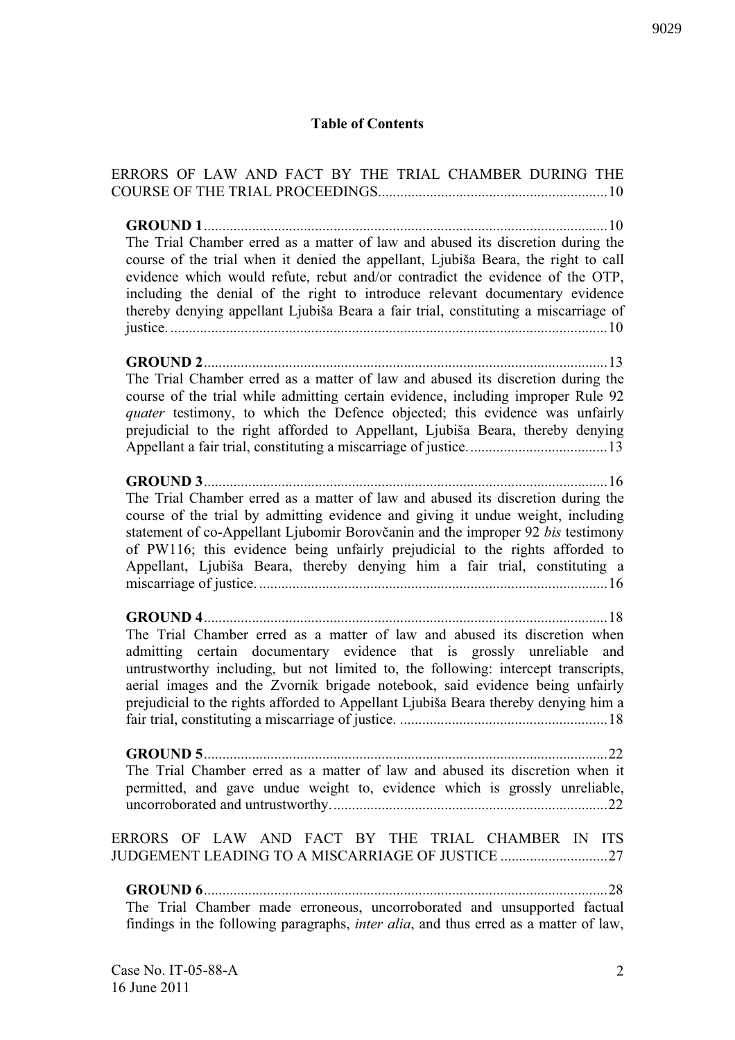**Table of Contents**

ERRORS OF LAW AND FACT BY THE TRIAL CHAMBER DURING THE COURSE OF THE TRIAL PROCEEDINGS............................................................10

**GROUND 1**............................................................................................................10
The Trial Chamber erred as a matter of law and abused its discretion during the course of the trial when it denied the appellant, Ljubiša Beara, the right to call evidence which would refute, rebut and/or contradict the evidence of the OTP, including the denial of the right to introduce relevant documentary evidence thereby denying appellant Ljubiša Beara a fair trial, constituting a miscarriage of justice. ....................................................................................................................10

**GROUND 2**............................................................................................................13
The Trial Chamber erred as a matter of law and abused its discretion during the course of the trial while admitting certain evidence, including improper Rule 92 *quater* testimony, to which the Defence objected; this evidence was unfairly prejudicial to the right afforded to Appellant, Ljubiša Beara, thereby denying Appellant a fair trial, constituting a miscarriage of justice......................................13

**GROUND 3**............................................................................................................16
The Trial Chamber erred as a matter of law and abused its discretion during the course of the trial by admitting evidence and giving it undue weight, including statement of co-Appellant Ljubomir Borovčanin and the improper 92 *bis* testimony of PW116; this evidence being unfairly prejudicial to the rights afforded to Appellant, Ljubiša Beara, thereby denying him a fair trial, constituting a miscarriage of justice. ............................................................................................16

**GROUND 4**............................................................................................................18
The Trial Chamber erred as a matter of law and abused its discretion when admitting certain documentary evidence that is grossly unreliable and untrustworthy including, but not limited to, the following: intercept transcripts, aerial images and the Zvornik brigade notebook, said evidence being unfairly prejudicial to the rights afforded to Appellant Ljubiša Beara thereby denying him a fair trial, constituting a miscarriage of justice. .......................................................18

**GROUND 5**............................................................................................................22
The Trial Chamber erred as a matter of law and abused its discretion when it permitted, and gave undue weight to, evidence which is grossly unreliable, uncorroborated and untrustworthy..........................................................................22

ERRORS OF LAW AND FACT BY THE TRIAL CHAMBER IN ITS JUDGEMENT LEADING TO A MISCARRIAGE OF JUSTICE ............................27

**GROUND 6**............................................................................................................28
The Trial Chamber made erroneous, uncorroborated and unsupported factual findings in the following paragraphs, *inter alia*, and thus erred as a matter of law,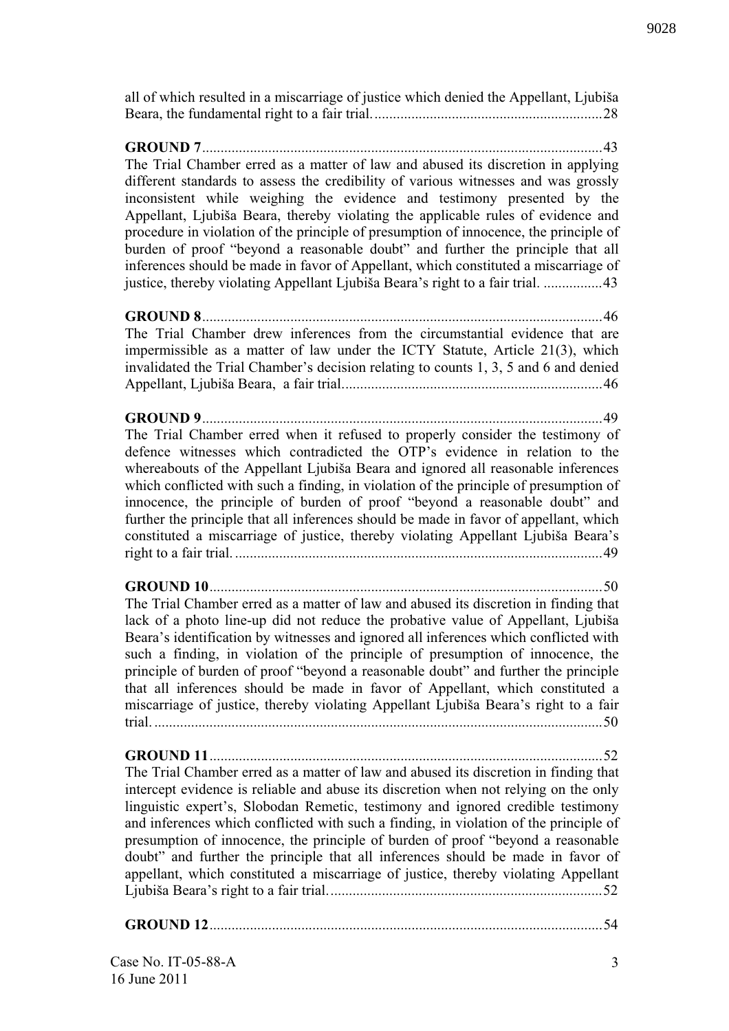all of which resulted in a miscarriage of justice which denied the Appellant, Ljubiša Beara, the fundamental right to a fair trial. ............................................................. 28

**GROUND 7** ............................................................................................................ 43

The Trial Chamber erred as a matter of law and abused its discretion in applying different standards to assess the credibility of various witnesses and was grossly inconsistent while weighing the evidence and testimony presented by the Appellant, Ljubiša Beara, thereby violating the applicable rules of evidence and procedure in violation of the principle of presumption of innocence, the principle of burden of proof "beyond a reasonable doubt" and further the principle that all inferences should be made in favor of Appellant, which constituted a miscarriage of justice, thereby violating Appellant Ljubiša Beara's right to a fair trial. ................ 43

**GROUND 8** ............................................................................................................ 46

The Trial Chamber drew inferences from the circumstantial evidence that are impermissible as a matter of law under the ICTY Statute, Article 21(3), which invalidated the Trial Chamber's decision relating to counts 1, 3, 5 and 6 and denied Appellant, Ljubiša Beara, a fair trial. ...................................................................... 46

**GROUND 9** ............................................................................................................ 49

The Trial Chamber erred when it refused to properly consider the testimony of defence witnesses which contradicted the OTP's evidence in relation to the whereabouts of the Appellant Ljubiša Beara and ignored all reasonable inferences which conflicted with such a finding, in violation of the principle of presumption of innocence, the principle of burden of proof "beyond a reasonable doubt" and further the principle that all inferences should be made in favor of appellant, which constituted a miscarriage of justice, thereby violating Appellant Ljubiša Beara's right to a fair trial. ................................................................................................... 49

**GROUND 10** .......................................................................................................... 50

The Trial Chamber erred as a matter of law and abused its discretion in finding that lack of a photo line-up did not reduce the probative value of Appellant, Ljubiša Beara's identification by witnesses and ignored all inferences which conflicted with such a finding, in violation of the principle of presumption of innocence, the principle of burden of proof "beyond a reasonable doubt" and further the principle that all inferences should be made in favor of Appellant, which constituted a miscarriage of justice, thereby violating Appellant Ljubiša Beara's right to a fair trial. ........................................................................................................................ 50

**GROUND 11** .......................................................................................................... 52

The Trial Chamber erred as a matter of law and abused its discretion in finding that intercept evidence is reliable and abuse its discretion when not relying on the only linguistic expert's, Slobodan Remetic, testimony and ignored credible testimony and inferences which conflicted with such a finding, in violation of the principle of presumption of innocence, the principle of burden of proof "beyond a reasonable doubt" and further the principle that all inferences should be made in favor of appellant, which constituted a miscarriage of justice, thereby violating Appellant Ljubiša Beara's right to a fair trial. ........................................................................ 52

**GROUND 12** .......................................................................................................... 54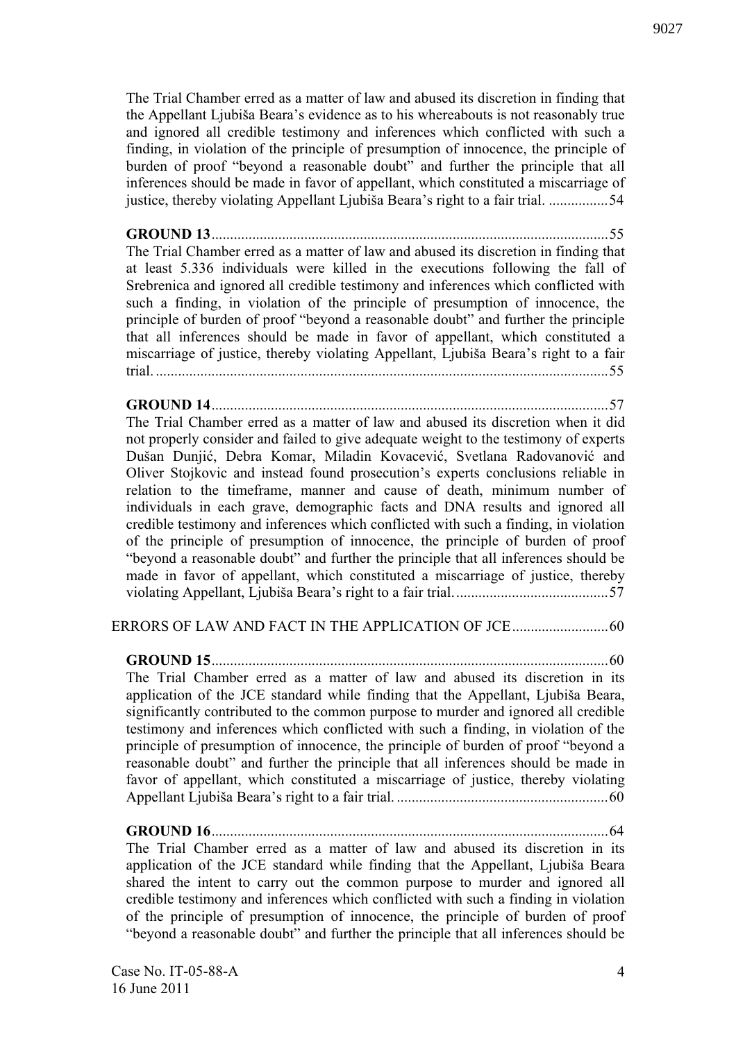The Trial Chamber erred as a matter of law and abused its discretion in finding that the Appellant Ljubiša Beara's evidence as to his whereabouts is not reasonably true and ignored all credible testimony and inferences which conflicted with such a finding, in violation of the principle of presumption of innocence, the principle of burden of proof "beyond a reasonable doubt" and further the principle that all inferences should be made in favor of appellant, which constituted a miscarriage of justice, thereby violating Appellant Ljubiša Beara's right to a fair trial. ................54

**GROUND 13**..........................................................................................................55
The Trial Chamber erred as a matter of law and abused its discretion in finding that at least 5.336 individuals were killed in the executions following the fall of Srebrenica and ignored all credible testimony and inferences which conflicted with such a finding, in violation of the principle of presumption of innocence, the principle of burden of proof "beyond a reasonable doubt" and further the principle that all inferences should be made in favor of appellant, which constituted a miscarriage of justice, thereby violating Appellant, Ljubiša Beara's right to a fair trial. ..........................................................................................................55

**GROUND 14**..........................................................................................................57
The Trial Chamber erred as a matter of law and abused its discretion when it did not properly consider and failed to give adequate weight to the testimony of experts Dušan Dunjić, Debra Komar, Miladin Kovacević, Svetlana Radovanović and Oliver Stojkovic and instead found prosecution's experts conclusions reliable in relation to the timeframe, manner and cause of death, minimum number of individuals in each grave, demographic facts and DNA results and ignored all credible testimony and inferences which conflicted with such a finding, in violation of the principle of presumption of innocence, the principle of burden of proof "beyond a reasonable doubt" and further the principle that all inferences should be made in favor of appellant, which constituted a miscarriage of justice, thereby violating Appellant, Ljubiša Beara's right to a fair trial. .........................................57

ERRORS OF LAW AND FACT IN THE APPLICATION OF JCE..........................60

**GROUND 15**..........................................................................................................60
The Trial Chamber erred as a matter of law and abused its discretion in its application of the JCE standard while finding that the Appellant, Ljubiša Beara, significantly contributed to the common purpose to murder and ignored all credible testimony and inferences which conflicted with such a finding, in violation of the principle of presumption of innocence, the principle of burden of proof "beyond a reasonable doubt" and further the principle that all inferences should be made in favor of appellant, which constituted a miscarriage of justice, thereby violating Appellant Ljubiša Beara's right to a fair trial. .........................................................60

**GROUND 16**..........................................................................................................64
The Trial Chamber erred as a matter of law and abused its discretion in its application of the JCE standard while finding that the Appellant, Ljubiša Beara shared the intent to carry out the common purpose to murder and ignored all credible testimony and inferences which conflicted with such a finding in violation of the principle of presumption of innocence, the principle of burden of proof "beyond a reasonable doubt" and further the principle that all inferences should be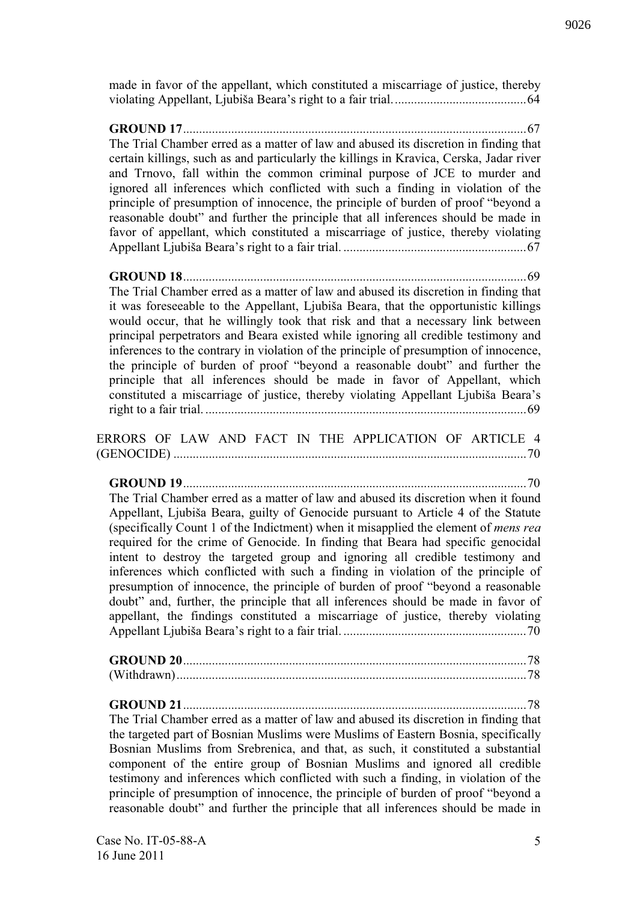made in favor of the appellant, which constituted a miscarriage of justice, thereby violating Appellant, Ljubiša Beara's right to a fair trial. ......................................... 64

**GROUND 17** ......................................................................................................... 67

The Trial Chamber erred as a matter of law and abused its discretion in finding that certain killings, such as and particularly the killings in Kravica, Cerska, Jadar river and Trnovo, fall within the common criminal purpose of JCE to murder and ignored all inferences which conflicted with such a finding in violation of the principle of presumption of innocence, the principle of burden of proof "beyond a reasonable doubt" and further the principle that all inferences should be made in favor of appellant, which constituted a miscarriage of justice, thereby violating Appellant Ljubiša Beara's right to a fair trial. ......................................................... 67

**GROUND 18** ......................................................................................................... 69

The Trial Chamber erred as a matter of law and abused its discretion in finding that it was foreseeable to the Appellant, Ljubiša Beara, that the opportunistic killings would occur, that he willingly took that risk and that a necessary link between principal perpetrators and Beara existed while ignoring all credible testimony and inferences to the contrary in violation of the principle of presumption of innocence, the principle of burden of proof "beyond a reasonable doubt" and further the principle that all inferences should be made in favor of Appellant, which constituted a miscarriage of justice, thereby violating Appellant Ljubiša Beara's right to a fair trial. ................................................................................................... 69

ERRORS OF LAW AND FACT IN THE APPLICATION OF ARTICLE 4 (GENOCIDE) ............................................................................................................ 70

**GROUND 19** ......................................................................................................... 70

The Trial Chamber erred as a matter of law and abused its discretion when it found Appellant, Ljubiša Beara, guilty of Genocide pursuant to Article 4 of the Statute (specifically Count 1 of the Indictment) when it misapplied the element of *mens rea* required for the crime of Genocide. In finding that Beara had specific genocidal intent to destroy the targeted group and ignoring all credible testimony and inferences which conflicted with such a finding in violation of the principle of presumption of innocence, the principle of burden of proof "beyond a reasonable doubt" and, further, the principle that all inferences should be made in favor of appellant, the findings constituted a miscarriage of justice, thereby violating Appellant Ljubiša Beara's right to a fair trial. ......................................................... 70

**GROUND 20** ......................................................................................................... 78

(Withdrawn) ............................................................................................................ 78

**GROUND 21** ......................................................................................................... 78

The Trial Chamber erred as a matter of law and abused its discretion in finding that the targeted part of Bosnian Muslims were Muslims of Eastern Bosnia, specifically Bosnian Muslims from Srebrenica, and that, as such, it constituted a substantial component of the entire group of Bosnian Muslims and ignored all credible testimony and inferences which conflicted with such a finding, in violation of the principle of presumption of innocence, the principle of burden of proof "beyond a reasonable doubt" and further the principle that all inferences should be made in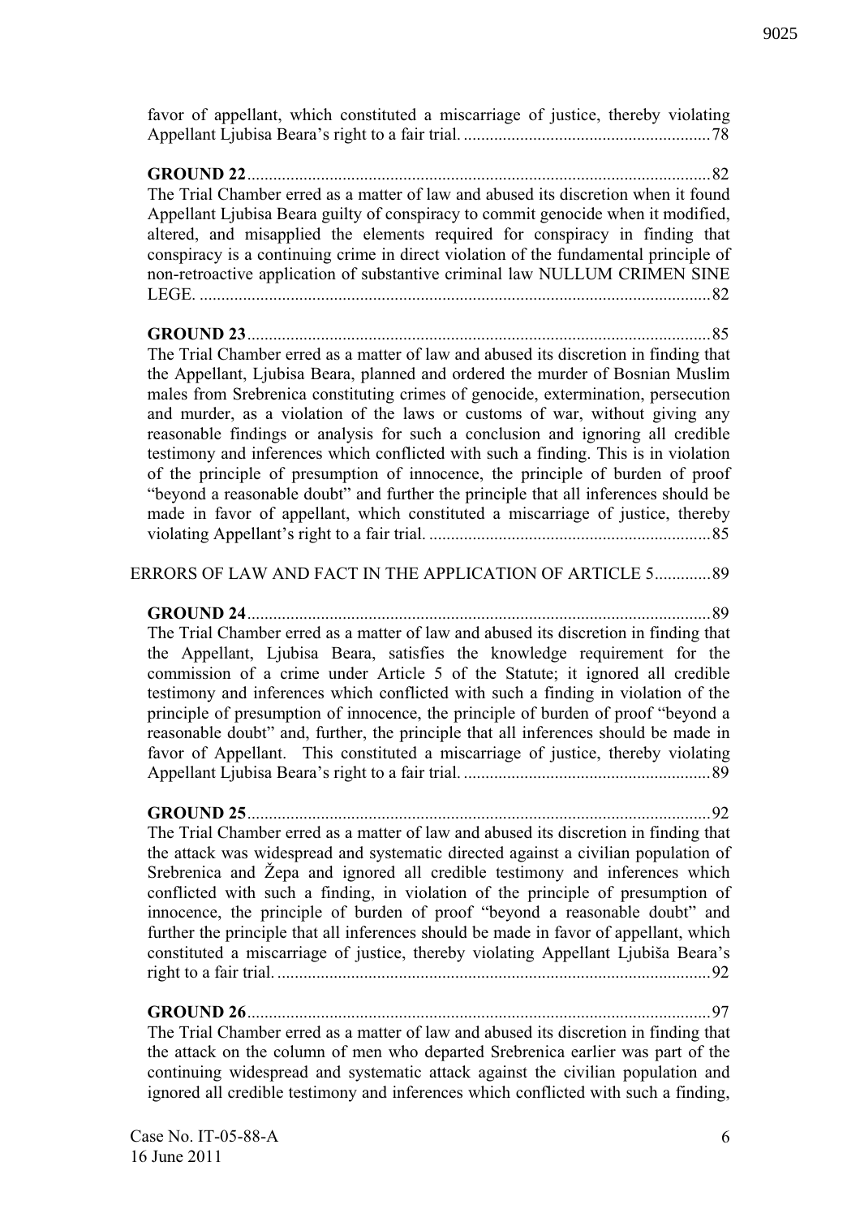favor of appellant, which constituted a miscarriage of justice, thereby violating Appellant Ljubisa Beara's right to a fair trial. ........................................................ 78

**GROUND 22** .......................................................................................................... 82
The Trial Chamber erred as a matter of law and abused its discretion when it found Appellant Ljubisa Beara guilty of conspiracy to commit genocide when it modified, altered, and misapplied the elements required for conspiracy in finding that conspiracy is a continuing crime in direct violation of the fundamental principle of non-retroactive application of substantive criminal law NULLUM CRIMEN SINE LEGE. ..................................................................................................................... 82

**GROUND 23** .......................................................................................................... 85
The Trial Chamber erred as a matter of law and abused its discretion in finding that the Appellant, Ljubisa Beara, planned and ordered the murder of Bosnian Muslim males from Srebrenica constituting crimes of genocide, extermination, persecution and murder, as a violation of the laws or customs of war, without giving any reasonable findings or analysis for such a conclusion and ignoring all credible testimony and inferences which conflicted with such a finding. This is in violation of the principle of presumption of innocence, the principle of burden of proof "beyond a reasonable doubt" and further the principle that all inferences should be made in favor of appellant, which constituted a miscarriage of justice, thereby violating Appellant's right to a fair trial. ................................................................. 85

ERRORS OF LAW AND FACT IN THE APPLICATION OF ARTICLE 5............ 89

**GROUND 24** .......................................................................................................... 89
The Trial Chamber erred as a matter of law and abused its discretion in finding that the Appellant, Ljubisa Beara, satisfies the knowledge requirement for the commission of a crime under Article 5 of the Statute; it ignored all credible testimony and inferences which conflicted with such a finding in violation of the principle of presumption of innocence, the principle of burden of proof "beyond a reasonable doubt" and, further, the principle that all inferences should be made in favor of Appellant. This constituted a miscarriage of justice, thereby violating Appellant Ljubisa Beara's right to a fair trial. ........................................................ 89

**GROUND 25** .......................................................................................................... 92
The Trial Chamber erred as a matter of law and abused its discretion in finding that the attack was widespread and systematic directed against a civilian population of Srebrenica and Žepa and ignored all credible testimony and inferences which conflicted with such a finding, in violation of the principle of presumption of innocence, the principle of burden of proof "beyond a reasonable doubt" and further the principle that all inferences should be made in favor of appellant, which constituted a miscarriage of justice, thereby violating Appellant Ljubiša Beara's right to a fair trial. ................................................................................................... 92

**GROUND 26** .......................................................................................................... 97
The Trial Chamber erred as a matter of law and abused its discretion in finding that the attack on the column of men who departed Srebrenica earlier was part of the continuing widespread and systematic attack against the civilian population and ignored all credible testimony and inferences which conflicted with such a finding,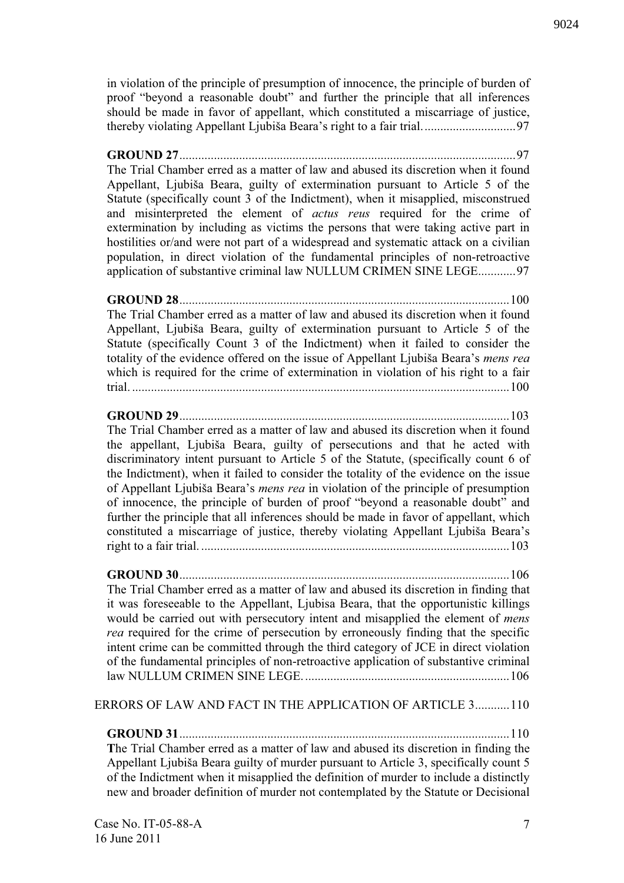in violation of the principle of presumption of innocence, the principle of burden of proof "beyond a reasonable doubt" and further the principle that all inferences should be made in favor of appellant, which constituted a miscarriage of justice, thereby violating Appellant Ljubiša Beara's right to a fair trial. ............................. 97

**GROUND 27** ......................................................................................................... 97
The Trial Chamber erred as a matter of law and abused its discretion when it found Appellant, Ljubiša Beara, guilty of extermination pursuant to Article 5 of the Statute (specifically count 3 of the Indictment), when it misapplied, misconstrued and misinterpreted the element of *actus reus* required for the crime of extermination by including as victims the persons that were taking active part in hostilities or/and were not part of a widespread and systematic attack on a civilian population, in direct violation of the fundamental principles of non-retroactive application of substantive criminal law NULLUM CRIMEN SINE LEGE............ 97

**GROUND 28** ....................................................................................................... 100
The Trial Chamber erred as a matter of law and abused its discretion when it found Appellant, Ljubiša Beara, guilty of extermination pursuant to Article 5 of the Statute (specifically Count 3 of the Indictment) when it failed to consider the totality of the evidence offered on the issue of Appellant Ljubiša Beara's *mens rea* which is required for the crime of extermination in violation of his right to a fair trial. ...................................................................................................................... 100

**GROUND 29** ....................................................................................................... 103
The Trial Chamber erred as a matter of law and abused its discretion when it found the appellant, Ljubiša Beara, guilty of persecutions and that he acted with discriminatory intent pursuant to Article 5 of the Statute, (specifically count 6 of the Indictment), when it failed to consider the totality of the evidence on the issue of Appellant Ljubiša Beara's *mens rea* in violation of the principle of presumption of innocence, the principle of burden of proof "beyond a reasonable doubt" and further the principle that all inferences should be made in favor of appellant, which constituted a miscarriage of justice, thereby violating Appellant Ljubiša Beara's right to a fair trial. ................................................................................................. 103

**GROUND 30** ....................................................................................................... 106
The Trial Chamber erred as a matter of law and abused its discretion in finding that it was foreseeable to the Appellant, Ljubisa Beara, that the opportunistic killings would be carried out with persecutory intent and misapplied the element of *mens rea* required for the crime of persecution by erroneously finding that the specific intent crime can be committed through the third category of JCE in direct violation of the fundamental principles of non-retroactive application of substantive criminal law NULLUM CRIMEN SINE LEGE. ................................................................ 106

ERRORS OF LAW AND FACT IN THE APPLICATION OF ARTICLE 3........... 110

**GROUND 31** ....................................................................................................... 110
**T**he Trial Chamber erred as a matter of law and abused its discretion in finding the Appellant Ljubiša Beara guilty of murder pursuant to Article 3, specifically count 5 of the Indictment when it misapplied the definition of murder to include a distinctly new and broader definition of murder not contemplated by the Statute or Decisional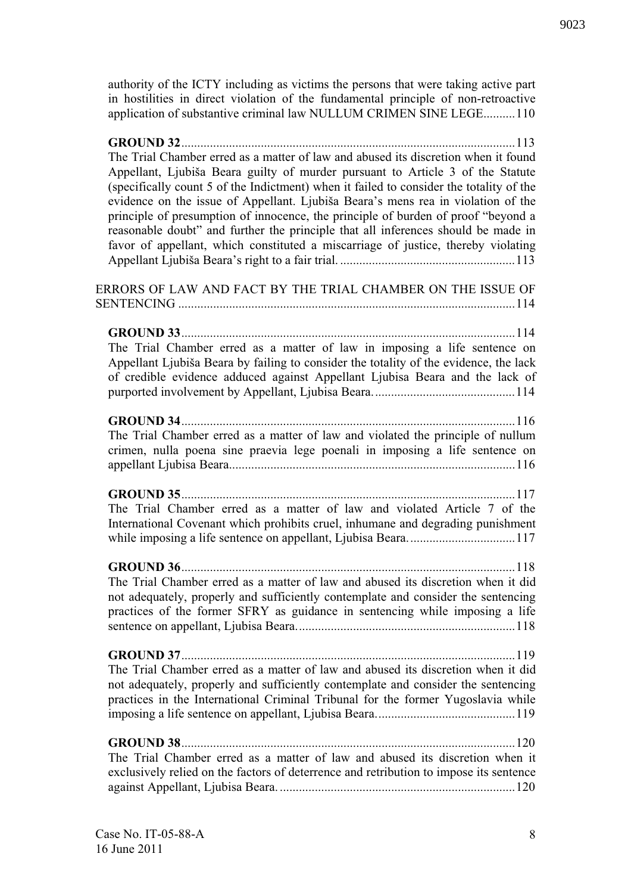authority of the ICTY including as victims the persons that were taking active part in hostilities in direct violation of the fundamental principle of non-retroactive application of substantive criminal law NULLUM CRIMEN SINE LEGE..........110

**GROUND 32**........................................................................................................113
The Trial Chamber erred as a matter of law and abused its discretion when it found Appellant, Ljubiša Beara guilty of murder pursuant to Article 3 of the Statute (specifically count 5 of the Indictment) when it failed to consider the totality of the evidence on the issue of Appellant. Ljubiša Beara's mens rea in violation of the principle of presumption of innocence, the principle of burden of proof "beyond a reasonable doubt" and further the principle that all inferences should be made in favor of appellant, which constituted a miscarriage of justice, thereby violating Appellant Ljubiša Beara's right to a fair trial. .......................................................113

ERRORS OF LAW AND FACT BY THE TRIAL CHAMBER ON THE ISSUE OF SENTENCING .........................................................................................................114

**GROUND 33**........................................................................................................114
The Trial Chamber erred as a matter of law in imposing a life sentence on Appellant Ljubiša Beara by failing to consider the totality of the evidence, the lack of credible evidence adduced against Appellant Ljubisa Beara and the lack of purported involvement by Appellant, Ljubisa Beara. ............................................114

**GROUND 34**........................................................................................................116
The Trial Chamber erred as a matter of law and violated the principle of nullum crimen, nulla poena sine praevia lege poenali in imposing a life sentence on appellant Ljubisa Beara.........................................................................................116

**GROUND 35**........................................................................................................117
The Trial Chamber erred as a matter of law and violated Article 7 of the International Covenant which prohibits cruel, inhumane and degrading punishment while imposing a life sentence on appellant, Ljubisa Beara. .................................117

**GROUND 36**........................................................................................................118
The Trial Chamber erred as a matter of law and abused its discretion when it did not adequately, properly and sufficiently contemplate and consider the sentencing practices of the former SFRY as guidance in sentencing while imposing a life sentence on appellant, Ljubisa Beara. ...................................................................118

**GROUND 37**........................................................................................................119
The Trial Chamber erred as a matter of law and abused its discretion when it did not adequately, properly and sufficiently contemplate and consider the sentencing practices in the International Criminal Tribunal for the former Yugoslavia while imposing a life sentence on appellant, Ljubisa Beara. ..........................................119

**GROUND 38**........................................................................................................120
The Trial Chamber erred as a matter of law and abused its discretion when it exclusively relied on the factors of deterrence and retribution to impose its sentence against Appellant, Ljubisa Beara. .........................................................................120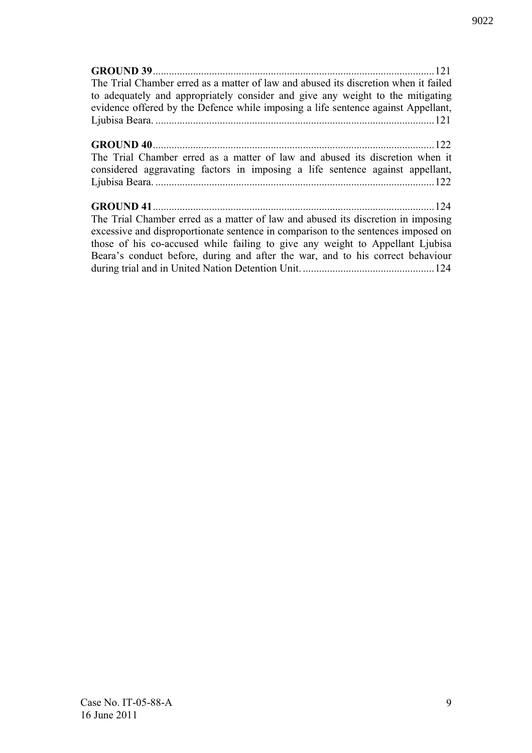**GROUND 39**........................................................................................................121

The Trial Chamber erred as a matter of law and abused its discretion when it failed to adequately and appropriately consider and give any weight to the mitigating evidence offered by the Defence while imposing a life sentence against Appellant, Ljubisa Beara. .......................................................................................................121

**GROUND 40**........................................................................................................122

The Trial Chamber erred as a matter of law and abused its discretion when it considered aggravating factors in imposing a life sentence against appellant, Ljubisa Beara. .......................................................................................................122

**GROUND 41**........................................................................................................124

The Trial Chamber erred as a matter of law and abused its discretion in imposing excessive and disproportionate sentence in comparison to the sentences imposed on those of his co-accused while failing to give any weight to Appellant Ljubisa Beara's conduct before, during and after the war, and to his correct behaviour during trial and in United Nation Detention Unit. .................................................124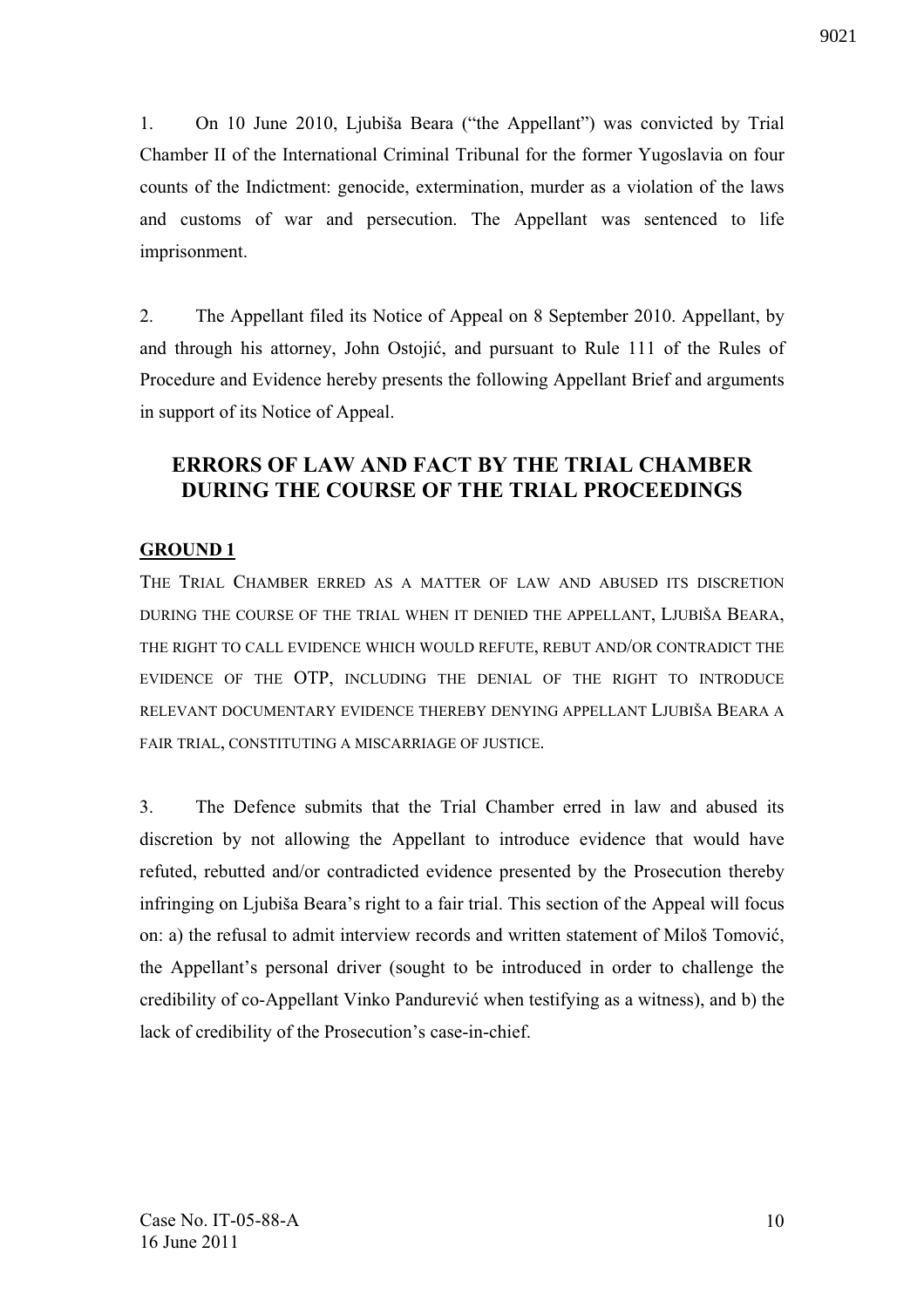1. On 10 June 2010, Ljubiša Beara ("the Appellant") was convicted by Trial Chamber II of the International Criminal Tribunal for the former Yugoslavia on four counts of the Indictment: genocide, extermination, murder as a violation of the laws and customs of war and persecution. The Appellant was sentenced to life imprisonment.

2. The Appellant filed its Notice of Appeal on 8 September 2010. Appellant, by and through his attorney, John Ostojić, and pursuant to Rule 111 of the Rules of Procedure and Evidence hereby presents the following Appellant Brief and arguments in support of its Notice of Appeal.

## ERRORS OF LAW AND FACT BY THE TRIAL CHAMBER DURING THE COURSE OF THE TRIAL PROCEEDINGS

### GROUND 1

THE TRIAL CHAMBER ERRED AS A MATTER OF LAW AND ABUSED ITS DISCRETION DURING THE COURSE OF THE TRIAL WHEN IT DENIED THE APPELLANT, LJUBIŠA BEARA, THE RIGHT TO CALL EVIDENCE WHICH WOULD REFUTE, REBUT AND/OR CONTRADICT THE EVIDENCE OF THE OTP, INCLUDING THE DENIAL OF THE RIGHT TO INTRODUCE RELEVANT DOCUMENTARY EVIDENCE THEREBY DENYING APPELLANT LJUBIŠA BEARA A FAIR TRIAL, CONSTITUTING A MISCARRIAGE OF JUSTICE.

3. The Defence submits that the Trial Chamber erred in law and abused its discretion by not allowing the Appellant to introduce evidence that would have refuted, rebutted and/or contradicted evidence presented by the Prosecution thereby infringing on Ljubiša Beara's right to a fair trial. This section of the Appeal will focus on: a) the refusal to admit interview records and written statement of Miloš Tomović, the Appellant's personal driver (sought to be introduced in order to challenge the credibility of co-Appellant Vinko Pandurević when testifying as a witness), and b) the lack of credibility of the Prosecution's case-in-chief.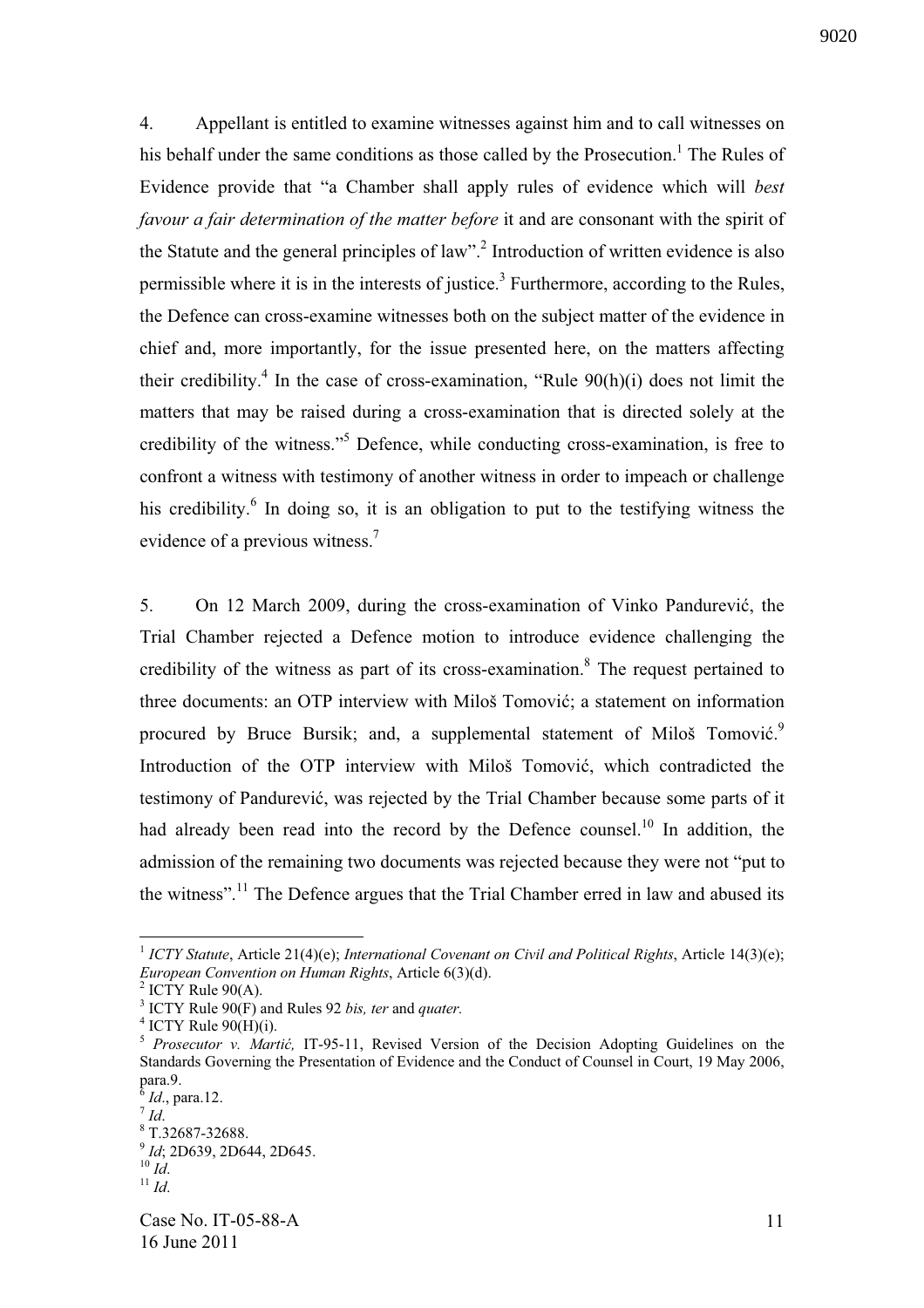4. Appellant is entitled to examine witnesses against him and to call witnesses on his behalf under the same conditions as those called by the Prosecution.[1] The Rules of Evidence provide that "a Chamber shall apply rules of evidence which will *best favour a fair determination of the matter before* it and are consonant with the spirit of the Statute and the general principles of law".[2] Introduction of written evidence is also permissible where it is in the interests of justice.[3] Furthermore, according to the Rules, the Defence can cross-examine witnesses both on the subject matter of the evidence in chief and, more importantly, for the issue presented here, on the matters affecting their credibility.[4] In the case of cross-examination, "Rule 90(h)(i) does not limit the matters that may be raised during a cross-examination that is directed solely at the credibility of the witness."[5] Defence, while conducting cross-examination, is free to confront a witness with testimony of another witness in order to impeach or challenge his credibility.[6] In doing so, it is an obligation to put to the testifying witness the evidence of a previous witness.[7]

5. On 12 March 2009, during the cross-examination of Vinko Pandurević, the Trial Chamber rejected a Defence motion to introduce evidence challenging the credibility of the witness as part of its cross-examination.[8] The request pertained to three documents: an OTP interview with Miloš Tomović; a statement on information procured by Bruce Bursik; and, a supplemental statement of Miloš Tomović.[9] Introduction of the OTP interview with Miloš Tomović, which contradicted the testimony of Pandurević, was rejected by the Trial Chamber because some parts of it had already been read into the record by the Defence counsel.[10] In addition, the admission of the remaining two documents was rejected because they were not "put to the witness".[11] The Defence argues that the Trial Chamber erred in law and abused its

---

[1] *ICTY Statute*, Article 21(4)(e); *International Covenant on Civil and Political Rights*, Article 14(3)(e); *European Convention on Human Rights*, Article 6(3)(d).

[2] ICTY Rule 90(A).

[3] ICTY Rule 90(F) and Rules 92 *bis, ter* and *quater.*

[4] ICTY Rule 90(H)(i).

[5] *Prosecutor v. Martić,* IT-95-11, Revised Version of the Decision Adopting Guidelines on the Standards Governing the Presentation of Evidence and the Conduct of Counsel in Court, 19 May 2006, para.9.

[6] *Id*., para.12.

[7] *Id*.

[8] T.32687-32688.

[9] *Id*; 2D639, 2D644, 2D645.

[10] *Id*.

[11] *Id*.

Case No. IT-05-88-A
16 June 2011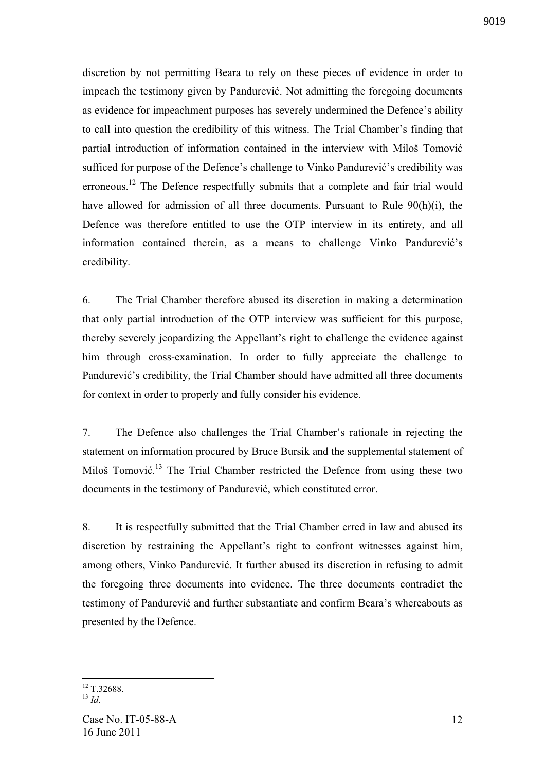discretion by not permitting Beara to rely on these pieces of evidence in order to impeach the testimony given by Pandurević. Not admitting the foregoing documents as evidence for impeachment purposes has severely undermined the Defence's ability to call into question the credibility of this witness. The Trial Chamber's finding that partial introduction of information contained in the interview with Miloš Tomović sufficed for purpose of the Defence's challenge to Vinko Pandurević's credibility was erroneous.[12] The Defence respectfully submits that a complete and fair trial would have allowed for admission of all three documents. Pursuant to Rule 90(h)(i), the Defence was therefore entitled to use the OTP interview in its entirety, and all information contained therein, as a means to challenge Vinko Pandurević's credibility.

6. The Trial Chamber therefore abused its discretion in making a determination that only partial introduction of the OTP interview was sufficient for this purpose, thereby severely jeopardizing the Appellant's right to challenge the evidence against him through cross-examination. In order to fully appreciate the challenge to Pandurević's credibility, the Trial Chamber should have admitted all three documents for context in order to properly and fully consider his evidence.

7. The Defence also challenges the Trial Chamber's rationale in rejecting the statement on information procured by Bruce Bursik and the supplemental statement of Miloš Tomović.[13] The Trial Chamber restricted the Defence from using these two documents in the testimony of Pandurević, which constituted error.

8. It is respectfully submitted that the Trial Chamber erred in law and abused its discretion by restraining the Appellant's right to confront witnesses against him, among others, Vinko Pandurević. It further abused its discretion in refusing to admit the foregoing three documents into evidence. The three documents contradict the testimony of Pandurević and further substantiate and confirm Beara's whereabouts as presented by the Defence.

---

[12] T.32688.

[13] *Id.*

Case No. IT-05-88-A
16 June 2011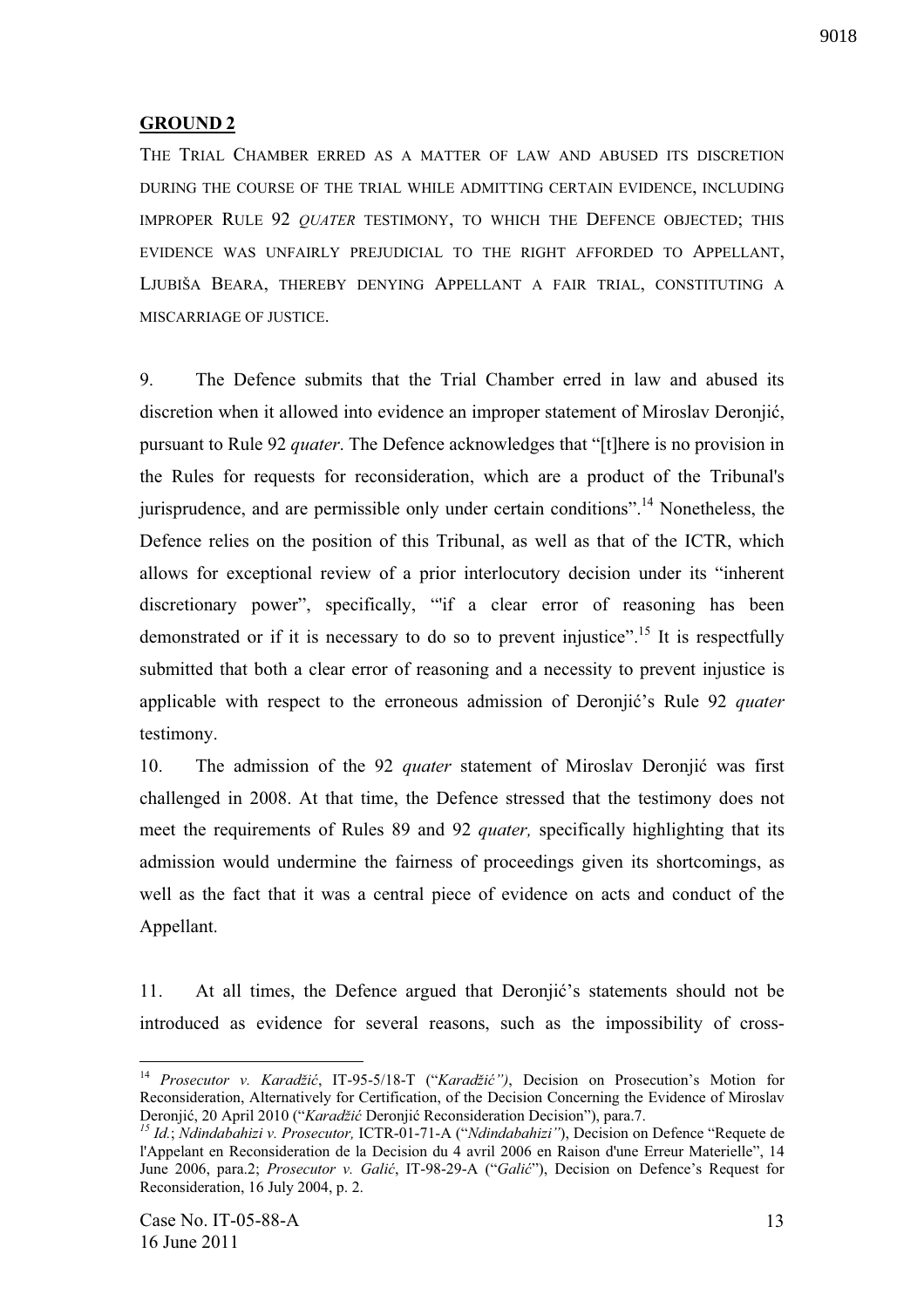## GROUND 2

THE TRIAL CHAMBER ERRED AS A MATTER OF LAW AND ABUSED ITS DISCRETION DURING THE COURSE OF THE TRIAL WHILE ADMITTING CERTAIN EVIDENCE, INCLUDING IMPROPER RULE 92 *QUATER* TESTIMONY, TO WHICH THE DEFENCE OBJECTED; THIS EVIDENCE WAS UNFAIRLY PREJUDICIAL TO THE RIGHT AFFORDED TO APPELLANT, LJUBIŠA BEARA, THEREBY DENYING APPELLANT A FAIR TRIAL, CONSTITUTING A MISCARRIAGE OF JUSTICE.

9. The Defence submits that the Trial Chamber erred in law and abused its discretion when it allowed into evidence an improper statement of Miroslav Deronjić, pursuant to Rule 92 *quater*. The Defence acknowledges that "[t]here is no provision in the Rules for requests for reconsideration, which are a product of the Tribunal's jurisprudence, and are permissible only under certain conditions".[14] Nonetheless, the Defence relies on the position of this Tribunal, as well as that of the ICTR, which allows for exceptional review of a prior interlocutory decision under its "inherent discretionary power", specifically, "'if a clear error of reasoning has been demonstrated or if it is necessary to do so to prevent injustice".[15] It is respectfully submitted that both a clear error of reasoning and a necessity to prevent injustice is applicable with respect to the erroneous admission of Deronjić's Rule 92 *quater* testimony.

10. The admission of the 92 *quater* statement of Miroslav Deronjić was first challenged in 2008. At that time, the Defence stressed that the testimony does not meet the requirements of Rules 89 and 92 *quater,* specifically highlighting that its admission would undermine the fairness of proceedings given its shortcomings, as well as the fact that it was a central piece of evidence on acts and conduct of the Appellant.

11. At all times, the Defence argued that Deronjić's statements should not be introduced as evidence for several reasons, such as the impossibility of cross-

---

[14] *Prosecutor v. Karadžić*, IT-95-5/18-T ("*Karadžić")*, Decision on Prosecution's Motion for Reconsideration, Alternatively for Certification, of the Decision Concerning the Evidence of Miroslav Deronjić, 20 April 2010 ("*Karadžić* Deronjić Reconsideration Decision"), para.7.

[15] *Id.*; *Ndindabahizi v. Prosecutor,* ICTR-01-71-A ("*Ndindabahizi"*), Decision on Defence "Requete de l'Appellant en Reconsideration de la Decision du 4 avril 2006 en Raison d'une Erreur Materielle", 14 June 2006, para.2; *Prosecutor v. Galić*, IT-98-29-A ("*Galić*"), Decision on Defence's Request for Reconsideration, 16 July 2004, p. 2.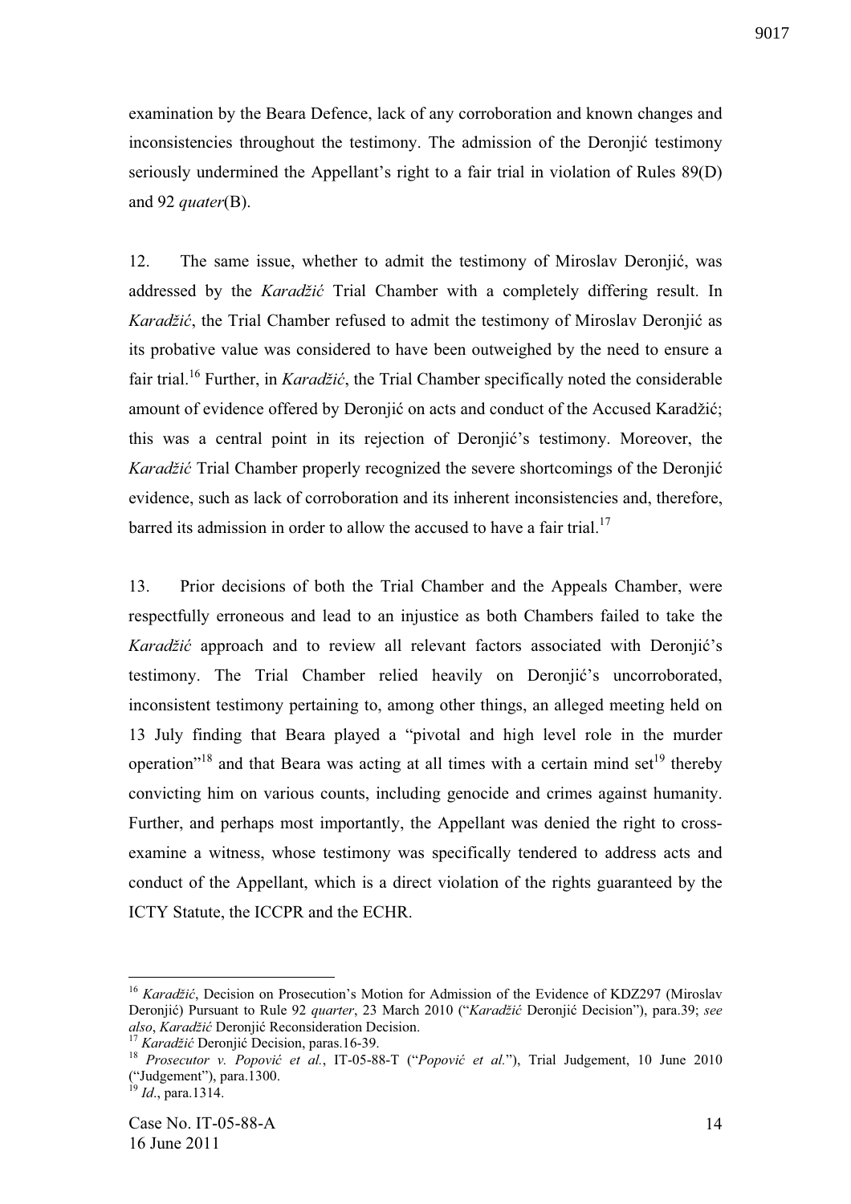examination by the Beara Defence, lack of any corroboration and known changes and inconsistencies throughout the testimony. The admission of the Deronjić testimony seriously undermined the Appellant's right to a fair trial in violation of Rules 89(D) and 92 *quater*(B).

12. The same issue, whether to admit the testimony of Miroslav Deronjić, was addressed by the *Karadžić* Trial Chamber with a completely differing result. In *Karadžić*, the Trial Chamber refused to admit the testimony of Miroslav Deronjić as its probative value was considered to have been outweighed by the need to ensure a fair trial.[16] Further, in *Karadžić*, the Trial Chamber specifically noted the considerable amount of evidence offered by Deronjić on acts and conduct of the Accused Karadžić; this was a central point in its rejection of Deronjić's testimony. Moreover, the *Karadžić* Trial Chamber properly recognized the severe shortcomings of the Deronjić evidence, such as lack of corroboration and its inherent inconsistencies and, therefore, barred its admission in order to allow the accused to have a fair trial.[17]

13. Prior decisions of both the Trial Chamber and the Appeals Chamber, were respectfully erroneous and lead to an injustice as both Chambers failed to take the *Karadžić* approach and to review all relevant factors associated with Deronjić's testimony. The Trial Chamber relied heavily on Deronjić's uncorroborated, inconsistent testimony pertaining to, among other things, an alleged meeting held on 13 July finding that Beara played a "pivotal and high level role in the murder operation"[18] and that Beara was acting at all times with a certain mind set[19] thereby convicting him on various counts, including genocide and crimes against humanity. Further, and perhaps most importantly, the Appellant was denied the right to cross-examine a witness, whose testimony was specifically tendered to address acts and conduct of the Appellant, which is a direct violation of the rights guaranteed by the ICTY Statute, the ICCPR and the ECHR.

---

[16] *Karadžić*, Decision on Prosecution's Motion for Admission of the Evidence of KDZ297 (Miroslav Deronjić) Pursuant to Rule 92 *quarter*, 23 March 2010 ("*Karadžić* Deronjić Decision"), para.39; *see also*, *Karadžić* Deronjić Reconsideration Decision.

[17] *Karadžić* Deronjić Decision, paras.16-39.

[18] *Prosecutor v. Popović et al.*, IT-05-88-T ("*Popović et al.*"), Trial Judgement, 10 June 2010 ("Judgement"), para.1300.

[19] *Id*., para.1314.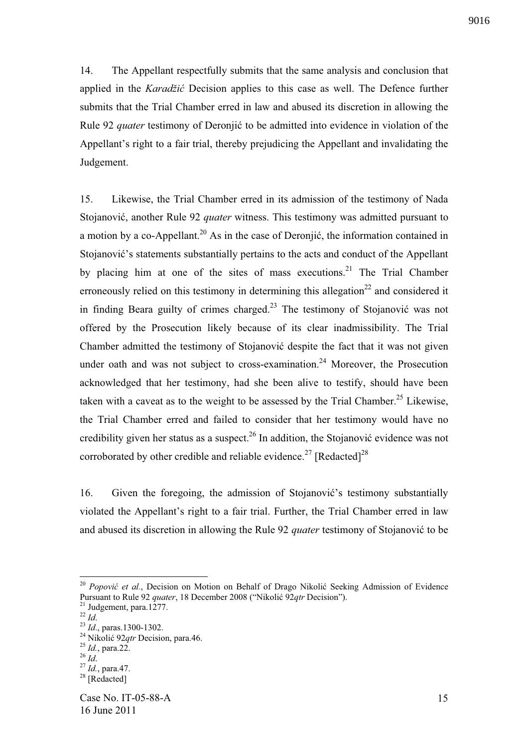14. The Appellant respectfully submits that the same analysis and conclusion that applied in the *Karadžić* Decision applies to this case as well. The Defence further submits that the Trial Chamber erred in law and abused its discretion in allowing the Rule 92 *quater* testimony of Deronjić to be admitted into evidence in violation of the Appellant's right to a fair trial, thereby prejudicing the Appellant and invalidating the Judgement.

15. Likewise, the Trial Chamber erred in its admission of the testimony of Nada Stojanović, another Rule 92 *quater* witness. This testimony was admitted pursuant to a motion by a co-Appellant.[20] As in the case of Deronjić, the information contained in Stojanović's statements substantially pertains to the acts and conduct of the Appellant by placing him at one of the sites of mass executions.[21] The Trial Chamber erroneously relied on this testimony in determining this allegation[22] and considered it in finding Beara guilty of crimes charged.[23] The testimony of Stojanović was not offered by the Prosecution likely because of its clear inadmissibility. The Trial Chamber admitted the testimony of Stojanović despite the fact that it was not given under oath and was not subject to cross-examination.[24] Moreover, the Prosecution acknowledged that her testimony, had she been alive to testify, should have been taken with a caveat as to the weight to be assessed by the Trial Chamber.[25] Likewise, the Trial Chamber erred and failed to consider that her testimony would have no credibility given her status as a suspect.[26] In addition, the Stojanović evidence was not corroborated by other credible and reliable evidence.[27] [Redacted][28]

16. Given the foregoing, the admission of Stojanović's testimony substantially violated the Appellant's right to a fair trial. Further, the Trial Chamber erred in law and abused its discretion in allowing the Rule 92 *quater* testimony of Stojanović to be

---

[20] *Popović et al.*, Decision on Motion on Behalf of Drago Nikolić Seeking Admission of Evidence Pursuant to Rule 92 *quater*, 18 December 2008 ("Nikolić 92*qtr* Decision").
[21] Judgement, para.1277.
[22] *Id*.
[23] *Id*., paras.1300-1302.
[24] Nikolić 92*qtr* Decision, para.46.
[25] *Id.*, para.22.
[26] *Id*.
[27] *Id.*, para.47.
[28] [Redacted]

Case No. IT-05-88-A
16 June 2011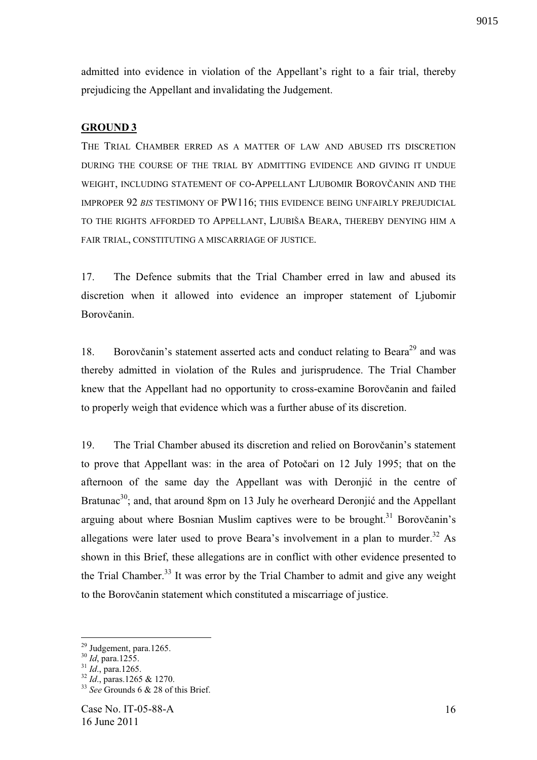admitted into evidence in violation of the Appellant's right to a fair trial, thereby prejudicing the Appellant and invalidating the Judgement.

## GROUND 3

THE TRIAL CHAMBER ERRED AS A MATTER OF LAW AND ABUSED ITS DISCRETION DURING THE COURSE OF THE TRIAL BY ADMITTING EVIDENCE AND GIVING IT UNDUE WEIGHT, INCLUDING STATEMENT OF CO-APPELLANT LJUBOMIR BOROVČANIN AND THE IMPROPER 92 *BIS* TESTIMONY OF PW116; THIS EVIDENCE BEING UNFAIRLY PREJUDICIAL TO THE RIGHTS AFFORDED TO APPELLANT, LJUBIŠA BEARA, THEREBY DENYING HIM A FAIR TRIAL, CONSTITUTING A MISCARRIAGE OF JUSTICE.

17. The Defence submits that the Trial Chamber erred in law and abused its discretion when it allowed into evidence an improper statement of Ljubomir Borovčanin.

18. Borovčanin's statement asserted acts and conduct relating to Beara[29] and was thereby admitted in violation of the Rules and jurisprudence. The Trial Chamber knew that the Appellant had no opportunity to cross-examine Borovčanin and failed to properly weigh that evidence which was a further abuse of its discretion.

19. The Trial Chamber abused its discretion and relied on Borovčanin's statement to prove that Appellant was: in the area of Potočari on 12 July 1995; that on the afternoon of the same day the Appellant was with Deronjić in the centre of Bratunac[30]; and, that around 8pm on 13 July he overheard Deronjić and the Appellant arguing about where Bosnian Muslim captives were to be brought.[31] Borovčanin's allegations were later used to prove Beara's involvement in a plan to murder.[32] As shown in this Brief, these allegations are in conflict with other evidence presented to the Trial Chamber.[33] It was error by the Trial Chamber to admit and give any weight to the Borovčanin statement which constituted a miscarriage of justice.

---

[29] Judgement, para.1265.
[30] *Id*, para.1255.
[31] *Id*., para.1265.
[32] *Id*., paras.1265 & 1270.
[33] *See* Grounds 6 & 28 of this Brief.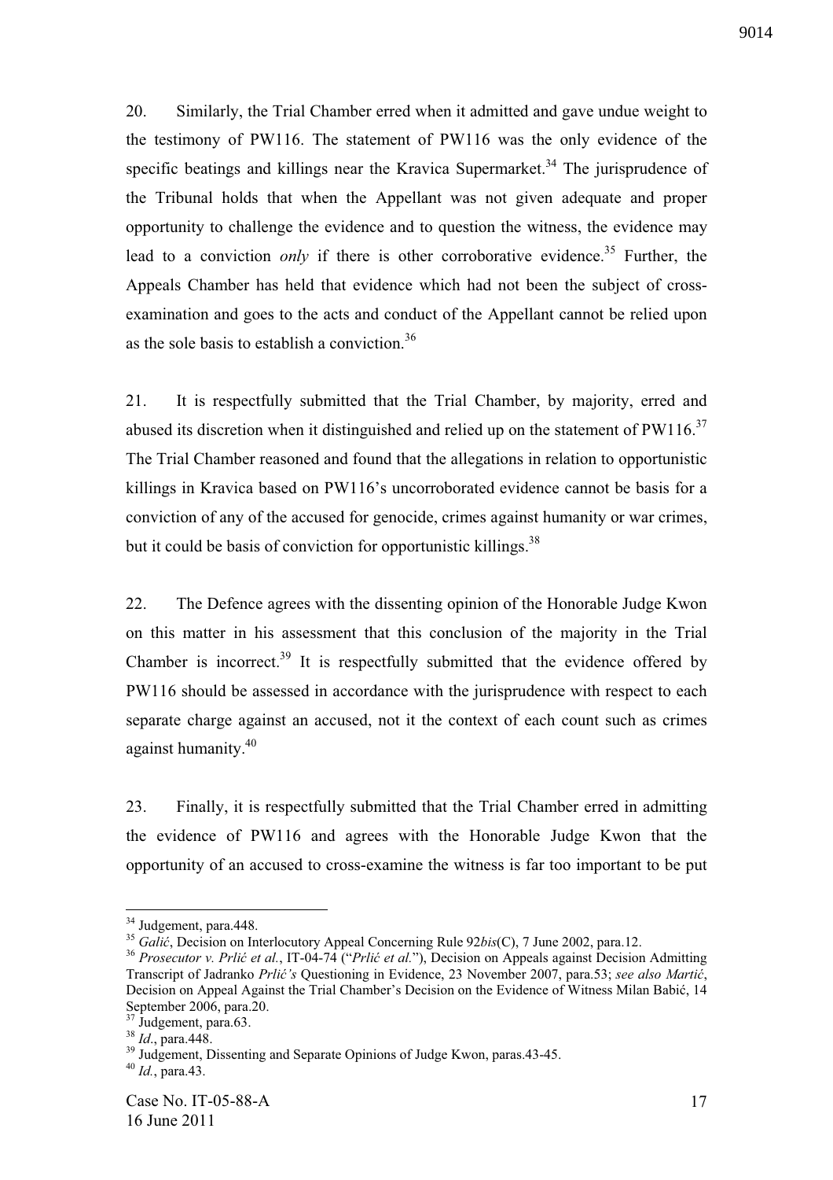20. Similarly, the Trial Chamber erred when it admitted and gave undue weight to the testimony of PW116. The statement of PW116 was the only evidence of the specific beatings and killings near the Kravica Supermarket.[34] The jurisprudence of the Tribunal holds that when the Appellant was not given adequate and proper opportunity to challenge the evidence and to question the witness, the evidence may lead to a conviction *only* if there is other corroborative evidence.[35] Further, the Appeals Chamber has held that evidence which had not been the subject of cross-examination and goes to the acts and conduct of the Appellant cannot be relied upon as the sole basis to establish a conviction.[36]

21. It is respectfully submitted that the Trial Chamber, by majority, erred and abused its discretion when it distinguished and relied up on the statement of PW116.[37] The Trial Chamber reasoned and found that the allegations in relation to opportunistic killings in Kravica based on PW116's uncorroborated evidence cannot be basis for a conviction of any of the accused for genocide, crimes against humanity or war crimes, but it could be basis of conviction for opportunistic killings.[38]

22. The Defence agrees with the dissenting opinion of the Honorable Judge Kwon on this matter in his assessment that this conclusion of the majority in the Trial Chamber is incorrect.[39] It is respectfully submitted that the evidence offered by PW116 should be assessed in accordance with the jurisprudence with respect to each separate charge against an accused, not it the context of each count such as crimes against humanity.[40]

23. Finally, it is respectfully submitted that the Trial Chamber erred in admitting the evidence of PW116 and agrees with the Honorable Judge Kwon that the opportunity of an accused to cross-examine the witness is far too important to be put

---

[34] Judgement, para.448.

[35] *Galić*, Decision on Interlocutory Appeal Concerning Rule 92*bis*(C), 7 June 2002, para.12.

[36] *Prosecutor v. Prlić et al.*, IT-04-74 ("*Prlić et al.*"), Decision on Appeals against Decision Admitting Transcript of Jadranko *Prlić's* Questioning in Evidence, 23 November 2007, para.53; *see also Martić*, Decision on Appeal Against the Trial Chamber's Decision on the Evidence of Witness Milan Babić, 14 September 2006, para.20.

[37] Judgement, para.63.

[38] *Id*., para.448.

[39] Judgement, Dissenting and Separate Opinions of Judge Kwon, paras.43-45.

[40] *Id.*, para.43.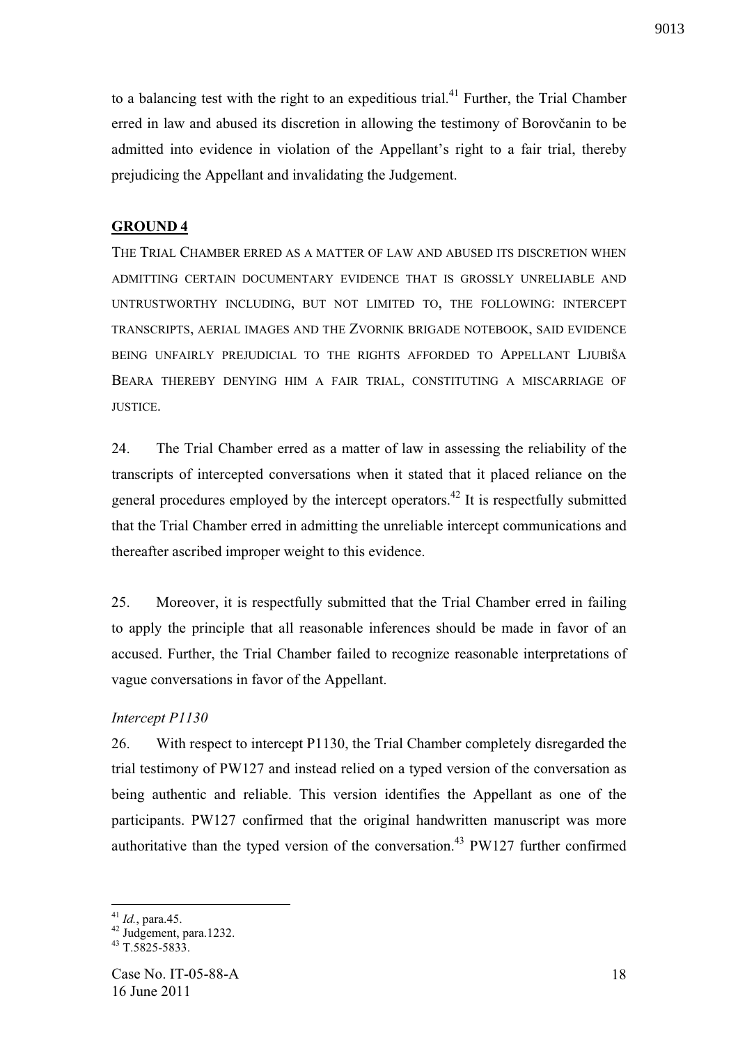to a balancing test with the right to an expeditious trial.[41] Further, the Trial Chamber erred in law and abused its discretion in allowing the testimony of Borovčanin to be admitted into evidence in violation of the Appellant's right to a fair trial, thereby prejudicing the Appellant and invalidating the Judgement.

## GROUND 4

THE TRIAL CHAMBER ERRED AS A MATTER OF LAW AND ABUSED ITS DISCRETION WHEN ADMITTING CERTAIN DOCUMENTARY EVIDENCE THAT IS GROSSLY UNRELIABLE AND UNTRUSTWORTHY INCLUDING, BUT NOT LIMITED TO, THE FOLLOWING: INTERCEPT TRANSCRIPTS, AERIAL IMAGES AND THE ZVORNIK BRIGADE NOTEBOOK, SAID EVIDENCE BEING UNFAIRLY PREJUDICIAL TO THE RIGHTS AFFORDED TO APPELLANT LJUBIŠA BEARA THEREBY DENYING HIM A FAIR TRIAL, CONSTITUTING A MISCARRIAGE OF JUSTICE.

24. The Trial Chamber erred as a matter of law in assessing the reliability of the transcripts of intercepted conversations when it stated that it placed reliance on the general procedures employed by the intercept operators.[42] It is respectfully submitted that the Trial Chamber erred in admitting the unreliable intercept communications and thereafter ascribed improper weight to this evidence.

25. Moreover, it is respectfully submitted that the Trial Chamber erred in failing to apply the principle that all reasonable inferences should be made in favor of an accused. Further, the Trial Chamber failed to recognize reasonable interpretations of vague conversations in favor of the Appellant.

*Intercept P1130*

26. With respect to intercept P1130, the Trial Chamber completely disregarded the trial testimony of PW127 and instead relied on a typed version of the conversation as being authentic and reliable. This version identifies the Appellant as one of the participants. PW127 confirmed that the original handwritten manuscript was more authoritative than the typed version of the conversation.[43] PW127 further confirmed

---

[41] *Id.*, para.45.
[42] Judgement, para.1232.
[43] T.5825-5833.

Case No. IT-05-88-A
16 June 2011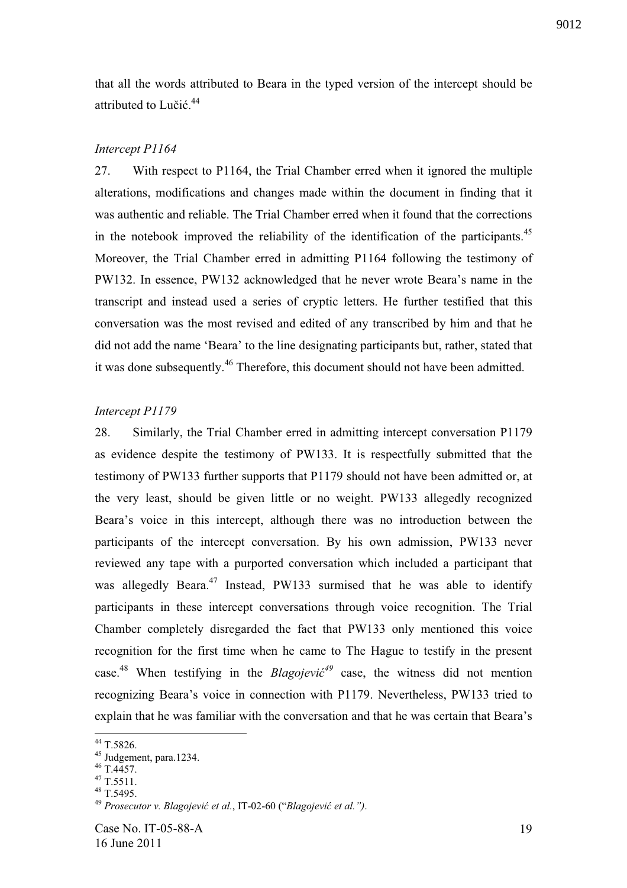that all the words attributed to Beara in the typed version of the intercept should be attributed to Lučić.[44]

*Intercept P1164*

27. With respect to P1164, the Trial Chamber erred when it ignored the multiple alterations, modifications and changes made within the document in finding that it was authentic and reliable. The Trial Chamber erred when it found that the corrections in the notebook improved the reliability of the identification of the participants.[45] Moreover, the Trial Chamber erred in admitting P1164 following the testimony of PW132. In essence, PW132 acknowledged that he never wrote Beara's name in the transcript and instead used a series of cryptic letters. He further testified that this conversation was the most revised and edited of any transcribed by him and that he did not add the name 'Beara' to the line designating participants but, rather, stated that it was done subsequently.[46] Therefore, this document should not have been admitted.

*Intercept P1179*

28. Similarly, the Trial Chamber erred in admitting intercept conversation P1179 as evidence despite the testimony of PW133. It is respectfully submitted that the testimony of PW133 further supports that P1179 should not have been admitted or, at the very least, should be given little or no weight. PW133 allegedly recognized Beara's voice in this intercept, although there was no introduction between the participants of the intercept conversation. By his own admission, PW133 never reviewed any tape with a purported conversation which included a participant that was allegedly Beara.[47] Instead, PW133 surmised that he was able to identify participants in these intercept conversations through voice recognition. The Trial Chamber completely disregarded the fact that PW133 only mentioned this voice recognition for the first time when he came to The Hague to testify in the present case.[48] When testifying in the *Blagojević*[49] case, the witness did not mention recognizing Beara's voice in connection with P1179. Nevertheless, PW133 tried to explain that he was familiar with the conversation and that he was certain that Beara's

---

[44] T.5826.
[45] Judgement, para.1234.
[46] T.4457.
[47] T.5511.
[48] T.5495.
[49] *Prosecutor v. Blagojević et al.*, IT-02-60 ("*Blagojević et al.")*.

Case No. IT-05-88-A
16 June 2011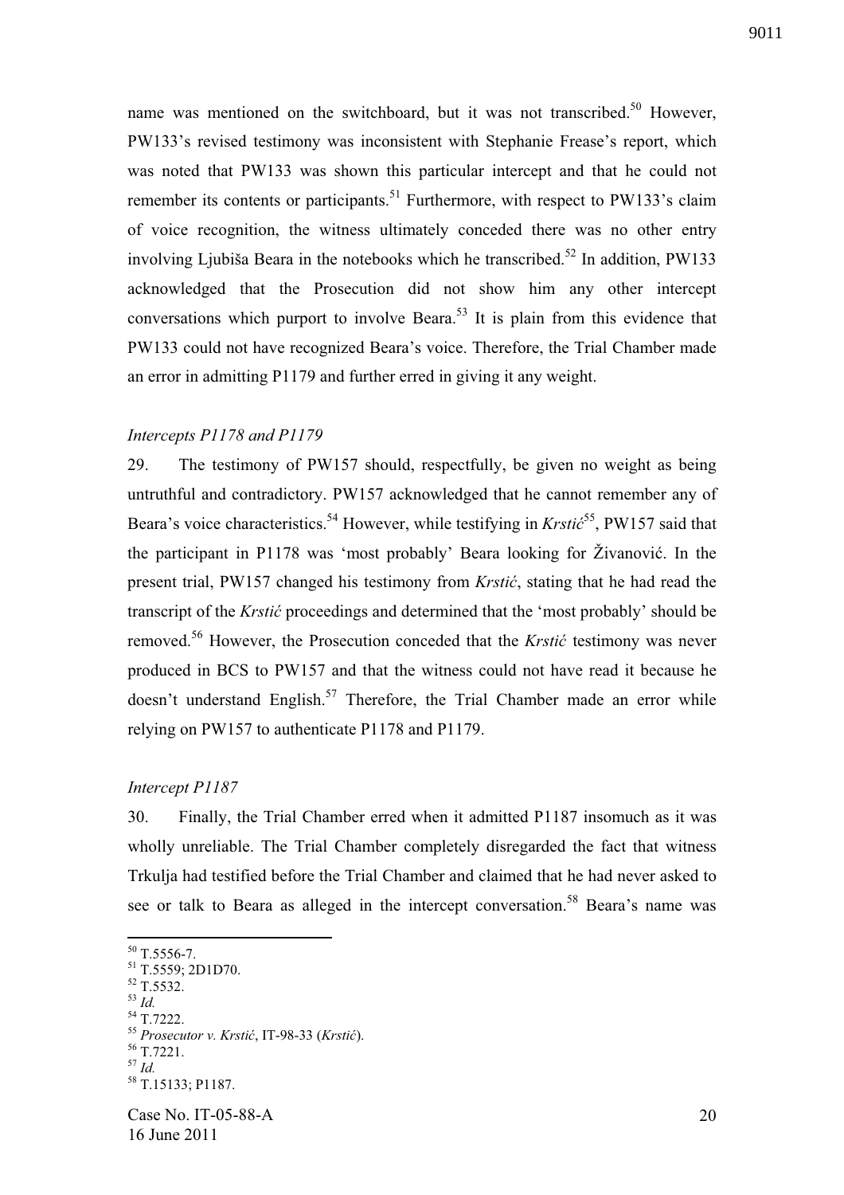name was mentioned on the switchboard, but it was not transcribed.[50] However, PW133's revised testimony was inconsistent with Stephanie Frease's report, which was noted that PW133 was shown this particular intercept and that he could not remember its contents or participants.[51] Furthermore, with respect to PW133's claim of voice recognition, the witness ultimately conceded there was no other entry involving Ljubiša Beara in the notebooks which he transcribed.[52] In addition, PW133 acknowledged that the Prosecution did not show him any other intercept conversations which purport to involve Beara.[53] It is plain from this evidence that PW133 could not have recognized Beara's voice. Therefore, the Trial Chamber made an error in admitting P1179 and further erred in giving it any weight.

*Intercepts P1178 and P1179*

29. The testimony of PW157 should, respectfully, be given no weight as being untruthful and contradictory. PW157 acknowledged that he cannot remember any of Beara's voice characteristics.[54] However, while testifying in *Krstić*[55], PW157 said that the participant in P1178 was 'most probably' Beara looking for Živanović. In the present trial, PW157 changed his testimony from *Krstić*, stating that he had read the transcript of the *Krstić* proceedings and determined that the 'most probably' should be removed.[56] However, the Prosecution conceded that the *Krstić* testimony was never produced in BCS to PW157 and that the witness could not have read it because he doesn't understand English.[57] Therefore, the Trial Chamber made an error while relying on PW157 to authenticate P1178 and P1179.

*Intercept P1187*

30. Finally, the Trial Chamber erred when it admitted P1187 insomuch as it was wholly unreliable. The Trial Chamber completely disregarded the fact that witness Trkulja had testified before the Trial Chamber and claimed that he had never asked to see or talk to Beara as alleged in the intercept conversation.[58] Beara's name was

---

[50] T.5556-7.
[51] T.5559; 2D1D70.
[52] T.5532.
[53] *Id.*
[54] T.7222.
[55] *Prosecutor v. Krstić*, IT-98-33 (*Krstić*).
[56] T.7221.
[57] *Id.*
[58] T.15133; P1187.

Case No. IT-05-88-A
16 June 2011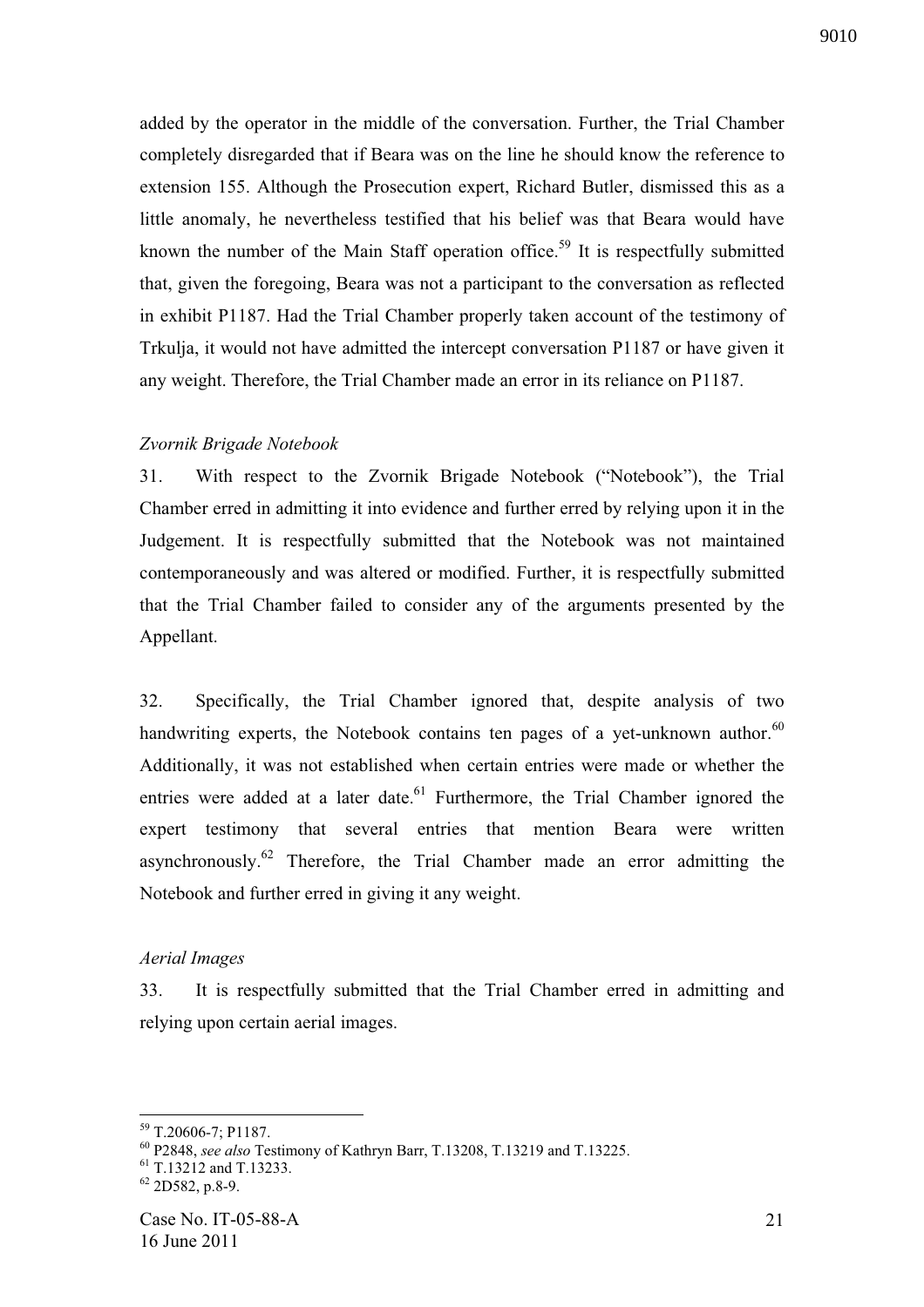added by the operator in the middle of the conversation. Further, the Trial Chamber completely disregarded that if Beara was on the line he should know the reference to extension 155. Although the Prosecution expert, Richard Butler, dismissed this as a little anomaly, he nevertheless testified that his belief was that Beara would have known the number of the Main Staff operation office.[59] It is respectfully submitted that, given the foregoing, Beara was not a participant to the conversation as reflected in exhibit P1187. Had the Trial Chamber properly taken account of the testimony of Trkulja, it would not have admitted the intercept conversation P1187 or have given it any weight. Therefore, the Trial Chamber made an error in its reliance on P1187.

*Zvornik Brigade Notebook*

31. With respect to the Zvornik Brigade Notebook ("Notebook"), the Trial Chamber erred in admitting it into evidence and further erred by relying upon it in the Judgement. It is respectfully submitted that the Notebook was not maintained contemporaneously and was altered or modified. Further, it is respectfully submitted that the Trial Chamber failed to consider any of the arguments presented by the Appellant.

32. Specifically, the Trial Chamber ignored that, despite analysis of two handwriting experts, the Notebook contains ten pages of a yet-unknown author.[60] Additionally, it was not established when certain entries were made or whether the entries were added at a later date.[61] Furthermore, the Trial Chamber ignored the expert testimony that several entries that mention Beara were written asynchronously.[62] Therefore, the Trial Chamber made an error admitting the Notebook and further erred in giving it any weight.

*Aerial Images*

33. It is respectfully submitted that the Trial Chamber erred in admitting and relying upon certain aerial images.

---

[59] T.20606-7; P1187.

[60] P2848, *see also* Testimony of Kathryn Barr, T.13208, T.13219 and T.13225.

[61] T.13212 and T.13233.

[62] 2D582, p.8-9.

Case No. IT-05-88-A
16 June 2011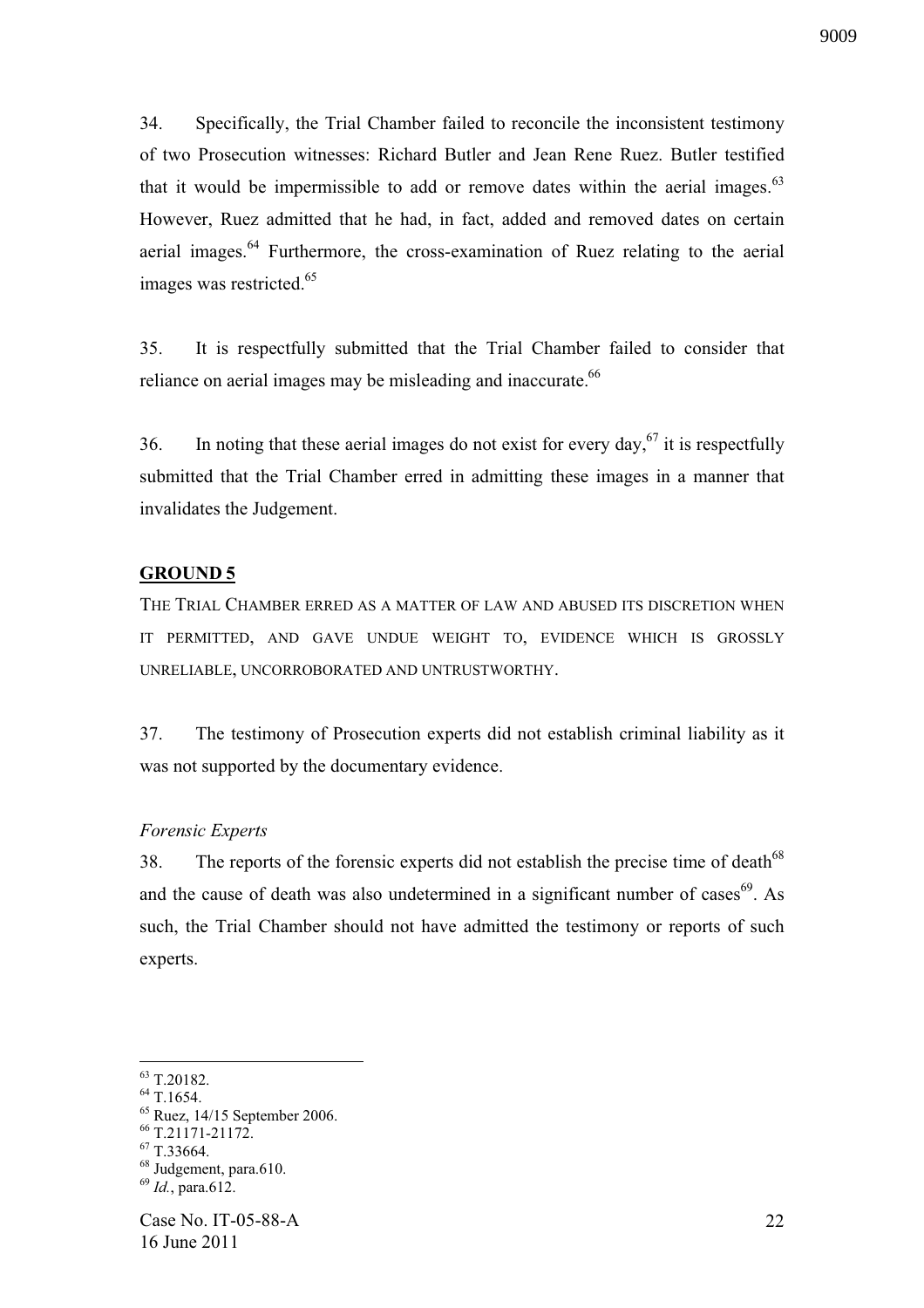34. Specifically, the Trial Chamber failed to reconcile the inconsistent testimony of two Prosecution witnesses: Richard Butler and Jean Rene Ruez. Butler testified that it would be impermissible to add or remove dates within the aerial images.[63] However, Ruez admitted that he had, in fact, added and removed dates on certain aerial images.[64] Furthermore, the cross-examination of Ruez relating to the aerial images was restricted.[65]

35. It is respectfully submitted that the Trial Chamber failed to consider that reliance on aerial images may be misleading and inaccurate.[66]

36. In noting that these aerial images do not exist for every day,[67] it is respectfully submitted that the Trial Chamber erred in admitting these images in a manner that invalidates the Judgement.

## GROUND 5

THE TRIAL CHAMBER ERRED AS A MATTER OF LAW AND ABUSED ITS DISCRETION WHEN IT PERMITTED, AND GAVE UNDUE WEIGHT TO, EVIDENCE WHICH IS GROSSLY UNRELIABLE, UNCORROBORATED AND UNTRUSTWORTHY.

37. The testimony of Prosecution experts did not establish criminal liability as it was not supported by the documentary evidence.

*Forensic Experts*

38. The reports of the forensic experts did not establish the precise time of death[68] and the cause of death was also undetermined in a significant number of cases[69]. As such, the Trial Chamber should not have admitted the testimony or reports of such experts.

---

[63] T.20182.
[64] T.1654.
[65] Ruez, 14/15 September 2006.
[66] T.21171-21172.
[67] T.33664.
[68] Judgement, para.610.
[69] *Id.*, para.612.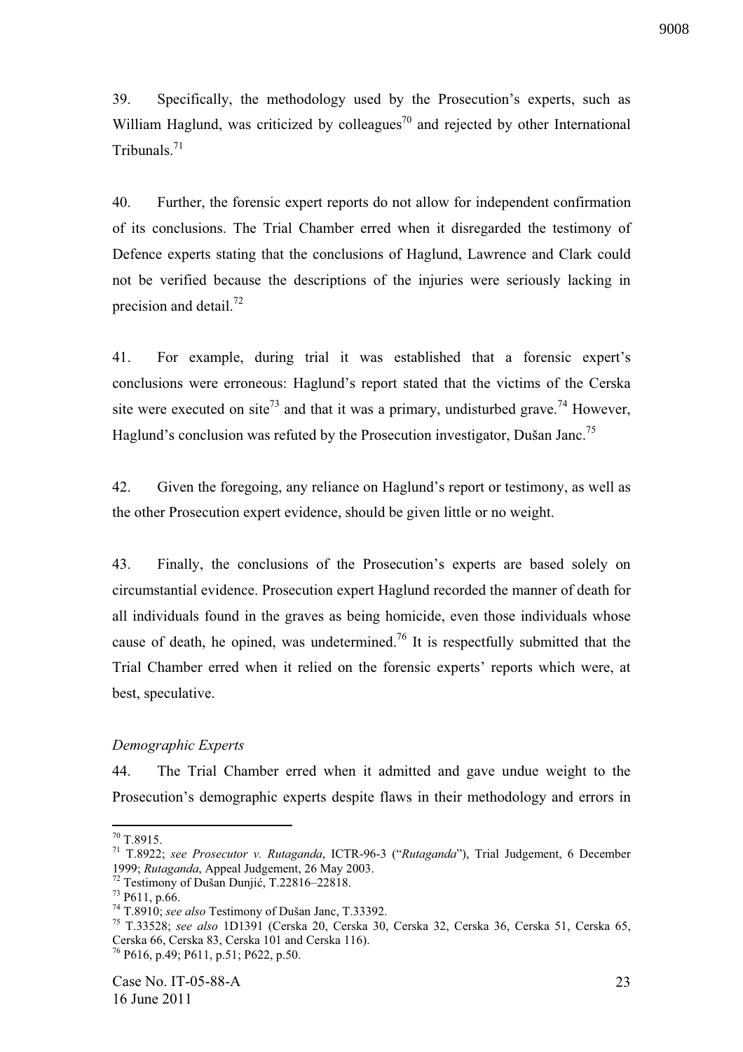39. Specifically, the methodology used by the Prosecution's experts, such as William Haglund, was criticized by colleagues[70] and rejected by other International Tribunals.[71]

40. Further, the forensic expert reports do not allow for independent confirmation of its conclusions. The Trial Chamber erred when it disregarded the testimony of Defence experts stating that the conclusions of Haglund, Lawrence and Clark could not be verified because the descriptions of the injuries were seriously lacking in precision and detail.[72]

41. For example, during trial it was established that a forensic expert's conclusions were erroneous: Haglund's report stated that the victims of the Cerska site were executed on site[73] and that it was a primary, undisturbed grave.[74] However, Haglund's conclusion was refuted by the Prosecution investigator, Dušan Janc.[75]

42. Given the foregoing, any reliance on Haglund's report or testimony, as well as the other Prosecution expert evidence, should be given little or no weight.

43. Finally, the conclusions of the Prosecution's experts are based solely on circumstantial evidence. Prosecution expert Haglund recorded the manner of death for all individuals found in the graves as being homicide, even those individuals whose cause of death, he opined, was undetermined.[76] It is respectfully submitted that the Trial Chamber erred when it relied on the forensic experts' reports which were, at best, speculative.

*Demographic Experts*

44. The Trial Chamber erred when it admitted and gave undue weight to the Prosecution's demographic experts despite flaws in their methodology and errors in

---

[70] T.8915.

[71] T.8922; *see Prosecutor v. Rutaganda*, ICTR-96-3 ("*Rutaganda*"), Trial Judgement, 6 December 1999; *Rutaganda*, Appeal Judgement, 26 May 2003.

[72] Testimony of Dušan Dunjić, T.22816–22818.

[73] P611, p.66.

[74] T.8910; *see also* Testimony of Dušan Janc, T.33392.

[75] T.33528; *see also* 1D1391 (Cerska 20, Cerska 30, Cerska 32, Cerska 36, Cerska 51, Cerska 65, Cerska 66, Cerska 83, Cerska 101 and Cerska 116).

[76] P616, p.49; P611, p.51; P622, p.50.

Case No. IT-05-88-A
16 June 2011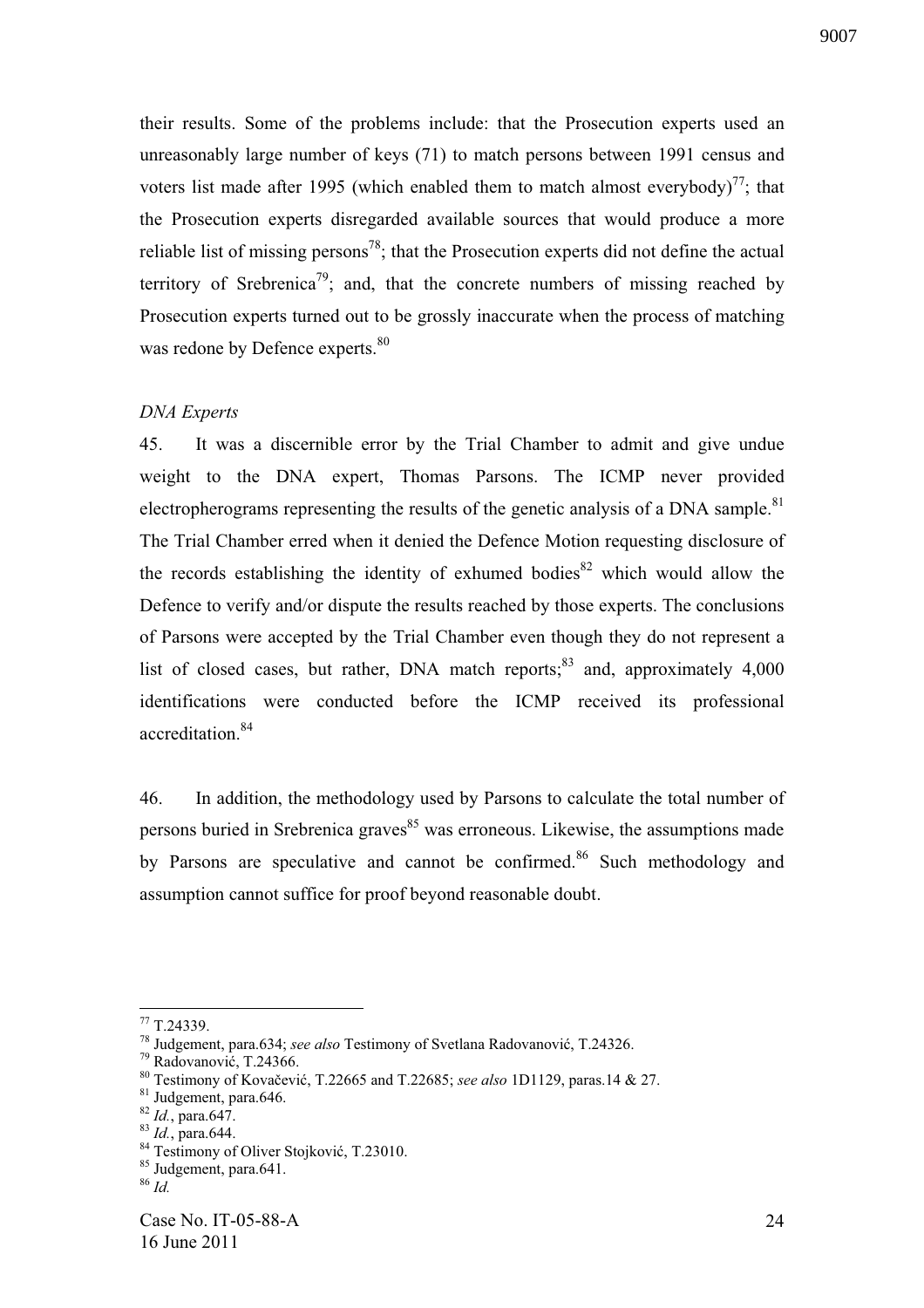their results. Some of the problems include: that the Prosecution experts used an unreasonably large number of keys (71) to match persons between 1991 census and voters list made after 1995 (which enabled them to match almost everybody)[77]; that the Prosecution experts disregarded available sources that would produce a more reliable list of missing persons[78]; that the Prosecution experts did not define the actual territory of Srebrenica[79]; and, that the concrete numbers of missing reached by Prosecution experts turned out to be grossly inaccurate when the process of matching was redone by Defence experts.[80]

*DNA Experts*

45. It was a discernible error by the Trial Chamber to admit and give undue weight to the DNA expert, Thomas Parsons. The ICMP never provided electropherograms representing the results of the genetic analysis of a DNA sample.[81] The Trial Chamber erred when it denied the Defence Motion requesting disclosure of the records establishing the identity of exhumed bodies[82] which would allow the Defence to verify and/or dispute the results reached by those experts. The conclusions of Parsons were accepted by the Trial Chamber even though they do not represent a list of closed cases, but rather, DNA match reports;[83] and, approximately 4,000 identifications were conducted before the ICMP received its professional accreditation.[84]

46. In addition, the methodology used by Parsons to calculate the total number of persons buried in Srebrenica graves[85] was erroneous. Likewise, the assumptions made by Parsons are speculative and cannot be confirmed.[86] Such methodology and assumption cannot suffice for proof beyond reasonable doubt.

---

[77] T.24339.
[78] Judgement, para.634; *see also* Testimony of Svetlana Radovanović, T.24326.
[79] Radovanović, T.24366.
[80] Testimony of Kovačević, T.22665 and T.22685; *see also* 1D1129, paras.14 & 27.
[81] Judgement, para.646.
[82] *Id.*, para.647.
[83] *Id.*, para.644.
[84] Testimony of Oliver Stojković, T.23010.
[85] Judgement, para.641.
[86] *Id.*

Case No. IT-05-88-A
16 June 2011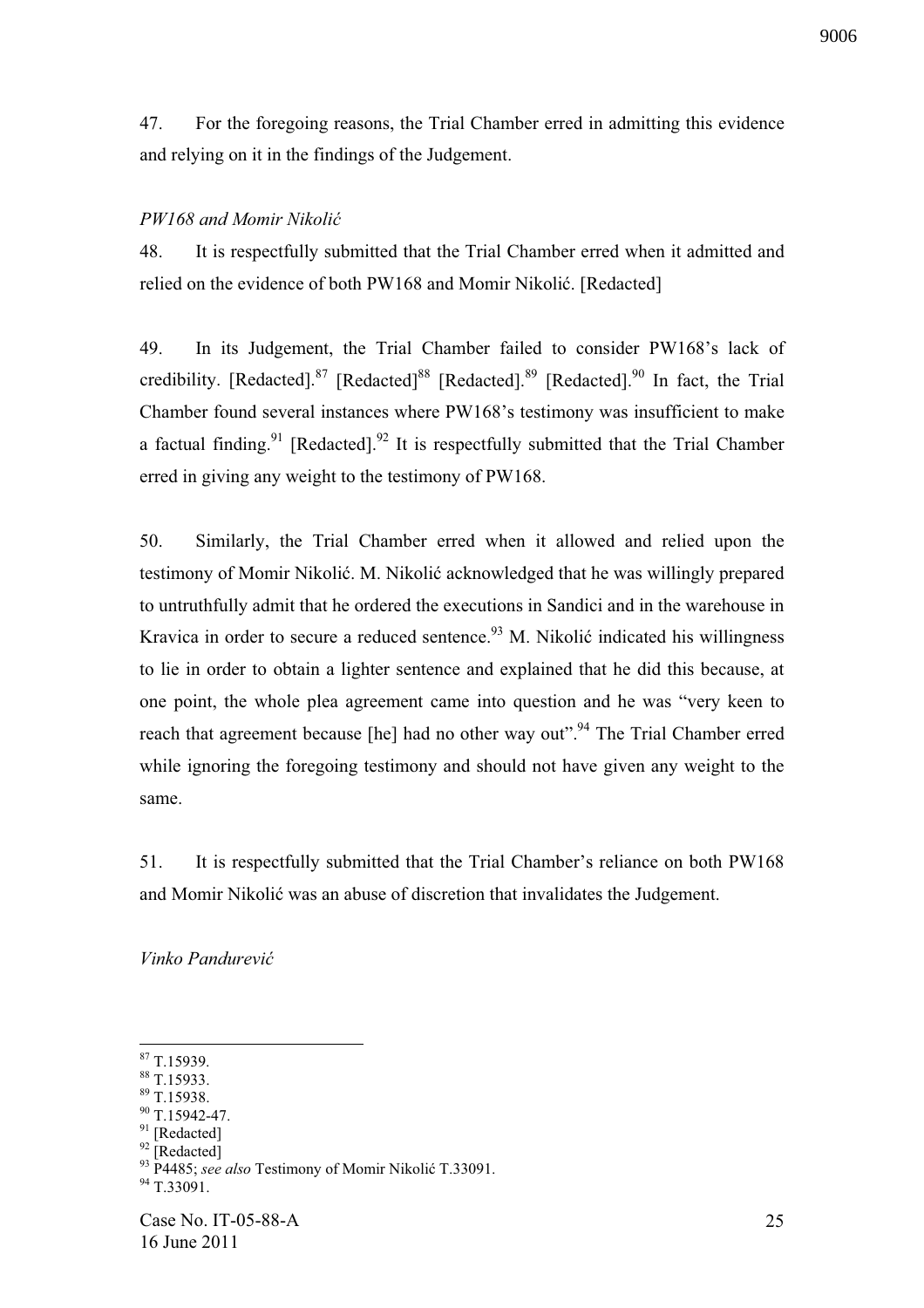47. For the foregoing reasons, the Trial Chamber erred in admitting this evidence and relying on it in the findings of the Judgement.

*PW168 and Momir Nikolić*

48. It is respectfully submitted that the Trial Chamber erred when it admitted and relied on the evidence of both PW168 and Momir Nikolić. [Redacted]

49. In its Judgement, the Trial Chamber failed to consider PW168's lack of credibility. [Redacted].[87] [Redacted][88] [Redacted].[89] [Redacted].[90] In fact, the Trial Chamber found several instances where PW168's testimony was insufficient to make a factual finding.[91] [Redacted].[92] It is respectfully submitted that the Trial Chamber erred in giving any weight to the testimony of PW168.

50. Similarly, the Trial Chamber erred when it allowed and relied upon the testimony of Momir Nikolić. M. Nikolić acknowledged that he was willingly prepared to untruthfully admit that he ordered the executions in Sandici and in the warehouse in Kravica in order to secure a reduced sentence.[93] M. Nikolić indicated his willingness to lie in order to obtain a lighter sentence and explained that he did this because, at one point, the whole plea agreement came into question and he was "very keen to reach that agreement because [he] had no other way out".[94] The Trial Chamber erred while ignoring the foregoing testimony and should not have given any weight to the same.

51. It is respectfully submitted that the Trial Chamber's reliance on both PW168 and Momir Nikolić was an abuse of discretion that invalidates the Judgement.

*Vinko Pandurević*

---

[87] T.15939.
[88] T.15933.
[89] T.15938.
[90] T.15942-47.
[91] [Redacted]
[92] [Redacted]
[93] P4485; *see also* Testimony of Momir Nikolić T.33091.
[94] T.33091.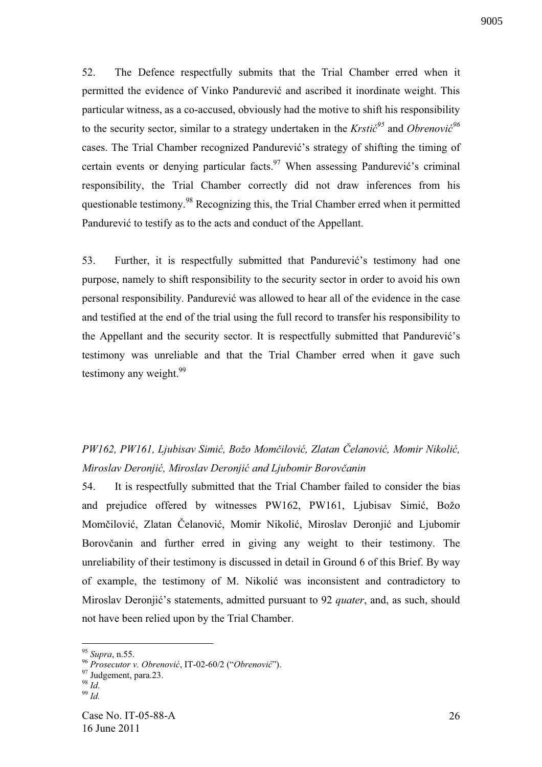52. The Defence respectfully submits that the Trial Chamber erred when it permitted the evidence of Vinko Pandurević and ascribed it inordinate weight. This particular witness, as a co-accused, obviously had the motive to shift his responsibility to the security sector, similar to a strategy undertaken in the *Krstić*[95] and *Obrenović*[96] cases. The Trial Chamber recognized Pandurević's strategy of shifting the timing of certain events or denying particular facts.[97] When assessing Pandurević's criminal responsibility, the Trial Chamber correctly did not draw inferences from his questionable testimony.[98] Recognizing this, the Trial Chamber erred when it permitted Pandurević to testify as to the acts and conduct of the Appellant.

53. Further, it is respectfully submitted that Pandurević's testimony had one purpose, namely to shift responsibility to the security sector in order to avoid his own personal responsibility. Pandurević was allowed to hear all of the evidence in the case and testified at the end of the trial using the full record to transfer his responsibility to the Appellant and the security sector. It is respectfully submitted that Pandurević's testimony was unreliable and that the Trial Chamber erred when it gave such testimony any weight.[99]

*PW162, PW161, Ljubisav Simić, Božo Momčilović, Zlatan Čelanović, Momir Nikolić, Miroslav Deronjić, Miroslav Deronjić and Ljubomir Borovčanin*

54. It is respectfully submitted that the Trial Chamber failed to consider the bias and prejudice offered by witnesses PW162, PW161, Ljubisav Simić, Božo Momčilović, Zlatan Čelanović, Momir Nikolić, Miroslav Deronjić and Ljubomir Borovčanin and further erred in giving any weight to their testimony. The unreliability of their testimony is discussed in detail in Ground 6 of this Brief. By way of example, the testimony of M. Nikolić was inconsistent and contradictory to Miroslav Deronjić's statements, admitted pursuant to 92 *quater*, and, as such, should not have been relied upon by the Trial Chamber.

---

[95] *Supra*, n.55.
[96] *Prosecutor v. Obrenović*, IT-02-60/2 ("*Obrenović*").
[97] Judgement, para.23.
[98] *Id*.
[99] *Id.*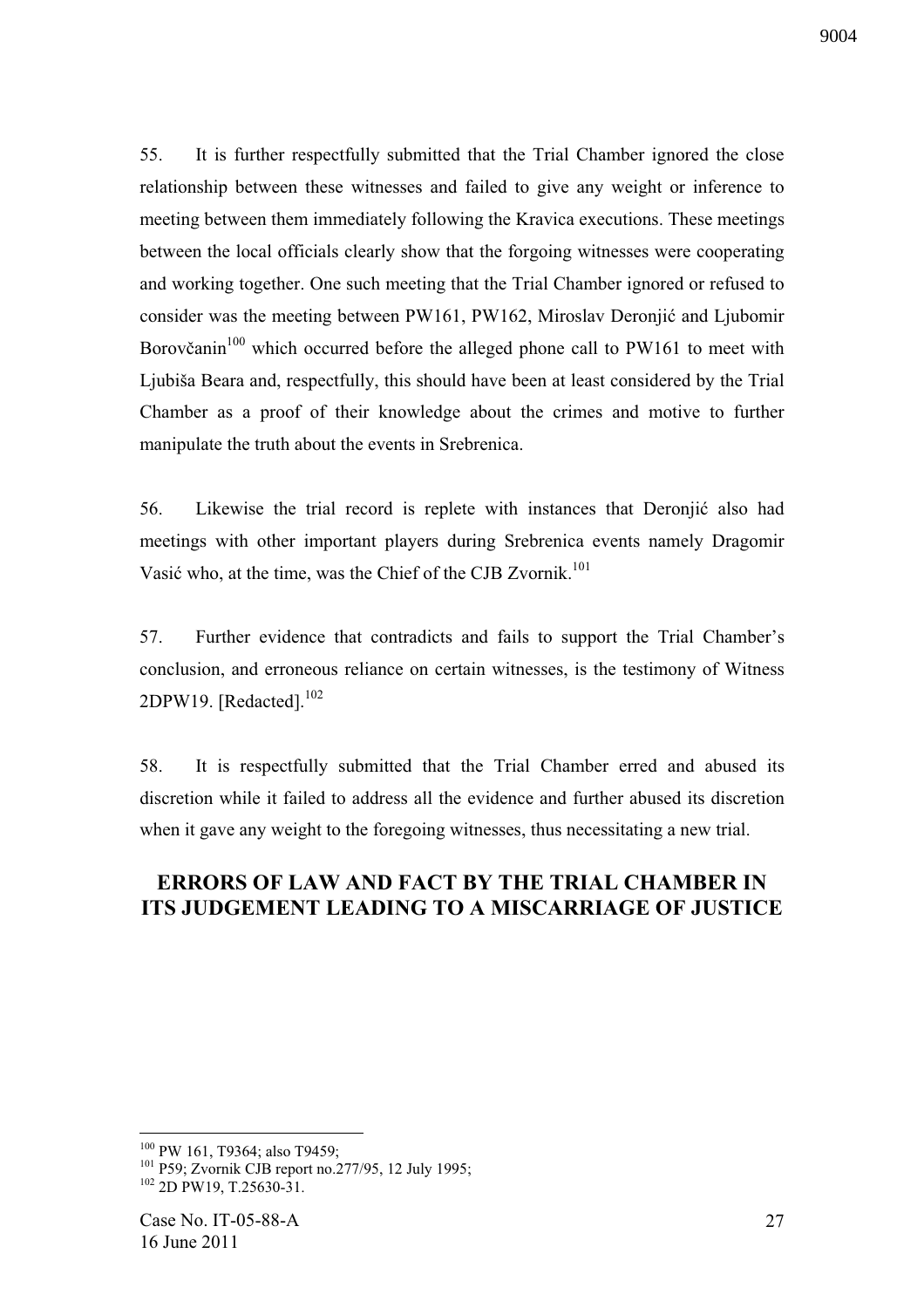55. It is further respectfully submitted that the Trial Chamber ignored the close relationship between these witnesses and failed to give any weight or inference to meeting between them immediately following the Kravica executions. These meetings between the local officials clearly show that the forgoing witnesses were cooperating and working together. One such meeting that the Trial Chamber ignored or refused to consider was the meeting between PW161, PW162, Miroslav Deronjić and Ljubomir Borovčanin[100] which occurred before the alleged phone call to PW161 to meet with Ljubiša Beara and, respectfully, this should have been at least considered by the Trial Chamber as a proof of their knowledge about the crimes and motive to further manipulate the truth about the events in Srebrenica.

56. Likewise the trial record is replete with instances that Deronjić also had meetings with other important players during Srebrenica events namely Dragomir Vasić who, at the time, was the Chief of the CJB Zvornik.[101]

57. Further evidence that contradicts and fails to support the Trial Chamber's conclusion, and erroneous reliance on certain witnesses, is the testimony of Witness 2DPW19. [Redacted].[102]

58. It is respectfully submitted that the Trial Chamber erred and abused its discretion while it failed to address all the evidence and further abused its discretion when it gave any weight to the foregoing witnesses, thus necessitating a new trial.

## ERRORS OF LAW AND FACT BY THE TRIAL CHAMBER IN ITS JUDGEMENT LEADING TO A MISCARRIAGE OF JUSTICE

---

[100] PW 161, T9364; also T9459;

[101] P59; Zvornik CJB report no.277/95, 12 July 1995;

[102] 2D PW19, T.25630-31.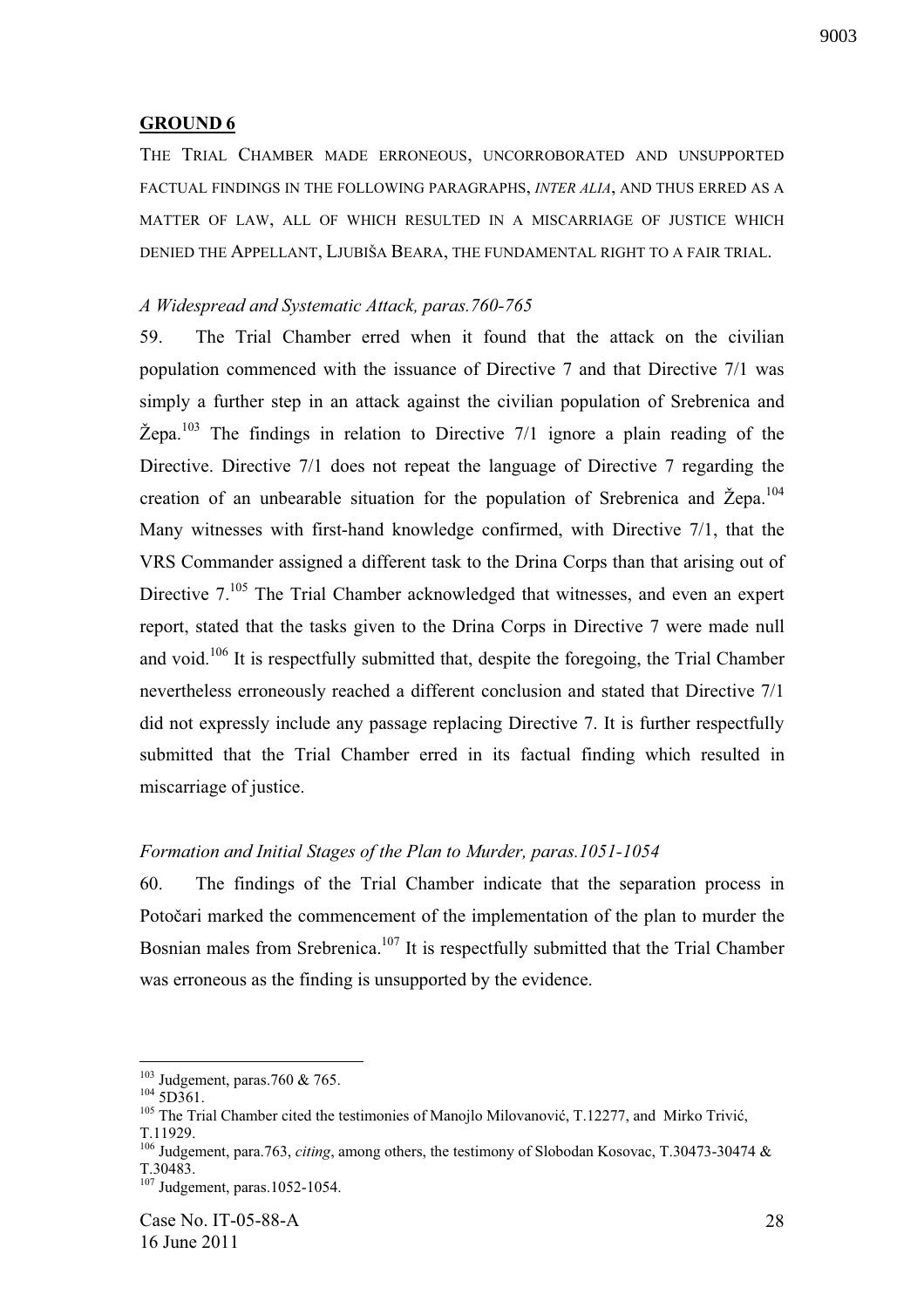## GROUND 6

THE TRIAL CHAMBER MADE ERRONEOUS, UNCORROBORATED AND UNSUPPORTED FACTUAL FINDINGS IN THE FOLLOWING PARAGRAPHS, *INTER ALIA*, AND THUS ERRED AS A MATTER OF LAW, ALL OF WHICH RESULTED IN A MISCARRIAGE OF JUSTICE WHICH DENIED THE APPELLANT, LJUBIŠA BEARA, THE FUNDAMENTAL RIGHT TO A FAIR TRIAL.

*A Widespread and Systematic Attack, paras.760-765*

59. The Trial Chamber erred when it found that the attack on the civilian population commenced with the issuance of Directive 7 and that Directive 7/1 was simply a further step in an attack against the civilian population of Srebrenica and Žepa.[103] The findings in relation to Directive 7/1 ignore a plain reading of the Directive. Directive 7/1 does not repeat the language of Directive 7 regarding the creation of an unbearable situation for the population of Srebrenica and Žepa.[104] Many witnesses with first-hand knowledge confirmed, with Directive 7/1, that the VRS Commander assigned a different task to the Drina Corps than that arising out of Directive 7.[105] The Trial Chamber acknowledged that witnesses, and even an expert report, stated that the tasks given to the Drina Corps in Directive 7 were made null and void.[106] It is respectfully submitted that, despite the foregoing, the Trial Chamber nevertheless erroneously reached a different conclusion and stated that Directive 7/1 did not expressly include any passage replacing Directive 7. It is further respectfully submitted that the Trial Chamber erred in its factual finding which resulted in miscarriage of justice.

*Formation and Initial Stages of the Plan to Murder, paras.1051-1054*

60. The findings of the Trial Chamber indicate that the separation process in Potočari marked the commencement of the implementation of the plan to murder the Bosnian males from Srebrenica.[107] It is respectfully submitted that the Trial Chamber was erroneous as the finding is unsupported by the evidence.

---

[103] Judgement, paras.760 & 765.

[104] 5D361.

[105] The Trial Chamber cited the testimonies of Manojlo Milovanović, T.12277, and Mirko Trivić, T.11929.

[106] Judgement, para.763, *citing*, among others, the testimony of Slobodan Kosovac, T.30473-30474 & T.30483.

[107] Judgement, paras.1052-1054.

Case No. IT-05-88-A
16 June 2011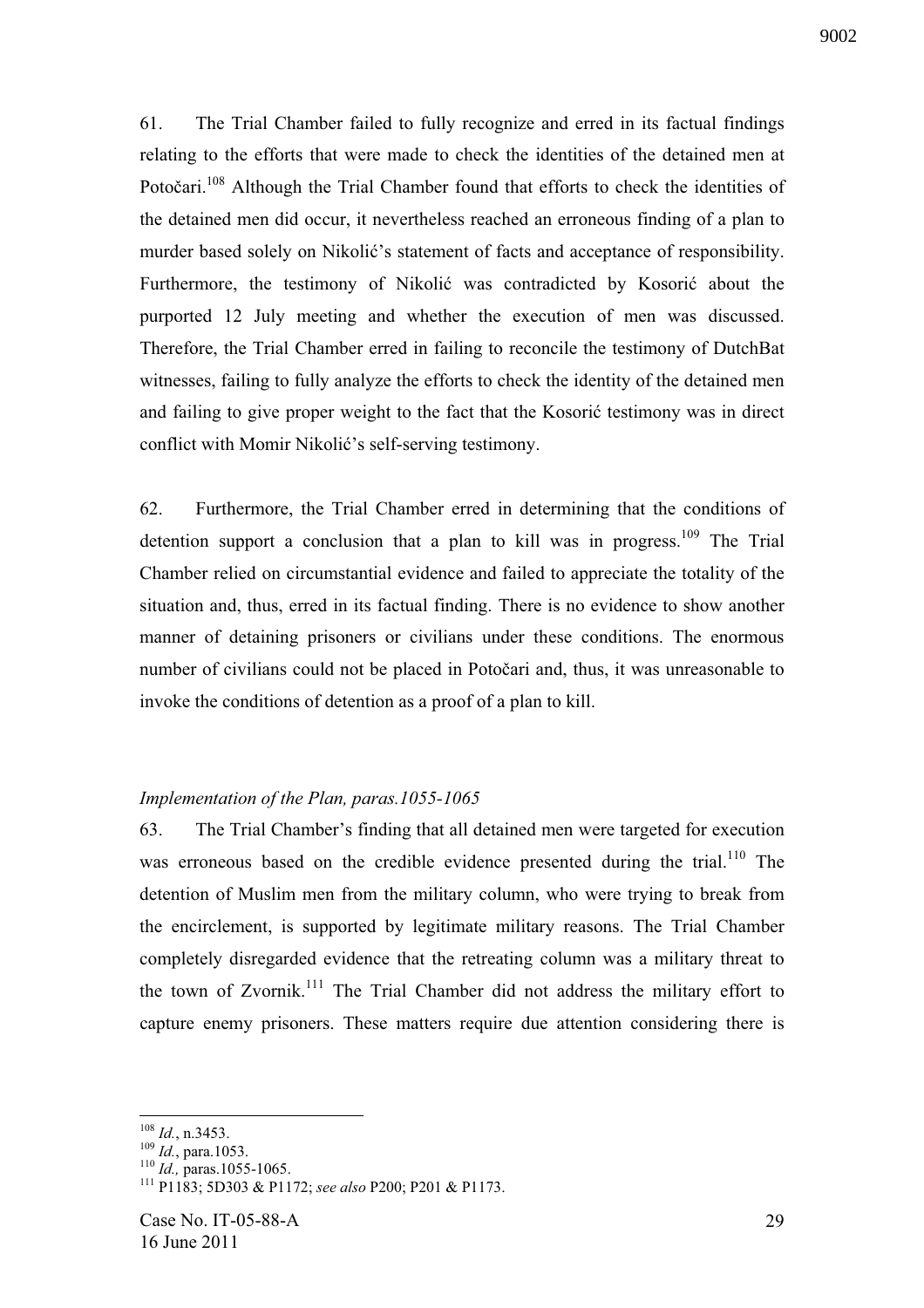61. The Trial Chamber failed to fully recognize and erred in its factual findings relating to the efforts that were made to check the identities of the detained men at Potočari.[108] Although the Trial Chamber found that efforts to check the identities of the detained men did occur, it nevertheless reached an erroneous finding of a plan to murder based solely on Nikolić's statement of facts and acceptance of responsibility. Furthermore, the testimony of Nikolić was contradicted by Kosorić about the purported 12 July meeting and whether the execution of men was discussed. Therefore, the Trial Chamber erred in failing to reconcile the testimony of DutchBat witnesses, failing to fully analyze the efforts to check the identity of the detained men and failing to give proper weight to the fact that the Kosorić testimony was in direct conflict with Momir Nikolić's self-serving testimony.

62. Furthermore, the Trial Chamber erred in determining that the conditions of detention support a conclusion that a plan to kill was in progress.[109] The Trial Chamber relied on circumstantial evidence and failed to appreciate the totality of the situation and, thus, erred in its factual finding. There is no evidence to show another manner of detaining prisoners or civilians under these conditions. The enormous number of civilians could not be placed in Potočari and, thus, it was unreasonable to invoke the conditions of detention as a proof of a plan to kill.

*Implementation of the Plan, paras.1055-1065*

63. The Trial Chamber's finding that all detained men were targeted for execution was erroneous based on the credible evidence presented during the trial.[110] The detention of Muslim men from the military column, who were trying to break from the encirclement, is supported by legitimate military reasons. The Trial Chamber completely disregarded evidence that the retreating column was a military threat to the town of Zvornik.[111] The Trial Chamber did not address the military effort to capture enemy prisoners. These matters require due attention considering there is

---

[108] *Id.*, n.3453.

[109] *Id.*, para.1053.

[110] *Id.,* paras.1055-1065.

[111] P1183; 5D303 & P1172; *see also* P200; P201 & P1173.

Case No. IT-05-88-A
16 June 2011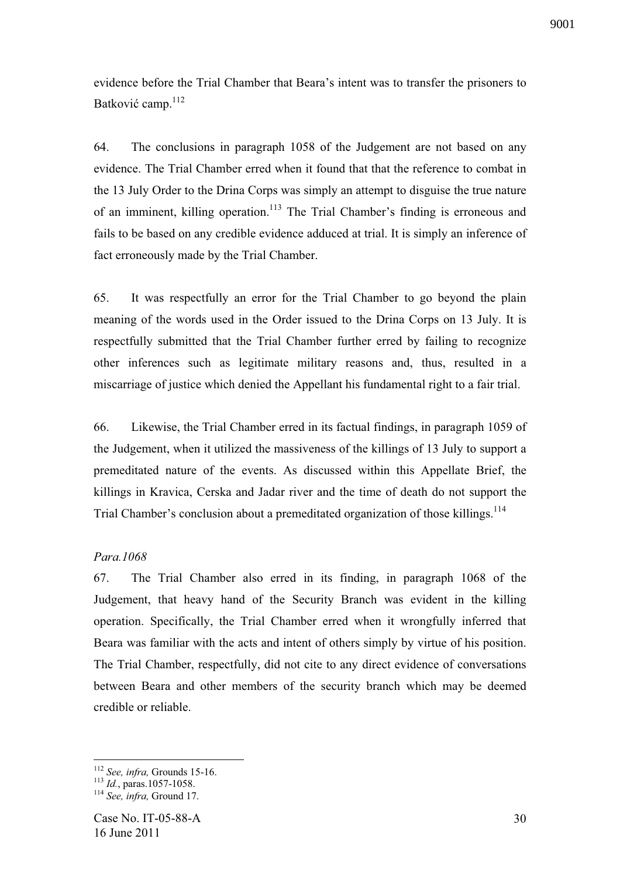evidence before the Trial Chamber that Beara's intent was to transfer the prisoners to Batković camp.[112]

64. The conclusions in paragraph 1058 of the Judgement are not based on any evidence. The Trial Chamber erred when it found that that the reference to combat in the 13 July Order to the Drina Corps was simply an attempt to disguise the true nature of an imminent, killing operation.[113] The Trial Chamber's finding is erroneous and fails to be based on any credible evidence adduced at trial. It is simply an inference of fact erroneously made by the Trial Chamber.

65. It was respectfully an error for the Trial Chamber to go beyond the plain meaning of the words used in the Order issued to the Drina Corps on 13 July. It is respectfully submitted that the Trial Chamber further erred by failing to recognize other inferences such as legitimate military reasons and, thus, resulted in a miscarriage of justice which denied the Appellant his fundamental right to a fair trial.

66. Likewise, the Trial Chamber erred in its factual findings, in paragraph 1059 of the Judgement, when it utilized the massiveness of the killings of 13 July to support a premeditated nature of the events. As discussed within this Appellate Brief, the killings in Kravica, Cerska and Jadar river and the time of death do not support the Trial Chamber's conclusion about a premeditated organization of those killings.[114]

*Para.1068*

67. The Trial Chamber also erred in its finding, in paragraph 1068 of the Judgement, that heavy hand of the Security Branch was evident in the killing operation. Specifically, the Trial Chamber erred when it wrongfully inferred that Beara was familiar with the acts and intent of others simply by virtue of his position. The Trial Chamber, respectfully, did not cite to any direct evidence of conversations between Beara and other members of the security branch which may be deemed credible or reliable.

---

[112] *See, infra,* Grounds 15-16.

[113] *Id.*, paras.1057-1058.

[114] *See, infra,* Ground 17.

Case No. IT-05-88-A
16 June 2011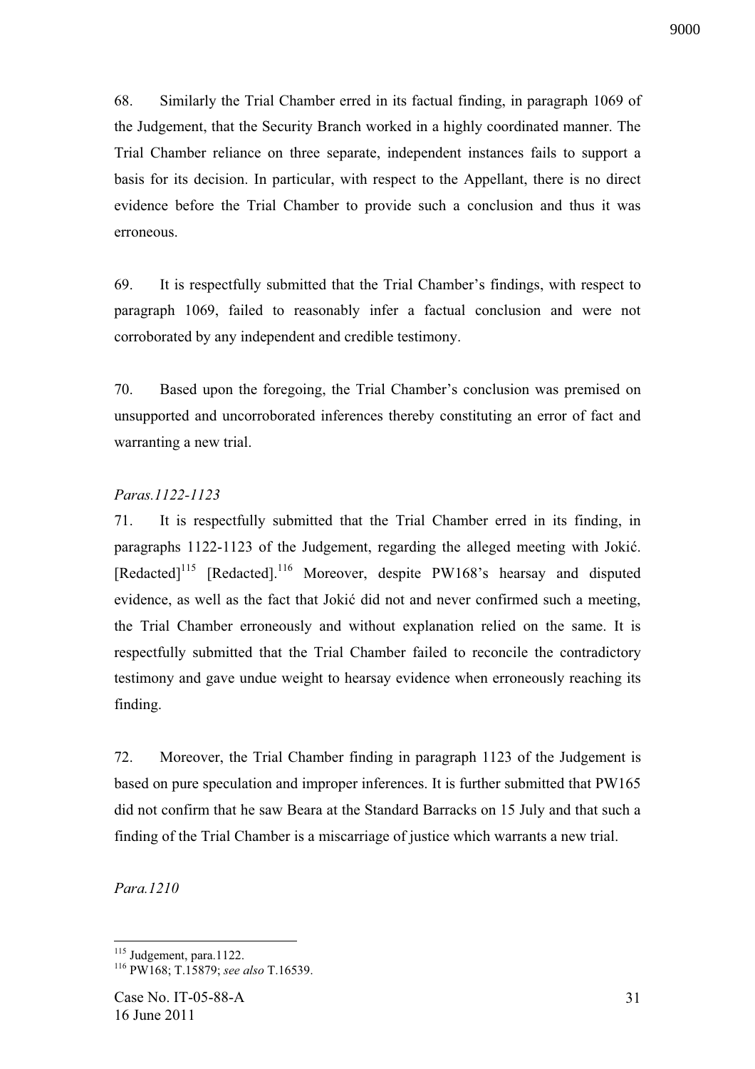68. Similarly the Trial Chamber erred in its factual finding, in paragraph 1069 of the Judgement, that the Security Branch worked in a highly coordinated manner. The Trial Chamber reliance on three separate, independent instances fails to support a basis for its decision. In particular, with respect to the Appellant, there is no direct evidence before the Trial Chamber to provide such a conclusion and thus it was erroneous.

69. It is respectfully submitted that the Trial Chamber's findings, with respect to paragraph 1069, failed to reasonably infer a factual conclusion and were not corroborated by any independent and credible testimony.

70. Based upon the foregoing, the Trial Chamber's conclusion was premised on unsupported and uncorroborated inferences thereby constituting an error of fact and warranting a new trial.

*Paras.1122-1123*

71. It is respectfully submitted that the Trial Chamber erred in its finding, in paragraphs 1122-1123 of the Judgement, regarding the alleged meeting with Jokić. [Redacted][115] [Redacted].[116] Moreover, despite PW168's hearsay and disputed evidence, as well as the fact that Jokić did not and never confirmed such a meeting, the Trial Chamber erroneously and without explanation relied on the same. It is respectfully submitted that the Trial Chamber failed to reconcile the contradictory testimony and gave undue weight to hearsay evidence when erroneously reaching its finding.

72. Moreover, the Trial Chamber finding in paragraph 1123 of the Judgement is based on pure speculation and improper inferences. It is further submitted that PW165 did not confirm that he saw Beara at the Standard Barracks on 15 July and that such a finding of the Trial Chamber is a miscarriage of justice which warrants a new trial.

*Para.1210*

---

[115] Judgement, para.1122.

[116] PW168; T.15879; *see also* T.16539.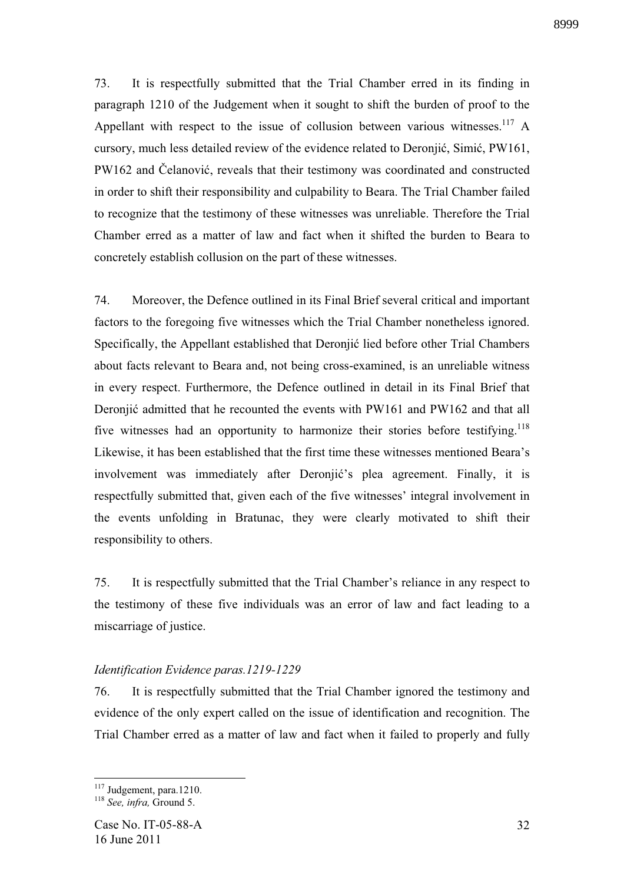73. It is respectfully submitted that the Trial Chamber erred in its finding in paragraph 1210 of the Judgement when it sought to shift the burden of proof to the Appellant with respect to the issue of collusion between various witnesses.[117] A cursory, much less detailed review of the evidence related to Deronjić, Simić, PW161, PW162 and Čelanović, reveals that their testimony was coordinated and constructed in order to shift their responsibility and culpability to Beara. The Trial Chamber failed to recognize that the testimony of these witnesses was unreliable. Therefore the Trial Chamber erred as a matter of law and fact when it shifted the burden to Beara to concretely establish collusion on the part of these witnesses.

74. Moreover, the Defence outlined in its Final Brief several critical and important factors to the foregoing five witnesses which the Trial Chamber nonetheless ignored. Specifically, the Appellant established that Deronjić lied before other Trial Chambers about facts relevant to Beara and, not being cross-examined, is an unreliable witness in every respect. Furthermore, the Defence outlined in detail in its Final Brief that Deronjić admitted that he recounted the events with PW161 and PW162 and that all five witnesses had an opportunity to harmonize their stories before testifying.[118] Likewise, it has been established that the first time these witnesses mentioned Beara's involvement was immediately after Deronjić's plea agreement. Finally, it is respectfully submitted that, given each of the five witnesses' integral involvement in the events unfolding in Bratunac, they were clearly motivated to shift their responsibility to others.

75. It is respectfully submitted that the Trial Chamber's reliance in any respect to the testimony of these five individuals was an error of law and fact leading to a miscarriage of justice.

*Identification Evidence paras.1219-1229*

76. It is respectfully submitted that the Trial Chamber ignored the testimony and evidence of the only expert called on the issue of identification and recognition. The Trial Chamber erred as a matter of law and fact when it failed to properly and fully

---

[117] Judgement, para.1210.

[118] *See, infra,* Ground 5.

Case No. IT-05-88-A
16 June 2011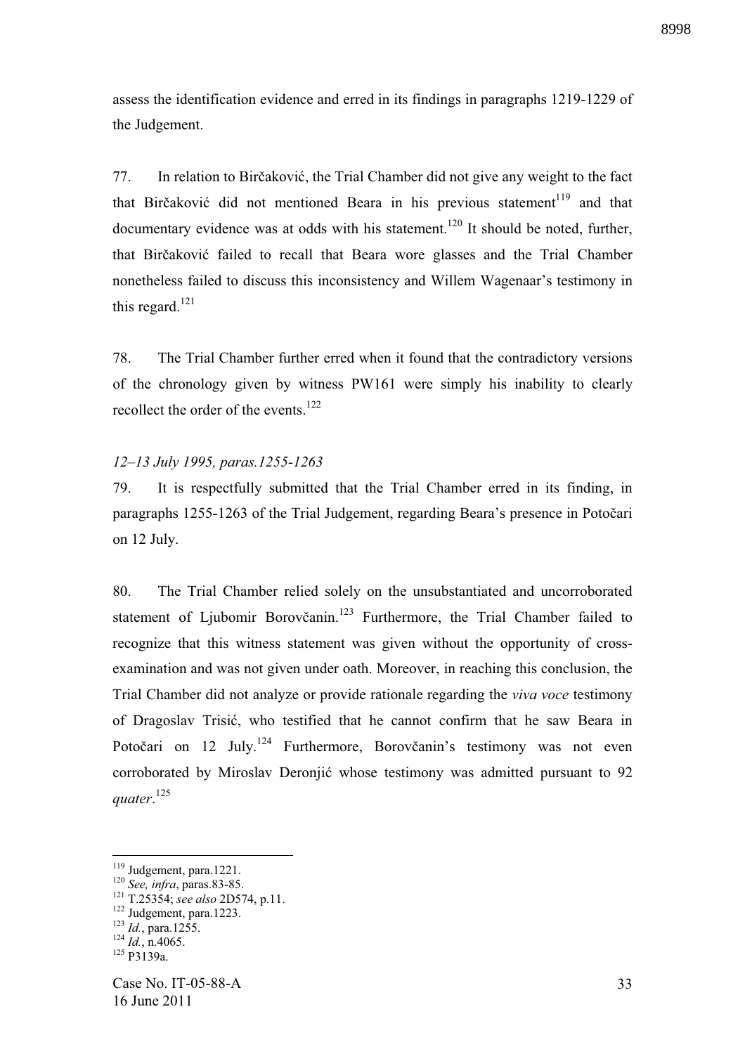assess the identification evidence and erred in its findings in paragraphs 1219-1229 of the Judgement.

77. In relation to Birčaković, the Trial Chamber did not give any weight to the fact that Birčaković did not mentioned Beara in his previous statement[119] and that documentary evidence was at odds with his statement.[120] It should be noted, further, that Birčaković failed to recall that Beara wore glasses and the Trial Chamber nonetheless failed to discuss this inconsistency and Willem Wagenaar's testimony in this regard.[121]

78. The Trial Chamber further erred when it found that the contradictory versions of the chronology given by witness PW161 were simply his inability to clearly recollect the order of the events.[122]

*12–13 July 1995, paras.1255-1263*

79. It is respectfully submitted that the Trial Chamber erred in its finding, in paragraphs 1255-1263 of the Trial Judgement, regarding Beara's presence in Potočari on 12 July.

80. The Trial Chamber relied solely on the unsubstantiated and uncorroborated statement of Ljubomir Borovčanin.[123] Furthermore, the Trial Chamber failed to recognize that this witness statement was given without the opportunity of cross-examination and was not given under oath. Moreover, in reaching this conclusion, the Trial Chamber did not analyze or provide rationale regarding the *viva voce* testimony of Dragoslav Trisić, who testified that he cannot confirm that he saw Beara in Potočari on 12 July.[124] Furthermore, Borovčanin's testimony was not even corroborated by Miroslav Deronjić whose testimony was admitted pursuant to 92 *quater*.[125]

---

[119] Judgement, para.1221.
[120] *See, infra*, paras.83-85.
[121] T.25354; *see also* 2D574, p.11.
[122] Judgement, para.1223.
[123] *Id.*, para.1255.
[124] *Id.*, n.4065.
[125] P3139a.

Case No. IT-05-88-A
16 June 2011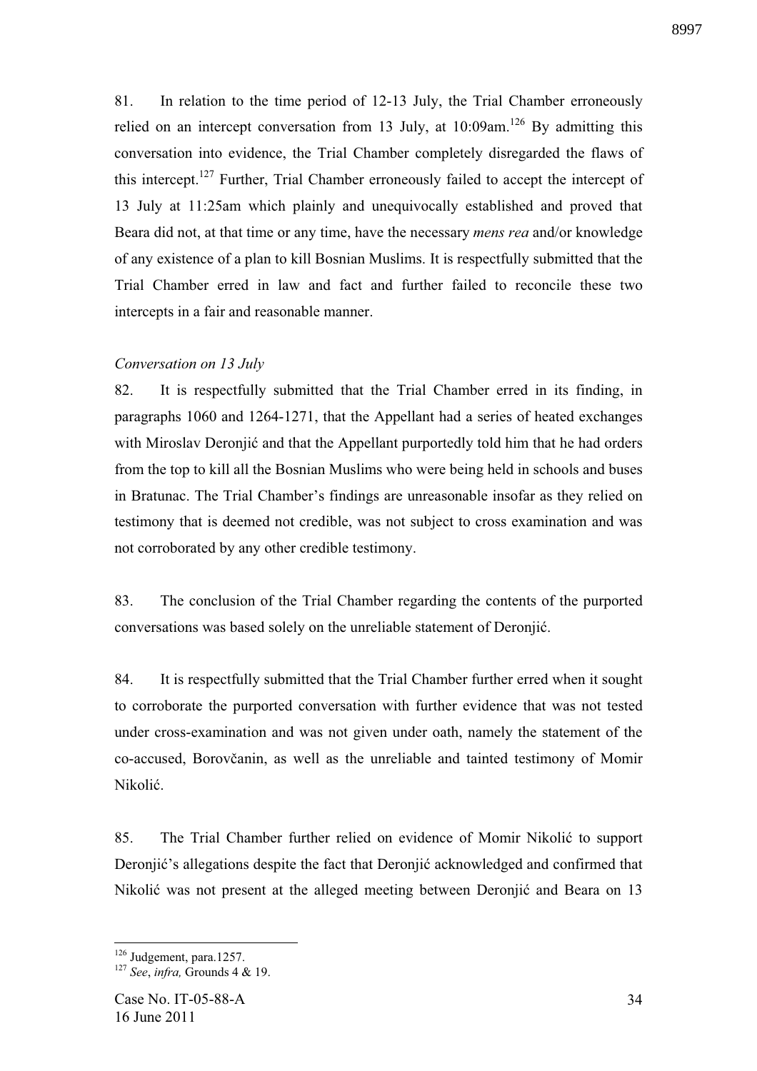81. In relation to the time period of 12-13 July, the Trial Chamber erroneously relied on an intercept conversation from 13 July, at 10:09am.[126] By admitting this conversation into evidence, the Trial Chamber completely disregarded the flaws of this intercept.[127] Further, Trial Chamber erroneously failed to accept the intercept of 13 July at 11:25am which plainly and unequivocally established and proved that Beara did not, at that time or any time, have the necessary *mens rea* and/or knowledge of any existence of a plan to kill Bosnian Muslims. It is respectfully submitted that the Trial Chamber erred in law and fact and further failed to reconcile these two intercepts in a fair and reasonable manner.

*Conversation on 13 July*

82. It is respectfully submitted that the Trial Chamber erred in its finding, in paragraphs 1060 and 1264-1271, that the Appellant had a series of heated exchanges with Miroslav Deronjić and that the Appellant purportedly told him that he had orders from the top to kill all the Bosnian Muslims who were being held in schools and buses in Bratunac. The Trial Chamber's findings are unreasonable insofar as they relied on testimony that is deemed not credible, was not subject to cross examination and was not corroborated by any other credible testimony.

83. The conclusion of the Trial Chamber regarding the contents of the purported conversations was based solely on the unreliable statement of Deronjić.

84. It is respectfully submitted that the Trial Chamber further erred when it sought to corroborate the purported conversation with further evidence that was not tested under cross-examination and was not given under oath, namely the statement of the co-accused, Borovčanin, as well as the unreliable and tainted testimony of Momir Nikolić.

85. The Trial Chamber further relied on evidence of Momir Nikolić to support Deronjić's allegations despite the fact that Deronjić acknowledged and confirmed that Nikolić was not present at the alleged meeting between Deronjić and Beara on 13

[126] Judgement, para.1257.

[127] *See*, *infra,* Grounds 4 & 19.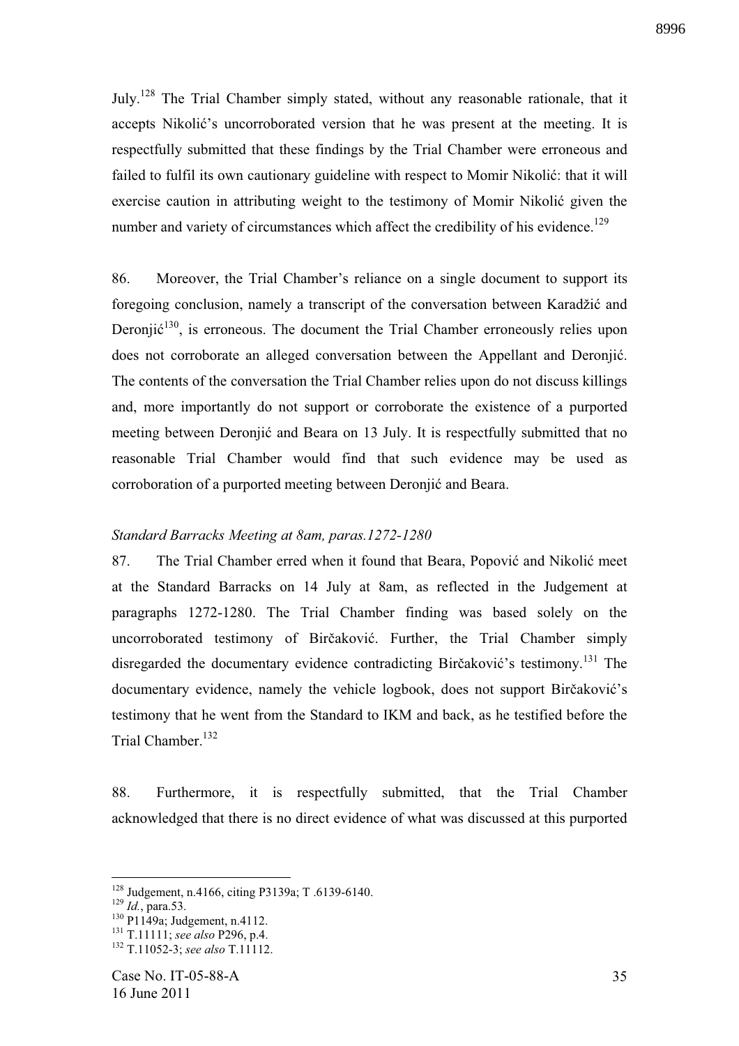July.[128] The Trial Chamber simply stated, without any reasonable rationale, that it accepts Nikolić's uncorroborated version that he was present at the meeting. It is respectfully submitted that these findings by the Trial Chamber were erroneous and failed to fulfil its own cautionary guideline with respect to Momir Nikolić: that it will exercise caution in attributing weight to the testimony of Momir Nikolić given the number and variety of circumstances which affect the credibility of his evidence.[129]

86. Moreover, the Trial Chamber's reliance on a single document to support its foregoing conclusion, namely a transcript of the conversation between Karadžić and Deronjić[130], is erroneous. The document the Trial Chamber erroneously relies upon does not corroborate an alleged conversation between the Appellant and Deronjić. The contents of the conversation the Trial Chamber relies upon do not discuss killings and, more importantly do not support or corroborate the existence of a purported meeting between Deronjić and Beara on 13 July. It is respectfully submitted that no reasonable Trial Chamber would find that such evidence may be used as corroboration of a purported meeting between Deronjić and Beara.

*Standard Barracks Meeting at 8am, paras.1272-1280*

87. The Trial Chamber erred when it found that Beara, Popović and Nikolić meet at the Standard Barracks on 14 July at 8am, as reflected in the Judgement at paragraphs 1272-1280. The Trial Chamber finding was based solely on the uncorroborated testimony of Birčaković. Further, the Trial Chamber simply disregarded the documentary evidence contradicting Birčaković's testimony.[131] The documentary evidence, namely the vehicle logbook, does not support Birčaković's testimony that he went from the Standard to IKM and back, as he testified before the Trial Chamber.[132]

88. Furthermore, it is respectfully submitted, that the Trial Chamber acknowledged that there is no direct evidence of what was discussed at this purported

---

[128] Judgement, n.4166, citing P3139a; T .6139-6140.
[129] *Id.*, para.53.
[130] P1149a; Judgement, n.4112.
[131] T.11111; *see also* P296, p.4.
[132] T.11052-3; *see also* T.11112.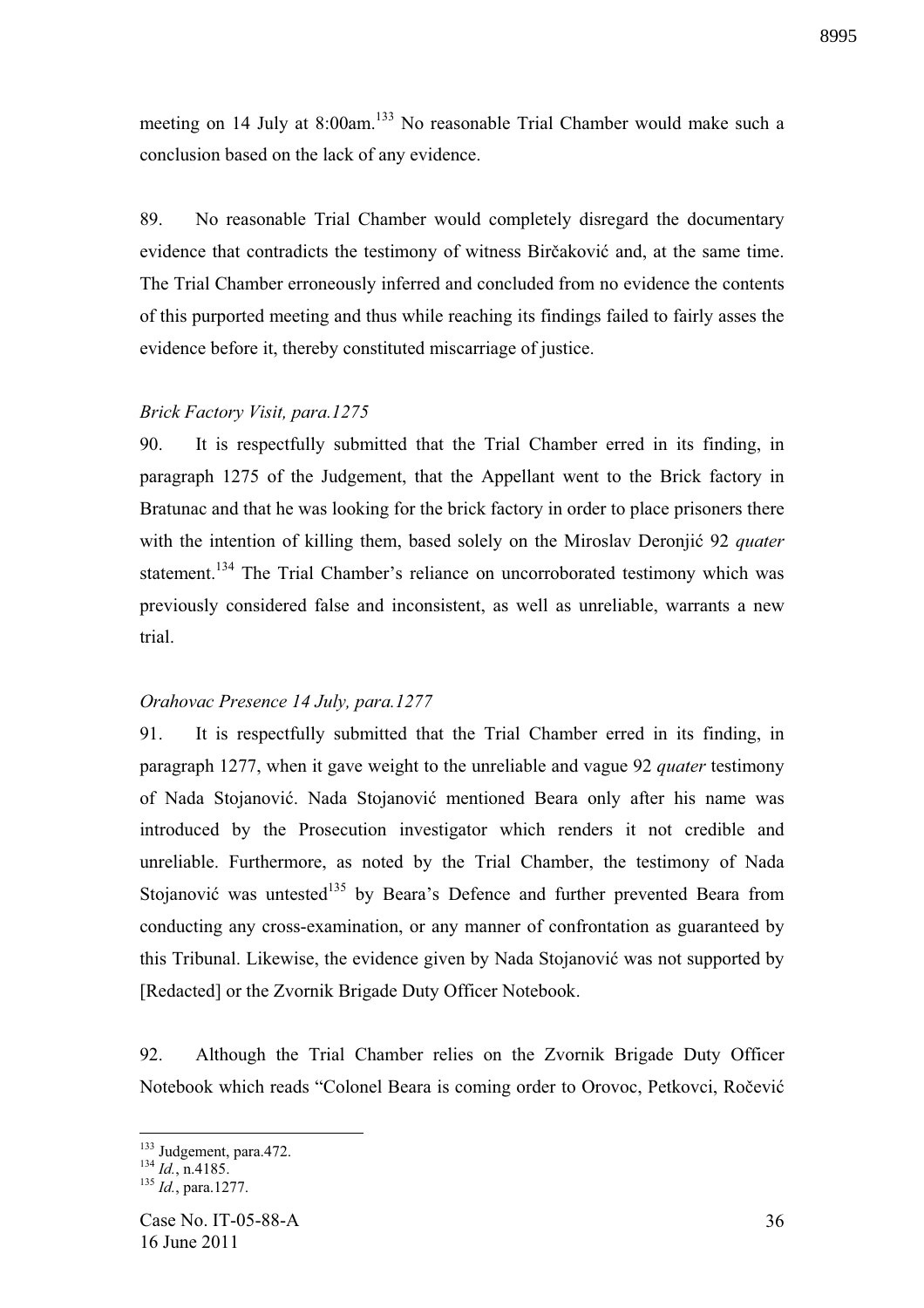meeting on 14 July at 8:00am.[133] No reasonable Trial Chamber would make such a conclusion based on the lack of any evidence.

89. No reasonable Trial Chamber would completely disregard the documentary evidence that contradicts the testimony of witness Birčaković and, at the same time. The Trial Chamber erroneously inferred and concluded from no evidence the contents of this purported meeting and thus while reaching its findings failed to fairly asses the evidence before it, thereby constituted miscarriage of justice.

*Brick Factory Visit, para.1275*

90. It is respectfully submitted that the Trial Chamber erred in its finding, in paragraph 1275 of the Judgement, that the Appellant went to the Brick factory in Bratunac and that he was looking for the brick factory in order to place prisoners there with the intention of killing them, based solely on the Miroslav Deronjić 92 *quater* statement.[134] The Trial Chamber's reliance on uncorroborated testimony which was previously considered false and inconsistent, as well as unreliable, warrants a new trial.

*Orahovac Presence 14 July, para.1277*

91. It is respectfully submitted that the Trial Chamber erred in its finding, in paragraph 1277, when it gave weight to the unreliable and vague 92 *quater* testimony of Nada Stojanović. Nada Stojanović mentioned Beara only after his name was introduced by the Prosecution investigator which renders it not credible and unreliable. Furthermore, as noted by the Trial Chamber, the testimony of Nada Stojanović was untested[135] by Beara's Defence and further prevented Beara from conducting any cross-examination, or any manner of confrontation as guaranteed by this Tribunal. Likewise, the evidence given by Nada Stojanović was not supported by [Redacted] or the Zvornik Brigade Duty Officer Notebook.

92. Although the Trial Chamber relies on the Zvornik Brigade Duty Officer Notebook which reads "Colonel Beara is coming order to Orovoc, Petkovci, Ročević

---

[133] Judgement, para.472.

[134] *Id.*, n.4185.

[135] *Id.*, para.1277.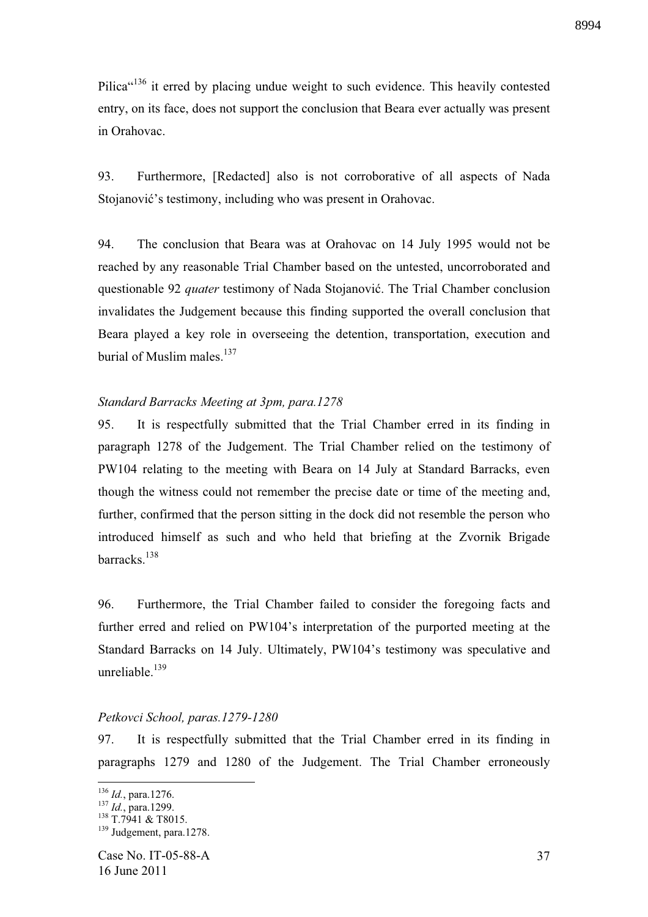Pilica"[136] it erred by placing undue weight to such evidence. This heavily contested entry, on its face, does not support the conclusion that Beara ever actually was present in Orahovac.

93. Furthermore, [Redacted] also is not corroborative of all aspects of Nada Stojanović's testimony, including who was present in Orahovac.

94. The conclusion that Beara was at Orahovac on 14 July 1995 would not be reached by any reasonable Trial Chamber based on the untested, uncorroborated and questionable 92 *quater* testimony of Nada Stojanović. The Trial Chamber conclusion invalidates the Judgement because this finding supported the overall conclusion that Beara played a key role in overseeing the detention, transportation, execution and burial of Muslim males.[137]

*Standard Barracks Meeting at 3pm, para.1278*

95. It is respectfully submitted that the Trial Chamber erred in its finding in paragraph 1278 of the Judgement. The Trial Chamber relied on the testimony of PW104 relating to the meeting with Beara on 14 July at Standard Barracks, even though the witness could not remember the precise date or time of the meeting and, further, confirmed that the person sitting in the dock did not resemble the person who introduced himself as such and who held that briefing at the Zvornik Brigade barracks.[138]

96. Furthermore, the Trial Chamber failed to consider the foregoing facts and further erred and relied on PW104's interpretation of the purported meeting at the Standard Barracks on 14 July. Ultimately, PW104's testimony was speculative and unreliable.[139]

*Petkovci School, paras.1279-1280*

97. It is respectfully submitted that the Trial Chamber erred in its finding in paragraphs 1279 and 1280 of the Judgement. The Trial Chamber erroneously

---

[136] *Id.*, para.1276.
[137] *Id.*, para.1299.
[138] T.7941 & T8015.
[139] Judgement, para.1278.

Case No. IT-05-88-A
16 June 2011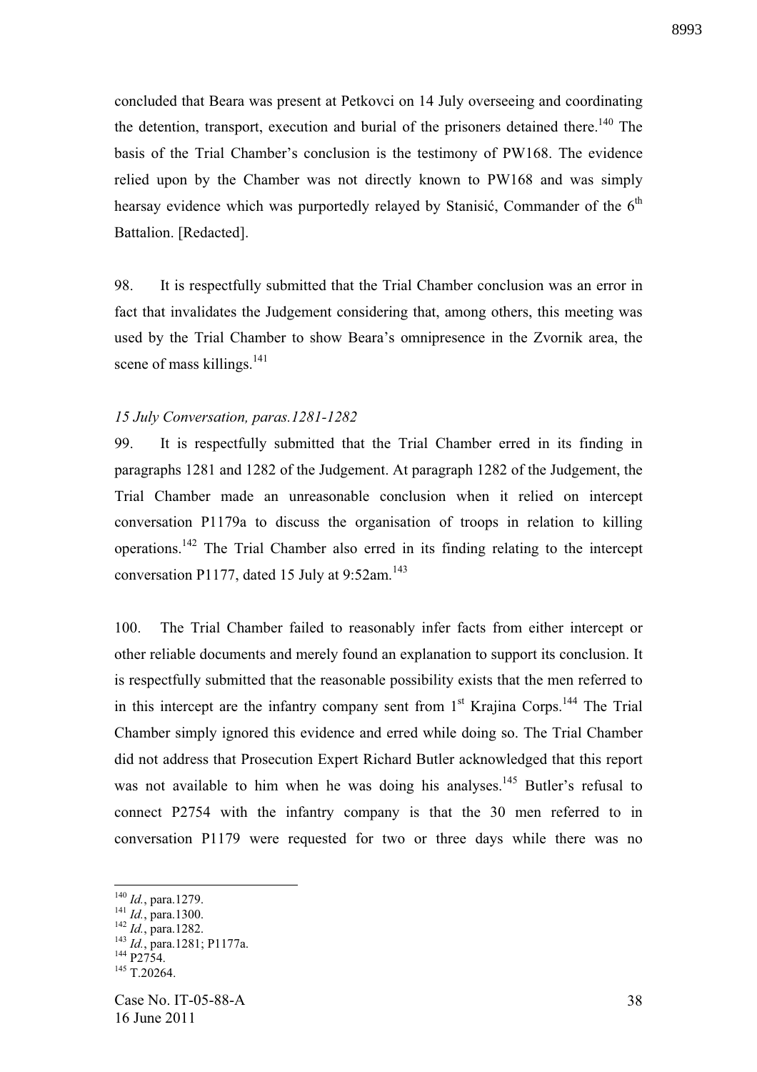concluded that Beara was present at Petkovci on 14 July overseeing and coordinating the detention, transport, execution and burial of the prisoners detained there.[140] The basis of the Trial Chamber's conclusion is the testimony of PW168. The evidence relied upon by the Chamber was not directly known to PW168 and was simply hearsay evidence which was purportedly relayed by Stanisić, Commander of the 6th Battalion. [Redacted].

98. It is respectfully submitted that the Trial Chamber conclusion was an error in fact that invalidates the Judgement considering that, among others, this meeting was used by the Trial Chamber to show Beara's omnipresence in the Zvornik area, the scene of mass killings.[141]

*15 July Conversation, paras.1281-1282*

99. It is respectfully submitted that the Trial Chamber erred in its finding in paragraphs 1281 and 1282 of the Judgement. At paragraph 1282 of the Judgement, the Trial Chamber made an unreasonable conclusion when it relied on intercept conversation P1179a to discuss the organisation of troops in relation to killing operations.[142] The Trial Chamber also erred in its finding relating to the intercept conversation P1177, dated 15 July at 9:52am.[143]

100. The Trial Chamber failed to reasonably infer facts from either intercept or other reliable documents and merely found an explanation to support its conclusion. It is respectfully submitted that the reasonable possibility exists that the men referred to in this intercept are the infantry company sent from 1st Krajina Corps.[144] The Trial Chamber simply ignored this evidence and erred while doing so. The Trial Chamber did not address that Prosecution Expert Richard Butler acknowledged that this report was not available to him when he was doing his analyses.[145] Butler's refusal to connect P2754 with the infantry company is that the 30 men referred to in conversation P1179 were requested for two or three days while there was no

---

[140] *Id.*, para.1279.
[141] *Id.*, para.1300.
[142] *Id.*, para.1282.
[143] *Id.*, para.1281; P1177a.
[144] P2754.
[145] T.20264.

Case No. IT-05-88-A
16 June 2011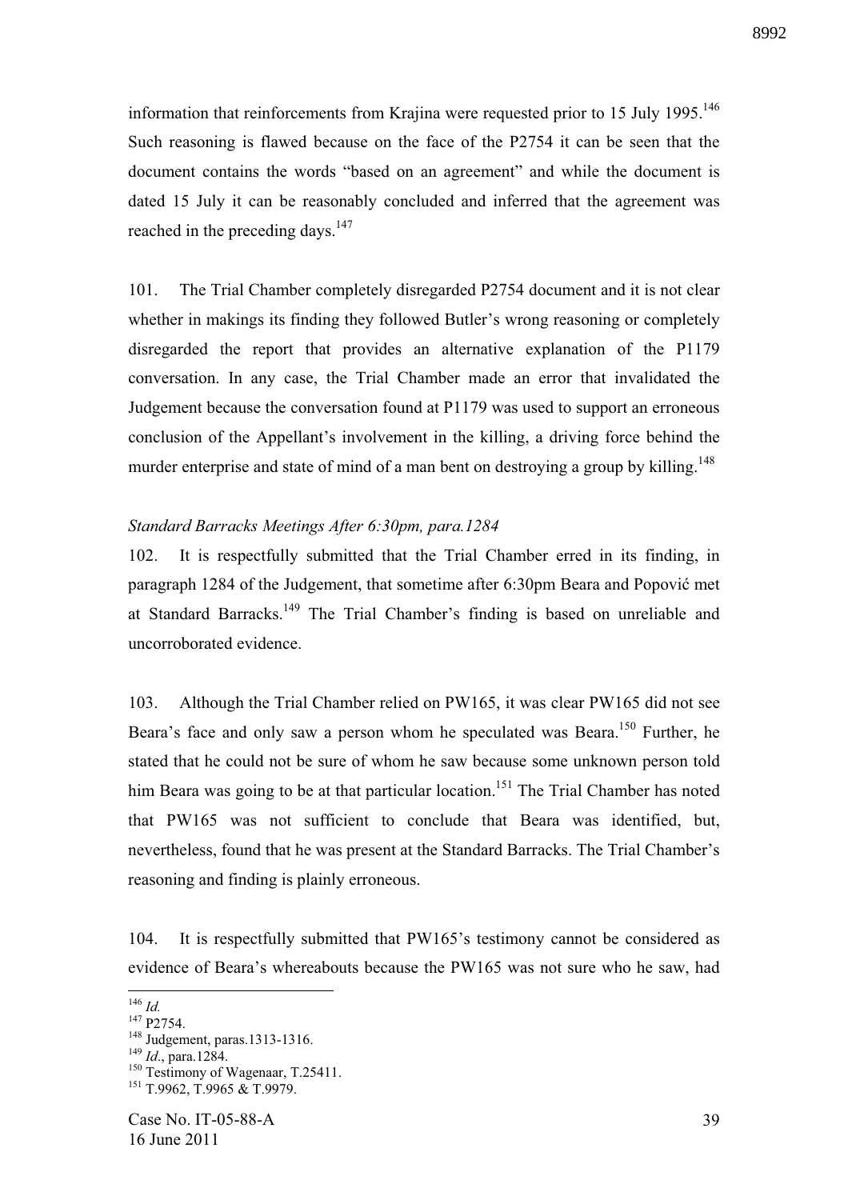information that reinforcements from Krajina were requested prior to 15 July 1995.[146] Such reasoning is flawed because on the face of the P2754 it can be seen that the document contains the words "based on an agreement" and while the document is dated 15 July it can be reasonably concluded and inferred that the agreement was reached in the preceding days.[147]

101. The Trial Chamber completely disregarded P2754 document and it is not clear whether in makings its finding they followed Butler's wrong reasoning or completely disregarded the report that provides an alternative explanation of the P1179 conversation. In any case, the Trial Chamber made an error that invalidated the Judgement because the conversation found at P1179 was used to support an erroneous conclusion of the Appellant's involvement in the killing, a driving force behind the murder enterprise and state of mind of a man bent on destroying a group by killing.[148]

*Standard Barracks Meetings After 6:30pm, para.1284*

102. It is respectfully submitted that the Trial Chamber erred in its finding, in paragraph 1284 of the Judgement, that sometime after 6:30pm Beara and Popović met at Standard Barracks.[149] The Trial Chamber's finding is based on unreliable and uncorroborated evidence.

103. Although the Trial Chamber relied on PW165, it was clear PW165 did not see Beara's face and only saw a person whom he speculated was Beara.[150] Further, he stated that he could not be sure of whom he saw because some unknown person told him Beara was going to be at that particular location.[151] The Trial Chamber has noted that PW165 was not sufficient to conclude that Beara was identified, but, nevertheless, found that he was present at the Standard Barracks. The Trial Chamber's reasoning and finding is plainly erroneous.

104. It is respectfully submitted that PW165's testimony cannot be considered as evidence of Beara's whereabouts because the PW165 was not sure who he saw, had

---

[146] *Id.*

[147] P2754.

[148] Judgement, paras.1313-1316.

[149] *Id*., para.1284.

[150] Testimony of Wagenaar, T.25411.

[151] T.9962, T.9965 & T.9979.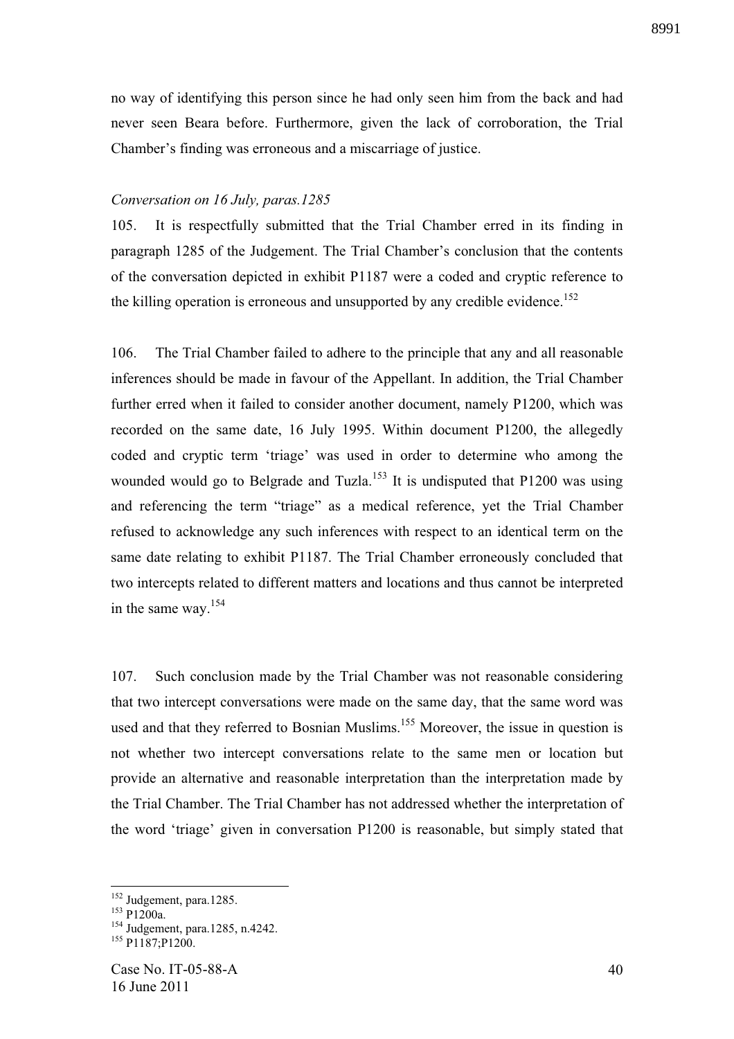no way of identifying this person since he had only seen him from the back and had never seen Beara before. Furthermore, given the lack of corroboration, the Trial Chamber's finding was erroneous and a miscarriage of justice.

*Conversation on 16 July, paras.1285*

105. It is respectfully submitted that the Trial Chamber erred in its finding in paragraph 1285 of the Judgement. The Trial Chamber's conclusion that the contents of the conversation depicted in exhibit P1187 were a coded and cryptic reference to the killing operation is erroneous and unsupported by any credible evidence.[152]

106. The Trial Chamber failed to adhere to the principle that any and all reasonable inferences should be made in favour of the Appellant. In addition, the Trial Chamber further erred when it failed to consider another document, namely P1200, which was recorded on the same date, 16 July 1995. Within document P1200, the allegedly coded and cryptic term 'triage' was used in order to determine who among the wounded would go to Belgrade and Tuzla.[153] It is undisputed that P1200 was using and referencing the term "triage" as a medical reference, yet the Trial Chamber refused to acknowledge any such inferences with respect to an identical term on the same date relating to exhibit P1187. The Trial Chamber erroneously concluded that two intercepts related to different matters and locations and thus cannot be interpreted in the same way.[154]

107. Such conclusion made by the Trial Chamber was not reasonable considering that two intercept conversations were made on the same day, that the same word was used and that they referred to Bosnian Muslims.[155] Moreover, the issue in question is not whether two intercept conversations relate to the same men or location but provide an alternative and reasonable interpretation than the interpretation made by the Trial Chamber. The Trial Chamber has not addressed whether the interpretation of the word 'triage' given in conversation P1200 is reasonable, but simply stated that

---

[152] Judgement, para.1285.

[153] P1200a.

[154] Judgement, para.1285, n.4242.

[155] P1187;P1200.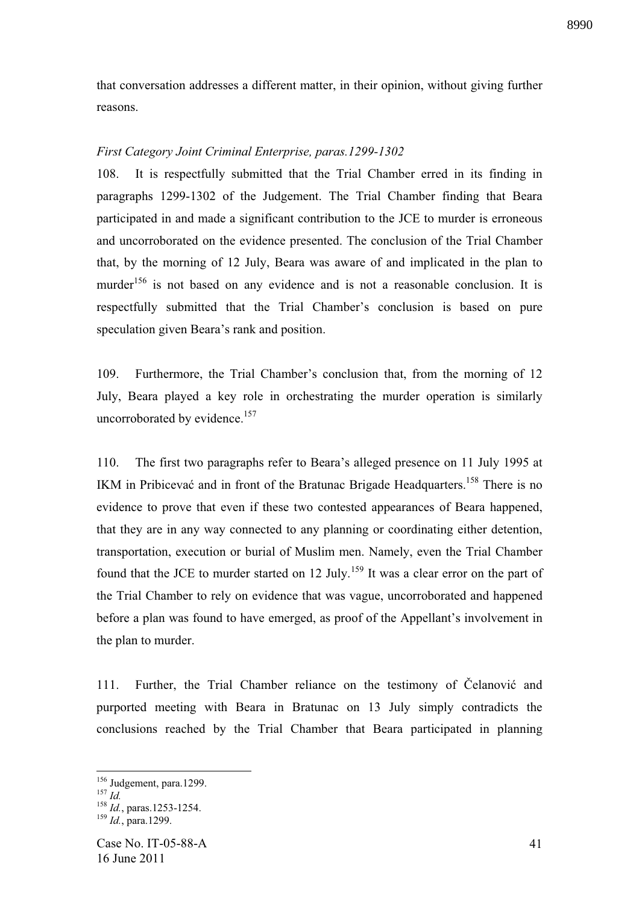that conversation addresses a different matter, in their opinion, without giving further reasons.

*First Category Joint Criminal Enterprise, paras.1299-1302*

108. It is respectfully submitted that the Trial Chamber erred in its finding in paragraphs 1299-1302 of the Judgement. The Trial Chamber finding that Beara participated in and made a significant contribution to the JCE to murder is erroneous and uncorroborated on the evidence presented. The conclusion of the Trial Chamber that, by the morning of 12 July, Beara was aware of and implicated in the plan to murder[156] is not based on any evidence and is not a reasonable conclusion. It is respectfully submitted that the Trial Chamber's conclusion is based on pure speculation given Beara's rank and position.

109. Furthermore, the Trial Chamber's conclusion that, from the morning of 12 July, Beara played a key role in orchestrating the murder operation is similarly uncorroborated by evidence.[157]

110. The first two paragraphs refer to Beara's alleged presence on 11 July 1995 at IKM in Pribicevać and in front of the Bratunac Brigade Headquarters.[158] There is no evidence to prove that even if these two contested appearances of Beara happened, that they are in any way connected to any planning or coordinating either detention, transportation, execution or burial of Muslim men. Namely, even the Trial Chamber found that the JCE to murder started on 12 July.[159] It was a clear error on the part of the Trial Chamber to rely on evidence that was vague, uncorroborated and happened before a plan was found to have emerged, as proof of the Appellant's involvement in the plan to murder.

111. Further, the Trial Chamber reliance on the testimony of Čelanović and purported meeting with Beara in Bratunac on 13 July simply contradicts the conclusions reached by the Trial Chamber that Beara participated in planning

---

[156] Judgement, para.1299.
[157] *Id.*
[158] *Id.*, paras.1253-1254.
[159] *Id.*, para.1299.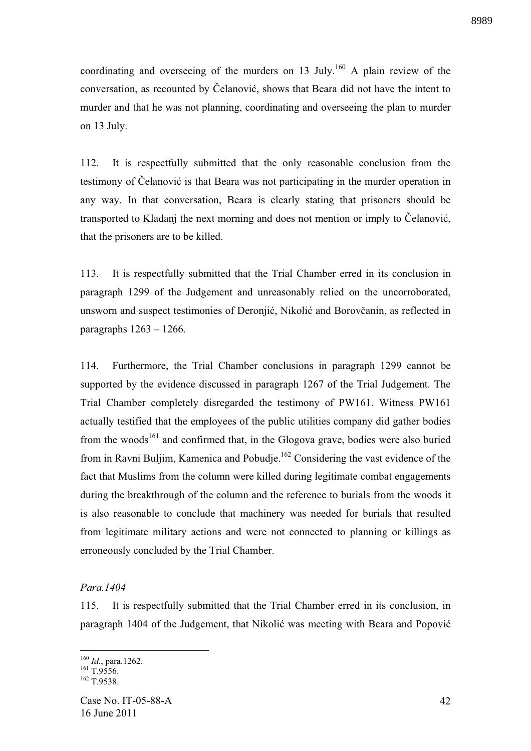coordinating and overseeing of the murders on 13 July.[160] A plain review of the conversation, as recounted by Čelanović, shows that Beara did not have the intent to murder and that he was not planning, coordinating and overseeing the plan to murder on 13 July.

112. It is respectfully submitted that the only reasonable conclusion from the testimony of Čelanović is that Beara was not participating in the murder operation in any way. In that conversation, Beara is clearly stating that prisoners should be transported to Kladanj the next morning and does not mention or imply to Čelanović, that the prisoners are to be killed.

113. It is respectfully submitted that the Trial Chamber erred in its conclusion in paragraph 1299 of the Judgement and unreasonably relied on the uncorroborated, unsworn and suspect testimonies of Deronjić, Nikolić and Borovčanin, as reflected in paragraphs 1263 – 1266.

114. Furthermore, the Trial Chamber conclusions in paragraph 1299 cannot be supported by the evidence discussed in paragraph 1267 of the Trial Judgement. The Trial Chamber completely disregarded the testimony of PW161. Witness PW161 actually testified that the employees of the public utilities company did gather bodies from the woods[161] and confirmed that, in the Glogova grave, bodies were also buried from in Ravni Buljim, Kamenica and Pobudje.[162] Considering the vast evidence of the fact that Muslims from the column were killed during legitimate combat engagements during the breakthrough of the column and the reference to burials from the woods it is also reasonable to conclude that machinery was needed for burials that resulted from legitimate military actions and were not connected to planning or killings as erroneously concluded by the Trial Chamber.

*Para.1404*

115. It is respectfully submitted that the Trial Chamber erred in its conclusion, in paragraph 1404 of the Judgement, that Nikolić was meeting with Beara and Popović

---

[160] *Id*., para.1262.
[161] T.9556.
[162] T.9538.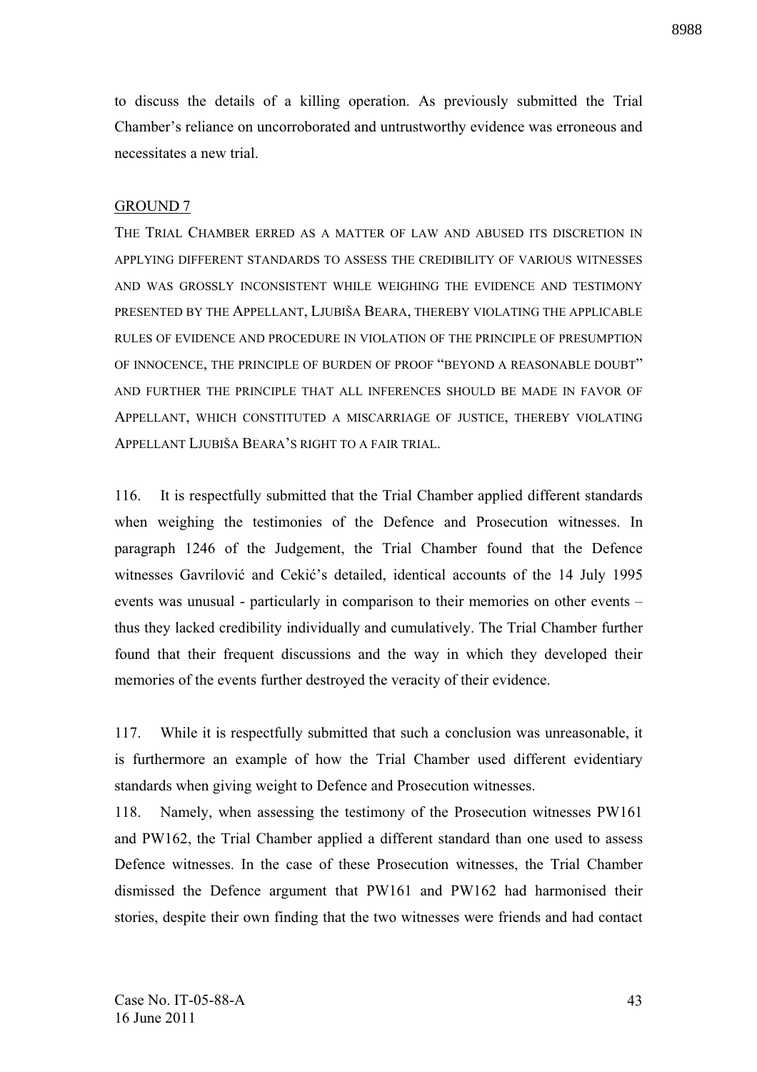to discuss the details of a killing operation. As previously submitted the Trial Chamber's reliance on uncorroborated and untrustworthy evidence was erroneous and necessitates a new trial.

## GROUND 7

THE TRIAL CHAMBER ERRED AS A MATTER OF LAW AND ABUSED ITS DISCRETION IN APPLYING DIFFERENT STANDARDS TO ASSESS THE CREDIBILITY OF VARIOUS WITNESSES AND WAS GROSSLY INCONSISTENT WHILE WEIGHING THE EVIDENCE AND TESTIMONY PRESENTED BY THE APPELLANT, LJUBIŠA BEARA, THEREBY VIOLATING THE APPLICABLE RULES OF EVIDENCE AND PROCEDURE IN VIOLATION OF THE PRINCIPLE OF PRESUMPTION OF INNOCENCE, THE PRINCIPLE OF BURDEN OF PROOF "BEYOND A REASONABLE DOUBT" AND FURTHER THE PRINCIPLE THAT ALL INFERENCES SHOULD BE MADE IN FAVOR OF APPELLANT, WHICH CONSTITUTED A MISCARRIAGE OF JUSTICE, THEREBY VIOLATING APPELLANT LJUBIŠA BEARA'S RIGHT TO A FAIR TRIAL.

116. It is respectfully submitted that the Trial Chamber applied different standards when weighing the testimonies of the Defence and Prosecution witnesses. In paragraph 1246 of the Judgement, the Trial Chamber found that the Defence witnesses Gavrilović and Cekić's detailed, identical accounts of the 14 July 1995 events was unusual - particularly in comparison to their memories on other events – thus they lacked credibility individually and cumulatively. The Trial Chamber further found that their frequent discussions and the way in which they developed their memories of the events further destroyed the veracity of their evidence.

117. While it is respectfully submitted that such a conclusion was unreasonable, it is furthermore an example of how the Trial Chamber used different evidentiary standards when giving weight to Defence and Prosecution witnesses.

118. Namely, when assessing the testimony of the Prosecution witnesses PW161 and PW162, the Trial Chamber applied a different standard than one used to assess Defence witnesses. In the case of these Prosecution witnesses, the Trial Chamber dismissed the Defence argument that PW161 and PW162 had harmonised their stories, despite their own finding that the two witnesses were friends and had contact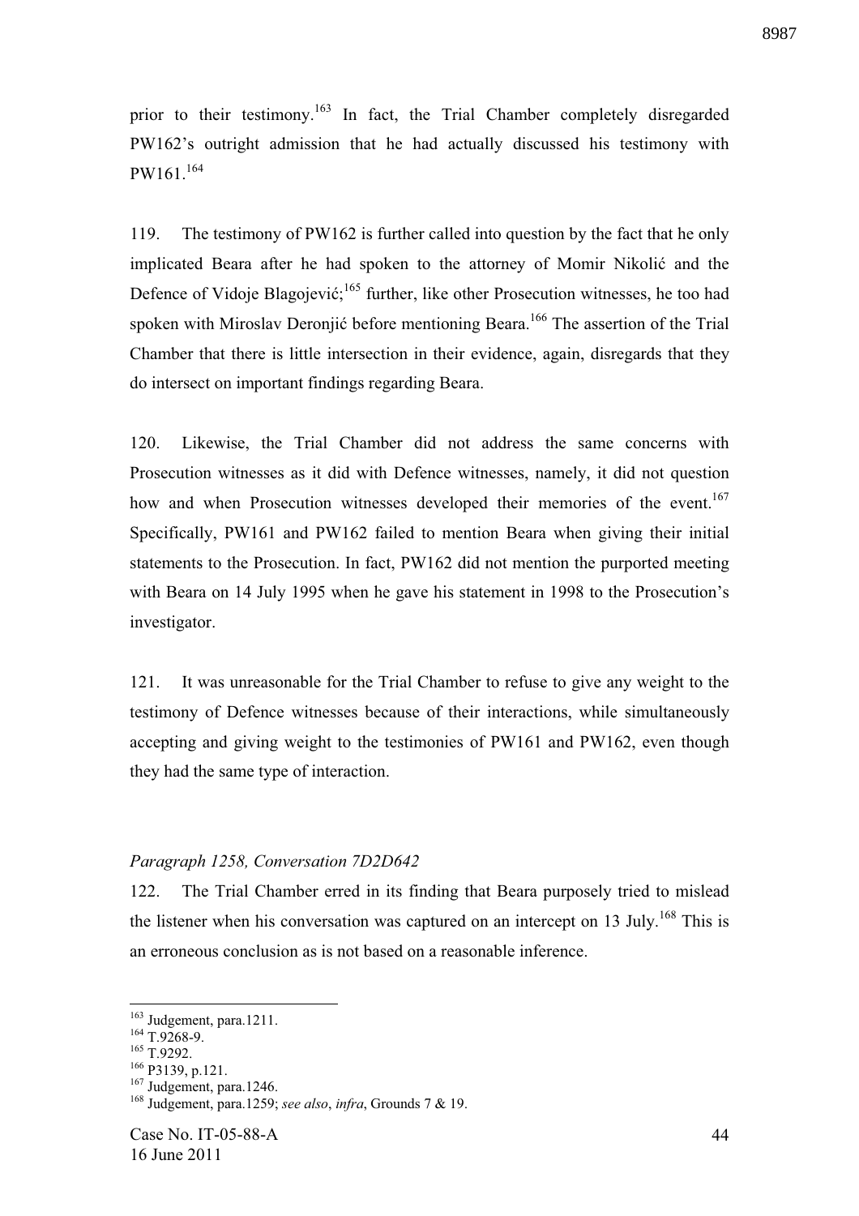prior to their testimony.[163] In fact, the Trial Chamber completely disregarded PW162's outright admission that he had actually discussed his testimony with PW161.[164]

119. The testimony of PW162 is further called into question by the fact that he only implicated Beara after he had spoken to the attorney of Momir Nikolić and the Defence of Vidoje Blagojević;[165] further, like other Prosecution witnesses, he too had spoken with Miroslav Deronjić before mentioning Beara.[166] The assertion of the Trial Chamber that there is little intersection in their evidence, again, disregards that they do intersect on important findings regarding Beara.

120. Likewise, the Trial Chamber did not address the same concerns with Prosecution witnesses as it did with Defence witnesses, namely, it did not question how and when Prosecution witnesses developed their memories of the event.[167] Specifically, PW161 and PW162 failed to mention Beara when giving their initial statements to the Prosecution. In fact, PW162 did not mention the purported meeting with Beara on 14 July 1995 when he gave his statement in 1998 to the Prosecution's investigator.

121. It was unreasonable for the Trial Chamber to refuse to give any weight to the testimony of Defence witnesses because of their interactions, while simultaneously accepting and giving weight to the testimonies of PW161 and PW162, even though they had the same type of interaction.

*Paragraph 1258, Conversation 7D2D642*

122. The Trial Chamber erred in its finding that Beara purposely tried to mislead the listener when his conversation was captured on an intercept on 13 July.[168] This is an erroneous conclusion as is not based on a reasonable inference.

---

[163] Judgement, para.1211.
[164] T.9268-9.
[165] T.9292.
[166] P3139, p.121.
[167] Judgement, para.1246.
[168] Judgement, para.1259; *see also*, *infra*, Grounds 7 & 19.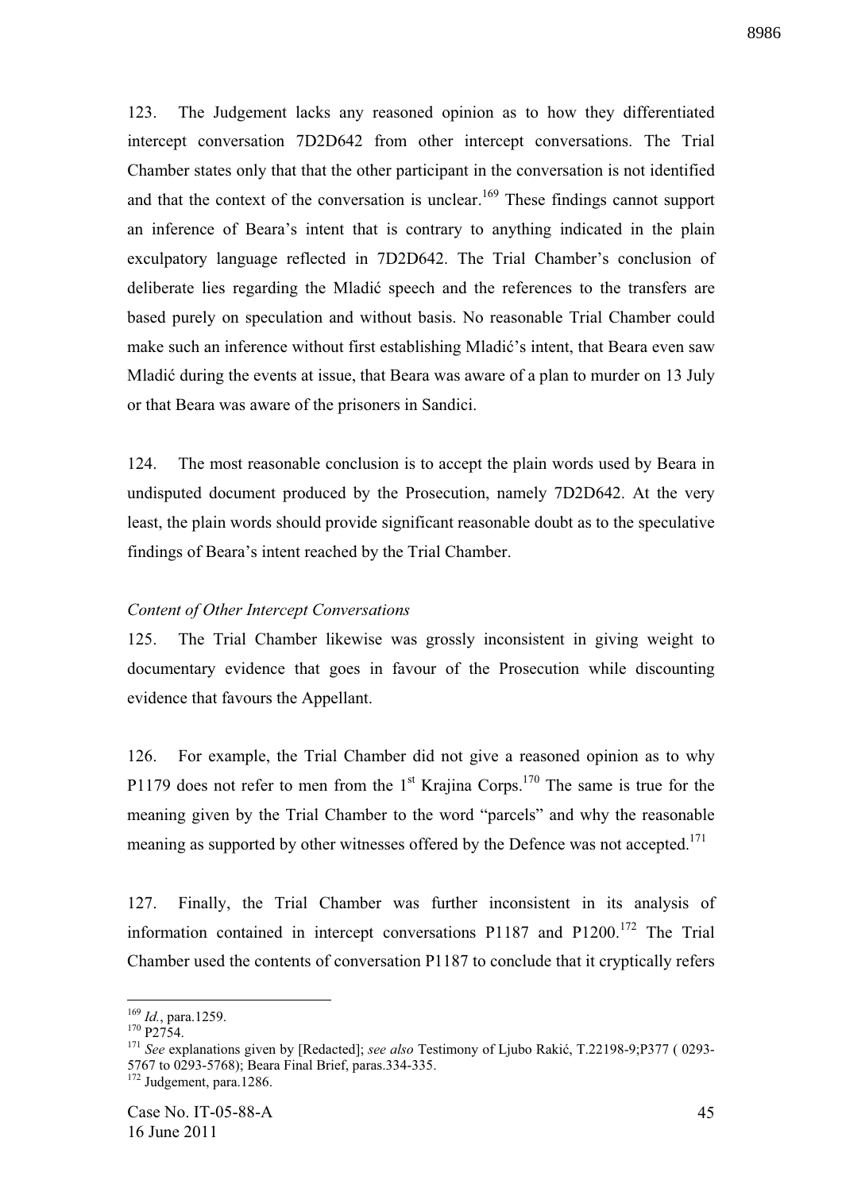123. The Judgement lacks any reasoned opinion as to how they differentiated intercept conversation 7D2D642 from other intercept conversations. The Trial Chamber states only that that the other participant in the conversation is not identified and that the context of the conversation is unclear.[169] These findings cannot support an inference of Beara's intent that is contrary to anything indicated in the plain exculpatory language reflected in 7D2D642. The Trial Chamber's conclusion of deliberate lies regarding the Mladić speech and the references to the transfers are based purely on speculation and without basis. No reasonable Trial Chamber could make such an inference without first establishing Mladić's intent, that Beara even saw Mladić during the events at issue, that Beara was aware of a plan to murder on 13 July or that Beara was aware of the prisoners in Sandici.

124. The most reasonable conclusion is to accept the plain words used by Beara in undisputed document produced by the Prosecution, namely 7D2D642. At the very least, the plain words should provide significant reasonable doubt as to the speculative findings of Beara's intent reached by the Trial Chamber.

*Content of Other Intercept Conversations*

125. The Trial Chamber likewise was grossly inconsistent in giving weight to documentary evidence that goes in favour of the Prosecution while discounting evidence that favours the Appellant.

126. For example, the Trial Chamber did not give a reasoned opinion as to why P1179 does not refer to men from the 1st Krajina Corps.[170] The same is true for the meaning given by the Trial Chamber to the word "parcels" and why the reasonable meaning as supported by other witnesses offered by the Defence was not accepted.[171]

127. Finally, the Trial Chamber was further inconsistent in its analysis of information contained in intercept conversations P1187 and P1200.[172] The Trial Chamber used the contents of conversation P1187 to conclude that it cryptically refers

---

[169] *Id.*, para.1259.

[170] P2754.

[171] *See* explanations given by [Redacted]; *see also* Testimony of Ljubo Rakić, T.22198-9;P377 ( 0293-5767 to 0293-5768); Beara Final Brief, paras.334-335.

[172] Judgement, para.1286.

Case No. IT-05-88-A
16 June 2011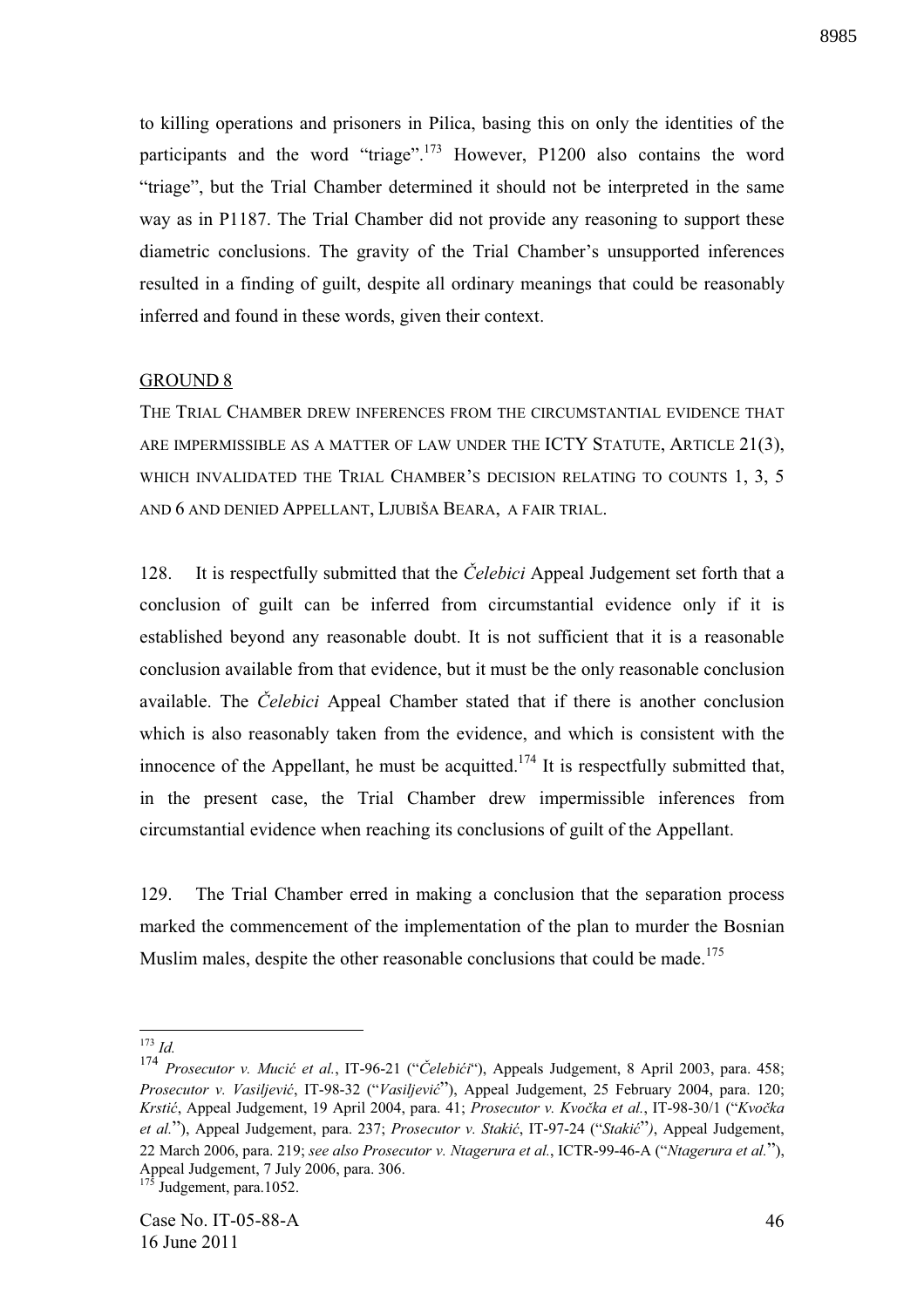to killing operations and prisoners in Pilica, basing this on only the identities of the participants and the word "triage".[173] However, P1200 also contains the word "triage", but the Trial Chamber determined it should not be interpreted in the same way as in P1187. The Trial Chamber did not provide any reasoning to support these diametric conclusions. The gravity of the Trial Chamber's unsupported inferences resulted in a finding of guilt, despite all ordinary meanings that could be reasonably inferred and found in these words, given their context.

## GROUND 8

THE TRIAL CHAMBER DREW INFERENCES FROM THE CIRCUMSTANTIAL EVIDENCE THAT ARE IMPERMISSIBLE AS A MATTER OF LAW UNDER THE ICTY STATUTE, ARTICLE 21(3), WHICH INVALIDATED THE TRIAL CHAMBER'S DECISION RELATING TO COUNTS 1, 3, 5 AND 6 AND DENIED APPELLANT, LJUBIŠA BEARA, A FAIR TRIAL.

128. It is respectfully submitted that the *Čelebici* Appeal Judgement set forth that a conclusion of guilt can be inferred from circumstantial evidence only if it is established beyond any reasonable doubt. It is not sufficient that it is a reasonable conclusion available from that evidence, but it must be the only reasonable conclusion available. The *Čelebici* Appeal Chamber stated that if there is another conclusion which is also reasonably taken from the evidence, and which is consistent with the innocence of the Appellant, he must be acquitted.[174] It is respectfully submitted that, in the present case, the Trial Chamber drew impermissible inferences from circumstantial evidence when reaching its conclusions of guilt of the Appellant.

129. The Trial Chamber erred in making a conclusion that the separation process marked the commencement of the implementation of the plan to murder the Bosnian Muslim males, despite the other reasonable conclusions that could be made.[175]

---

[173] *Id.*

[174] *Prosecutor v. Mucić et al.*, IT-96-21 ("*Čelebići*"), Appeals Judgement, 8 April 2003, para. 458; *Prosecutor v. Vasiljević*, IT-98-32 ("*Vasiljević*"), Appeal Judgement, 25 February 2004, para. 120; *Krstić*, Appeal Judgement, 19 April 2004, para. 41; *Prosecutor v. Kvočka et al.*, IT-98-30/1 ("*Kvočka et al.*"), Appeal Judgement, para. 237; *Prosecutor v. Stakić*, IT-97-24 ("*Stakić*"), Appeal Judgement, 22 March 2006, para. 219; *see also Prosecutor v. Ntagerura et al.*, ICTR-99-46-A ("*Ntagerura et al.*"), Appeal Judgement, 7 July 2006, para. 306.

[175] Judgement, para.1052.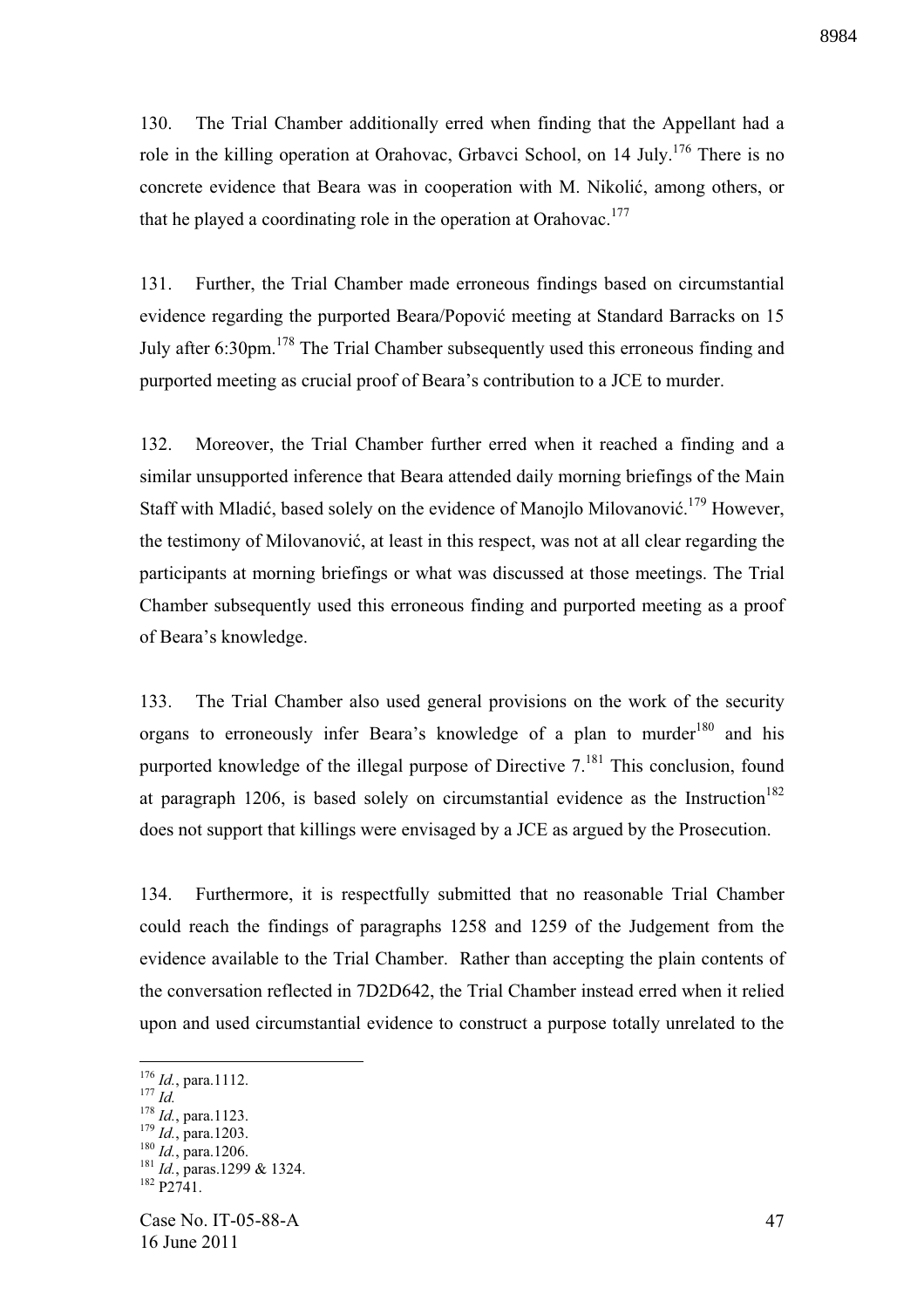130. The Trial Chamber additionally erred when finding that the Appellant had a role in the killing operation at Orahovac, Grbavci School, on 14 July.[176] There is no concrete evidence that Beara was in cooperation with M. Nikolić, among others, or that he played a coordinating role in the operation at Orahovac.[177]

131. Further, the Trial Chamber made erroneous findings based on circumstantial evidence regarding the purported Beara/Popović meeting at Standard Barracks on 15 July after 6:30pm.[178] The Trial Chamber subsequently used this erroneous finding and purported meeting as crucial proof of Beara's contribution to a JCE to murder.

132. Moreover, the Trial Chamber further erred when it reached a finding and a similar unsupported inference that Beara attended daily morning briefings of the Main Staff with Mladić, based solely on the evidence of Manojlo Milovanović.[179] However, the testimony of Milovanović, at least in this respect, was not at all clear regarding the participants at morning briefings or what was discussed at those meetings. The Trial Chamber subsequently used this erroneous finding and purported meeting as a proof of Beara's knowledge.

133. The Trial Chamber also used general provisions on the work of the security organs to erroneously infer Beara's knowledge of a plan to murder[180] and his purported knowledge of the illegal purpose of Directive 7.[181] This conclusion, found at paragraph 1206, is based solely on circumstantial evidence as the Instruction[182] does not support that killings were envisaged by a JCE as argued by the Prosecution.

134. Furthermore, it is respectfully submitted that no reasonable Trial Chamber could reach the findings of paragraphs 1258 and 1259 of the Judgement from the evidence available to the Trial Chamber. Rather than accepting the plain contents of the conversation reflected in 7D2D642, the Trial Chamber instead erred when it relied upon and used circumstantial evidence to construct a purpose totally unrelated to the

---

[176] *Id.*, para.1112.
[177] *Id.*
[178] *Id.*, para.1123.
[179] *Id.*, para.1203.
[180] *Id.*, para.1206.
[181] *Id.*, paras.1299 & 1324.
[182] P2741.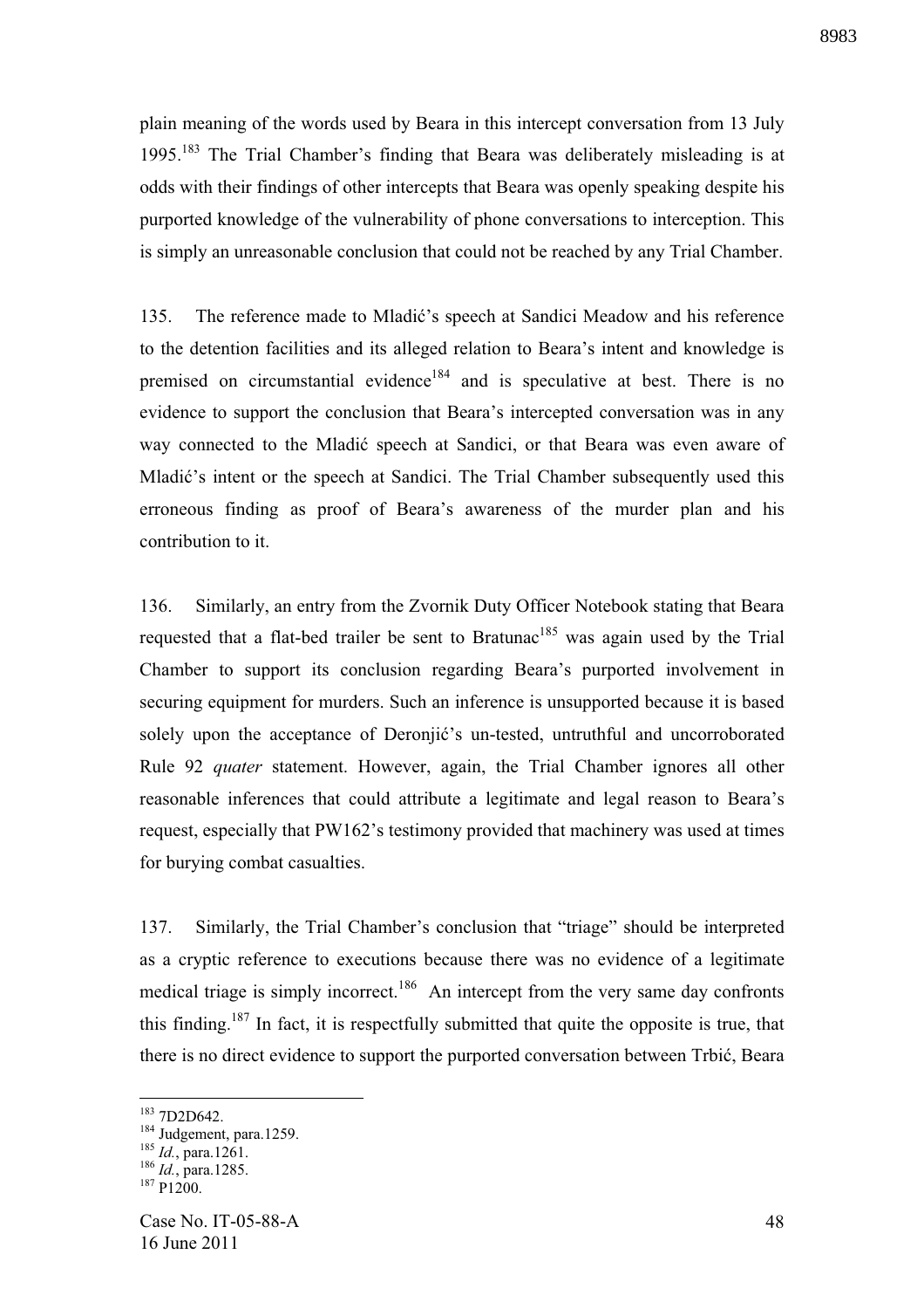plain meaning of the words used by Beara in this intercept conversation from 13 July 1995.[183] The Trial Chamber's finding that Beara was deliberately misleading is at odds with their findings of other intercepts that Beara was openly speaking despite his purported knowledge of the vulnerability of phone conversations to interception. This is simply an unreasonable conclusion that could not be reached by any Trial Chamber.

135. The reference made to Mladić's speech at Sandici Meadow and his reference to the detention facilities and its alleged relation to Beara's intent and knowledge is premised on circumstantial evidence[184] and is speculative at best. There is no evidence to support the conclusion that Beara's intercepted conversation was in any way connected to the Mladić speech at Sandici, or that Beara was even aware of Mladić's intent or the speech at Sandici. The Trial Chamber subsequently used this erroneous finding as proof of Beara's awareness of the murder plan and his contribution to it.

136. Similarly, an entry from the Zvornik Duty Officer Notebook stating that Beara requested that a flat-bed trailer be sent to Bratunac[185] was again used by the Trial Chamber to support its conclusion regarding Beara's purported involvement in securing equipment for murders. Such an inference is unsupported because it is based solely upon the acceptance of Deronjić's un-tested, untruthful and uncorroborated Rule 92 *quater* statement. However, again, the Trial Chamber ignores all other reasonable inferences that could attribute a legitimate and legal reason to Beara's request, especially that PW162's testimony provided that machinery was used at times for burying combat casualties.

137. Similarly, the Trial Chamber's conclusion that "triage" should be interpreted as a cryptic reference to executions because there was no evidence of a legitimate medical triage is simply incorrect.[186] An intercept from the very same day confronts this finding.[187] In fact, it is respectfully submitted that quite the opposite is true, that there is no direct evidence to support the purported conversation between Trbić, Beara

---

[183] 7D2D642.
[184] Judgement, para.1259.
[185] *Id.*, para.1261.
[186] *Id.*, para.1285.
[187] P1200.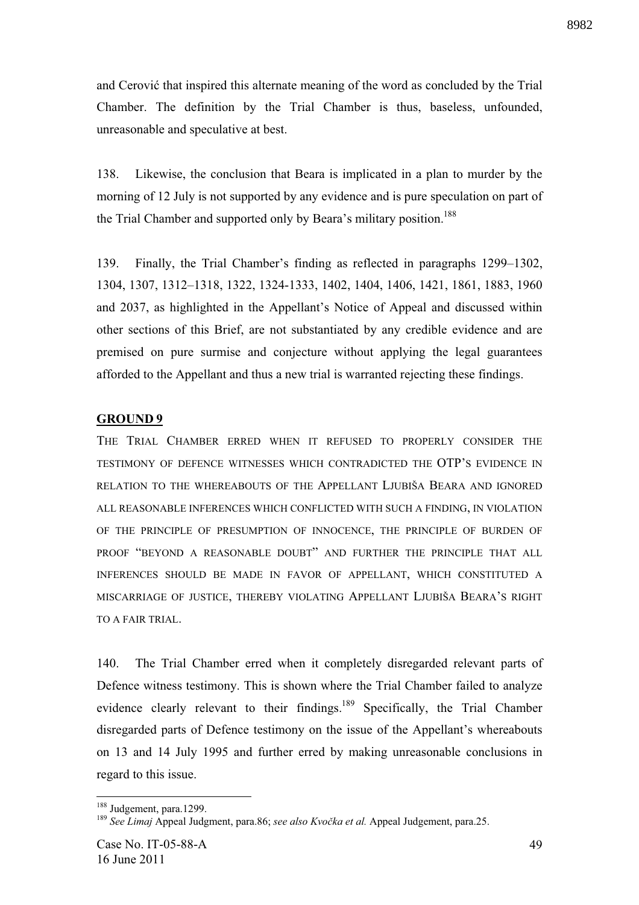and Cerović that inspired this alternate meaning of the word as concluded by the Trial Chamber. The definition by the Trial Chamber is thus, baseless, unfounded, unreasonable and speculative at best.

138. Likewise, the conclusion that Beara is implicated in a plan to murder by the morning of 12 July is not supported by any evidence and is pure speculation on part of the Trial Chamber and supported only by Beara's military position.[188]

139. Finally, the Trial Chamber's finding as reflected in paragraphs 1299–1302, 1304, 1307, 1312–1318, 1322, 1324-1333, 1402, 1404, 1406, 1421, 1861, 1883, 1960 and 2037, as highlighted in the Appellant's Notice of Appeal and discussed within other sections of this Brief, are not substantiated by any credible evidence and are premised on pure surmise and conjecture without applying the legal guarantees afforded to the Appellant and thus a new trial is warranted rejecting these findings.

## GROUND 9

THE TRIAL CHAMBER ERRED WHEN IT REFUSED TO PROPERLY CONSIDER THE TESTIMONY OF DEFENCE WITNESSES WHICH CONTRADICTED THE OTP'S EVIDENCE IN RELATION TO THE WHEREABOUTS OF THE APPELLANT LJUBIŠA BEARA AND IGNORED ALL REASONABLE INFERENCES WHICH CONFLICTED WITH SUCH A FINDING, IN VIOLATION OF THE PRINCIPLE OF PRESUMPTION OF INNOCENCE, THE PRINCIPLE OF BURDEN OF PROOF "BEYOND A REASONABLE DOUBT" AND FURTHER THE PRINCIPLE THAT ALL INFERENCES SHOULD BE MADE IN FAVOR OF APPELLANT, WHICH CONSTITUTED A MISCARRIAGE OF JUSTICE, THEREBY VIOLATING APPELLANT LJUBIŠA BEARA'S RIGHT TO A FAIR TRIAL.

140. The Trial Chamber erred when it completely disregarded relevant parts of Defence witness testimony. This is shown where the Trial Chamber failed to analyze evidence clearly relevant to their findings.[189] Specifically, the Trial Chamber disregarded parts of Defence testimony on the issue of the Appellant's whereabouts on 13 and 14 July 1995 and further erred by making unreasonable conclusions in regard to this issue.

---

[188] Judgement, para.1299.

[189] *See Limaj* Appeal Judgment, para.86; *see also Kvočka et al.* Appeal Judgement, para.25.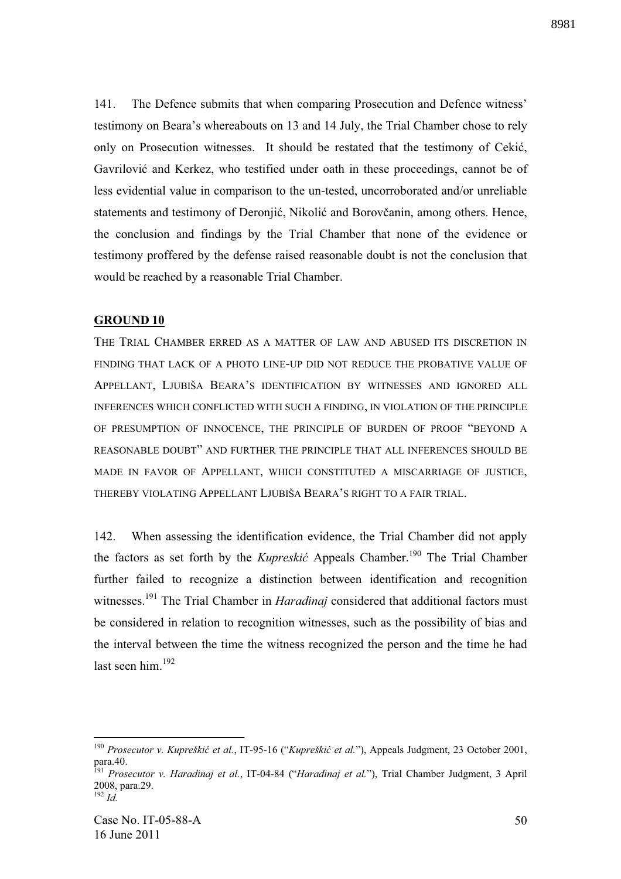141. The Defence submits that when comparing Prosecution and Defence witness' testimony on Beara's whereabouts on 13 and 14 July, the Trial Chamber chose to rely only on Prosecution witnesses. It should be restated that the testimony of Cekić, Gavrilović and Kerkez, who testified under oath in these proceedings, cannot be of less evidential value in comparison to the un-tested, uncorroborated and/or unreliable statements and testimony of Deronjić, Nikolić and Borovčanin, among others. Hence, the conclusion and findings by the Trial Chamber that none of the evidence or testimony proffered by the defense raised reasonable doubt is not the conclusion that would be reached by a reasonable Trial Chamber.

## GROUND 10

THE TRIAL CHAMBER ERRED AS A MATTER OF LAW AND ABUSED ITS DISCRETION IN FINDING THAT LACK OF A PHOTO LINE-UP DID NOT REDUCE THE PROBATIVE VALUE OF APPELLANT, LJUBIŠA BEARA'S IDENTIFICATION BY WITNESSES AND IGNORED ALL INFERENCES WHICH CONFLICTED WITH SUCH A FINDING, IN VIOLATION OF THE PRINCIPLE OF PRESUMPTION OF INNOCENCE, THE PRINCIPLE OF BURDEN OF PROOF "BEYOND A REASONABLE DOUBT" AND FURTHER THE PRINCIPLE THAT ALL INFERENCES SHOULD BE MADE IN FAVOR OF APPELLANT, WHICH CONSTITUTED A MISCARRIAGE OF JUSTICE, THEREBY VIOLATING APPELLANT LJUBIŠA BEARA'S RIGHT TO A FAIR TRIAL.

142. When assessing the identification evidence, the Trial Chamber did not apply the factors as set forth by the *Kupreskić* Appeals Chamber.[190] The Trial Chamber further failed to recognize a distinction between identification and recognition witnesses.[191] The Trial Chamber in *Haradinaj* considered that additional factors must be considered in relation to recognition witnesses, such as the possibility of bias and the interval between the time the witness recognized the person and the time he had last seen him.[192]

---

[190] *Prosecutor v. Kupreškić et al.*, IT-95-16 ("*Kupreškić et al.*"), Appeals Judgment, 23 October 2001, para.40.

[191] *Prosecutor v. Haradinaj et al.*, IT-04-84 ("*Haradinaj et al.*"), Trial Chamber Judgment, 3 April 2008, para.29.

[192] *Id.*

Case No. IT-05-88-A
16 June 2011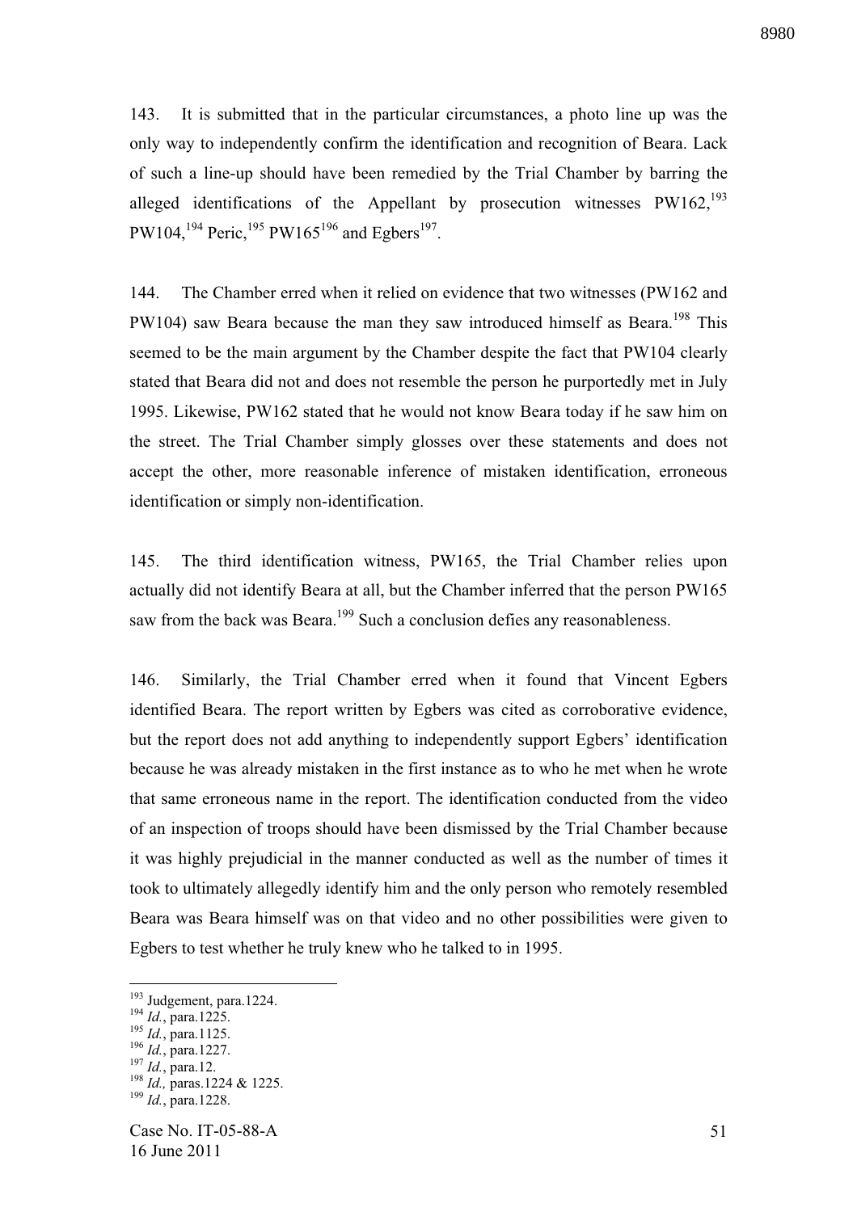143. It is submitted that in the particular circumstances, a photo line up was the only way to independently confirm the identification and recognition of Beara. Lack of such a line-up should have been remedied by the Trial Chamber by barring the alleged identifications of the Appellant by prosecution witnesses PW162,[193] PW104,[194] Peric,[195] PW165[196] and Egbers[197].

144. The Chamber erred when it relied on evidence that two witnesses (PW162 and PW104) saw Beara because the man they saw introduced himself as Beara.[198] This seemed to be the main argument by the Chamber despite the fact that PW104 clearly stated that Beara did not and does not resemble the person he purportedly met in July 1995. Likewise, PW162 stated that he would not know Beara today if he saw him on the street. The Trial Chamber simply glosses over these statements and does not accept the other, more reasonable inference of mistaken identification, erroneous identification or simply non-identification.

145. The third identification witness, PW165, the Trial Chamber relies upon actually did not identify Beara at all, but the Chamber inferred that the person PW165 saw from the back was Beara.[199] Such a conclusion defies any reasonableness.

146. Similarly, the Trial Chamber erred when it found that Vincent Egbers identified Beara. The report written by Egbers was cited as corroborative evidence, but the report does not add anything to independently support Egbers' identification because he was already mistaken in the first instance as to who he met when he wrote that same erroneous name in the report. The identification conducted from the video of an inspection of troops should have been dismissed by the Trial Chamber because it was highly prejudicial in the manner conducted as well as the number of times it took to ultimately allegedly identify him and the only person who remotely resembled Beara was Beara himself was on that video and no other possibilities were given to Egbers to test whether he truly knew who he talked to in 1995.

---

[193] Judgement, para.1224.

[194] *Id.*, para.1225.

[195] *Id.*, para.1125.

[196] *Id.*, para.1227.

[197] *Id.*, para.12.

[198] *Id.,* paras.1224 & 1225.

[199] *Id.*, para.1228.

Case No. IT-05-88-A
16 June 2011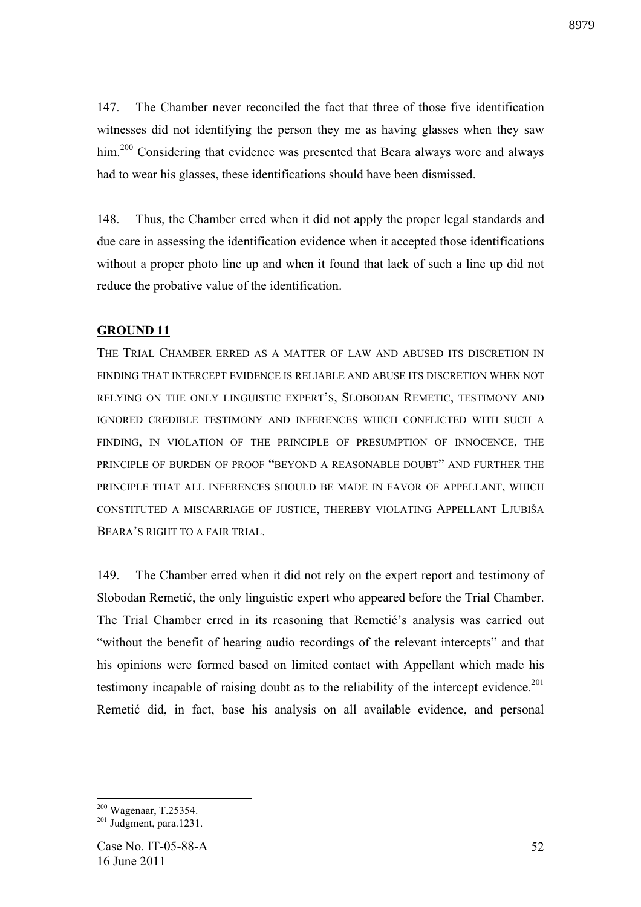147. The Chamber never reconciled the fact that three of those five identification witnesses did not identifying the person they me as having glasses when they saw him.[200] Considering that evidence was presented that Beara always wore and always had to wear his glasses, these identifications should have been dismissed.

148. Thus, the Chamber erred when it did not apply the proper legal standards and due care in assessing the identification evidence when it accepted those identifications without a proper photo line up and when it found that lack of such a line up did not reduce the probative value of the identification.

## GROUND 11

THE TRIAL CHAMBER ERRED AS A MATTER OF LAW AND ABUSED ITS DISCRETION IN FINDING THAT INTERCEPT EVIDENCE IS RELIABLE AND ABUSE ITS DISCRETION WHEN NOT RELYING ON THE ONLY LINGUISTIC EXPERT'S, SLOBODAN REMETIC, TESTIMONY AND IGNORED CREDIBLE TESTIMONY AND INFERENCES WHICH CONFLICTED WITH SUCH A FINDING, IN VIOLATION OF THE PRINCIPLE OF PRESUMPTION OF INNOCENCE, THE PRINCIPLE OF BURDEN OF PROOF "BEYOND A REASONABLE DOUBT" AND FURTHER THE PRINCIPLE THAT ALL INFERENCES SHOULD BE MADE IN FAVOR OF APPELLANT, WHICH CONSTITUTED A MISCARRIAGE OF JUSTICE, THEREBY VIOLATING APPELLANT LJUBIŠA BEARA'S RIGHT TO A FAIR TRIAL.

149. The Chamber erred when it did not rely on the expert report and testimony of Slobodan Remetić, the only linguistic expert who appeared before the Trial Chamber. The Trial Chamber erred in its reasoning that Remetić's analysis was carried out "without the benefit of hearing audio recordings of the relevant intercepts" and that his opinions were formed based on limited contact with Appellant which made his testimony incapable of raising doubt as to the reliability of the intercept evidence.[201] Remetić did, in fact, base his analysis on all available evidence, and personal

---

[200] Wagenaar, T.25354.

[201] Judgment, para.1231.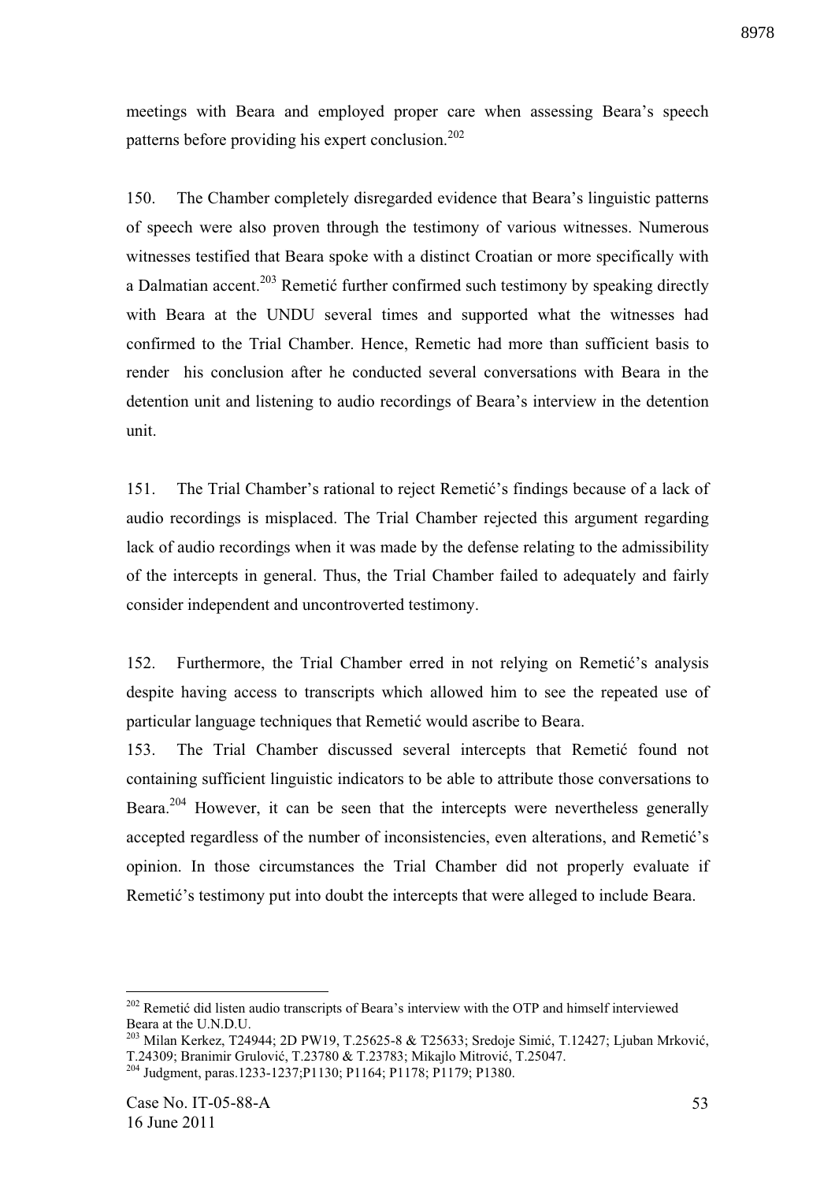meetings with Beara and employed proper care when assessing Beara's speech patterns before providing his expert conclusion.[202]

150. The Chamber completely disregarded evidence that Beara's linguistic patterns of speech were also proven through the testimony of various witnesses. Numerous witnesses testified that Beara spoke with a distinct Croatian or more specifically with a Dalmatian accent.[203] Remetić further confirmed such testimony by speaking directly with Beara at the UNDU several times and supported what the witnesses had confirmed to the Trial Chamber. Hence, Remetic had more than sufficient basis to render his conclusion after he conducted several conversations with Beara in the detention unit and listening to audio recordings of Beara's interview in the detention unit.

151. The Trial Chamber's rational to reject Remetić's findings because of a lack of audio recordings is misplaced. The Trial Chamber rejected this argument regarding lack of audio recordings when it was made by the defense relating to the admissibility of the intercepts in general. Thus, the Trial Chamber failed to adequately and fairly consider independent and uncontroverted testimony.

152. Furthermore, the Trial Chamber erred in not relying on Remetić's analysis despite having access to transcripts which allowed him to see the repeated use of particular language techniques that Remetić would ascribe to Beara.

153. The Trial Chamber discussed several intercepts that Remetić found not containing sufficient linguistic indicators to be able to attribute those conversations to Beara.[204] However, it can be seen that the intercepts were nevertheless generally accepted regardless of the number of inconsistencies, even alterations, and Remetić's opinion. In those circumstances the Trial Chamber did not properly evaluate if Remetić's testimony put into doubt the intercepts that were alleged to include Beara.

---

[202] Remetić did listen audio transcripts of Beara's interview with the OTP and himself interviewed Beara at the U.N.D.U.

[203] Milan Kerkez, T24944; 2D PW19, T.25625-8 & T25633; Sredoje Simić, T.12427; Ljuban Mrković, T.24309; Branimir Grulović, T.23780 & T.23783; Mikajlo Mitrović, T.25047.

[204] Judgment, paras.1233-1237;P1130; P1164; P1178; P1179; P1380.

Case No. IT-05-88-A
16 June 2011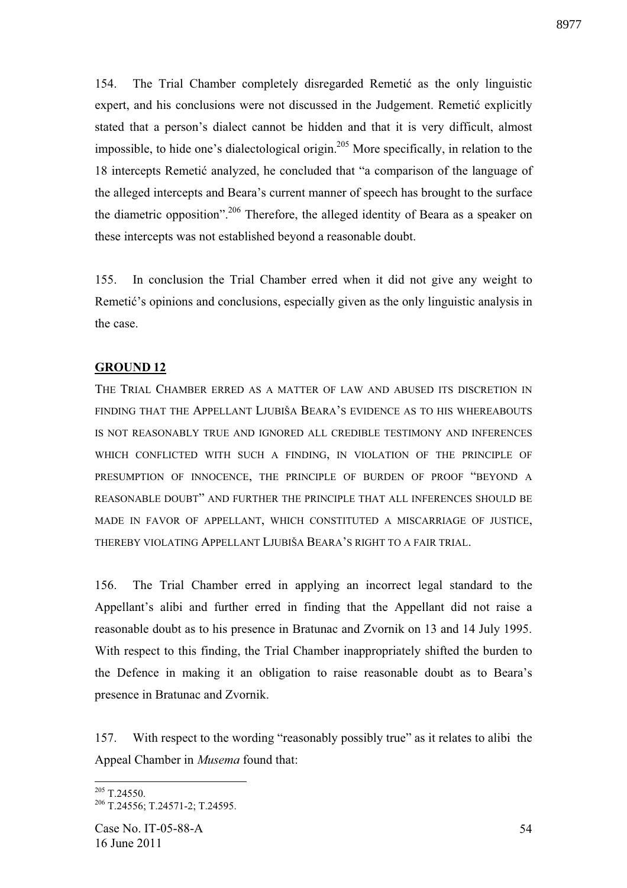154. The Trial Chamber completely disregarded Remetić as the only linguistic expert, and his conclusions were not discussed in the Judgement. Remetić explicitly stated that a person's dialect cannot be hidden and that it is very difficult, almost impossible, to hide one's dialectological origin.[205] More specifically, in relation to the 18 intercepts Remetić analyzed, he concluded that "a comparison of the language of the alleged intercepts and Beara's current manner of speech has brought to the surface the diametric opposition".[206] Therefore, the alleged identity of Beara as a speaker on these intercepts was not established beyond a reasonable doubt.

155. In conclusion the Trial Chamber erred when it did not give any weight to Remetić's opinions and conclusions, especially given as the only linguistic analysis in the case.

## GROUND 12

THE TRIAL CHAMBER ERRED AS A MATTER OF LAW AND ABUSED ITS DISCRETION IN FINDING THAT THE APPELLANT LJUBIŠA BEARA'S EVIDENCE AS TO HIS WHEREABOUTS IS NOT REASONABLY TRUE AND IGNORED ALL CREDIBLE TESTIMONY AND INFERENCES WHICH CONFLICTED WITH SUCH A FINDING, IN VIOLATION OF THE PRINCIPLE OF PRESUMPTION OF INNOCENCE, THE PRINCIPLE OF BURDEN OF PROOF "BEYOND A REASONABLE DOUBT" AND FURTHER THE PRINCIPLE THAT ALL INFERENCES SHOULD BE MADE IN FAVOR OF APPELLANT, WHICH CONSTITUTED A MISCARRIAGE OF JUSTICE, THEREBY VIOLATING APPELLANT LJUBIŠA BEARA'S RIGHT TO A FAIR TRIAL.

156. The Trial Chamber erred in applying an incorrect legal standard to the Appellant's alibi and further erred in finding that the Appellant did not raise a reasonable doubt as to his presence in Bratunac and Zvornik on 13 and 14 July 1995. With respect to this finding, the Trial Chamber inappropriately shifted the burden to the Defence in making it an obligation to raise reasonable doubt as to Beara's presence in Bratunac and Zvornik.

157. With respect to the wording "reasonably possibly true" as it relates to alibi the Appeal Chamber in *Musema* found that:

---

[205] T.24550.

[206] T.24556; T.24571-2; T.24595.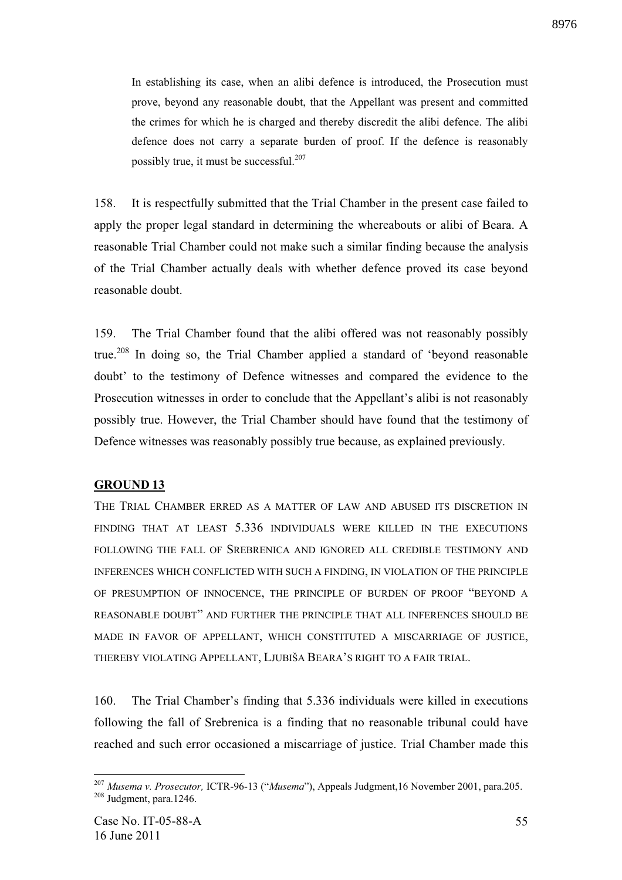> In establishing its case, when an alibi defence is introduced, the Prosecution must prove, beyond any reasonable doubt, that the Appellant was present and committed the crimes for which he is charged and thereby discredit the alibi defence. The alibi defence does not carry a separate burden of proof. If the defence is reasonably possibly true, it must be successful.[207]

158. It is respectfully submitted that the Trial Chamber in the present case failed to apply the proper legal standard in determining the whereabouts or alibi of Beara. A reasonable Trial Chamber could not make such a similar finding because the analysis of the Trial Chamber actually deals with whether defence proved its case beyond reasonable doubt.

159. The Trial Chamber found that the alibi offered was not reasonably possibly true.[208] In doing so, the Trial Chamber applied a standard of 'beyond reasonable doubt' to the testimony of Defence witnesses and compared the evidence to the Prosecution witnesses in order to conclude that the Appellant's alibi is not reasonably possibly true. However, the Trial Chamber should have found that the testimony of Defence witnesses was reasonably possibly true because, as explained previously.

## GROUND 13

THE TRIAL CHAMBER ERRED AS A MATTER OF LAW AND ABUSED ITS DISCRETION IN FINDING THAT AT LEAST 5.336 INDIVIDUALS WERE KILLED IN THE EXECUTIONS FOLLOWING THE FALL OF SREBRENICA AND IGNORED ALL CREDIBLE TESTIMONY AND INFERENCES WHICH CONFLICTED WITH SUCH A FINDING, IN VIOLATION OF THE PRINCIPLE OF PRESUMPTION OF INNOCENCE, THE PRINCIPLE OF BURDEN OF PROOF "BEYOND A REASONABLE DOUBT" AND FURTHER THE PRINCIPLE THAT ALL INFERENCES SHOULD BE MADE IN FAVOR OF APPELLANT, WHICH CONSTITUTED A MISCARRIAGE OF JUSTICE, THEREBY VIOLATING APPELLANT, LJUBIŠA BEARA'S RIGHT TO A FAIR TRIAL.

160. The Trial Chamber's finding that 5.336 individuals were killed in executions following the fall of Srebrenica is a finding that no reasonable tribunal could have reached and such error occasioned a miscarriage of justice. Trial Chamber made this

---

[207] *Musema v. Prosecutor,* ICTR-96-13 ("*Musema*"), Appeals Judgment,16 November 2001, para.205.

[208] Judgment, para.1246.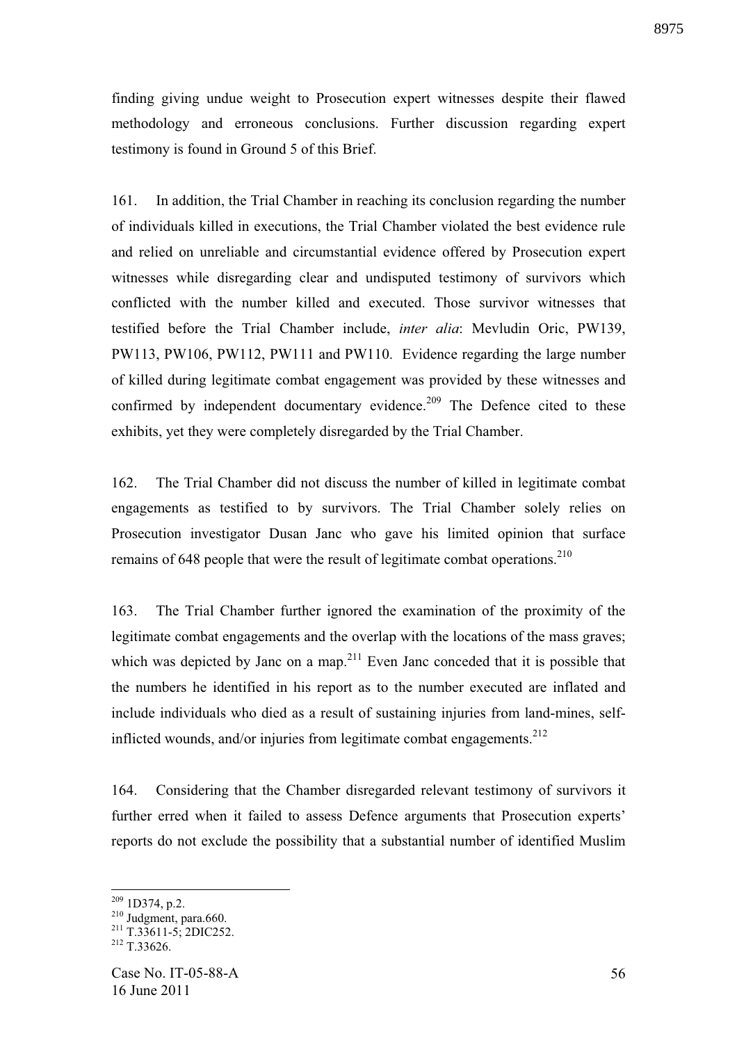finding giving undue weight to Prosecution expert witnesses despite their flawed methodology and erroneous conclusions. Further discussion regarding expert testimony is found in Ground 5 of this Brief.

161. In addition, the Trial Chamber in reaching its conclusion regarding the number of individuals killed in executions, the Trial Chamber violated the best evidence rule and relied on unreliable and circumstantial evidence offered by Prosecution expert witnesses while disregarding clear and undisputed testimony of survivors which conflicted with the number killed and executed. Those survivor witnesses that testified before the Trial Chamber include, *inter alia*: Mevludin Oric, PW139, PW113, PW106, PW112, PW111 and PW110. Evidence regarding the large number of killed during legitimate combat engagement was provided by these witnesses and confirmed by independent documentary evidence.[209] The Defence cited to these exhibits, yet they were completely disregarded by the Trial Chamber.

162. The Trial Chamber did not discuss the number of killed in legitimate combat engagements as testified to by survivors. The Trial Chamber solely relies on Prosecution investigator Dusan Janc who gave his limited opinion that surface remains of 648 people that were the result of legitimate combat operations.[210]

163. The Trial Chamber further ignored the examination of the proximity of the legitimate combat engagements and the overlap with the locations of the mass graves; which was depicted by Janc on a map.[211] Even Janc conceded that it is possible that the numbers he identified in his report as to the number executed are inflated and include individuals who died as a result of sustaining injuries from land-mines, self-inflicted wounds, and/or injuries from legitimate combat engagements.[212]

164. Considering that the Chamber disregarded relevant testimony of survivors it further erred when it failed to assess Defence arguments that Prosecution experts' reports do not exclude the possibility that a substantial number of identified Muslim

---

[209] 1D374, p.2.
[210] Judgment, para.660.
[211] T.33611-5; 2DIC252.
[212] T.33626.

Case No. IT-05-88-A
16 June 2011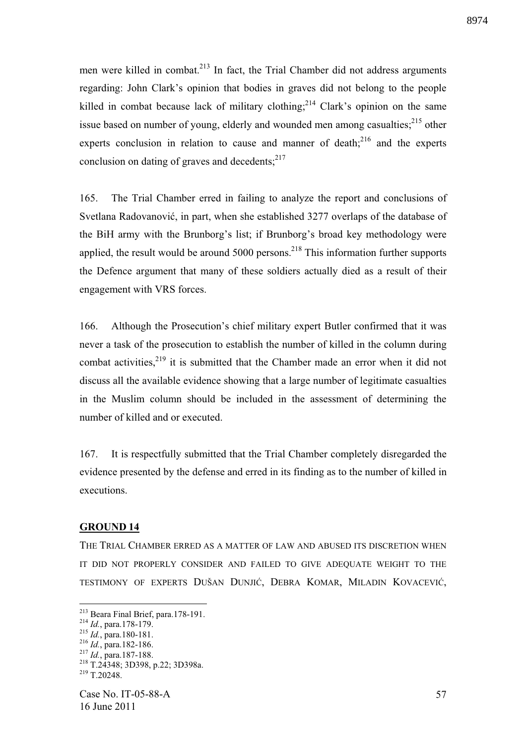men were killed in combat.[213] In fact, the Trial Chamber did not address arguments regarding: John Clark's opinion that bodies in graves did not belong to the people killed in combat because lack of military clothing;[214] Clark's opinion on the same issue based on number of young, elderly and wounded men among casualties;[215] other experts conclusion in relation to cause and manner of death;[216] and the experts conclusion on dating of graves and decedents;[217]

165. The Trial Chamber erred in failing to analyze the report and conclusions of Svetlana Radovanović, in part, when she established 3277 overlaps of the database of the BiH army with the Brunborg's list; if Brunborg's broad key methodology were applied, the result would be around 5000 persons.[218] This information further supports the Defence argument that many of these soldiers actually died as a result of their engagement with VRS forces.

166. Although the Prosecution's chief military expert Butler confirmed that it was never a task of the prosecution to establish the number of killed in the column during combat activities,[219] it is submitted that the Chamber made an error when it did not discuss all the available evidence showing that a large number of legitimate casualties in the Muslim column should be included in the assessment of determining the number of killed and or executed.

167. It is respectfully submitted that the Trial Chamber completely disregarded the evidence presented by the defense and erred in its finding as to the number of killed in executions.

## GROUND 14

THE TRIAL CHAMBER ERRED AS A MATTER OF LAW AND ABUSED ITS DISCRETION WHEN IT DID NOT PROPERLY CONSIDER AND FAILED TO GIVE ADEQUATE WEIGHT TO THE TESTIMONY OF EXPERTS DUŠAN DUNJIĆ, DEBRA KOMAR, MILADIN KOVACEVIĆ,

---

[213] Beara Final Brief, para.178-191.
[214] *Id.*, para.178-179.
[215] *Id.*, para.180-181.
[216] *Id.*, para.182-186.
[217] *Id.*, para.187-188.
[218] T.24348; 3D398, p.22; 3D398a.
[219] T.20248.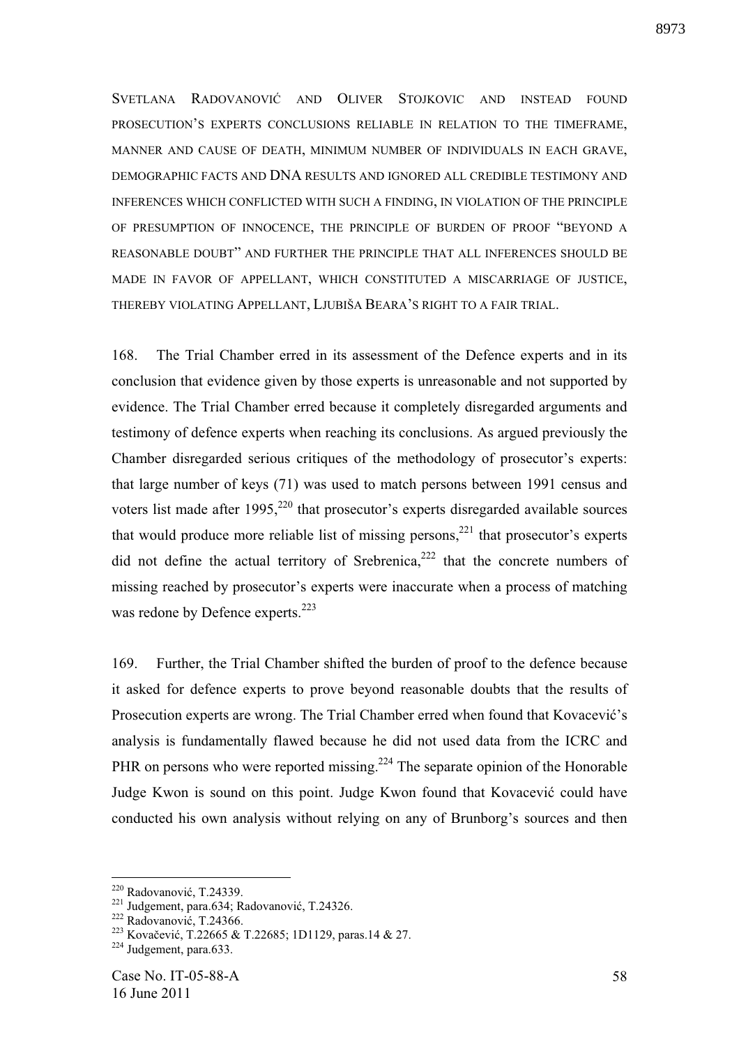SVETLANA RADOVANOVIĆ AND OLIVER STOJKOVIC AND INSTEAD FOUND PROSECUTION'S EXPERTS CONCLUSIONS RELIABLE IN RELATION TO THE TIMEFRAME, MANNER AND CAUSE OF DEATH, MINIMUM NUMBER OF INDIVIDUALS IN EACH GRAVE, DEMOGRAPHIC FACTS AND DNA RESULTS AND IGNORED ALL CREDIBLE TESTIMONY AND INFERENCES WHICH CONFLICTED WITH SUCH A FINDING, IN VIOLATION OF THE PRINCIPLE OF PRESUMPTION OF INNOCENCE, THE PRINCIPLE OF BURDEN OF PROOF "BEYOND A REASONABLE DOUBT" AND FURTHER THE PRINCIPLE THAT ALL INFERENCES SHOULD BE MADE IN FAVOR OF APPELLANT, WHICH CONSTITUTED A MISCARRIAGE OF JUSTICE, THEREBY VIOLATING APPELLANT, LJUBIŠA BEARA'S RIGHT TO A FAIR TRIAL.

168. The Trial Chamber erred in its assessment of the Defence experts and in its conclusion that evidence given by those experts is unreasonable and not supported by evidence. The Trial Chamber erred because it completely disregarded arguments and testimony of defence experts when reaching its conclusions. As argued previously the Chamber disregarded serious critiques of the methodology of prosecutor's experts: that large number of keys (71) was used to match persons between 1991 census and voters list made after 1995,[220] that prosecutor's experts disregarded available sources that would produce more reliable list of missing persons,[221] that prosecutor's experts did not define the actual territory of Srebrenica,[222] that the concrete numbers of missing reached by prosecutor's experts were inaccurate when a process of matching was redone by Defence experts.[223]

169. Further, the Trial Chamber shifted the burden of proof to the defence because it asked for defence experts to prove beyond reasonable doubts that the results of Prosecution experts are wrong. The Trial Chamber erred when found that Kovacević's analysis is fundamentally flawed because he did not used data from the ICRC and PHR on persons who were reported missing.[224] The separate opinion of the Honorable Judge Kwon is sound on this point. Judge Kwon found that Kovacević could have conducted his own analysis without relying on any of Brunborg's sources and then

---

[220] Radovanović, T.24339.
[221] Judgement, para.634; Radovanović, T.24326.
[222] Radovanović, T.24366.
[223] Kovačević, T.22665 & T.22685; 1D1129, paras.14 & 27.
[224] Judgement, para.633.

Case No. IT-05-88-A
16 June 2011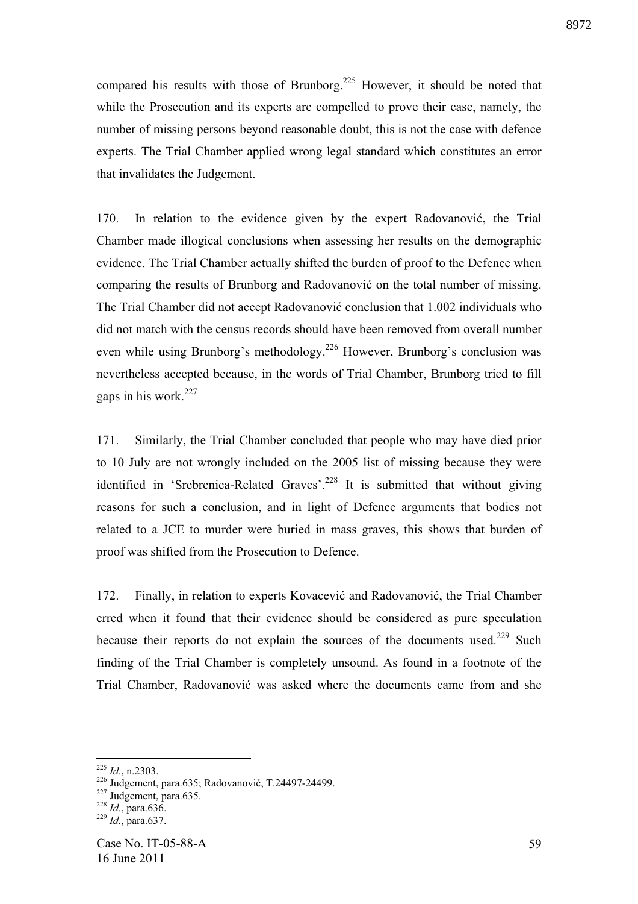compared his results with those of Brunborg.[225] However, it should be noted that while the Prosecution and its experts are compelled to prove their case, namely, the number of missing persons beyond reasonable doubt, this is not the case with defence experts. The Trial Chamber applied wrong legal standard which constitutes an error that invalidates the Judgement.

170. In relation to the evidence given by the expert Radovanović, the Trial Chamber made illogical conclusions when assessing her results on the demographic evidence. The Trial Chamber actually shifted the burden of proof to the Defence when comparing the results of Brunborg and Radovanović on the total number of missing. The Trial Chamber did not accept Radovanović conclusion that 1.002 individuals who did not match with the census records should have been removed from overall number even while using Brunborg's methodology.[226] However, Brunborg's conclusion was nevertheless accepted because, in the words of Trial Chamber, Brunborg tried to fill gaps in his work.[227]

171. Similarly, the Trial Chamber concluded that people who may have died prior to 10 July are not wrongly included on the 2005 list of missing because they were identified in 'Srebrenica-Related Graves'.[228] It is submitted that without giving reasons for such a conclusion, and in light of Defence arguments that bodies not related to a JCE to murder were buried in mass graves, this shows that burden of proof was shifted from the Prosecution to Defence.

172. Finally, in relation to experts Kovacević and Radovanović, the Trial Chamber erred when it found that their evidence should be considered as pure speculation because their reports do not explain the sources of the documents used.[229] Such finding of the Trial Chamber is completely unsound. As found in a footnote of the Trial Chamber, Radovanović was asked where the documents came from and she

---

[225] *Id.*, n.2303.

[226] Judgement, para.635; Radovanović, T.24497-24499.

[227] Judgement, para.635.

[228] *Id.*, para.636.

[229] *Id.*, para.637.

Case No. IT-05-88-A
16 June 2011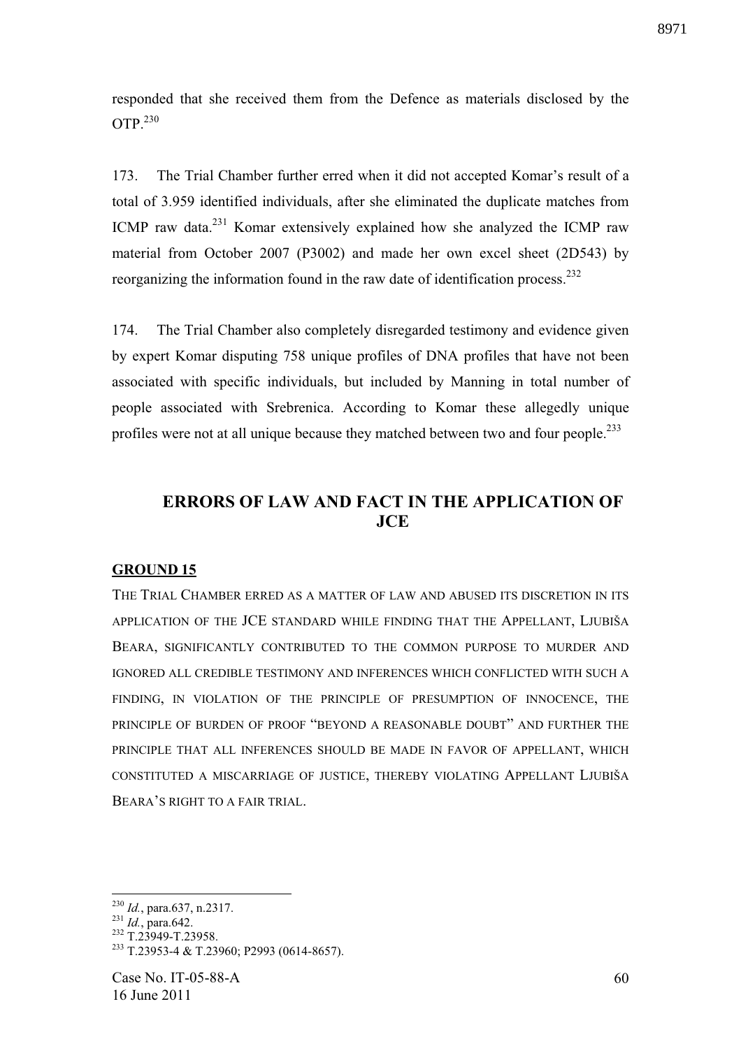responded that she received them from the Defence as materials disclosed by the OTP.[230]

173. The Trial Chamber further erred when it did not accepted Komar's result of a total of 3.959 identified individuals, after she eliminated the duplicate matches from ICMP raw data.[231] Komar extensively explained how she analyzed the ICMP raw material from October 2007 (P3002) and made her own excel sheet (2D543) by reorganizing the information found in the raw date of identification process.[232]

174. The Trial Chamber also completely disregarded testimony and evidence given by expert Komar disputing 758 unique profiles of DNA profiles that have not been associated with specific individuals, but included by Manning in total number of people associated with Srebrenica. According to Komar these allegedly unique profiles were not at all unique because they matched between two and four people.[233]

## ERRORS OF LAW AND FACT IN THE APPLICATION OF JCE

### GROUND 15

THE TRIAL CHAMBER ERRED AS A MATTER OF LAW AND ABUSED ITS DISCRETION IN ITS APPLICATION OF THE JCE STANDARD WHILE FINDING THAT THE APPELLANT, LJUBIŠA BEARA, SIGNIFICANTLY CONTRIBUTED TO THE COMMON PURPOSE TO MURDER AND IGNORED ALL CREDIBLE TESTIMONY AND INFERENCES WHICH CONFLICTED WITH SUCH A FINDING, IN VIOLATION OF THE PRINCIPLE OF PRESUMPTION OF INNOCENCE, THE PRINCIPLE OF BURDEN OF PROOF "BEYOND A REASONABLE DOUBT" AND FURTHER THE PRINCIPLE THAT ALL INFERENCES SHOULD BE MADE IN FAVOR OF APPELLANT, WHICH CONSTITUTED A MISCARRIAGE OF JUSTICE, THEREBY VIOLATING APPELLANT LJUBIŠA BEARA'S RIGHT TO A FAIR TRIAL.

---

[230] *Id.*, para.637, n.2317.
[231] *Id.*, para.642.
[232] T.23949-T.23958.
[233] T.23953-4 & T.23960; P2993 (0614-8657).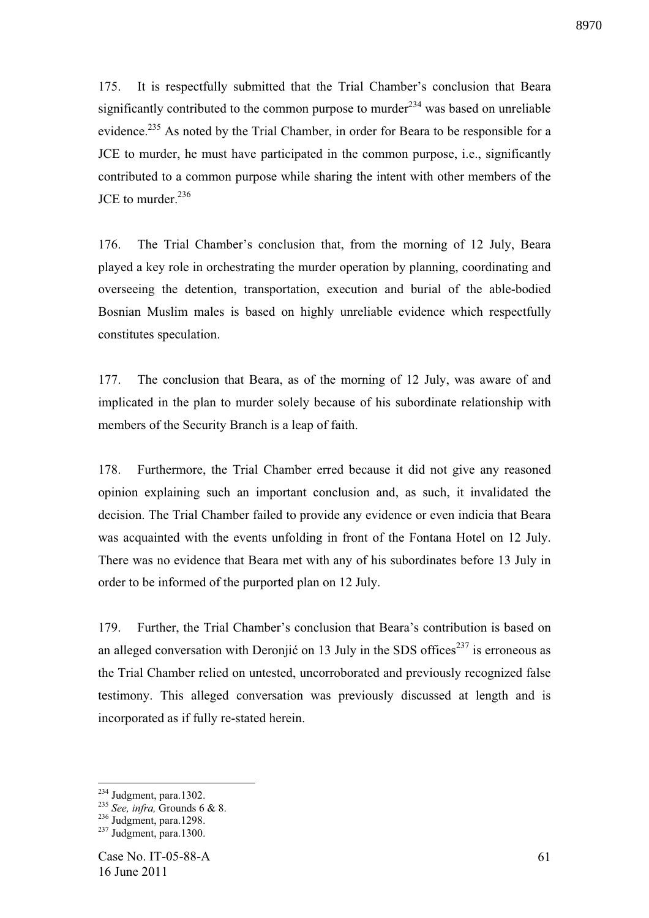175. It is respectfully submitted that the Trial Chamber's conclusion that Beara significantly contributed to the common purpose to murder[234] was based on unreliable evidence.[235] As noted by the Trial Chamber, in order for Beara to be responsible for a JCE to murder, he must have participated in the common purpose, i.e., significantly contributed to a common purpose while sharing the intent with other members of the JCE to murder.[236]

176. The Trial Chamber's conclusion that, from the morning of 12 July, Beara played a key role in orchestrating the murder operation by planning, coordinating and overseeing the detention, transportation, execution and burial of the able-bodied Bosnian Muslim males is based on highly unreliable evidence which respectfully constitutes speculation.

177. The conclusion that Beara, as of the morning of 12 July, was aware of and implicated in the plan to murder solely because of his subordinate relationship with members of the Security Branch is a leap of faith.

178. Furthermore, the Trial Chamber erred because it did not give any reasoned opinion explaining such an important conclusion and, as such, it invalidated the decision. The Trial Chamber failed to provide any evidence or even indicia that Beara was acquainted with the events unfolding in front of the Fontana Hotel on 12 July. There was no evidence that Beara met with any of his subordinates before 13 July in order to be informed of the purported plan on 12 July.

179. Further, the Trial Chamber's conclusion that Beara's contribution is based on an alleged conversation with Deronjić on 13 July in the SDS offices[237] is erroneous as the Trial Chamber relied on untested, uncorroborated and previously recognized false testimony. This alleged conversation was previously discussed at length and is incorporated as if fully re-stated herein.

---

[234] Judgment, para.1302.

[235] *See, infra,* Grounds 6 & 8.

[236] Judgment, para.1298.

[237] Judgment, para.1300.

Case No. IT-05-88-A
16 June 2011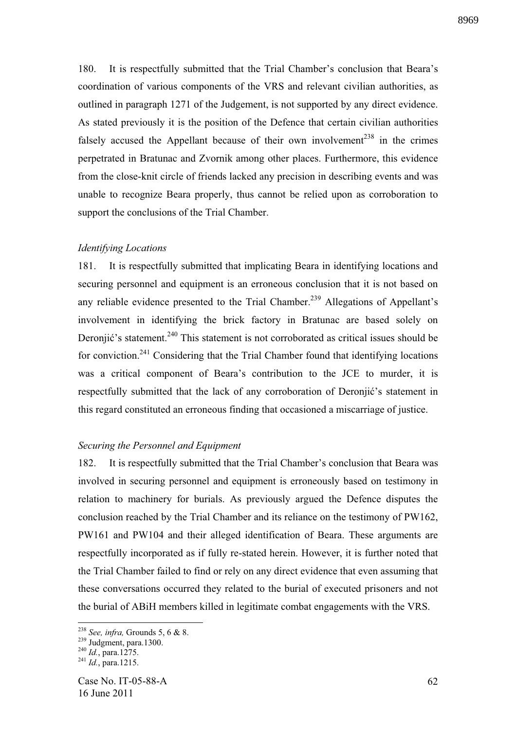180. It is respectfully submitted that the Trial Chamber's conclusion that Beara's coordination of various components of the VRS and relevant civilian authorities, as outlined in paragraph 1271 of the Judgement, is not supported by any direct evidence. As stated previously it is the position of the Defence that certain civilian authorities falsely accused the Appellant because of their own involvement[238] in the crimes perpetrated in Bratunac and Zvornik among other places. Furthermore, this evidence from the close-knit circle of friends lacked any precision in describing events and was unable to recognize Beara properly, thus cannot be relied upon as corroboration to support the conclusions of the Trial Chamber.

*Identifying Locations*

181. It is respectfully submitted that implicating Beara in identifying locations and securing personnel and equipment is an erroneous conclusion that it is not based on any reliable evidence presented to the Trial Chamber.[239] Allegations of Appellant's involvement in identifying the brick factory in Bratunac are based solely on Deronjić's statement.[240] This statement is not corroborated as critical issues should be for conviction.[241] Considering that the Trial Chamber found that identifying locations was a critical component of Beara's contribution to the JCE to murder, it is respectfully submitted that the lack of any corroboration of Deronjić's statement in this regard constituted an erroneous finding that occasioned a miscarriage of justice.

*Securing the Personnel and Equipment*

182. It is respectfully submitted that the Trial Chamber's conclusion that Beara was involved in securing personnel and equipment is erroneously based on testimony in relation to machinery for burials. As previously argued the Defence disputes the conclusion reached by the Trial Chamber and its reliance on the testimony of PW162, PW161 and PW104 and their alleged identification of Beara. These arguments are respectfully incorporated as if fully re-stated herein. However, it is further noted that the Trial Chamber failed to find or rely on any direct evidence that even assuming that these conversations occurred they related to the burial of executed prisoners and not the burial of ABiH members killed in legitimate combat engagements with the VRS.

---

[238] *See, infra,* Grounds 5, 6 & 8.

[239] Judgment, para.1300.

[240] *Id.*, para.1275.

[241] *Id.*, para.1215.

Case No. IT-05-88-A
16 June 2011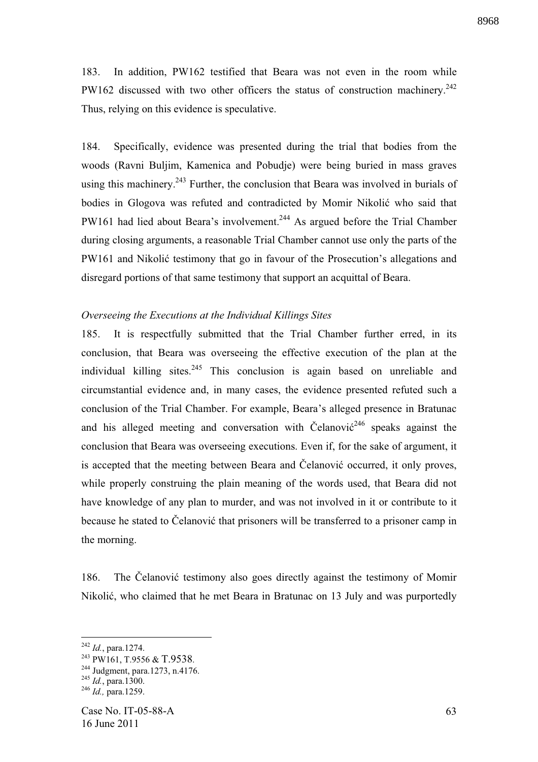183. In addition, PW162 testified that Beara was not even in the room while PW162 discussed with two other officers the status of construction machinery.[242] Thus, relying on this evidence is speculative.

184. Specifically, evidence was presented during the trial that bodies from the woods (Ravni Buljim, Kamenica and Pobudje) were being buried in mass graves using this machinery.[243] Further, the conclusion that Beara was involved in burials of bodies in Glogova was refuted and contradicted by Momir Nikolić who said that PW161 had lied about Beara's involvement.[244] As argued before the Trial Chamber during closing arguments, a reasonable Trial Chamber cannot use only the parts of the PW161 and Nikolić testimony that go in favour of the Prosecution's allegations and disregard portions of that same testimony that support an acquittal of Beara.

*Overseeing the Executions at the Individual Killings Sites*

185. It is respectfully submitted that the Trial Chamber further erred, in its conclusion, that Beara was overseeing the effective execution of the plan at the individual killing sites.[245] This conclusion is again based on unreliable and circumstantial evidence and, in many cases, the evidence presented refuted such a conclusion of the Trial Chamber. For example, Beara's alleged presence in Bratunac and his alleged meeting and conversation with Čelanović[246] speaks against the conclusion that Beara was overseeing executions. Even if, for the sake of argument, it is accepted that the meeting between Beara and Čelanović occurred, it only proves, while properly construing the plain meaning of the words used, that Beara did not have knowledge of any plan to murder, and was not involved in it or contribute to it because he stated to Čelanović that prisoners will be transferred to a prisoner camp in the morning.

186. The Čelanović testimony also goes directly against the testimony of Momir Nikolić, who claimed that he met Beara in Bratunac on 13 July and was purportedly

---

[242] *Id.*, para.1274.

[243] PW161, T.9556 & T.9538.

[244] Judgment, para.1273, n.4176.

[245] *Id.*, para.1300.

[246] *Id.,* para.1259.

Case No. IT-05-88-A
16 June 2011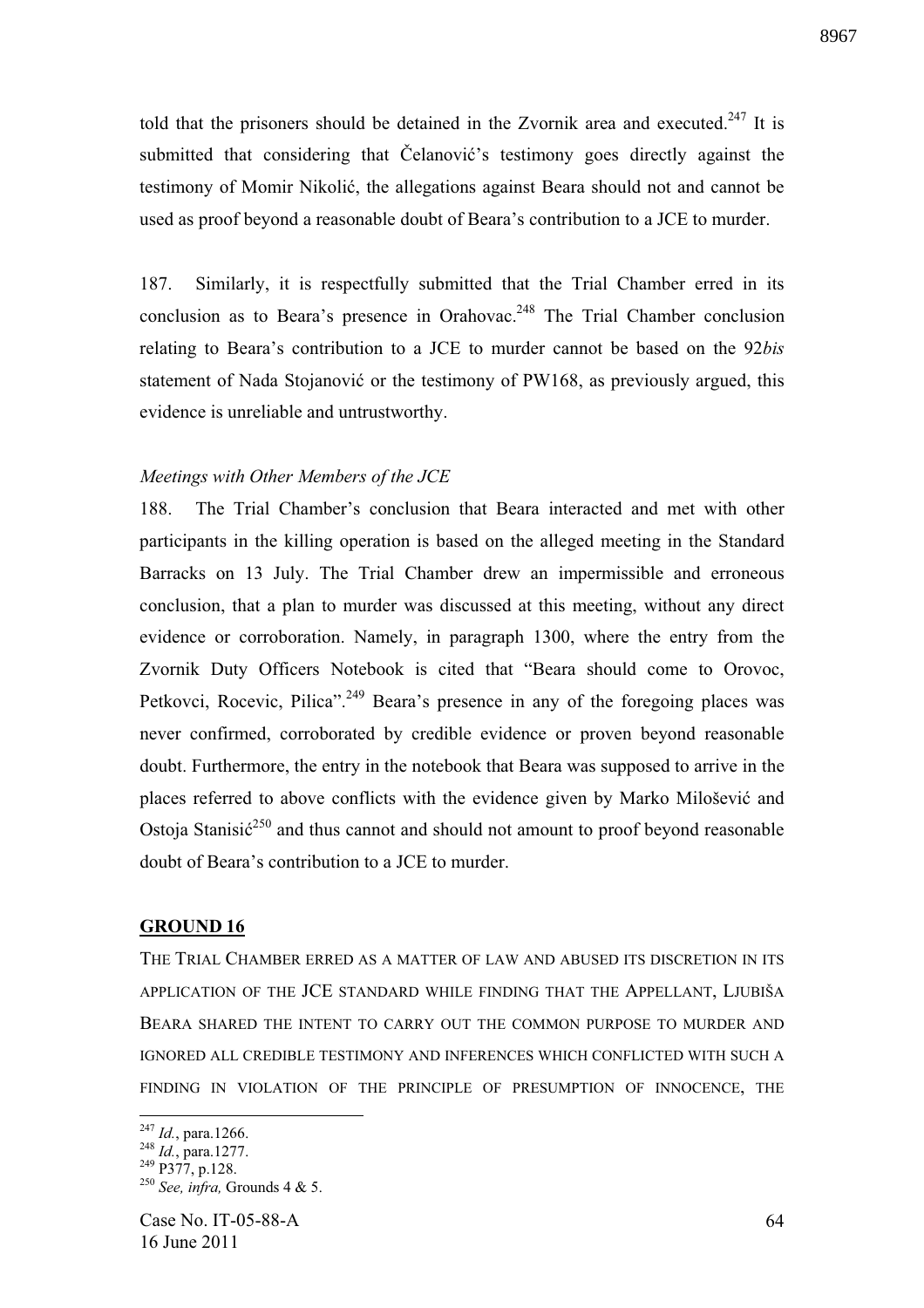told that the prisoners should be detained in the Zvornik area and executed.[247] It is submitted that considering that Čelanović's testimony goes directly against the testimony of Momir Nikolić, the allegations against Beara should not and cannot be used as proof beyond a reasonable doubt of Beara's contribution to a JCE to murder.

187. Similarly, it is respectfully submitted that the Trial Chamber erred in its conclusion as to Beara's presence in Orahovac.[248] The Trial Chamber conclusion relating to Beara's contribution to a JCE to murder cannot be based on the 92*bis* statement of Nada Stojanović or the testimony of PW168, as previously argued, this evidence is unreliable and untrustworthy.

*Meetings with Other Members of the JCE*

188. The Trial Chamber's conclusion that Beara interacted and met with other participants in the killing operation is based on the alleged meeting in the Standard Barracks on 13 July. The Trial Chamber drew an impermissible and erroneous conclusion, that a plan to murder was discussed at this meeting, without any direct evidence or corroboration. Namely, in paragraph 1300, where the entry from the Zvornik Duty Officers Notebook is cited that "Beara should come to Orovoc, Petkovci, Rocevic, Pilica".[249] Beara's presence in any of the foregoing places was never confirmed, corroborated by credible evidence or proven beyond reasonable doubt. Furthermore, the entry in the notebook that Beara was supposed to arrive in the places referred to above conflicts with the evidence given by Marko Milošević and Ostoja Stanisić[250] and thus cannot and should not amount to proof beyond reasonable doubt of Beara's contribution to a JCE to murder.

## GROUND 16

THE TRIAL CHAMBER ERRED AS A MATTER OF LAW AND ABUSED ITS DISCRETION IN ITS APPLICATION OF THE JCE STANDARD WHILE FINDING THAT THE APPELLANT, LJUBIŠA BEARA SHARED THE INTENT TO CARRY OUT THE COMMON PURPOSE TO MURDER AND IGNORED ALL CREDIBLE TESTIMONY AND INFERENCES WHICH CONFLICTED WITH SUCH A FINDING IN VIOLATION OF THE PRINCIPLE OF PRESUMPTION OF INNOCENCE, THE

---

[247] *Id.*, para.1266.

[248] *Id.*, para.1277.

[249] P377, p.128.

[250] *See, infra,* Grounds 4 & 5.

Case No. IT-05-88-A
16 June 2011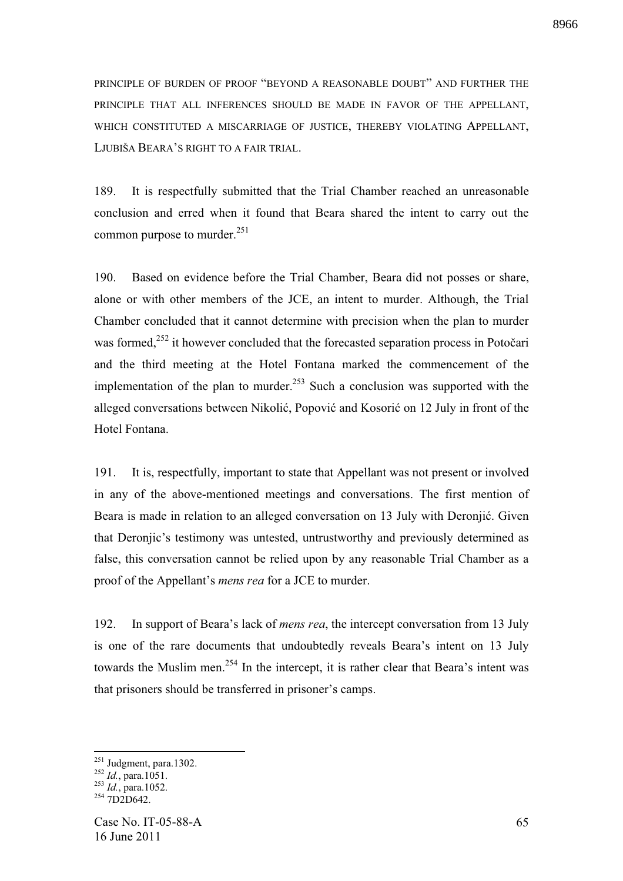PRINCIPLE OF BURDEN OF PROOF "BEYOND A REASONABLE DOUBT" AND FURTHER THE PRINCIPLE THAT ALL INFERENCES SHOULD BE MADE IN FAVOR OF THE APPELLANT, WHICH CONSTITUTED A MISCARRIAGE OF JUSTICE, THEREBY VIOLATING APPELLANT, LJUBIŠA BEARA'S RIGHT TO A FAIR TRIAL.

189. It is respectfully submitted that the Trial Chamber reached an unreasonable conclusion and erred when it found that Beara shared the intent to carry out the common purpose to murder.[251]

190. Based on evidence before the Trial Chamber, Beara did not posses or share, alone or with other members of the JCE, an intent to murder. Although, the Trial Chamber concluded that it cannot determine with precision when the plan to murder was formed,[252] it however concluded that the forecasted separation process in Potočari and the third meeting at the Hotel Fontana marked the commencement of the implementation of the plan to murder.[253] Such a conclusion was supported with the alleged conversations between Nikolić, Popović and Kosorić on 12 July in front of the Hotel Fontana.

191. It is, respectfully, important to state that Appellant was not present or involved in any of the above-mentioned meetings and conversations. The first mention of Beara is made in relation to an alleged conversation on 13 July with Deronjić. Given that Deronjic's testimony was untested, untrustworthy and previously determined as false, this conversation cannot be relied upon by any reasonable Trial Chamber as a proof of the Appellant's *mens rea* for a JCE to murder.

192. In support of Beara's lack of *mens rea*, the intercept conversation from 13 July is one of the rare documents that undoubtedly reveals Beara's intent on 13 July towards the Muslim men.[254] In the intercept, it is rather clear that Beara's intent was that prisoners should be transferred in prisoner's camps.

---

[251] Judgment, para.1302.
[252] *Id.*, para.1051.
[253] *Id.*, para.1052.
[254] 7D2D642.

Case No. IT-05-88-A
16 June 2011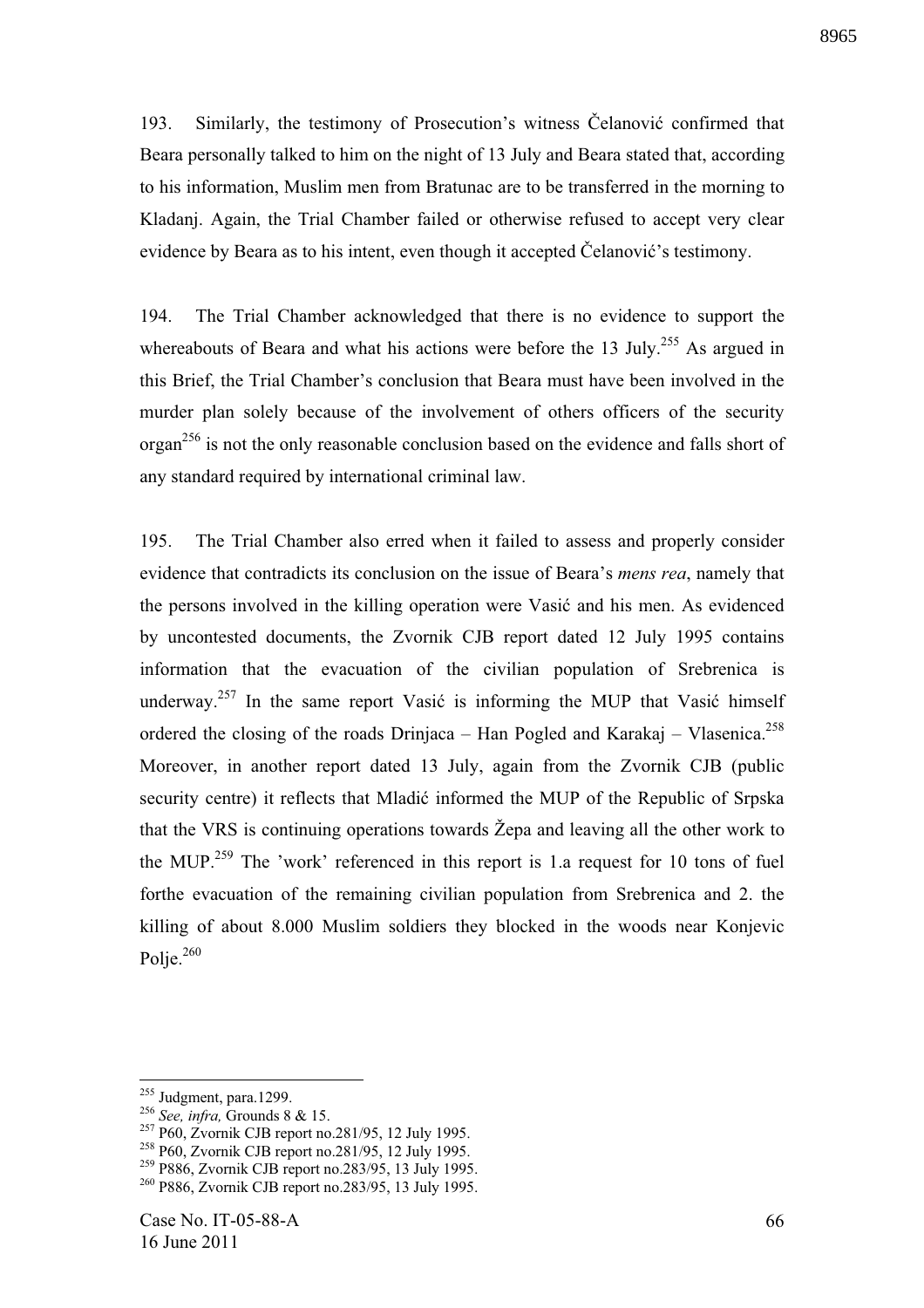193. Similarly, the testimony of Prosecution's witness Čelanović confirmed that Beara personally talked to him on the night of 13 July and Beara stated that, according to his information, Muslim men from Bratunac are to be transferred in the morning to Kladanj. Again, the Trial Chamber failed or otherwise refused to accept very clear evidence by Beara as to his intent, even though it accepted Čelanović's testimony.

194. The Trial Chamber acknowledged that there is no evidence to support the whereabouts of Beara and what his actions were before the 13 July.[255] As argued in this Brief, the Trial Chamber's conclusion that Beara must have been involved in the murder plan solely because of the involvement of others officers of the security organ[256] is not the only reasonable conclusion based on the evidence and falls short of any standard required by international criminal law.

195. The Trial Chamber also erred when it failed to assess and properly consider evidence that contradicts its conclusion on the issue of Beara's *mens rea*, namely that the persons involved in the killing operation were Vasić and his men. As evidenced by uncontested documents, the Zvornik CJB report dated 12 July 1995 contains information that the evacuation of the civilian population of Srebrenica is underway.[257] In the same report Vasić is informing the MUP that Vasić himself ordered the closing of the roads Drinjaca – Han Pogled and Karakaj – Vlasenica.[258] Moreover, in another report dated 13 July, again from the Zvornik CJB (public security centre) it reflects that Mladić informed the MUP of the Republic of Srpska that the VRS is continuing operations towards Žepa and leaving all the other work to the MUP.[259] The 'work' referenced in this report is 1.a request for 10 tons of fuel forthe evacuation of the remaining civilian population from Srebrenica and 2. the killing of about 8.000 Muslim soldiers they blocked in the woods near Konjevic Polje.[260]

---

[255] Judgment, para.1299.

[256] *See, infra,* Grounds 8 & 15.

[257] P60, Zvornik CJB report no.281/95, 12 July 1995.

[258] P60, Zvornik CJB report no.281/95, 12 July 1995.

[259] P886, Zvornik CJB report no.283/95, 13 July 1995.

[260] P886, Zvornik CJB report no.283/95, 13 July 1995.

Case No. IT-05-88-A
16 June 2011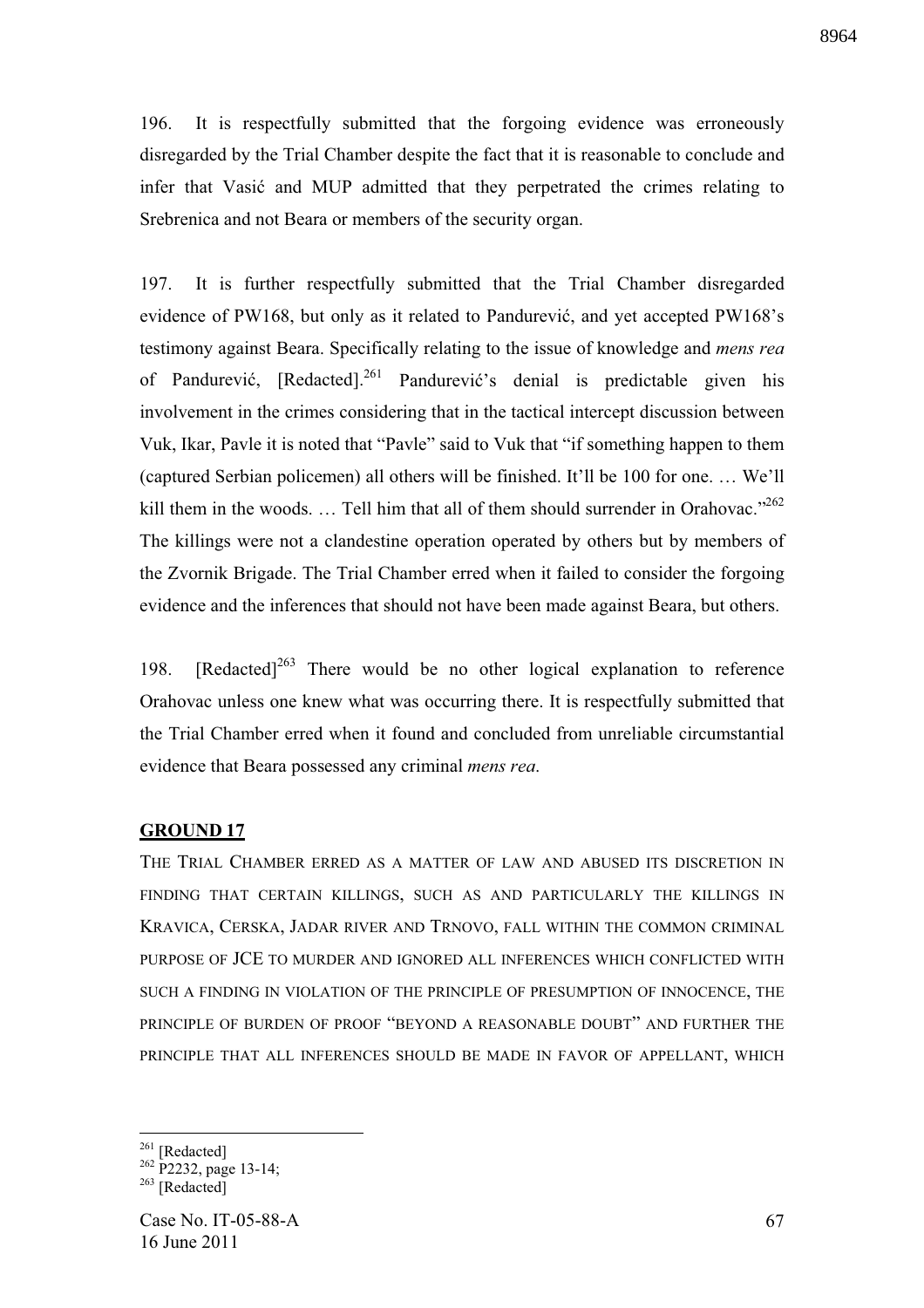196. It is respectfully submitted that the forgoing evidence was erroneously disregarded by the Trial Chamber despite the fact that it is reasonable to conclude and infer that Vasić and MUP admitted that they perpetrated the crimes relating to Srebrenica and not Beara or members of the security organ.

197. It is further respectfully submitted that the Trial Chamber disregarded evidence of PW168, but only as it related to Pandurević, and yet accepted PW168's testimony against Beara. Specifically relating to the issue of knowledge and *mens rea* of Pandurević, [Redacted].[261] Pandurević's denial is predictable given his involvement in the crimes considering that in the tactical intercept discussion between Vuk, Ikar, Pavle it is noted that "Pavle" said to Vuk that "if something happen to them (captured Serbian policemen) all others will be finished. It'll be 100 for one. … We'll kill them in the woods. … Tell him that all of them should surrender in Orahovac."[262] The killings were not a clandestine operation operated by others but by members of the Zvornik Brigade. The Trial Chamber erred when it failed to consider the forgoing evidence and the inferences that should not have been made against Beara, but others.

198. [Redacted][263] There would be no other logical explanation to reference Orahovac unless one knew what was occurring there. It is respectfully submitted that the Trial Chamber erred when it found and concluded from unreliable circumstantial evidence that Beara possessed any criminal *mens rea*.

## GROUND 17

THE TRIAL CHAMBER ERRED AS A MATTER OF LAW AND ABUSED ITS DISCRETION IN FINDING THAT CERTAIN KILLINGS, SUCH AS AND PARTICULARLY THE KILLINGS IN KRAVICA, CERSKA, JADAR RIVER AND TRNOVO, FALL WITHIN THE COMMON CRIMINAL PURPOSE OF JCE TO MURDER AND IGNORED ALL INFERENCES WHICH CONFLICTED WITH SUCH A FINDING IN VIOLATION OF THE PRINCIPLE OF PRESUMPTION OF INNOCENCE, THE PRINCIPLE OF BURDEN OF PROOF "BEYOND A REASONABLE DOUBT" AND FURTHER THE PRINCIPLE THAT ALL INFERENCES SHOULD BE MADE IN FAVOR OF APPELLANT, WHICH

---

[261] [Redacted]

[262] P2232, page 13-14;

[263] [Redacted]

Case No. IT-05-88-A
16 June 2011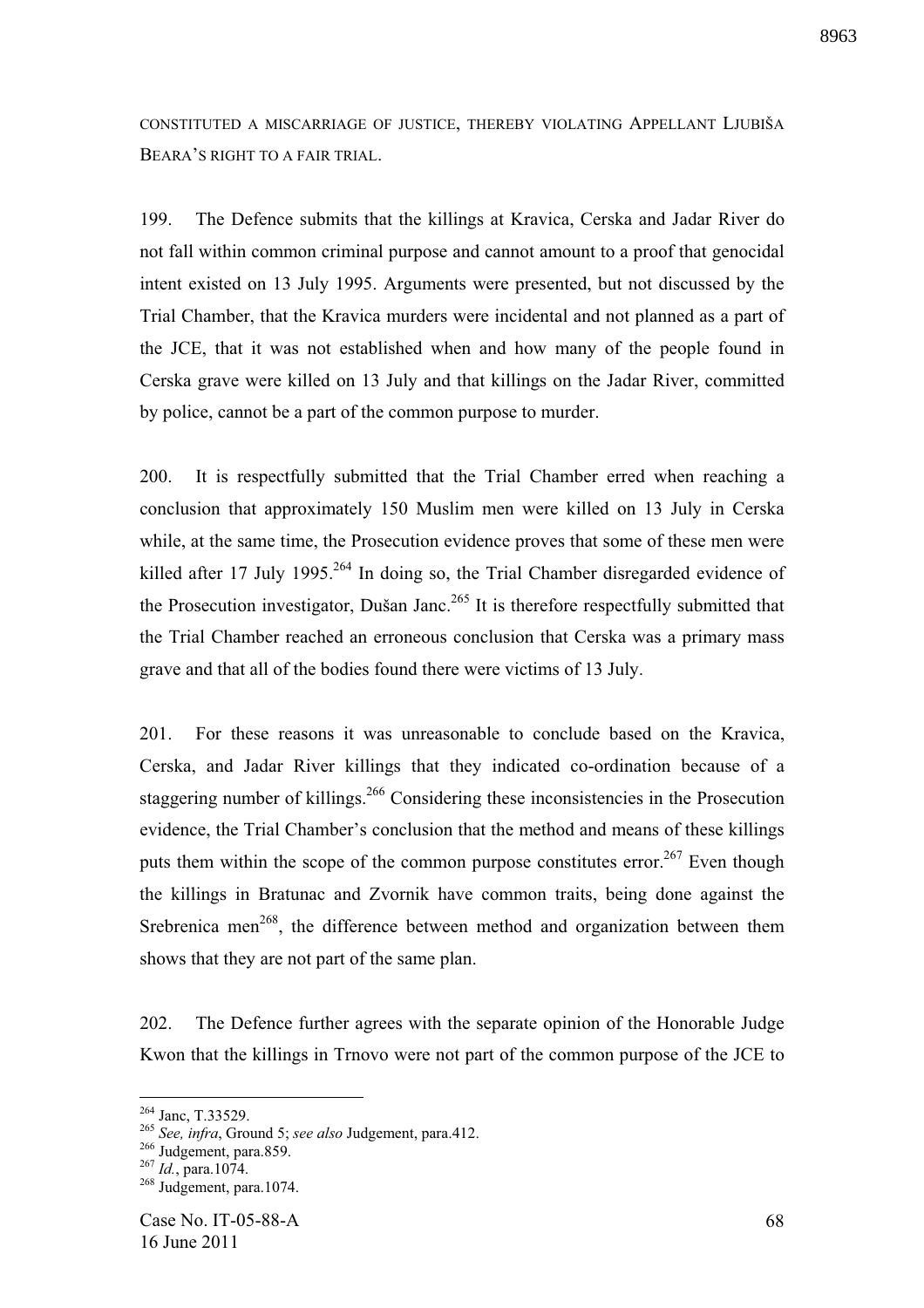CONSTITUTED A MISCARRIAGE OF JUSTICE, THEREBY VIOLATING APPELLANT LJUBIŠA BEARA'S RIGHT TO A FAIR TRIAL.

199. The Defence submits that the killings at Kravica, Cerska and Jadar River do not fall within common criminal purpose and cannot amount to a proof that genocidal intent existed on 13 July 1995. Arguments were presented, but not discussed by the Trial Chamber, that the Kravica murders were incidental and not planned as a part of the JCE, that it was not established when and how many of the people found in Cerska grave were killed on 13 July and that killings on the Jadar River, committed by police, cannot be a part of the common purpose to murder.

200. It is respectfully submitted that the Trial Chamber erred when reaching a conclusion that approximately 150 Muslim men were killed on 13 July in Cerska while, at the same time, the Prosecution evidence proves that some of these men were killed after 17 July 1995.[264] In doing so, the Trial Chamber disregarded evidence of the Prosecution investigator, Dušan Janc.[265] It is therefore respectfully submitted that the Trial Chamber reached an erroneous conclusion that Cerska was a primary mass grave and that all of the bodies found there were victims of 13 July.

201. For these reasons it was unreasonable to conclude based on the Kravica, Cerska, and Jadar River killings that they indicated co-ordination because of a staggering number of killings.[266] Considering these inconsistencies in the Prosecution evidence, the Trial Chamber's conclusion that the method and means of these killings puts them within the scope of the common purpose constitutes error.[267] Even though the killings in Bratunac and Zvornik have common traits, being done against the Srebrenica men[268], the difference between method and organization between them shows that they are not part of the same plan.

202. The Defence further agrees with the separate opinion of the Honorable Judge Kwon that the killings in Trnovo were not part of the common purpose of the JCE to

---

[264] Janc, T.33529.

[265] *See, infra*, Ground 5; *see also* Judgement, para.412.

[266] Judgement, para.859.

[267] *Id.*, para.1074.

[268] Judgement, para.1074.

Case No. IT-05-88-A
16 June 2011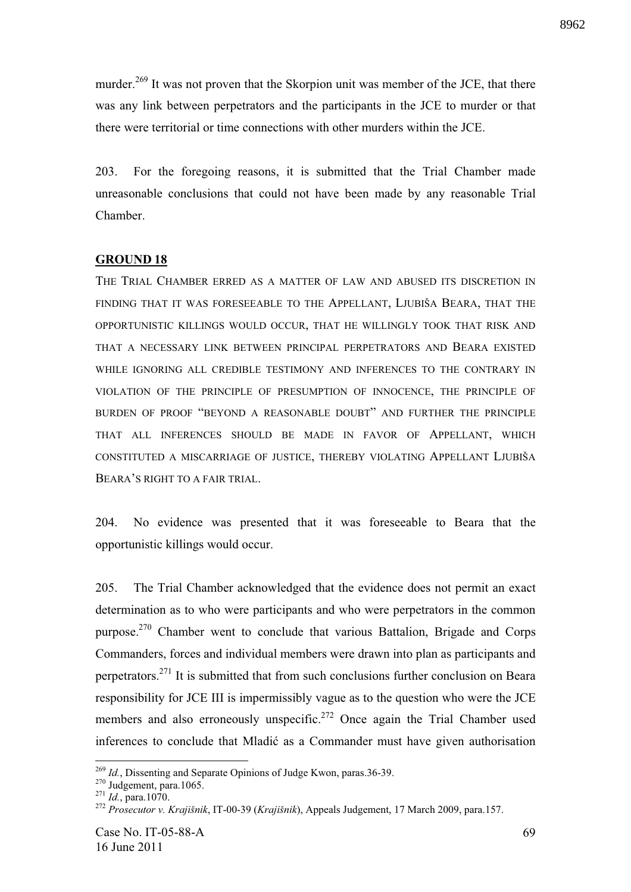murder.[269] It was not proven that the Skorpion unit was member of the JCE, that there was any link between perpetrators and the participants in the JCE to murder or that there were territorial or time connections with other murders within the JCE.

203. For the foregoing reasons, it is submitted that the Trial Chamber made unreasonable conclusions that could not have been made by any reasonable Trial Chamber.

## GROUND 18

THE TRIAL CHAMBER ERRED AS A MATTER OF LAW AND ABUSED ITS DISCRETION IN FINDING THAT IT WAS FORESEEABLE TO THE APPELLANT, LJUBIŠA BEARA, THAT THE OPPORTUNISTIC KILLINGS WOULD OCCUR, THAT HE WILLINGLY TOOK THAT RISK AND THAT A NECESSARY LINK BETWEEN PRINCIPAL PERPETRATORS AND BEARA EXISTED WHILE IGNORING ALL CREDIBLE TESTIMONY AND INFERENCES TO THE CONTRARY IN VIOLATION OF THE PRINCIPLE OF PRESUMPTION OF INNOCENCE, THE PRINCIPLE OF BURDEN OF PROOF "BEYOND A REASONABLE DOUBT" AND FURTHER THE PRINCIPLE THAT ALL INFERENCES SHOULD BE MADE IN FAVOR OF APPELLANT, WHICH CONSTITUTED A MISCARRIAGE OF JUSTICE, THEREBY VIOLATING APPELLANT LJUBIŠA BEARA'S RIGHT TO A FAIR TRIAL.

204. No evidence was presented that it was foreseeable to Beara that the opportunistic killings would occur.

205. The Trial Chamber acknowledged that the evidence does not permit an exact determination as to who were participants and who were perpetrators in the common purpose.[270] Chamber went to conclude that various Battalion, Brigade and Corps Commanders, forces and individual members were drawn into plan as participants and perpetrators.[271] It is submitted that from such conclusions further conclusion on Beara responsibility for JCE III is impermissibly vague as to the question who were the JCE members and also erroneously unspecific.[272] Once again the Trial Chamber used inferences to conclude that Mladić as a Commander must have given authorisation

---

[269] *Id.*, Dissenting and Separate Opinions of Judge Kwon, paras.36-39.

[270] Judgement, para.1065.

[271] *Id.*, para.1070.

[272] *Prosecutor v. Krajišnik*, IT-00-39 (*Krajišnik*), Appeals Judgement, 17 March 2009, para.157.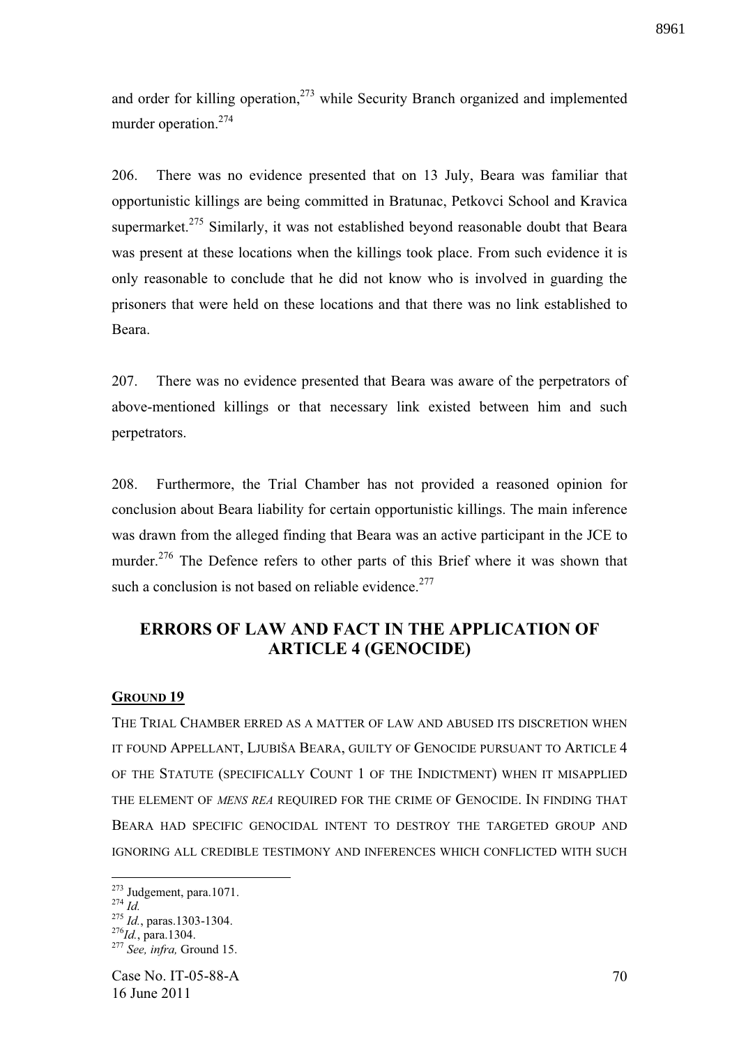and order for killing operation,[273] while Security Branch organized and implemented murder operation.[274]

206. There was no evidence presented that on 13 July, Beara was familiar that opportunistic killings are being committed in Bratunac, Petkovci School and Kravica supermarket.[275] Similarly, it was not established beyond reasonable doubt that Beara was present at these locations when the killings took place. From such evidence it is only reasonable to conclude that he did not know who is involved in guarding the prisoners that were held on these locations and that there was no link established to Beara.

207. There was no evidence presented that Beara was aware of the perpetrators of above-mentioned killings or that necessary link existed between him and such perpetrators.

208. Furthermore, the Trial Chamber has not provided a reasoned opinion for conclusion about Beara liability for certain opportunistic killings. The main inference was drawn from the alleged finding that Beara was an active participant in the JCE to murder.[276] The Defence refers to other parts of this Brief where it was shown that such a conclusion is not based on reliable evidence.[277]

## ERRORS OF LAW AND FACT IN THE APPLICATION OF ARTICLE 4 (GENOCIDE)

### GROUND 19

THE TRIAL CHAMBER ERRED AS A MATTER OF LAW AND ABUSED ITS DISCRETION WHEN IT FOUND APPELLANT, LJUBIŠA BEARA, GUILTY OF GENOCIDE PURSUANT TO ARTICLE 4 OF THE STATUTE (SPECIFICALLY COUNT 1 OF THE INDICTMENT) WHEN IT MISAPPLIED THE ELEMENT OF *MENS REA* REQUIRED FOR THE CRIME OF GENOCIDE. IN FINDING THAT BEARA HAD SPECIFIC GENOCIDAL INTENT TO DESTROY THE TARGETED GROUP AND IGNORING ALL CREDIBLE TESTIMONY AND INFERENCES WHICH CONFLICTED WITH SUCH

---

[273] Judgement, para.1071.
[274] *Id.*
[275] *Id.*, paras.1303-1304.
[276] *Id.*, para.1304.
[277] *See, infra,* Ground 15.

Case No. IT-05-88-A
16 June 2011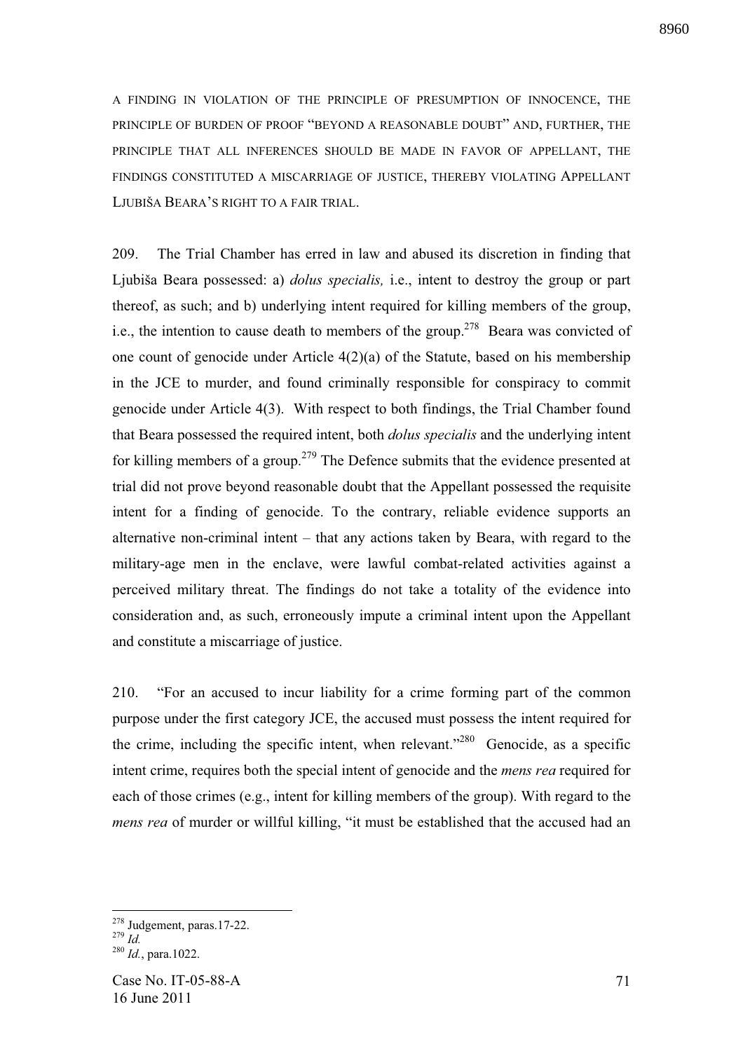A FINDING IN VIOLATION OF THE PRINCIPLE OF PRESUMPTION OF INNOCENCE, THE PRINCIPLE OF BURDEN OF PROOF "BEYOND A REASONABLE DOUBT" AND, FURTHER, THE PRINCIPLE THAT ALL INFERENCES SHOULD BE MADE IN FAVOR OF APPELLANT, THE FINDINGS CONSTITUTED A MISCARRIAGE OF JUSTICE, THEREBY VIOLATING APPELLANT LJUBIŠA BEARA'S RIGHT TO A FAIR TRIAL.

209. The Trial Chamber has erred in law and abused its discretion in finding that Ljubiša Beara possessed: a) *dolus specialis,* i.e., intent to destroy the group or part thereof, as such; and b) underlying intent required for killing members of the group, i.e., the intention to cause death to members of the group.[278] Beara was convicted of one count of genocide under Article 4(2)(a) of the Statute, based on his membership in the JCE to murder, and found criminally responsible for conspiracy to commit genocide under Article 4(3). With respect to both findings, the Trial Chamber found that Beara possessed the required intent, both *dolus specialis* and the underlying intent for killing members of a group.[279] The Defence submits that the evidence presented at trial did not prove beyond reasonable doubt that the Appellant possessed the requisite intent for a finding of genocide. To the contrary, reliable evidence supports an alternative non-criminal intent – that any actions taken by Beara, with regard to the military-age men in the enclave, were lawful combat-related activities against a perceived military threat. The findings do not take a totality of the evidence into consideration and, as such, erroneously impute a criminal intent upon the Appellant and constitute a miscarriage of justice.

210. "For an accused to incur liability for a crime forming part of the common purpose under the first category JCE, the accused must possess the intent required for the crime, including the specific intent, when relevant."[280] Genocide, as a specific intent crime, requires both the special intent of genocide and the *mens rea* required for each of those crimes (e.g., intent for killing members of the group). With regard to the *mens rea* of murder or willful killing, "it must be established that the accused had an

---

[278] Judgement, paras.17-22.

[279] *Id.*

[280] *Id.*, para.1022.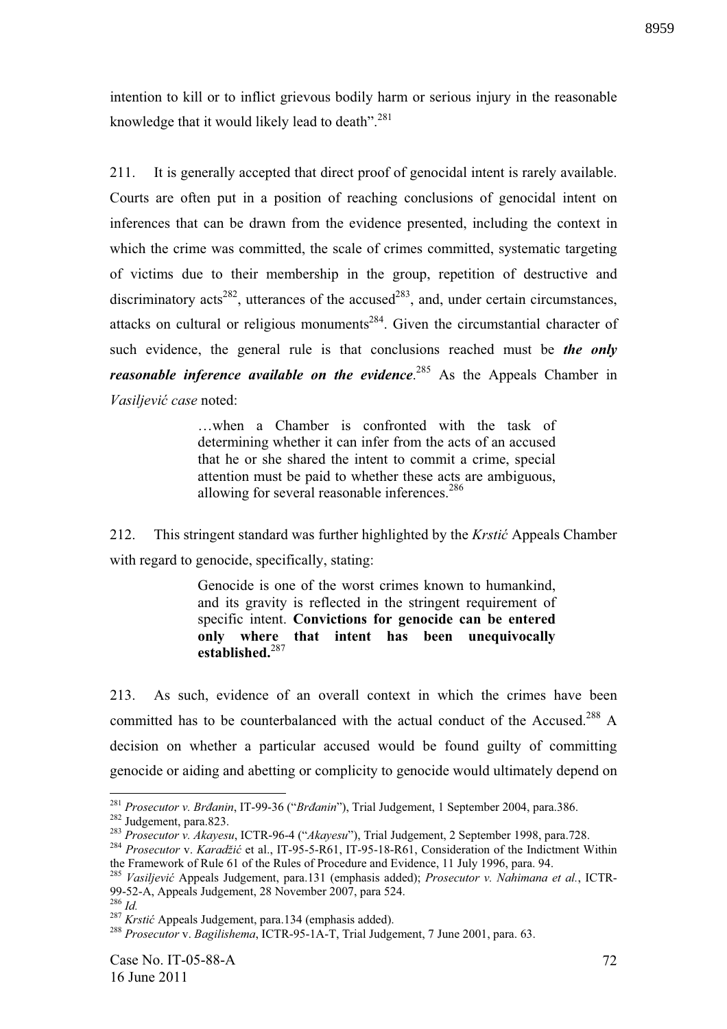intention to kill or to inflict grievous bodily harm or serious injury in the reasonable knowledge that it would likely lead to death".[281]

211. It is generally accepted that direct proof of genocidal intent is rarely available. Courts are often put in a position of reaching conclusions of genocidal intent on inferences that can be drawn from the evidence presented, including the context in which the crime was committed, the scale of crimes committed, systematic targeting of victims due to their membership in the group, repetition of destructive and discriminatory acts[282], utterances of the accused[283], and, under certain circumstances, attacks on cultural or religious monuments[284]. Given the circumstantial character of such evidence, the general rule is that conclusions reached must be ***the only reasonable inference available on the evidence***.[285] As the Appeals Chamber in *Vasiljević case* noted:

> …when a Chamber is confronted with the task of determining whether it can infer from the acts of an accused that he or she shared the intent to commit a crime, special attention must be paid to whether these acts are ambiguous, allowing for several reasonable inferences.[286]

212. This stringent standard was further highlighted by the *Krstić* Appeals Chamber with regard to genocide, specifically, stating:

> Genocide is one of the worst crimes known to humankind, and its gravity is reflected in the stringent requirement of specific intent. **Convictions for genocide can be entered only where that intent has been unequivocally established.**[287]

213. As such, evidence of an overall context in which the crimes have been committed has to be counterbalanced with the actual conduct of the Accused.[288] A decision on whether a particular accused would be found guilty of committing genocide or aiding and abetting or complicity to genocide would ultimately depend on

---

[281] *Prosecutor v. Brđanin*, IT-99-36 ("*Brđanin*"), Trial Judgement, 1 September 2004, para.386.

[282] Judgement, para.823.

[283] *Prosecutor v. Akayesu*, ICTR-96-4 ("*Akayesu*"), Trial Judgement, 2 September 1998, para.728.

[284] *Prosecutor* v. *Karadžić* et al., IT-95-5-R61, IT-95-18-R61, Consideration of the Indictment Within the Framework of Rule 61 of the Rules of Procedure and Evidence, 11 July 1996, para. 94.

[285] *Vasiljević* Appeals Judgement, para.131 (emphasis added); *Prosecutor v. Nahimana et al.*, ICTR-99-52-A, Appeals Judgement, 28 November 2007, para 524.

[286] *Id.*

[287] *Krstić* Appeals Judgement, para.134 (emphasis added).

[288] *Prosecutor* v. *Bagilishema*, ICTR-95-1A-T, Trial Judgement, 7 June 2001, para. 63.

Case No. IT-05-88-A
16 June 2011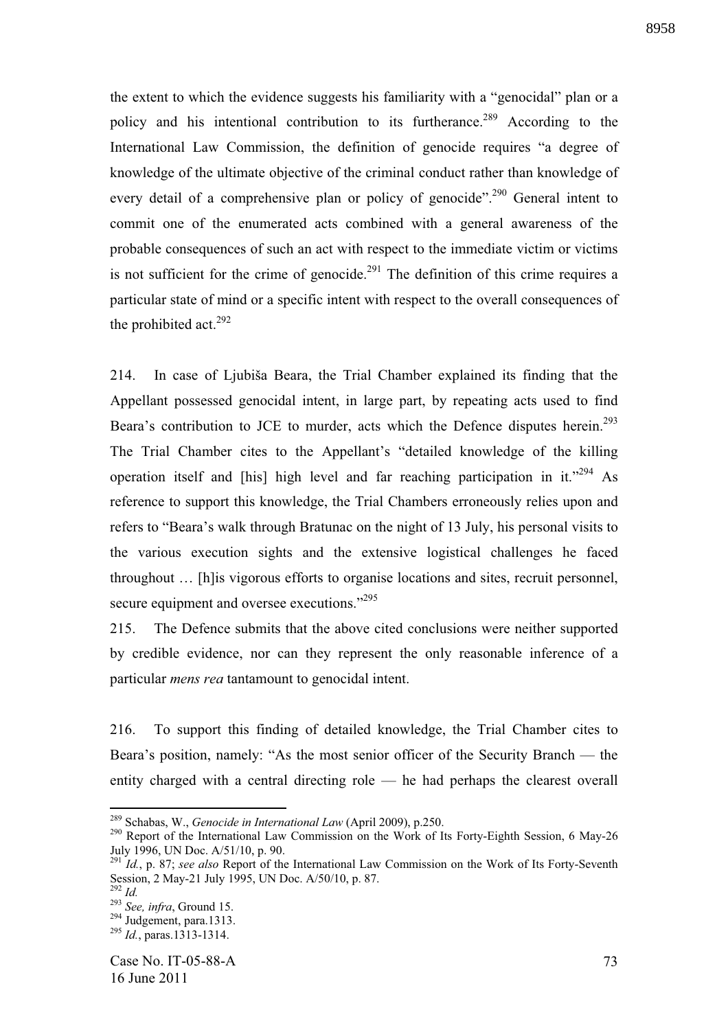the extent to which the evidence suggests his familiarity with a "genocidal" plan or a policy and his intentional contribution to its furtherance.[289] According to the International Law Commission, the definition of genocide requires "a degree of knowledge of the ultimate objective of the criminal conduct rather than knowledge of every detail of a comprehensive plan or policy of genocide".[290] General intent to commit one of the enumerated acts combined with a general awareness of the probable consequences of such an act with respect to the immediate victim or victims is not sufficient for the crime of genocide.[291] The definition of this crime requires a particular state of mind or a specific intent with respect to the overall consequences of the prohibited act.[292]

214. In case of Ljubiša Beara, the Trial Chamber explained its finding that the Appellant possessed genocidal intent, in large part, by repeating acts used to find Beara's contribution to JCE to murder, acts which the Defence disputes herein.[293] The Trial Chamber cites to the Appellant's "detailed knowledge of the killing operation itself and [his] high level and far reaching participation in it."[294] As reference to support this knowledge, the Trial Chambers erroneously relies upon and refers to "Beara's walk through Bratunac on the night of 13 July, his personal visits to the various execution sights and the extensive logistical challenges he faced throughout … [h]is vigorous efforts to organise locations and sites, recruit personnel, secure equipment and oversee executions."[295]

215. The Defence submits that the above cited conclusions were neither supported by credible evidence, nor can they represent the only reasonable inference of a particular *mens rea* tantamount to genocidal intent.

216. To support this finding of detailed knowledge, the Trial Chamber cites to Beara's position, namely: "As the most senior officer of the Security Branch — the entity charged with a central directing role — he had perhaps the clearest overall

---

[289] Schabas, W., *Genocide in International Law* (April 2009), p.250.

[290] Report of the International Law Commission on the Work of Its Forty-Eighth Session, 6 May-26 July 1996, UN Doc. A/51/10, p. 90.

[291] *Id.*, p. 87; *see also* Report of the International Law Commission on the Work of Its Forty-Seventh Session, 2 May-21 July 1995, UN Doc. A/50/10, p. 87.

[292] *Id.*

[293] *See, infra*, Ground 15.

[294] Judgement, para.1313.

[295] *Id.*, paras.1313-1314.

Case No. IT-05-88-A
16 June 2011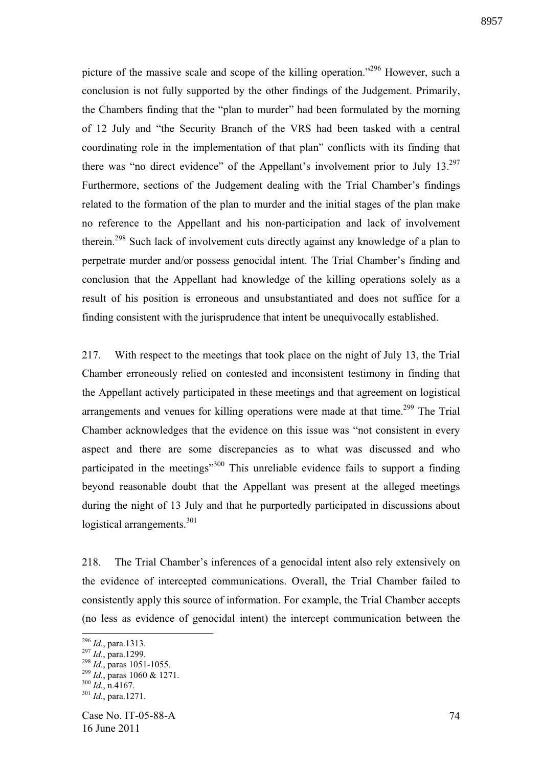picture of the massive scale and scope of the killing operation."[296] However, such a conclusion is not fully supported by the other findings of the Judgement. Primarily, the Chambers finding that the "plan to murder" had been formulated by the morning of 12 July and "the Security Branch of the VRS had been tasked with a central coordinating role in the implementation of that plan" conflicts with its finding that there was "no direct evidence" of the Appellant's involvement prior to July 13.[297] Furthermore, sections of the Judgement dealing with the Trial Chamber's findings related to the formation of the plan to murder and the initial stages of the plan make no reference to the Appellant and his non-participation and lack of involvement therein.[298] Such lack of involvement cuts directly against any knowledge of a plan to perpetrate murder and/or possess genocidal intent. The Trial Chamber's finding and conclusion that the Appellant had knowledge of the killing operations solely as a result of his position is erroneous and unsubstantiated and does not suffice for a finding consistent with the jurisprudence that intent be unequivocally established.

217. With respect to the meetings that took place on the night of July 13, the Trial Chamber erroneously relied on contested and inconsistent testimony in finding that the Appellant actively participated in these meetings and that agreement on logistical arrangements and venues for killing operations were made at that time.[299] The Trial Chamber acknowledges that the evidence on this issue was "not consistent in every aspect and there are some discrepancies as to what was discussed and who participated in the meetings"[300] This unreliable evidence fails to support a finding beyond reasonable doubt that the Appellant was present at the alleged meetings during the night of 13 July and that he purportedly participated in discussions about logistical arrangements.[301]

218. The Trial Chamber's inferences of a genocidal intent also rely extensively on the evidence of intercepted communications. Overall, the Trial Chamber failed to consistently apply this source of information. For example, the Trial Chamber accepts (no less as evidence of genocidal intent) the intercept communication between the

---

[296] *Id.*, para.1313.
[297] *Id.*, para.1299.
[298] *Id.*, paras 1051-1055.
[299] *Id.*, paras 1060 & 1271.
[300] *Id.*, n.4167.
[301] *Id.*, para.1271.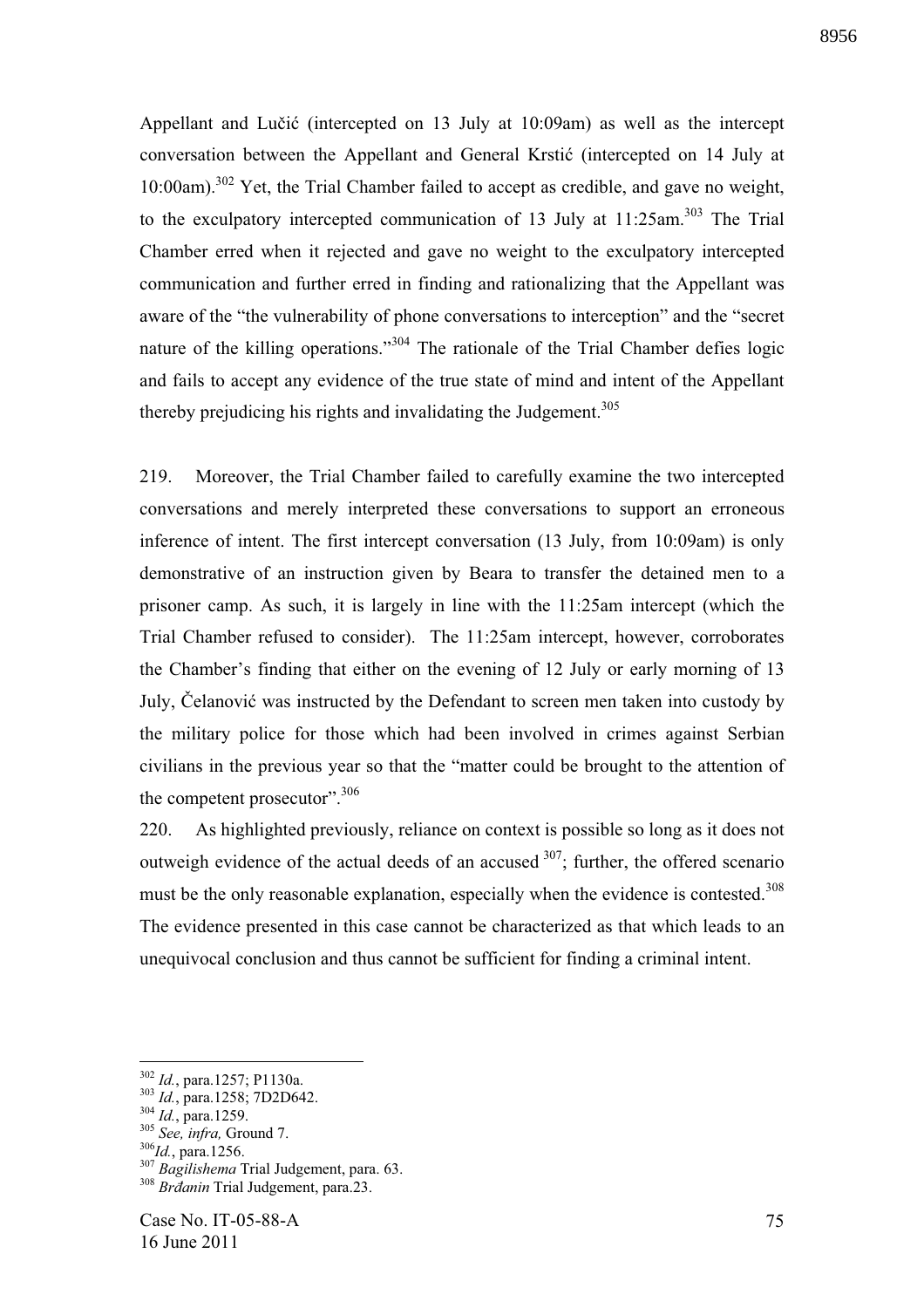Appellant and Lučić (intercepted on 13 July at 10:09am) as well as the intercept conversation between the Appellant and General Krstić (intercepted on 14 July at 10:00am).[302] Yet, the Trial Chamber failed to accept as credible, and gave no weight, to the exculpatory intercepted communication of 13 July at 11:25am.[303] The Trial Chamber erred when it rejected and gave no weight to the exculpatory intercepted communication and further erred in finding and rationalizing that the Appellant was aware of the "the vulnerability of phone conversations to interception" and the "secret nature of the killing operations."[304] The rationale of the Trial Chamber defies logic and fails to accept any evidence of the true state of mind and intent of the Appellant thereby prejudicing his rights and invalidating the Judgement.[305]

219. Moreover, the Trial Chamber failed to carefully examine the two intercepted conversations and merely interpreted these conversations to support an erroneous inference of intent. The first intercept conversation (13 July, from 10:09am) is only demonstrative of an instruction given by Beara to transfer the detained men to a prisoner camp. As such, it is largely in line with the 11:25am intercept (which the Trial Chamber refused to consider). The 11:25am intercept, however, corroborates the Chamber's finding that either on the evening of 12 July or early morning of 13 July, Čelanović was instructed by the Defendant to screen men taken into custody by the military police for those which had been involved in crimes against Serbian civilians in the previous year so that the "matter could be brought to the attention of the competent prosecutor".[306]

220. As highlighted previously, reliance on context is possible so long as it does not outweigh evidence of the actual deeds of an accused [307]; further, the offered scenario must be the only reasonable explanation, especially when the evidence is contested.[308] The evidence presented in this case cannot be characterized as that which leads to an unequivocal conclusion and thus cannot be sufficient for finding a criminal intent.

---

[302] *Id.*, para.1257; P1130a.
[303] *Id.*, para.1258; 7D2D642.
[304] *Id.*, para.1259.
[305] *See, infra,* Ground 7.
[306] *Id.*, para.1256.
[307] *Bagilishema* Trial Judgement, para. 63.
[308] *Brđanin* Trial Judgement, para.23.

Case No. IT-05-88-A
16 June 2011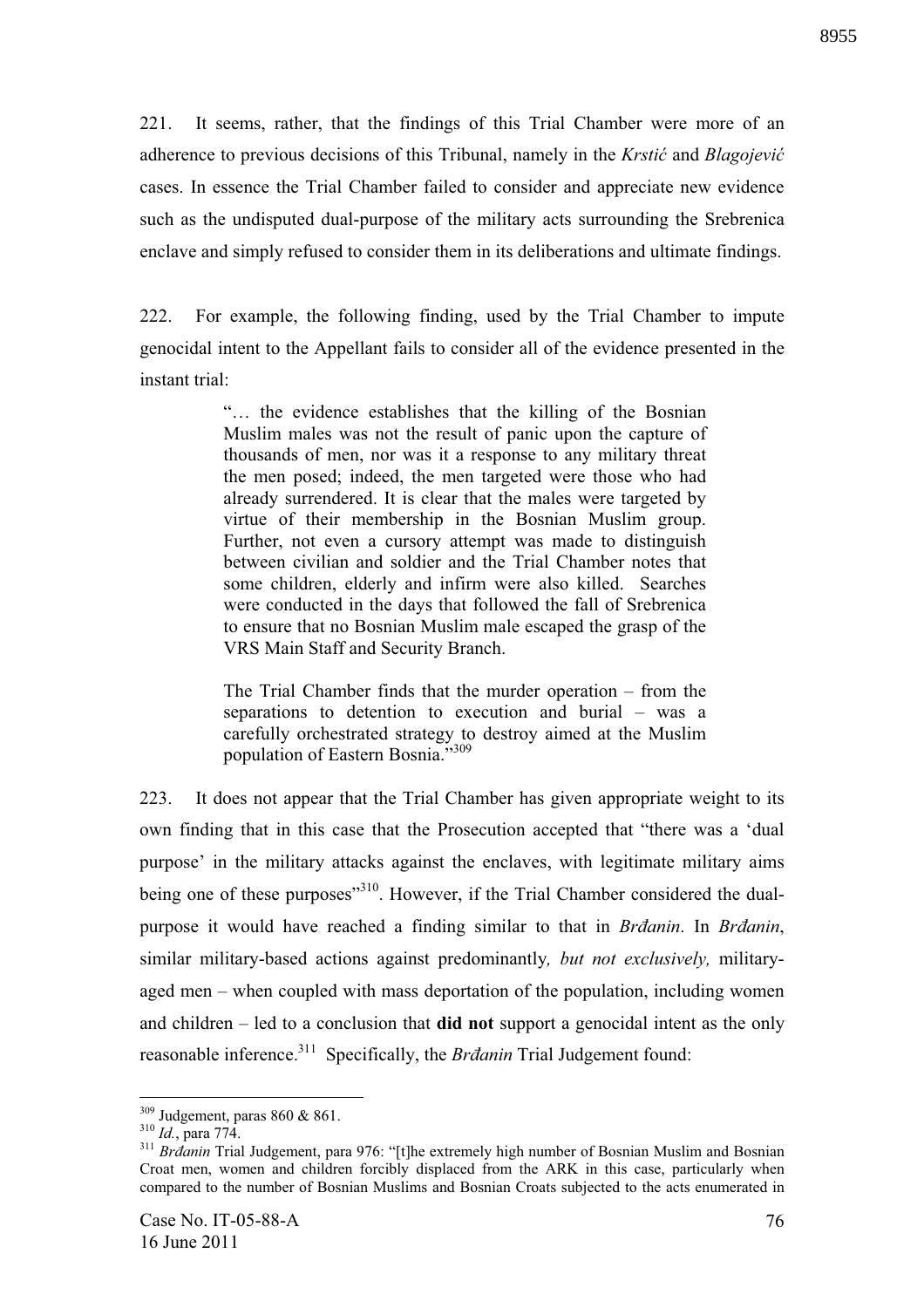221. It seems, rather, that the findings of this Trial Chamber were more of an adherence to previous decisions of this Tribunal, namely in the *Krstić* and *Blagojević* cases. In essence the Trial Chamber failed to consider and appreciate new evidence such as the undisputed dual-purpose of the military acts surrounding the Srebrenica enclave and simply refused to consider them in its deliberations and ultimate findings.

222. For example, the following finding, used by the Trial Chamber to impute genocidal intent to the Appellant fails to consider all of the evidence presented in the instant trial:

> "… the evidence establishes that the killing of the Bosnian Muslim males was not the result of panic upon the capture of thousands of men, nor was it a response to any military threat the men posed; indeed, the men targeted were those who had already surrendered. It is clear that the males were targeted by virtue of their membership in the Bosnian Muslim group. Further, not even a cursory attempt was made to distinguish between civilian and soldier and the Trial Chamber notes that some children, elderly and infirm were also killed. Searches were conducted in the days that followed the fall of Srebrenica to ensure that no Bosnian Muslim male escaped the grasp of the VRS Main Staff and Security Branch.
>
> The Trial Chamber finds that the murder operation – from the separations to detention to execution and burial – was a carefully orchestrated strategy to destroy aimed at the Muslim population of Eastern Bosnia."[309]

223. It does not appear that the Trial Chamber has given appropriate weight to its own finding that in this case that the Prosecution accepted that "there was a 'dual purpose' in the military attacks against the enclaves, with legitimate military aims being one of these purposes"[310]. However, if the Trial Chamber considered the dual-purpose it would have reached a finding similar to that in *Brđanin*. In *Brđanin*, similar military-based actions against predominantly*, but not exclusively,* military-aged men – when coupled with mass deportation of the population, including women and children – led to a conclusion that **did not** support a genocidal intent as the only reasonable inference.[311] Specifically, the *Brđanin* Trial Judgement found:

---

[309] Judgement, paras 860 & 861.

[310] *Id.*, para 774.

[311] *Brđanin* Trial Judgement, para 976: "[t]he extremely high number of Bosnian Muslim and Bosnian Croat men, women and children forcibly displaced from the ARK in this case, particularly when compared to the number of Bosnian Muslims and Bosnian Croats subjected to the acts enumerated in

Case No. IT-05-88-A
16 June 2011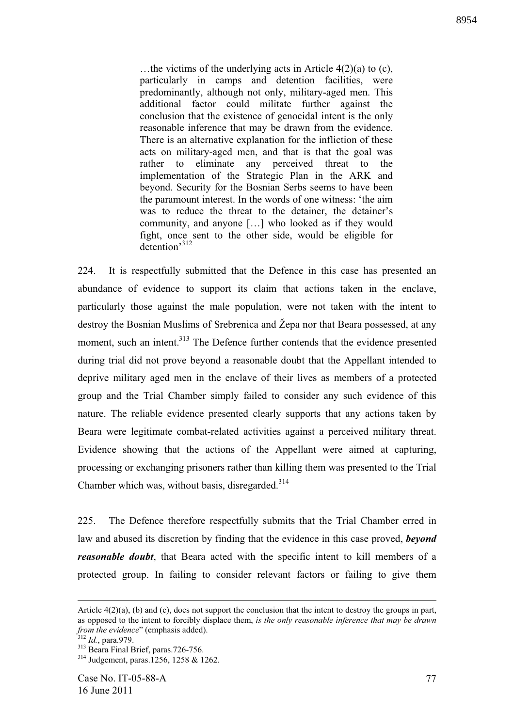> …the victims of the underlying acts in Article 4(2)(a) to (c), particularly in camps and detention facilities, were predominantly, although not only, military-aged men. This additional factor could militate further against the conclusion that the existence of genocidal intent is the only reasonable inference that may be drawn from the evidence. There is an alternative explanation for the infliction of these acts on military-aged men, and that is that the goal was rather to eliminate any perceived threat to the implementation of the Strategic Plan in the ARK and beyond. Security for the Bosnian Serbs seems to have been the paramount interest. In the words of one witness: 'the aim was to reduce the threat to the detainer, the detainer's community, and anyone […] who looked as if they would fight, once sent to the other side, would be eligible for detention'[312]

224. It is respectfully submitted that the Defence in this case has presented an abundance of evidence to support its claim that actions taken in the enclave, particularly those against the male population, were not taken with the intent to destroy the Bosnian Muslims of Srebrenica and Žepa nor that Beara possessed, at any moment, such an intent.[313] The Defence further contends that the evidence presented during trial did not prove beyond a reasonable doubt that the Appellant intended to deprive military aged men in the enclave of their lives as members of a protected group and the Trial Chamber simply failed to consider any such evidence of this nature. The reliable evidence presented clearly supports that any actions taken by Beara were legitimate combat-related activities against a perceived military threat. Evidence showing that the actions of the Appellant were aimed at capturing, processing or exchanging prisoners rather than killing them was presented to the Trial Chamber which was, without basis, disregarded.[314]

225. The Defence therefore respectfully submits that the Trial Chamber erred in law and abused its discretion by finding that the evidence in this case proved, ***beyond reasonable doubt***, that Beara acted with the specific intent to kill members of a protected group. In failing to consider relevant factors or failing to give them

---

Article 4(2)(a), (b) and (c), does not support the conclusion that the intent to destroy the groups in part, as opposed to the intent to forcibly displace them, *is the only reasonable inference that may be drawn from the evidence*" (emphasis added).

[312] *Id.*, para.979.

[313] Beara Final Brief, paras.726-756.

[314] Judgement, paras.1256, 1258 & 1262.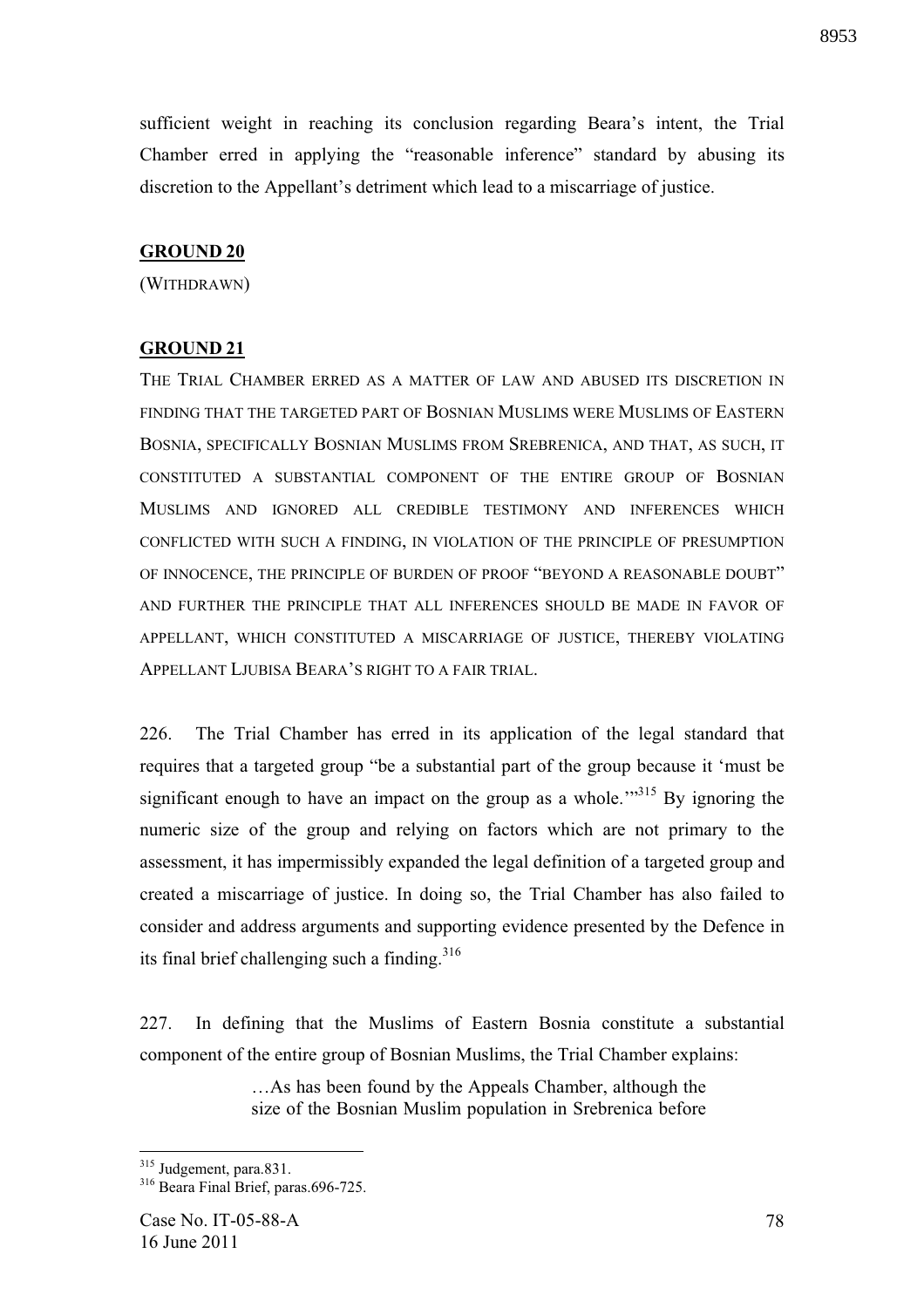sufficient weight in reaching its conclusion regarding Beara's intent, the Trial Chamber erred in applying the "reasonable inference" standard by abusing its discretion to the Appellant's detriment which lead to a miscarriage of justice.

**GROUND 20**

(WITHDRAWN)

**GROUND 21**

THE TRIAL CHAMBER ERRED AS A MATTER OF LAW AND ABUSED ITS DISCRETION IN FINDING THAT THE TARGETED PART OF BOSNIAN MUSLIMS WERE MUSLIMS OF EASTERN BOSNIA, SPECIFICALLY BOSNIAN MUSLIMS FROM SREBRENICA, AND THAT, AS SUCH, IT CONSTITUTED A SUBSTANTIAL COMPONENT OF THE ENTIRE GROUP OF BOSNIAN MUSLIMS AND IGNORED ALL CREDIBLE TESTIMONY AND INFERENCES WHICH CONFLICTED WITH SUCH A FINDING, IN VIOLATION OF THE PRINCIPLE OF PRESUMPTION OF INNOCENCE, THE PRINCIPLE OF BURDEN OF PROOF "BEYOND A REASONABLE DOUBT" AND FURTHER THE PRINCIPLE THAT ALL INFERENCES SHOULD BE MADE IN FAVOR OF APPELLANT, WHICH CONSTITUTED A MISCARRIAGE OF JUSTICE, THEREBY VIOLATING APPELLANT LJUBISA BEARA'S RIGHT TO A FAIR TRIAL.

226. The Trial Chamber has erred in its application of the legal standard that requires that a targeted group "be a substantial part of the group because it 'must be significant enough to have an impact on the group as a whole.'"[315] By ignoring the numeric size of the group and relying on factors which are not primary to the assessment, it has impermissibly expanded the legal definition of a targeted group and created a miscarriage of justice. In doing so, the Trial Chamber has also failed to consider and address arguments and supporting evidence presented by the Defence in its final brief challenging such a finding.[316]

227. In defining that the Muslims of Eastern Bosnia constitute a substantial component of the entire group of Bosnian Muslims, the Trial Chamber explains:

> …As has been found by the Appeals Chamber, although the size of the Bosnian Muslim population in Srebrenica before

[315] Judgement, para.831.

[316] Beara Final Brief, paras.696-725.

Case No. IT-05-88-A
16 June 2011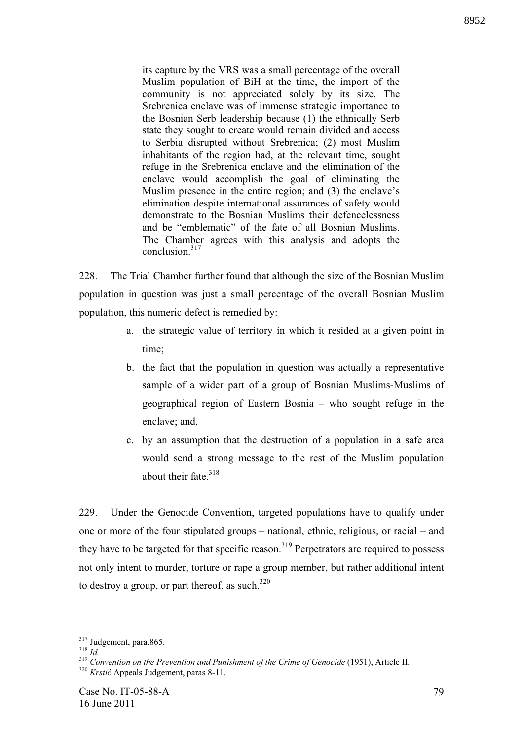its capture by the VRS was a small percentage of the overall Muslim population of BiH at the time, the import of the community is not appreciated solely by its size. The Srebrenica enclave was of immense strategic importance to the Bosnian Serb leadership because (1) the ethnically Serb state they sought to create would remain divided and access to Serbia disrupted without Srebrenica; (2) most Muslim inhabitants of the region had, at the relevant time, sought refuge in the Srebrenica enclave and the elimination of the enclave would accomplish the goal of eliminating the Muslim presence in the entire region; and (3) the enclave's elimination despite international assurances of safety would demonstrate to the Bosnian Muslims their defencelessness and be "emblematic" of the fate of all Bosnian Muslims. The Chamber agrees with this analysis and adopts the conclusion.[317]

228. The Trial Chamber further found that although the size of the Bosnian Muslim population in question was just a small percentage of the overall Bosnian Muslim population, this numeric defect is remedied by:

a. the strategic value of territory in which it resided at a given point in time;

b. the fact that the population in question was actually a representative sample of a wider part of a group of Bosnian Muslims-Muslims of geographical region of Eastern Bosnia – who sought refuge in the enclave; and,

c. by an assumption that the destruction of a population in a safe area would send a strong message to the rest of the Muslim population about their fate.[318]

229. Under the Genocide Convention, targeted populations have to qualify under one or more of the four stipulated groups – national, ethnic, religious, or racial – and they have to be targeted for that specific reason.[319] Perpetrators are required to possess not only intent to murder, torture or rape a group member, but rather additional intent to destroy a group, or part thereof, as such.[320]

---

[317] Judgement, para.865.

[318] *Id.*

[319] *Convention on the Prevention and Punishment of the Crime of Genocide* (1951), Article II.

[320] *Krstić* Appeals Judgement, paras 8-11.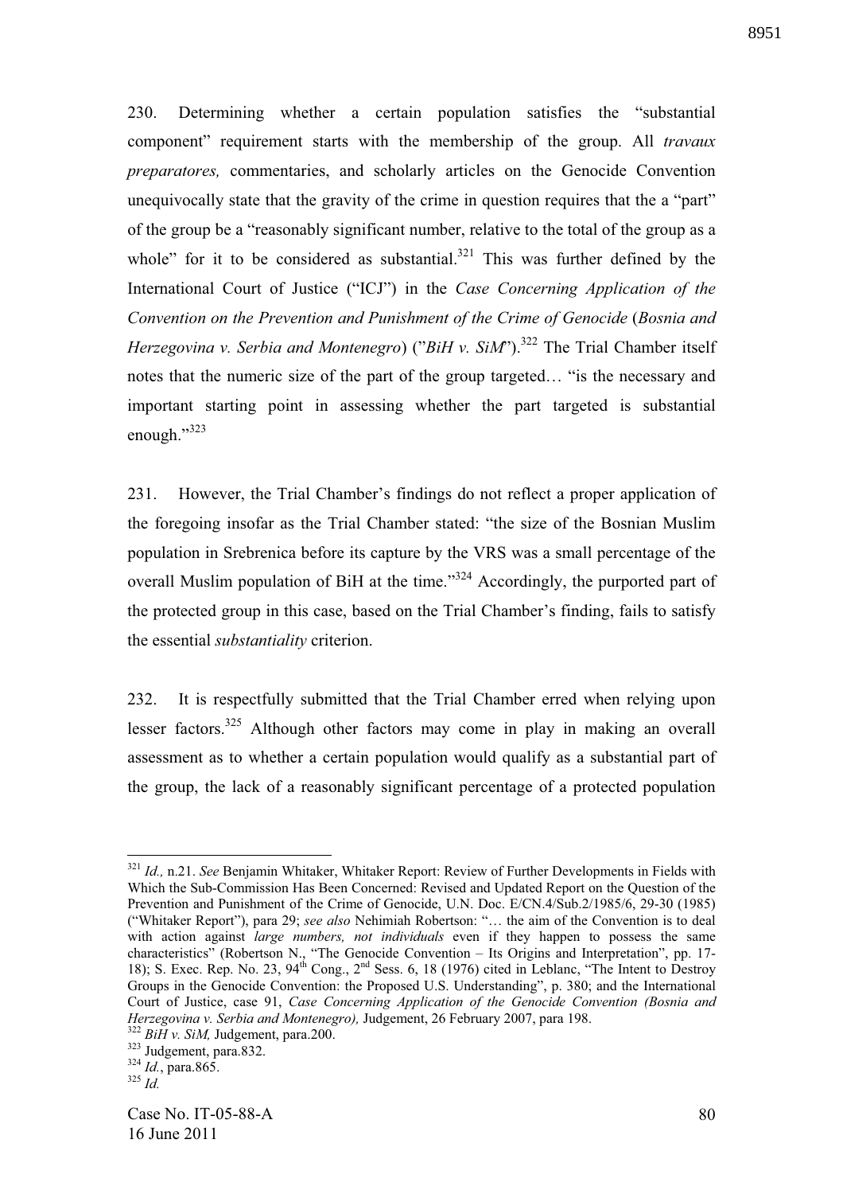230. Determining whether a certain population satisfies the "substantial component" requirement starts with the membership of the group. All *travaux preparatores,* commentaries, and scholarly articles on the Genocide Convention unequivocally state that the gravity of the crime in question requires that the a "part" of the group be a "reasonably significant number, relative to the total of the group as a whole" for it to be considered as substantial.[321] This was further defined by the International Court of Justice ("ICJ") in the *Case Concerning Application of the Convention on the Prevention and Punishment of the Crime of Genocide* (*Bosnia and Herzegovina v. Serbia and Montenegro*) ("*BiH v. SiM*").[322] The Trial Chamber itself notes that the numeric size of the part of the group targeted… "is the necessary and important starting point in assessing whether the part targeted is substantial enough."[323]

231. However, the Trial Chamber's findings do not reflect a proper application of the foregoing insofar as the Trial Chamber stated: "the size of the Bosnian Muslim population in Srebrenica before its capture by the VRS was a small percentage of the overall Muslim population of BiH at the time."[324] Accordingly, the purported part of the protected group in this case, based on the Trial Chamber's finding, fails to satisfy the essential *substantiality* criterion.

232. It is respectfully submitted that the Trial Chamber erred when relying upon lesser factors.[325] Although other factors may come in play in making an overall assessment as to whether a certain population would qualify as a substantial part of the group, the lack of a reasonably significant percentage of a protected population

---

[321] *Id.,* n.21. *See* Benjamin Whitaker, Whitaker Report: Review of Further Developments in Fields with Which the Sub-Commission Has Been Concerned: Revised and Updated Report on the Question of the Prevention and Punishment of the Crime of Genocide, U.N. Doc. E/CN.4/Sub.2/1985/6, 29-30 (1985) ("Whitaker Report"), para 29; *see also* Nehimiah Robertson: "… the aim of the Convention is to deal with action against *large numbers, not individuals* even if they happen to possess the same characteristics" (Robertson N., "The Genocide Convention – Its Origins and Interpretation", pp. 17-18); S. Exec. Rep. No. 23, 94th Cong., 2nd Sess. 6, 18 (1976) cited in Leblanc, "The Intent to Destroy Groups in the Genocide Convention: the Proposed U.S. Understanding", p. 380; and the International Court of Justice, case 91, *Case Concerning Application of the Genocide Convention (Bosnia and Herzegovina v. Serbia and Montenegro),* Judgement, 26 February 2007, para 198.

[322] *BiH v. SiM,* Judgement, para.200.

[323] Judgement, para.832.

[324] *Id.*, para.865.

[325] *Id.*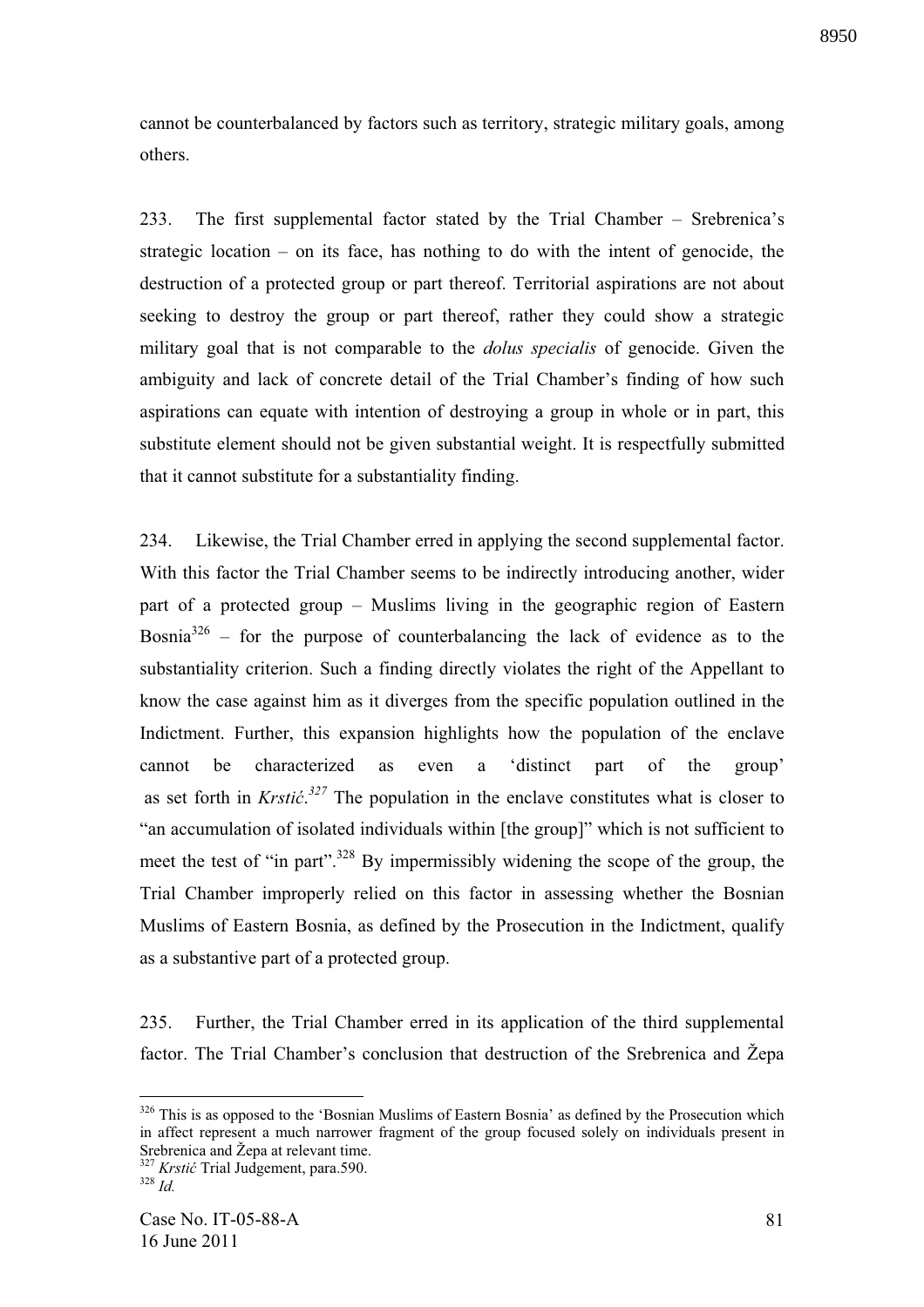cannot be counterbalanced by factors such as territory, strategic military goals, among others.

233. The first supplemental factor stated by the Trial Chamber – Srebrenica's strategic location – on its face, has nothing to do with the intent of genocide, the destruction of a protected group or part thereof. Territorial aspirations are not about seeking to destroy the group or part thereof, rather they could show a strategic military goal that is not comparable to the *dolus specialis* of genocide. Given the ambiguity and lack of concrete detail of the Trial Chamber's finding of how such aspirations can equate with intention of destroying a group in whole or in part, this substitute element should not be given substantial weight. It is respectfully submitted that it cannot substitute for a substantiality finding.

234. Likewise, the Trial Chamber erred in applying the second supplemental factor. With this factor the Trial Chamber seems to be indirectly introducing another, wider part of a protected group – Muslims living in the geographic region of Eastern Bosnia[326] – for the purpose of counterbalancing the lack of evidence as to the substantiality criterion. Such a finding directly violates the right of the Appellant to know the case against him as it diverges from the specific population outlined in the Indictment. Further, this expansion highlights how the population of the enclave cannot be characterized as even a 'distinct part of the group' as set forth in *Krstić*.[327] The population in the enclave constitutes what is closer to "an accumulation of isolated individuals within [the group]" which is not sufficient to meet the test of "in part".[328] By impermissibly widening the scope of the group, the Trial Chamber improperly relied on this factor in assessing whether the Bosnian Muslims of Eastern Bosnia, as defined by the Prosecution in the Indictment, qualify as a substantive part of a protected group.

235. Further, the Trial Chamber erred in its application of the third supplemental factor. The Trial Chamber's conclusion that destruction of the Srebrenica and Žepa

---

[326] This is as opposed to the 'Bosnian Muslims of Eastern Bosnia' as defined by the Prosecution which in affect represent a much narrower fragment of the group focused solely on individuals present in Srebrenica and Žepa at relevant time.

[327] *Krstić* Trial Judgement, para.590.

[328] *Id.*

Case No. IT-05-88-A
16 June 2011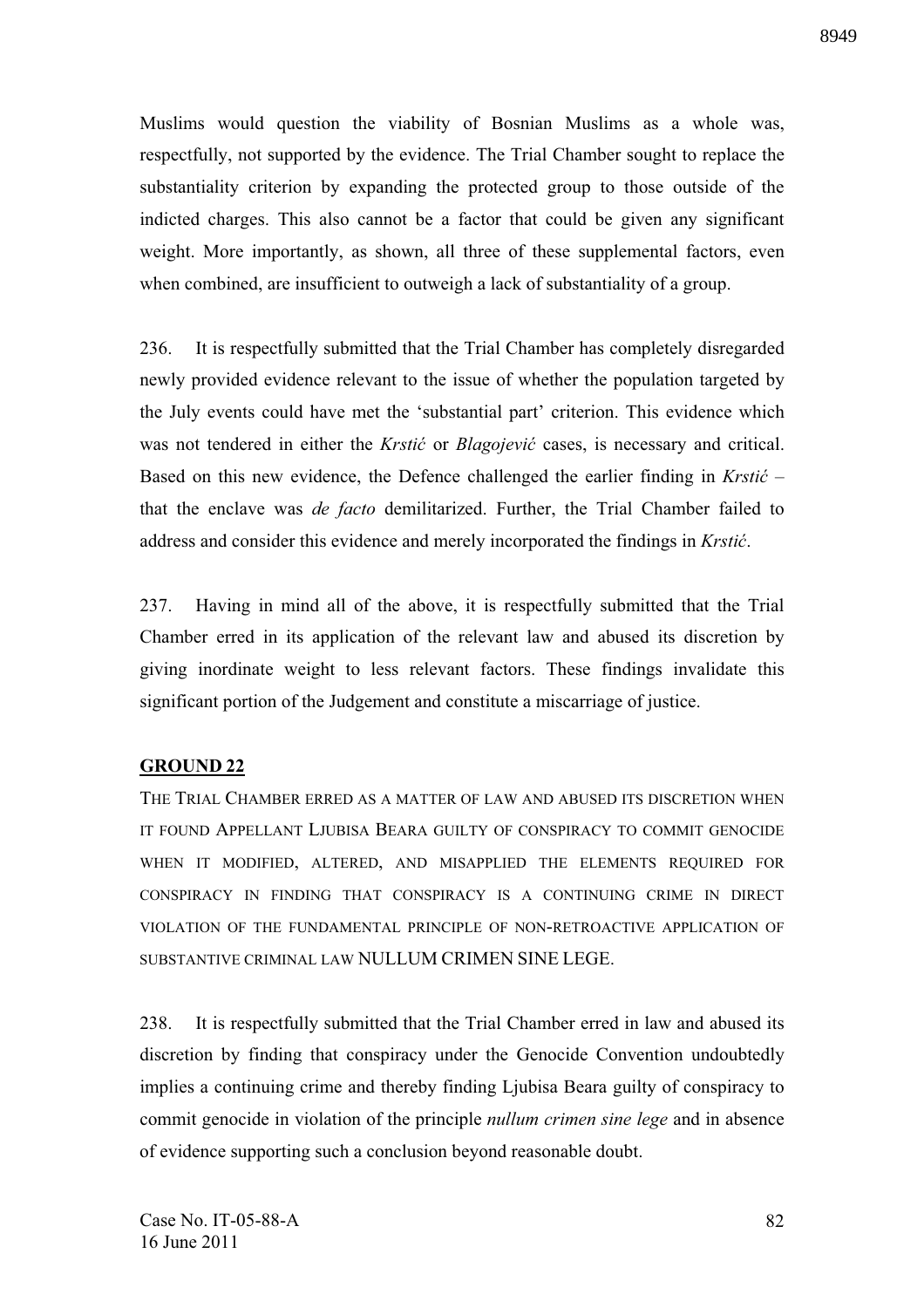Muslims would question the viability of Bosnian Muslims as a whole was, respectfully, not supported by the evidence. The Trial Chamber sought to replace the substantiality criterion by expanding the protected group to those outside of the indicted charges. This also cannot be a factor that could be given any significant weight. More importantly, as shown, all three of these supplemental factors, even when combined, are insufficient to outweigh a lack of substantiality of a group.

236. It is respectfully submitted that the Trial Chamber has completely disregarded newly provided evidence relevant to the issue of whether the population targeted by the July events could have met the 'substantial part' criterion. This evidence which was not tendered in either the *Krstić* or *Blagojević* cases, is necessary and critical. Based on this new evidence, the Defence challenged the earlier finding in *Krstić* – that the enclave was *de facto* demilitarized. Further, the Trial Chamber failed to address and consider this evidence and merely incorporated the findings in *Krstić*.

237. Having in mind all of the above, it is respectfully submitted that the Trial Chamber erred in its application of the relevant law and abused its discretion by giving inordinate weight to less relevant factors. These findings invalidate this significant portion of the Judgement and constitute a miscarriage of justice.

## GROUND 22

THE TRIAL CHAMBER ERRED AS A MATTER OF LAW AND ABUSED ITS DISCRETION WHEN IT FOUND APPELLANT LJUBISA BEARA GUILTY OF CONSPIRACY TO COMMIT GENOCIDE WHEN IT MODIFIED, ALTERED, AND MISAPPLIED THE ELEMENTS REQUIRED FOR CONSPIRACY IN FINDING THAT CONSPIRACY IS A CONTINUING CRIME IN DIRECT VIOLATION OF THE FUNDAMENTAL PRINCIPLE OF NON-RETROACTIVE APPLICATION OF SUBSTANTIVE CRIMINAL LAW NULLUM CRIMEN SINE LEGE.

238. It is respectfully submitted that the Trial Chamber erred in law and abused its discretion by finding that conspiracy under the Genocide Convention undoubtedly implies a continuing crime and thereby finding Ljubisa Beara guilty of conspiracy to commit genocide in violation of the principle *nullum crimen sine lege* and in absence of evidence supporting such a conclusion beyond reasonable doubt.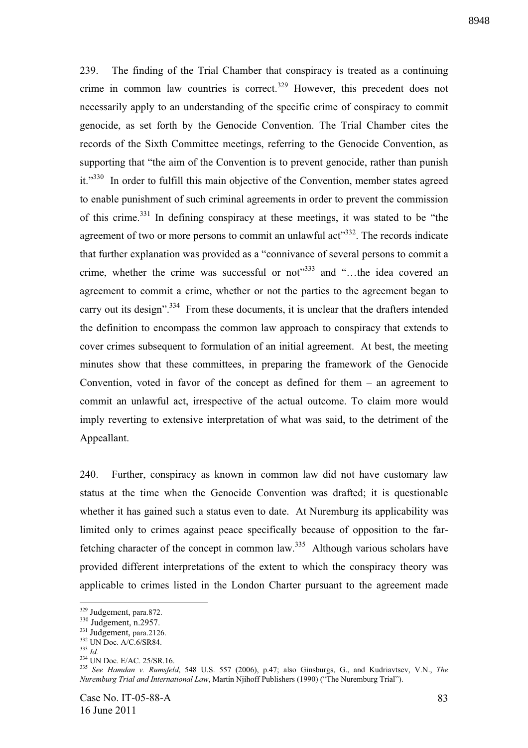239. The finding of the Trial Chamber that conspiracy is treated as a continuing crime in common law countries is correct.[329] However, this precedent does not necessarily apply to an understanding of the specific crime of conspiracy to commit genocide, as set forth by the Genocide Convention. The Trial Chamber cites the records of the Sixth Committee meetings, referring to the Genocide Convention, as supporting that "the aim of the Convention is to prevent genocide, rather than punish it."[330] In order to fulfill this main objective of the Convention, member states agreed to enable punishment of such criminal agreements in order to prevent the commission of this crime.[331] In defining conspiracy at these meetings, it was stated to be "the agreement of two or more persons to commit an unlawful act"[332]. The records indicate that further explanation was provided as a "connivance of several persons to commit a crime, whether the crime was successful or not"[333] and "…the idea covered an agreement to commit a crime, whether or not the parties to the agreement began to carry out its design".[334] From these documents, it is unclear that the drafters intended the definition to encompass the common law approach to conspiracy that extends to cover crimes subsequent to formulation of an initial agreement. At best, the meeting minutes show that these committees, in preparing the framework of the Genocide Convention, voted in favor of the concept as defined for them – an agreement to commit an unlawful act, irrespective of the actual outcome. To claim more would imply reverting to extensive interpretation of what was said, to the detriment of the Appellant.

240. Further, conspiracy as known in common law did not have customary law status at the time when the Genocide Convention was drafted; it is questionable whether it has gained such a status even to date. At Nuremburg its applicability was limited only to crimes against peace specifically because of opposition to the far-fetching character of the concept in common law.[335] Although various scholars have provided different interpretations of the extent to which the conspiracy theory was applicable to crimes listed in the London Charter pursuant to the agreement made

---

[329] Judgement, para.872.
[330] Judgement, n.2957.
[331] Judgement, para.2126.
[332] UN Doc. A/C.6/SR84.
[333] *Id.*
[334] UN Doc. E/AC. 25/SR.16.
[335] *See Hamdan v. Rumsfeld*, 548 U.S. 557 (2006), p.47; also Ginsburgs, G., and Kudriavtsev, V.N., *The Nuremburg Trial and International Law*, Martin Njihoff Publishers (1990) ("The Nuremburg Trial").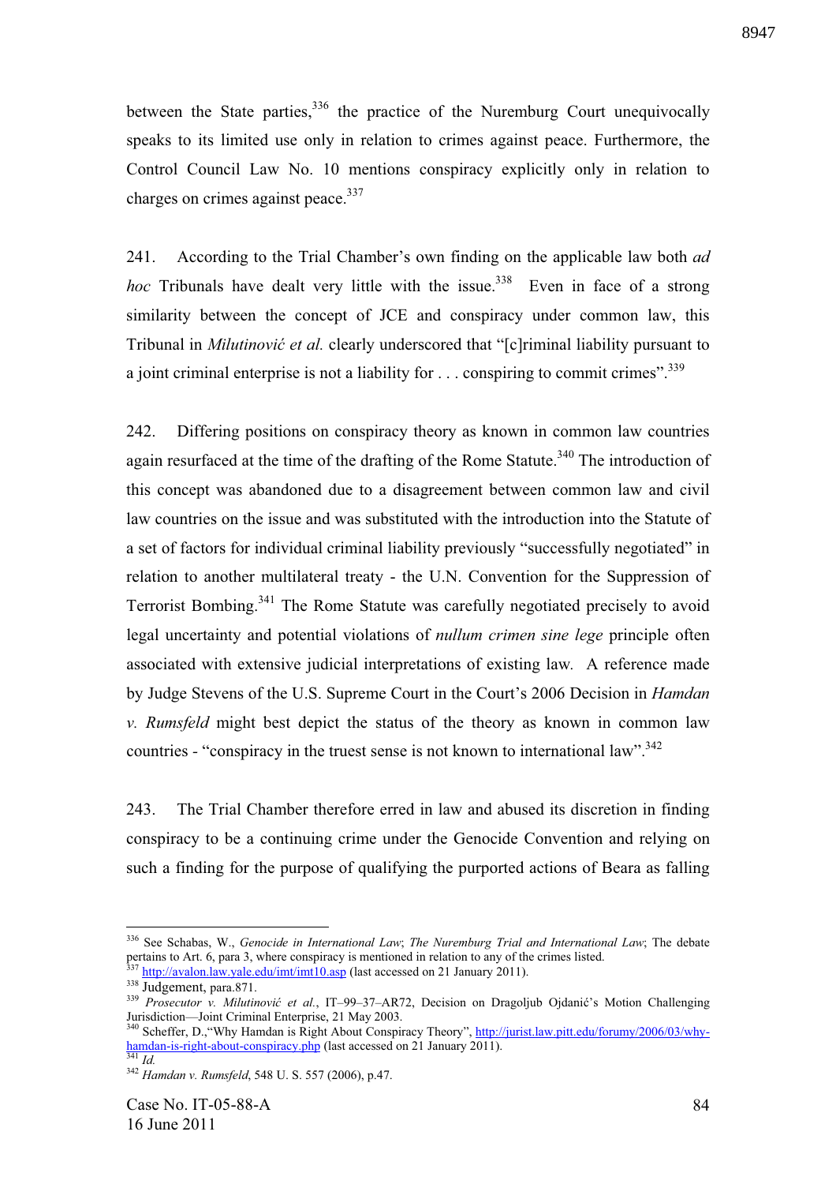between the State parties,[336] the practice of the Nuremburg Court unequivocally speaks to its limited use only in relation to crimes against peace. Furthermore, the Control Council Law No. 10 mentions conspiracy explicitly only in relation to charges on crimes against peace.[337]

241. According to the Trial Chamber's own finding on the applicable law both *ad hoc* Tribunals have dealt very little with the issue.[338] Even in face of a strong similarity between the concept of JCE and conspiracy under common law, this Tribunal in *Milutinović et al.* clearly underscored that "[c]riminal liability pursuant to a joint criminal enterprise is not a liability for . . . conspiring to commit crimes".[339]

242. Differing positions on conspiracy theory as known in common law countries again resurfaced at the time of the drafting of the Rome Statute.[340] The introduction of this concept was abandoned due to a disagreement between common law and civil law countries on the issue and was substituted with the introduction into the Statute of a set of factors for individual criminal liability previously "successfully negotiated" in relation to another multilateral treaty - the U.N. Convention for the Suppression of Terrorist Bombing.[341] The Rome Statute was carefully negotiated precisely to avoid legal uncertainty and potential violations of *nullum crimen sine lege* principle often associated with extensive judicial interpretations of existing law. A reference made by Judge Stevens of the U.S. Supreme Court in the Court's 2006 Decision in *Hamdan v. Rumsfeld* might best depict the status of the theory as known in common law countries - "conspiracy in the truest sense is not known to international law".[342]

243. The Trial Chamber therefore erred in law and abused its discretion in finding conspiracy to be a continuing crime under the Genocide Convention and relying on such a finding for the purpose of qualifying the purported actions of Beara as falling

---

[336] See Schabas, W., *Genocide in International Law*; *The Nuremburg Trial and International Law*; The debate pertains to Art. 6, para 3, where conspiracy is mentioned in relation to any of the crimes listed.

[337] http://avalon.law.yale.edu/imt/imt10.asp (last accessed on 21 January 2011).

[338] Judgement, para.871.

[339] *Prosecutor v. Milutinović et al.*, IT–99–37–AR72, Decision on Dragoljub Ojdanić's Motion Challenging Jurisdiction—Joint Criminal Enterprise, 21 May 2003.

[340] Scheffer, D.,"Why Hamdan is Right About Conspiracy Theory", http://jurist.law.pitt.edu/forumy/2006/03/why-hamdan-is-right-about-conspiracy.php (last accessed on 21 January 2011).

[341] *Id.*

[342] *Hamdan v. Rumsfeld*, 548 U. S. 557 (2006), p.47.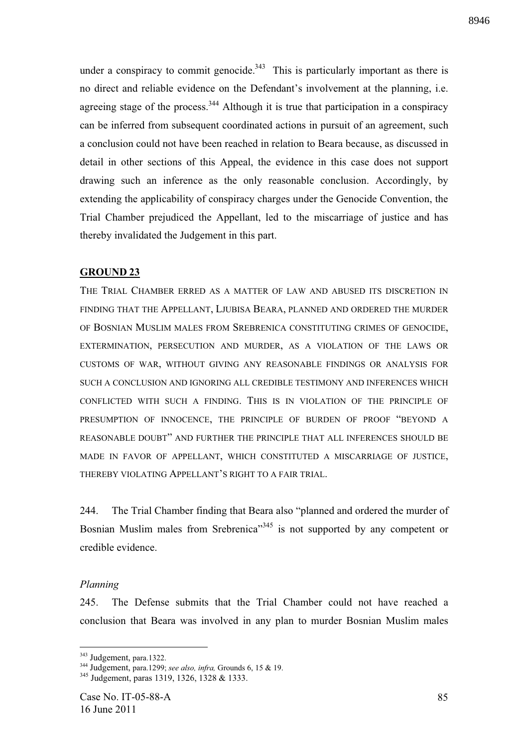under a conspiracy to commit genocide.[343] This is particularly important as there is no direct and reliable evidence on the Defendant's involvement at the planning, i.e. agreeing stage of the process.[344] Although it is true that participation in a conspiracy can be inferred from subsequent coordinated actions in pursuit of an agreement, such a conclusion could not have been reached in relation to Beara because, as discussed in detail in other sections of this Appeal, the evidence in this case does not support drawing such an inference as the only reasonable conclusion. Accordingly, by extending the applicability of conspiracy charges under the Genocide Convention, the Trial Chamber prejudiced the Appellant, led to the miscarriage of justice and has thereby invalidated the Judgement in this part.

## GROUND 23

THE TRIAL CHAMBER ERRED AS A MATTER OF LAW AND ABUSED ITS DISCRETION IN FINDING THAT THE APPELLANT, LJUBISA BEARA, PLANNED AND ORDERED THE MURDER OF BOSNIAN MUSLIM MALES FROM SREBRENICA CONSTITUTING CRIMES OF GENOCIDE, EXTERMINATION, PERSECUTION AND MURDER, AS A VIOLATION OF THE LAWS OR CUSTOMS OF WAR, WITHOUT GIVING ANY REASONABLE FINDINGS OR ANALYSIS FOR SUCH A CONCLUSION AND IGNORING ALL CREDIBLE TESTIMONY AND INFERENCES WHICH CONFLICTED WITH SUCH A FINDING. THIS IS IN VIOLATION OF THE PRINCIPLE OF PRESUMPTION OF INNOCENCE, THE PRINCIPLE OF BURDEN OF PROOF "BEYOND A REASONABLE DOUBT" AND FURTHER THE PRINCIPLE THAT ALL INFERENCES SHOULD BE MADE IN FAVOR OF APPELLANT, WHICH CONSTITUTED A MISCARRIAGE OF JUSTICE, THEREBY VIOLATING APPELLANT'S RIGHT TO A FAIR TRIAL.

244. The Trial Chamber finding that Beara also "planned and ordered the murder of Bosnian Muslim males from Srebrenica"[345] is not supported by any competent or credible evidence.

*Planning*

245. The Defense submits that the Trial Chamber could not have reached a conclusion that Beara was involved in any plan to murder Bosnian Muslim males

---

[343] Judgement, para.1322.

[344] Judgement, para.1299; *see also, infra,* Grounds 6, 15 & 19.

[345] Judgement, paras 1319, 1326, 1328 & 1333.

Case No. IT-05-88-A
16 June 2011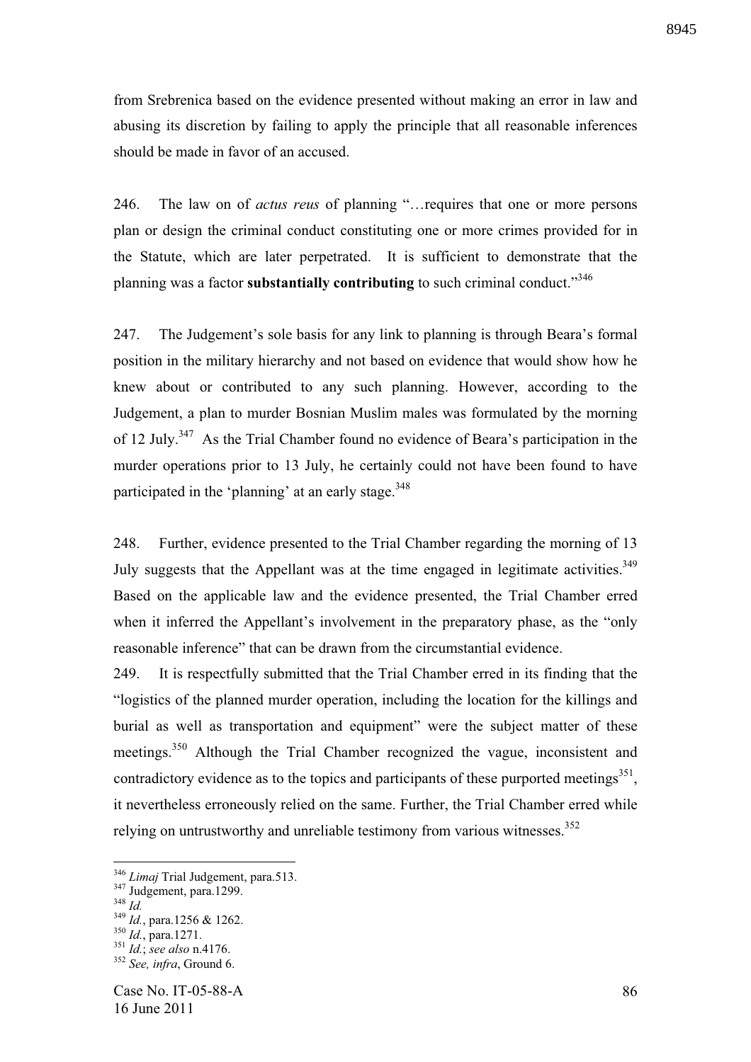from Srebrenica based on the evidence presented without making an error in law and abusing its discretion by failing to apply the principle that all reasonable inferences should be made in favor of an accused.

246. The law on of *actus reus* of planning "…requires that one or more persons plan or design the criminal conduct constituting one or more crimes provided for in the Statute, which are later perpetrated. It is sufficient to demonstrate that the planning was a factor **substantially contributing** to such criminal conduct."[346]

247. The Judgement's sole basis for any link to planning is through Beara's formal position in the military hierarchy and not based on evidence that would show how he knew about or contributed to any such planning. However, according to the Judgement, a plan to murder Bosnian Muslim males was formulated by the morning of 12 July.[347] As the Trial Chamber found no evidence of Beara's participation in the murder operations prior to 13 July, he certainly could not have been found to have participated in the 'planning' at an early stage.[348]

248. Further, evidence presented to the Trial Chamber regarding the morning of 13 July suggests that the Appellant was at the time engaged in legitimate activities.[349] Based on the applicable law and the evidence presented, the Trial Chamber erred when it inferred the Appellant's involvement in the preparatory phase, as the "only reasonable inference" that can be drawn from the circumstantial evidence.

249. It is respectfully submitted that the Trial Chamber erred in its finding that the "logistics of the planned murder operation, including the location for the killings and burial as well as transportation and equipment" were the subject matter of these meetings.[350] Although the Trial Chamber recognized the vague, inconsistent and contradictory evidence as to the topics and participants of these purported meetings[351], it nevertheless erroneously relied on the same. Further, the Trial Chamber erred while relying on untrustworthy and unreliable testimony from various witnesses.[352]

---

[346] *Limaj* Trial Judgement, para.513.
[347] Judgement, para.1299.
[348] *Id.*
[349] *Id.*, para.1256 & 1262.
[350] *Id.*, para.1271.
[351] *Id.*; *see also* n.4176.
[352] *See, infra*, Ground 6.

Case No. IT-05-88-A
16 June 2011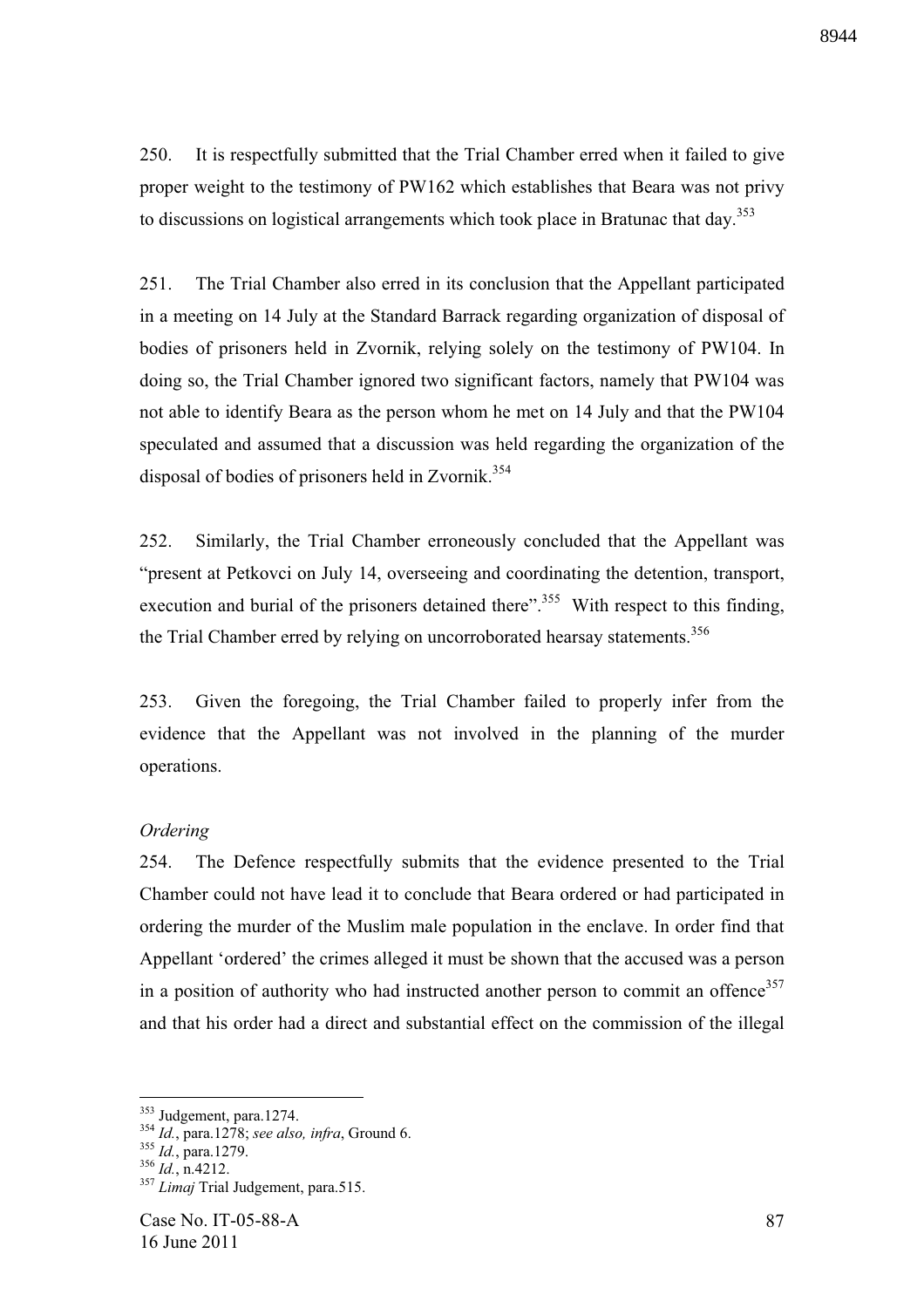250. It is respectfully submitted that the Trial Chamber erred when it failed to give proper weight to the testimony of PW162 which establishes that Beara was not privy to discussions on logistical arrangements which took place in Bratunac that day.[353]

251. The Trial Chamber also erred in its conclusion that the Appellant participated in a meeting on 14 July at the Standard Barrack regarding organization of disposal of bodies of prisoners held in Zvornik, relying solely on the testimony of PW104. In doing so, the Trial Chamber ignored two significant factors, namely that PW104 was not able to identify Beara as the person whom he met on 14 July and that the PW104 speculated and assumed that a discussion was held regarding the organization of the disposal of bodies of prisoners held in Zvornik.[354]

252. Similarly, the Trial Chamber erroneously concluded that the Appellant was "present at Petkovci on July 14, overseeing and coordinating the detention, transport, execution and burial of the prisoners detained there".[355] With respect to this finding, the Trial Chamber erred by relying on uncorroborated hearsay statements.[356]

253. Given the foregoing, the Trial Chamber failed to properly infer from the evidence that the Appellant was not involved in the planning of the murder operations.

*Ordering*

254. The Defence respectfully submits that the evidence presented to the Trial Chamber could not have lead it to conclude that Beara ordered or had participated in ordering the murder of the Muslim male population in the enclave. In order find that Appellant 'ordered' the crimes alleged it must be shown that the accused was a person in a position of authority who had instructed another person to commit an offence[357] and that his order had a direct and substantial effect on the commission of the illegal

---

[353] Judgement, para.1274.

[354] *Id.*, para.1278; *see also, infra*, Ground 6.

[355] *Id.*, para.1279.

[356] *Id.*, n.4212.

[357] *Limaj* Trial Judgement, para.515.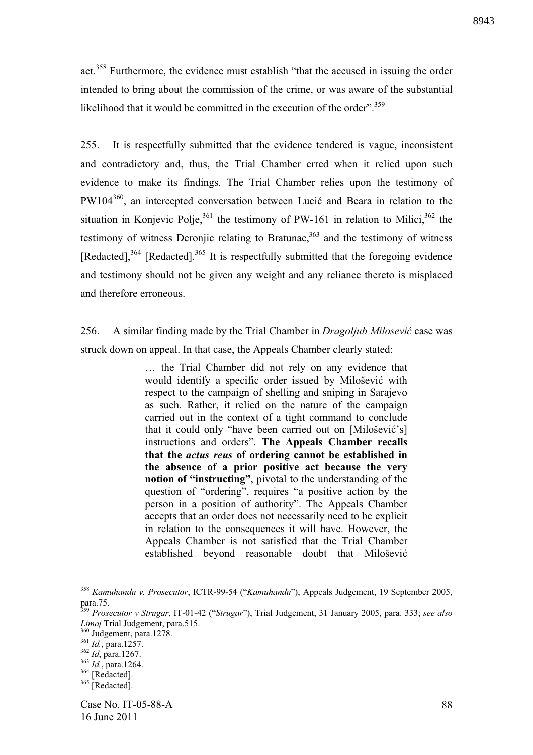act.[358] Furthermore, the evidence must establish "that the accused in issuing the order intended to bring about the commission of the crime, or was aware of the substantial likelihood that it would be committed in the execution of the order".[359]

255. It is respectfully submitted that the evidence tendered is vague, inconsistent and contradictory and, thus, the Trial Chamber erred when it relied upon such evidence to make its findings. The Trial Chamber relies upon the testimony of PW104[360], an intercepted conversation between Lucić and Beara in relation to the situation in Konjevic Polje,[361] the testimony of PW-161 in relation to Milici,[362] the testimony of witness Deronjic relating to Bratunac,[363] and the testimony of witness [Redacted],[364] [Redacted].[365] It is respectfully submitted that the foregoing evidence and testimony should not be given any weight and any reliance thereto is misplaced and therefore erroneous.

256. A similar finding made by the Trial Chamber in *Dragoljub Milosević* case was struck down on appeal. In that case, the Appeals Chamber clearly stated:

> … the Trial Chamber did not rely on any evidence that would identify a specific order issued by Milošević with respect to the campaign of shelling and sniping in Sarajevo as such. Rather, it relied on the nature of the campaign carried out in the context of a tight command to conclude that it could only "have been carried out on [Milošević's] instructions and orders". **The Appeals Chamber recalls that the *actus reus* of ordering cannot be established in the absence of a prior positive act because the very notion of "instructing"**, pivotal to the understanding of the question of "ordering", requires "a positive action by the person in a position of authority". The Appeals Chamber accepts that an order does not necessarily need to be explicit in relation to the consequences it will have. However, the Appeals Chamber is not satisfied that the Trial Chamber established beyond reasonable doubt that Milošević

---

[358] *Kamuhandu v. Prosecutor*, ICTR-99-54 ("*Kamuhandu*"), Appeals Judgement, 19 September 2005, para.75.

[359] *Prosecutor v Strugar*, IT-01-42 ("*Strugar*"), Trial Judgement, 31 January 2005, para. 333; *see also Limaj* Trial Judgement, para.515.

[360] Judgement, para.1278.

[361] *Id.*, para.1257.

[362] *Id*, para.1267.

[363] *Id.*, para.1264.

[364] [Redacted].

[365] [Redacted].

Case No. IT-05-88-A
16 June 2011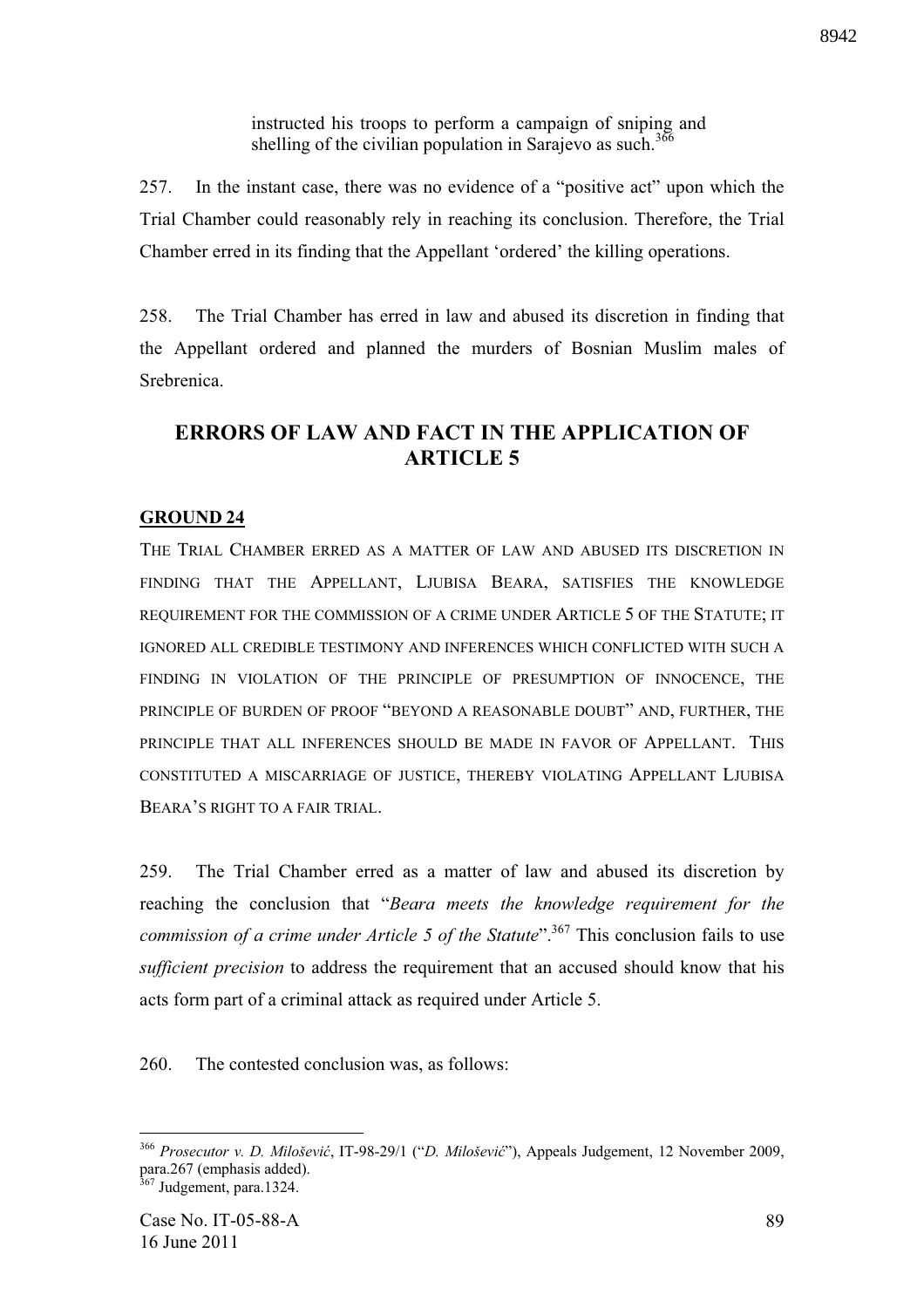instructed his troops to perform a campaign of sniping and shelling of the civilian population in Sarajevo as such.[366]

257. In the instant case, there was no evidence of a "positive act" upon which the Trial Chamber could reasonably rely in reaching its conclusion. Therefore, the Trial Chamber erred in its finding that the Appellant 'ordered' the killing operations.

258. The Trial Chamber has erred in law and abused its discretion in finding that the Appellant ordered and planned the murders of Bosnian Muslim males of Srebrenica.

## ERRORS OF LAW AND FACT IN THE APPLICATION OF ARTICLE 5

### GROUND 24

THE TRIAL CHAMBER ERRED AS A MATTER OF LAW AND ABUSED ITS DISCRETION IN FINDING THAT THE APPELLANT, LJUBISA BEARA, SATISFIES THE KNOWLEDGE REQUIREMENT FOR THE COMMISSION OF A CRIME UNDER ARTICLE 5 OF THE STATUTE; IT IGNORED ALL CREDIBLE TESTIMONY AND INFERENCES WHICH CONFLICTED WITH SUCH A FINDING IN VIOLATION OF THE PRINCIPLE OF PRESUMPTION OF INNOCENCE, THE PRINCIPLE OF BURDEN OF PROOF "BEYOND A REASONABLE DOUBT" AND, FURTHER, THE PRINCIPLE THAT ALL INFERENCES SHOULD BE MADE IN FAVOR OF APPELLANT. THIS CONSTITUTED A MISCARRIAGE OF JUSTICE, THEREBY VIOLATING APPELLANT LJUBISA BEARA'S RIGHT TO A FAIR TRIAL.

259. The Trial Chamber erred as a matter of law and abused its discretion by reaching the conclusion that "*Beara meets the knowledge requirement for the commission of a crime under Article 5 of the Statute*".[367] This conclusion fails to use *sufficient precision* to address the requirement that an accused should know that his acts form part of a criminal attack as required under Article 5.

260. The contested conclusion was, as follows:

---

[366] *Prosecutor v. D. Milošević*, IT-98-29/1 ("*D. Milošević*"), Appeals Judgement, 12 November 2009, para.267 (emphasis added).

[367] Judgement, para.1324.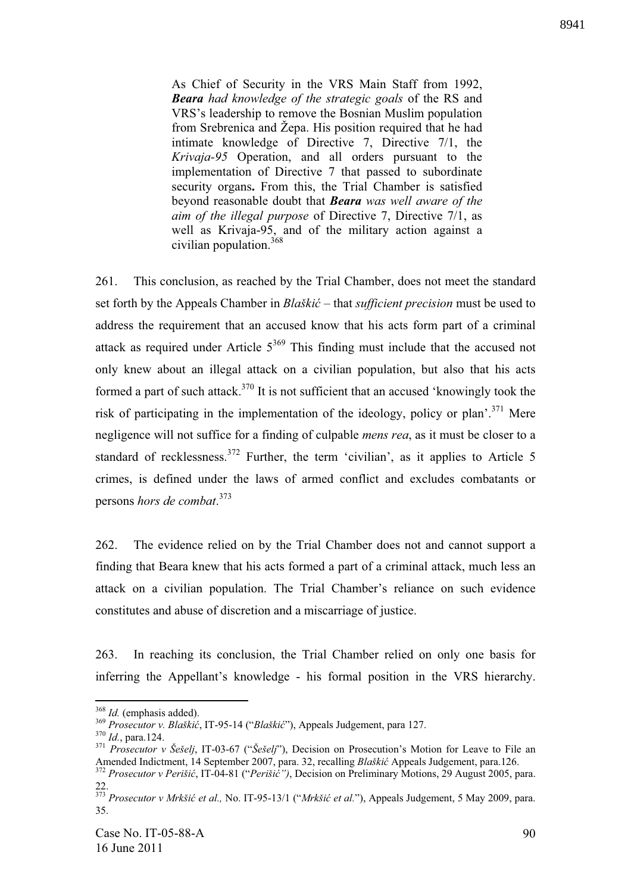> As Chief of Security in the VRS Main Staff from 1992, ***Beara*** *had knowledge of the strategic goals* of the RS and VRS's leadership to remove the Bosnian Muslim population from Srebrenica and Žepa. His position required that he had intimate knowledge of Directive 7, Directive 7/1, the *Krivaja-95* Operation, and all orders pursuant to the implementation of Directive 7 that passed to subordinate security organs**.** From this, the Trial Chamber is satisfied beyond reasonable doubt that ***Beara*** *was well aware of the aim of the illegal purpose* of Directive 7, Directive 7/1, as well as Krivaja-95, and of the military action against a civilian population.[368]

261. This conclusion, as reached by the Trial Chamber, does not meet the standard set forth by the Appeals Chamber in *Blaškić* – that *sufficient precision* must be used to address the requirement that an accused know that his acts form part of a criminal attack as required under Article 5[369] This finding must include that the accused not only knew about an illegal attack on a civilian population, but also that his acts formed a part of such attack.[370] It is not sufficient that an accused 'knowingly took the risk of participating in the implementation of the ideology, policy or plan'.[371] Mere negligence will not suffice for a finding of culpable *mens rea*, as it must be closer to a standard of recklessness.[372] Further, the term 'civilian', as it applies to Article 5 crimes, is defined under the laws of armed conflict and excludes combatants or persons *hors de combat*.[373]

262. The evidence relied on by the Trial Chamber does not and cannot support a finding that Beara knew that his acts formed a part of a criminal attack, much less an attack on a civilian population. The Trial Chamber's reliance on such evidence constitutes and abuse of discretion and a miscarriage of justice.

263. In reaching its conclusion, the Trial Chamber relied on only one basis for inferring the Appellant's knowledge - his formal position in the VRS hierarchy.

---

[368] *Id.* (emphasis added).

[369] *Prosecutor v. Blaškić*, IT-95-14 ("*Blaškić*"), Appeals Judgement, para 127.

[370] *Id.*, para.124.

[371] *Prosecutor v Šešelj*, IT-03-67 ("*Šešelj*"), Decision on Prosecution's Motion for Leave to File an Amended Indictment, 14 September 2007, para. 32, recalling *Blaškić* Appeals Judgement, para.126.

[372] *Prosecutor v Perišić*, IT-04-81 ("*Perišić")*, Decision on Preliminary Motions, 29 August 2005, para. 22.

[373] *Prosecutor v Mrkšić et al.,* No. IT-95-13/1 ("*Mrkšić et al.*"), Appeals Judgement, 5 May 2009, para. 35.

Case No. IT-05-88-A
16 June 2011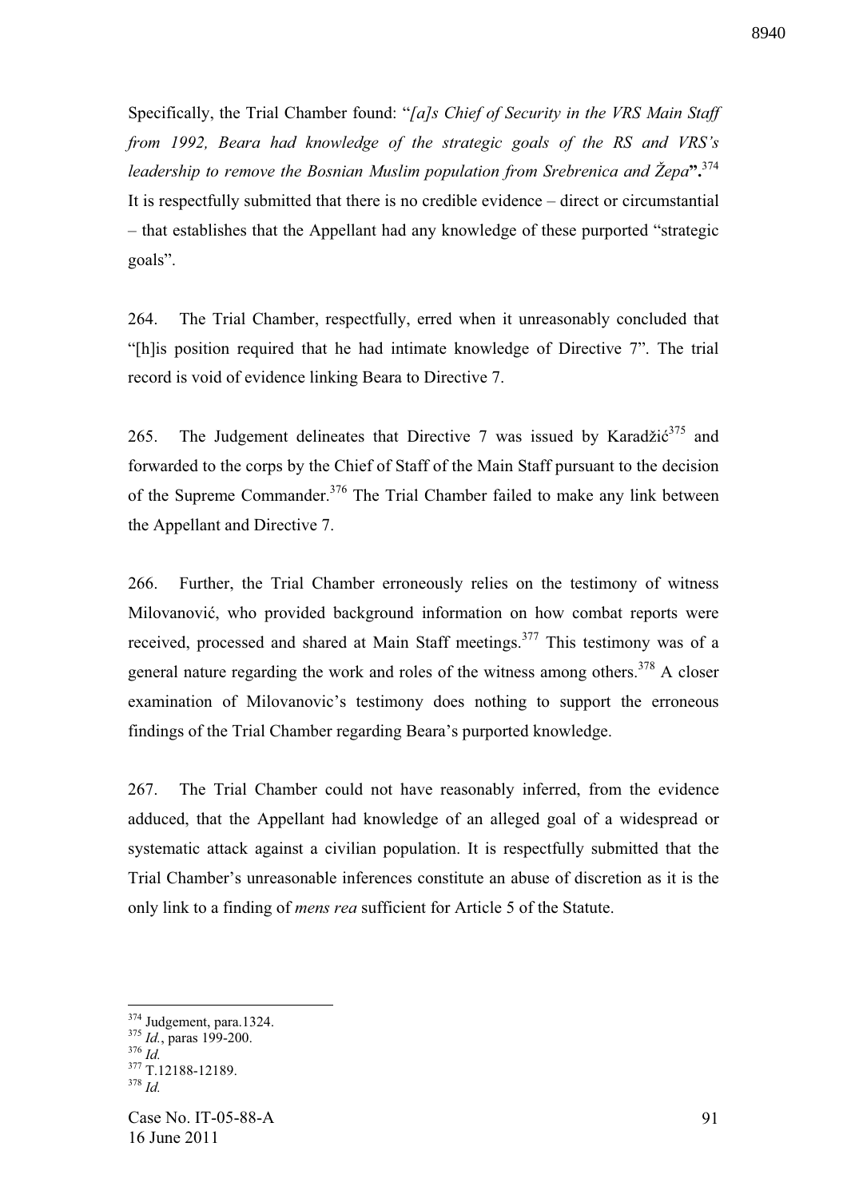Specifically, the Trial Chamber found: "*[a]s Chief of Security in the VRS Main Staff from 1992, Beara had knowledge of the strategic goals of the RS and VRS's leadership to remove the Bosnian Muslim population from Srebrenica and Žepa*".[374] It is respectfully submitted that there is no credible evidence – direct or circumstantial – that establishes that the Appellant had any knowledge of these purported "strategic goals".

264. The Trial Chamber, respectfully, erred when it unreasonably concluded that "[h]is position required that he had intimate knowledge of Directive 7". The trial record is void of evidence linking Beara to Directive 7.

265. The Judgement delineates that Directive 7 was issued by Karadžić[375] and forwarded to the corps by the Chief of Staff of the Main Staff pursuant to the decision of the Supreme Commander.[376] The Trial Chamber failed to make any link between the Appellant and Directive 7.

266. Further, the Trial Chamber erroneously relies on the testimony of witness Milovanović, who provided background information on how combat reports were received, processed and shared at Main Staff meetings.[377] This testimony was of a general nature regarding the work and roles of the witness among others.[378] A closer examination of Milovanovic's testimony does nothing to support the erroneous findings of the Trial Chamber regarding Beara's purported knowledge.

267. The Trial Chamber could not have reasonably inferred, from the evidence adduced, that the Appellant had knowledge of an alleged goal of a widespread or systematic attack against a civilian population. It is respectfully submitted that the Trial Chamber's unreasonable inferences constitute an abuse of discretion as it is the only link to a finding of *mens rea* sufficient for Article 5 of the Statute.

---

[374] Judgement, para.1324.
[375] *Id.*, paras 199-200.
[376] *Id.*
[377] T.12188-12189.
[378] *Id.*

Case No. IT-05-88-A
16 June 2011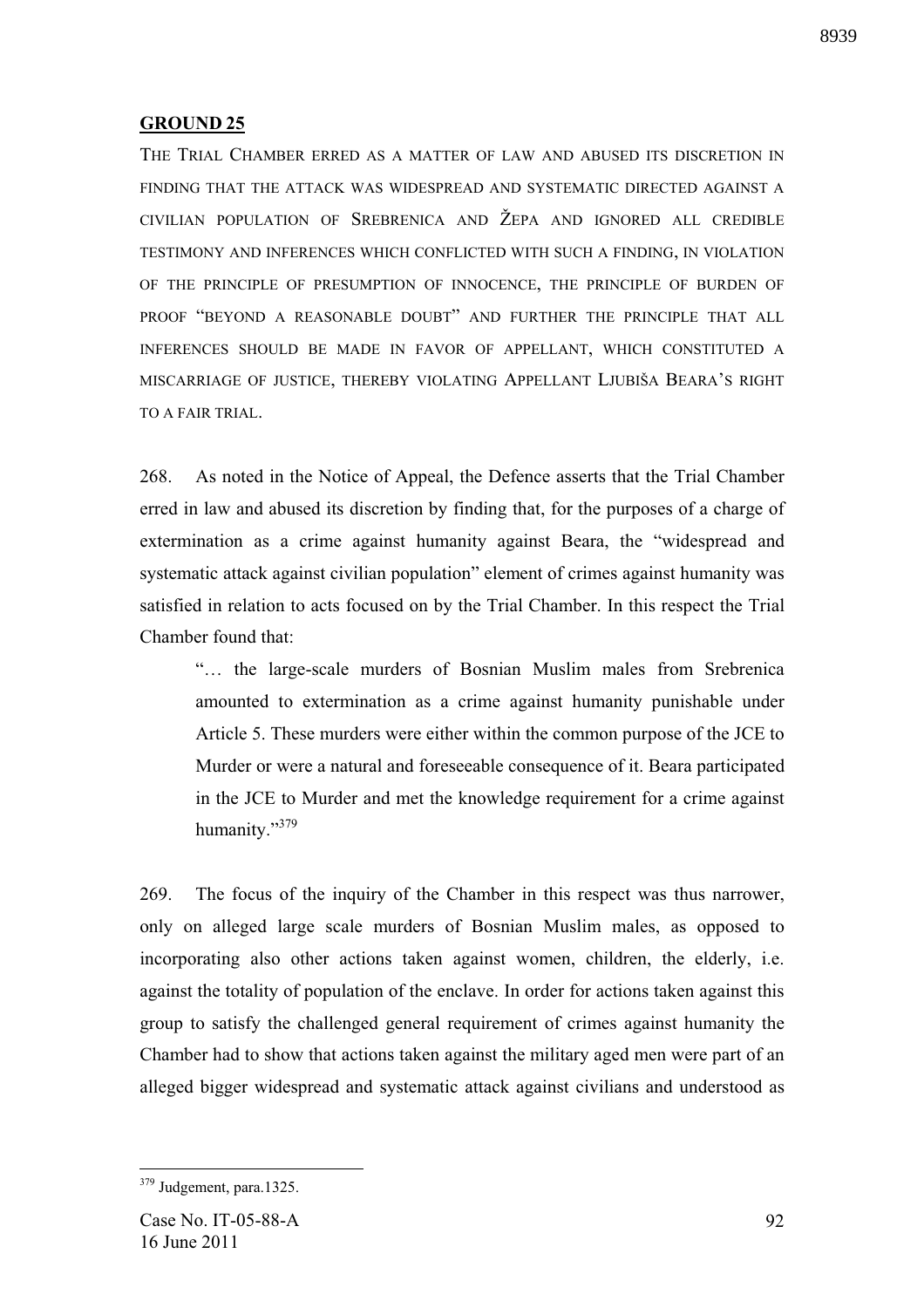## GROUND 25

THE TRIAL CHAMBER ERRED AS A MATTER OF LAW AND ABUSED ITS DISCRETION IN FINDING THAT THE ATTACK WAS WIDESPREAD AND SYSTEMATIC DIRECTED AGAINST A CIVILIAN POPULATION OF SREBRENICA AND ŽEPA AND IGNORED ALL CREDIBLE TESTIMONY AND INFERENCES WHICH CONFLICTED WITH SUCH A FINDING, IN VIOLATION OF THE PRINCIPLE OF PRESUMPTION OF INNOCENCE, THE PRINCIPLE OF BURDEN OF PROOF "BEYOND A REASONABLE DOUBT" AND FURTHER THE PRINCIPLE THAT ALL INFERENCES SHOULD BE MADE IN FAVOR OF APPELLANT, WHICH CONSTITUTED A MISCARRIAGE OF JUSTICE, THEREBY VIOLATING APPELLANT LJUBIŠA BEARA'S RIGHT TO A FAIR TRIAL.

268. As noted in the Notice of Appeal, the Defence asserts that the Trial Chamber erred in law and abused its discretion by finding that, for the purposes of a charge of extermination as a crime against humanity against Beara, the "widespread and systematic attack against civilian population" element of crimes against humanity was satisfied in relation to acts focused on by the Trial Chamber. In this respect the Trial Chamber found that:

> "… the large-scale murders of Bosnian Muslim males from Srebrenica amounted to extermination as a crime against humanity punishable under Article 5. These murders were either within the common purpose of the JCE to Murder or were a natural and foreseeable consequence of it. Beara participated in the JCE to Murder and met the knowledge requirement for a crime against humanity."[379]

269. The focus of the inquiry of the Chamber in this respect was thus narrower, only on alleged large scale murders of Bosnian Muslim males, as opposed to incorporating also other actions taken against women, children, the elderly, i.e. against the totality of population of the enclave. In order for actions taken against this group to satisfy the challenged general requirement of crimes against humanity the Chamber had to show that actions taken against the military aged men were part of an alleged bigger widespread and systematic attack against civilians and understood as

---

[379] Judgement, para.1325.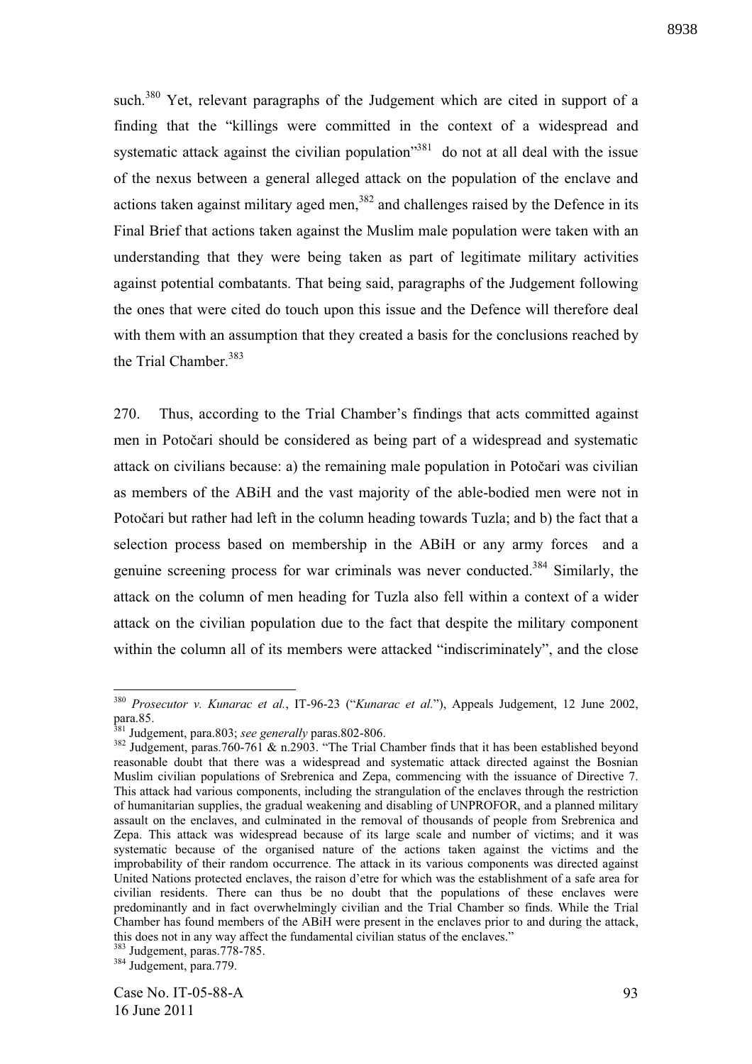such.[380] Yet, relevant paragraphs of the Judgement which are cited in support of a finding that the "killings were committed in the context of a widespread and systematic attack against the civilian population"[381] do not at all deal with the issue of the nexus between a general alleged attack on the population of the enclave and actions taken against military aged men,[382] and challenges raised by the Defence in its Final Brief that actions taken against the Muslim male population were taken with an understanding that they were being taken as part of legitimate military activities against potential combatants. That being said, paragraphs of the Judgement following the ones that were cited do touch upon this issue and the Defence will therefore deal with them with an assumption that they created a basis for the conclusions reached by the Trial Chamber.[383]

270. Thus, according to the Trial Chamber's findings that acts committed against men in Potočari should be considered as being part of a widespread and systematic attack on civilians because: a) the remaining male population in Potočari was civilian as members of the ABiH and the vast majority of the able-bodied men were not in Potočari but rather had left in the column heading towards Tuzla; and b) the fact that a selection process based on membership in the ABiH or any army forces and a genuine screening process for war criminals was never conducted.[384] Similarly, the attack on the column of men heading for Tuzla also fell within a context of a wider attack on the civilian population due to the fact that despite the military component within the column all of its members were attacked "indiscriminately", and the close

---

[380] *Prosecutor v. Kunarac et al.*, IT-96-23 ("*Kunarac et al.*"), Appeals Judgement, 12 June 2002, para.85.

[381] Judgement, para.803; *see generally* paras.802-806.

[382] Judgement, paras.760-761 & n.2903. "The Trial Chamber finds that it has been established beyond reasonable doubt that there was a widespread and systematic attack directed against the Bosnian Muslim civilian populations of Srebrenica and Zepa, commencing with the issuance of Directive 7. This attack had various components, including the strangulation of the enclaves through the restriction of humanitarian supplies, the gradual weakening and disabling of UNPROFOR, and a planned military assault on the enclaves, and culminated in the removal of thousands of people from Srebrenica and Zepa. This attack was widespread because of its large scale and number of victims; and it was systematic because of the organised nature of the actions taken against the victims and the improbability of their random occurrence. The attack in its various components was directed against United Nations protected enclaves, the raison d'etre for which was the establishment of a safe area for civilian residents. There can thus be no doubt that the populations of these enclaves were predominantly and in fact overwhelmingly civilian and the Trial Chamber so finds. While the Trial Chamber has found members of the ABiH were present in the enclaves prior to and during the attack, this does not in any way affect the fundamental civilian status of the enclaves."

[383] Judgement, paras.778-785.

[384] Judgement, para.779.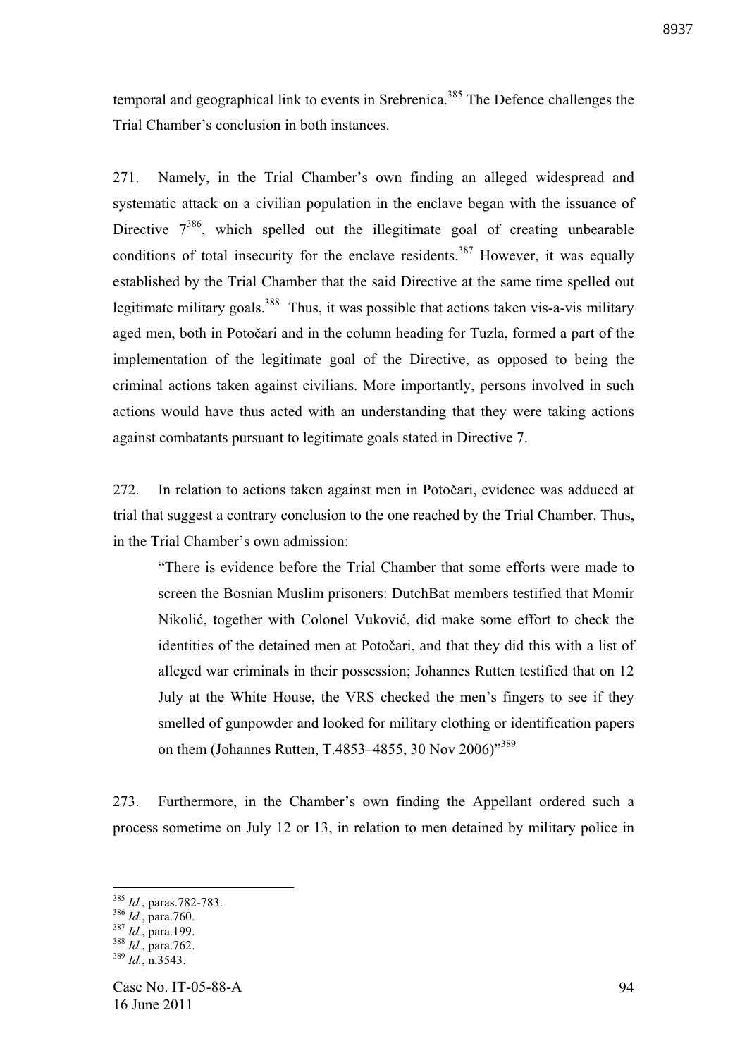temporal and geographical link to events in Srebrenica.[385] The Defence challenges the Trial Chamber's conclusion in both instances.

271. Namely, in the Trial Chamber's own finding an alleged widespread and systematic attack on a civilian population in the enclave began with the issuance of Directive 7[386], which spelled out the illegitimate goal of creating unbearable conditions of total insecurity for the enclave residents.[387] However, it was equally established by the Trial Chamber that the said Directive at the same time spelled out legitimate military goals.[388] Thus, it was possible that actions taken vis-a-vis military aged men, both in Potočari and in the column heading for Tuzla, formed a part of the implementation of the legitimate goal of the Directive, as opposed to being the criminal actions taken against civilians. More importantly, persons involved in such actions would have thus acted with an understanding that they were taking actions against combatants pursuant to legitimate goals stated in Directive 7.

272. In relation to actions taken against men in Potočari, evidence was adduced at trial that suggest a contrary conclusion to the one reached by the Trial Chamber. Thus, in the Trial Chamber's own admission:

> "There is evidence before the Trial Chamber that some efforts were made to screen the Bosnian Muslim prisoners: DutchBat members testified that Momir Nikolić, together with Colonel Vuković, did make some effort to check the identities of the detained men at Potočari, and that they did this with a list of alleged war criminals in their possession; Johannes Rutten testified that on 12 July at the White House, the VRS checked the men's fingers to see if they smelled of gunpowder and looked for military clothing or identification papers on them (Johannes Rutten, T.4853–4855, 30 Nov 2006)"[389]

273. Furthermore, in the Chamber's own finding the Appellant ordered such a process sometime on July 12 or 13, in relation to men detained by military police in

---

[385] *Id.*, paras.782-783.
[386] *Id.*, para.760.
[387] *Id.*, para.199.
[388] *Id.*, para.762.
[389] *Id.*, n.3543.

Case No. IT-05-88-A
16 June 2011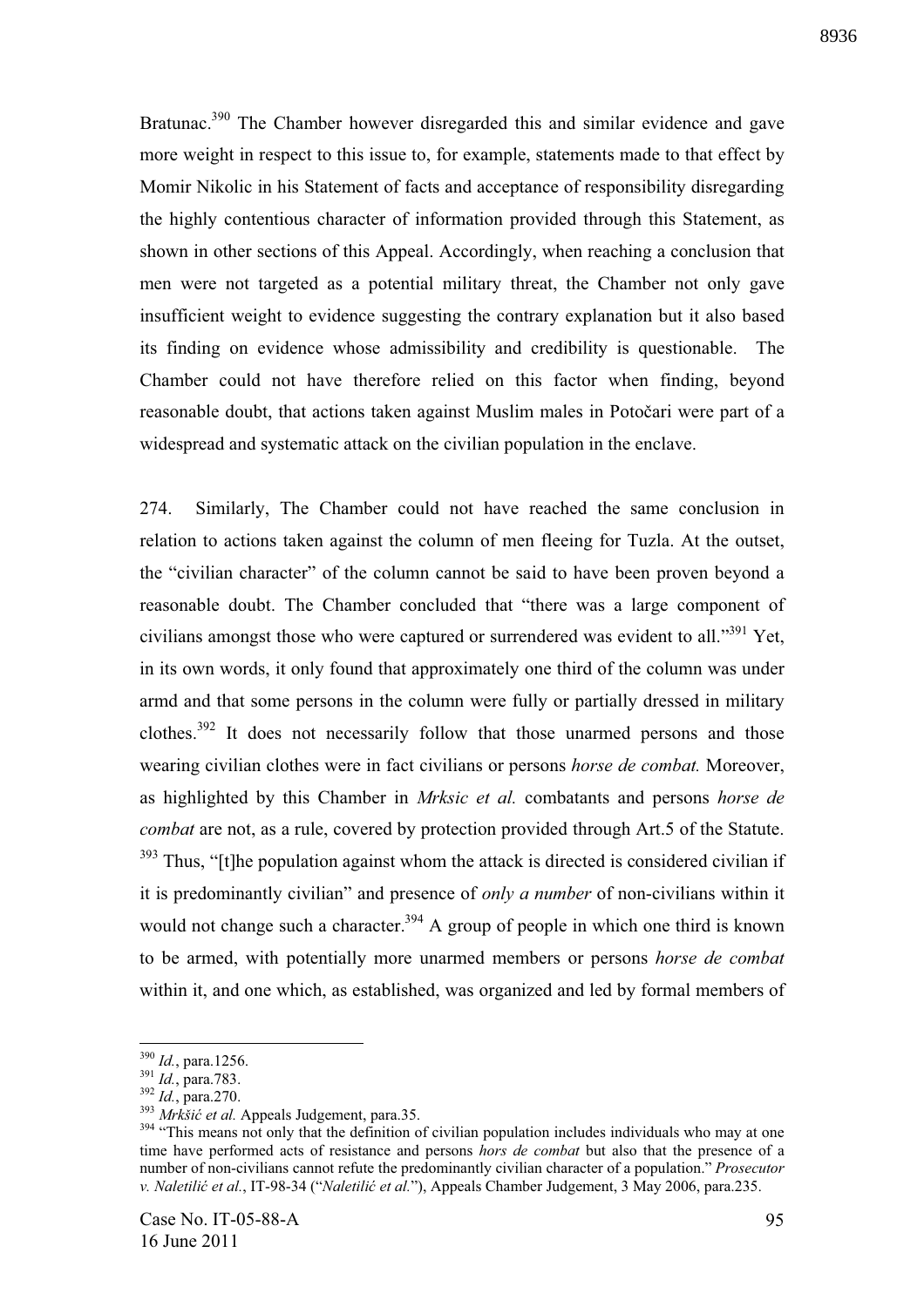Bratunac.[390] The Chamber however disregarded this and similar evidence and gave more weight in respect to this issue to, for example, statements made to that effect by Momir Nikolic in his Statement of facts and acceptance of responsibility disregarding the highly contentious character of information provided through this Statement, as shown in other sections of this Appeal. Accordingly, when reaching a conclusion that men were not targeted as a potential military threat, the Chamber not only gave insufficient weight to evidence suggesting the contrary explanation but it also based its finding on evidence whose admissibility and credibility is questionable. The Chamber could not have therefore relied on this factor when finding, beyond reasonable doubt, that actions taken against Muslim males in Potočari were part of a widespread and systematic attack on the civilian population in the enclave.

274. Similarly, The Chamber could not have reached the same conclusion in relation to actions taken against the column of men fleeing for Tuzla. At the outset, the "civilian character" of the column cannot be said to have been proven beyond a reasonable doubt. The Chamber concluded that "there was a large component of civilians amongst those who were captured or surrendered was evident to all."[391] Yet, in its own words, it only found that approximately one third of the column was under armd and that some persons in the column were fully or partially dressed in military clothes.[392] It does not necessarily follow that those unarmed persons and those wearing civilian clothes were in fact civilians or persons *horse de combat.* Moreover, as highlighted by this Chamber in *Mrksic et al.* combatants and persons *horse de combat* are not, as a rule, covered by protection provided through Art.5 of the Statute.[393] Thus, "[t]he population against whom the attack is directed is considered civilian if it is predominantly civilian" and presence of *only a number* of non-civilians within it would not change such a character.[394] A group of people in which one third is known to be armed, with potentially more unarmed members or persons *horse de combat* within it, and one which, as established, was organized and led by formal members of

---

[390] *Id.*, para.1256.

[391] *Id.*, para.783.

[392] *Id.*, para.270.

[393] *Mrkšić et al.* Appeals Judgement, para.35.

[394] "This means not only that the definition of civilian population includes individuals who may at one time have performed acts of resistance and persons *hors de combat* but also that the presence of a number of non-civilians cannot refute the predominantly civilian character of a population." *Prosecutor v. Naletilić et al.*, IT-98-34 ("*Naletilić et al.*"), Appeals Chamber Judgement, 3 May 2006, para.235.

Case No. IT-05-88-A
16 June 2011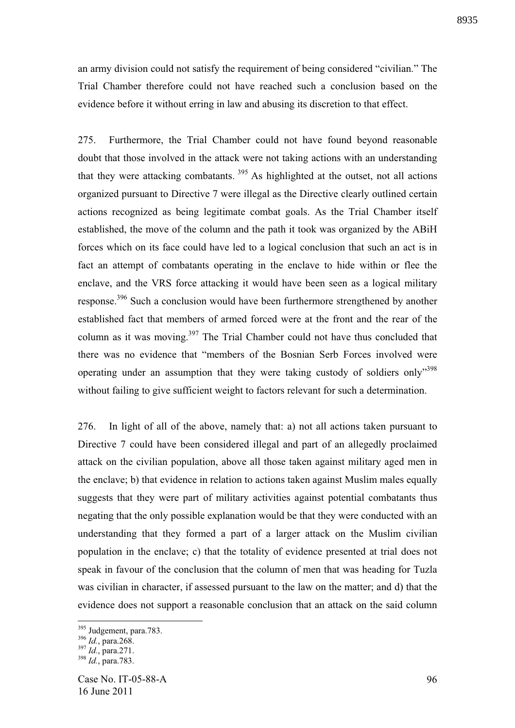an army division could not satisfy the requirement of being considered "civilian." The Trial Chamber therefore could not have reached such a conclusion based on the evidence before it without erring in law and abusing its discretion to that effect.

275. Furthermore, the Trial Chamber could not have found beyond reasonable doubt that those involved in the attack were not taking actions with an understanding that they were attacking combatants. [395] As highlighted at the outset, not all actions organized pursuant to Directive 7 were illegal as the Directive clearly outlined certain actions recognized as being legitimate combat goals. As the Trial Chamber itself established, the move of the column and the path it took was organized by the ABiH forces which on its face could have led to a logical conclusion that such an act is in fact an attempt of combatants operating in the enclave to hide within or flee the enclave, and the VRS force attacking it would have been seen as a logical military response.[396] Such a conclusion would have been furthermore strengthened by another established fact that members of armed forced were at the front and the rear of the column as it was moving.[397] The Trial Chamber could not have thus concluded that there was no evidence that "members of the Bosnian Serb Forces involved were operating under an assumption that they were taking custody of soldiers only"[398] without failing to give sufficient weight to factors relevant for such a determination.

276. In light of all of the above, namely that: a) not all actions taken pursuant to Directive 7 could have been considered illegal and part of an allegedly proclaimed attack on the civilian population, above all those taken against military aged men in the enclave; b) that evidence in relation to actions taken against Muslim males equally suggests that they were part of military activities against potential combatants thus negating that the only possible explanation would be that they were conducted with an understanding that they formed a part of a larger attack on the Muslim civilian population in the enclave; c) that the totality of evidence presented at trial does not speak in favour of the conclusion that the column of men that was heading for Tuzla was civilian in character, if assessed pursuant to the law on the matter; and d) that the evidence does not support a reasonable conclusion that an attack on the said column

---

[395] Judgement, para.783.
[396] *Id.*, para.268.
[397] *Id.*, para.271.
[398] *Id.*, para.783.

Case No. IT-05-88-A
16 June 2011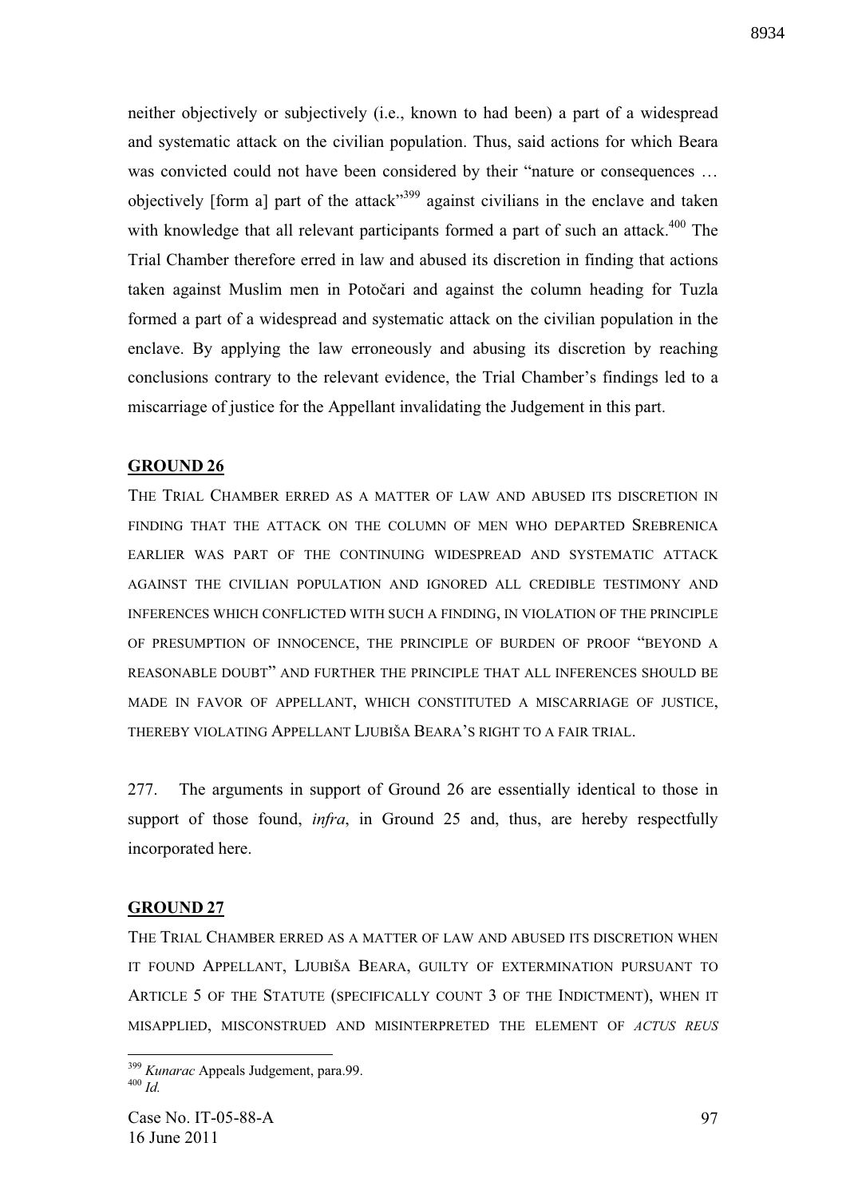neither objectively or subjectively (i.e., known to had been) a part of a widespread and systematic attack on the civilian population. Thus, said actions for which Beara was convicted could not have been considered by their "nature or consequences … objectively [form a] part of the attack"[399] against civilians in the enclave and taken with knowledge that all relevant participants formed a part of such an attack.[400] The Trial Chamber therefore erred in law and abused its discretion in finding that actions taken against Muslim men in Potočari and against the column heading for Tuzla formed a part of a widespread and systematic attack on the civilian population in the enclave. By applying the law erroneously and abusing its discretion by reaching conclusions contrary to the relevant evidence, the Trial Chamber's findings led to a miscarriage of justice for the Appellant invalidating the Judgement in this part.

## GROUND 26

THE TRIAL CHAMBER ERRED AS A MATTER OF LAW AND ABUSED ITS DISCRETION IN FINDING THAT THE ATTACK ON THE COLUMN OF MEN WHO DEPARTED SREBRENICA EARLIER WAS PART OF THE CONTINUING WIDESPREAD AND SYSTEMATIC ATTACK AGAINST THE CIVILIAN POPULATION AND IGNORED ALL CREDIBLE TESTIMONY AND INFERENCES WHICH CONFLICTED WITH SUCH A FINDING, IN VIOLATION OF THE PRINCIPLE OF PRESUMPTION OF INNOCENCE, THE PRINCIPLE OF BURDEN OF PROOF "BEYOND A REASONABLE DOUBT" AND FURTHER THE PRINCIPLE THAT ALL INFERENCES SHOULD BE MADE IN FAVOR OF APPELLANT, WHICH CONSTITUTED A MISCARRIAGE OF JUSTICE, THEREBY VIOLATING APPELLANT LJUBIŠA BEARA'S RIGHT TO A FAIR TRIAL.

277. The arguments in support of Ground 26 are essentially identical to those in support of those found, *infra*, in Ground 25 and, thus, are hereby respectfully incorporated here.

## GROUND 27

THE TRIAL CHAMBER ERRED AS A MATTER OF LAW AND ABUSED ITS DISCRETION WHEN IT FOUND APPELLANT, LJUBIŠA BEARA, GUILTY OF EXTERMINATION PURSUANT TO ARTICLE 5 OF THE STATUTE (SPECIFICALLY COUNT 3 OF THE INDICTMENT), WHEN IT MISAPPLIED, MISCONSTRUED AND MISINTERPRETED THE ELEMENT OF *ACTUS REUS*

---

[399] *Kunarac* Appeals Judgement, para.99.

[400] *Id.*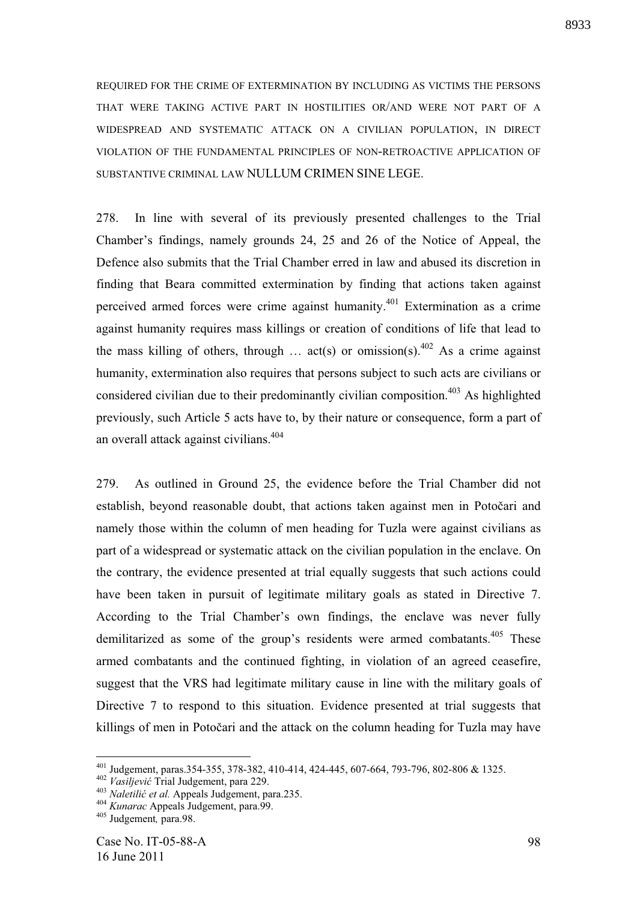REQUIRED FOR THE CRIME OF EXTERMINATION BY INCLUDING AS VICTIMS THE PERSONS THAT WERE TAKING ACTIVE PART IN HOSTILITIES OR/AND WERE NOT PART OF A WIDESPREAD AND SYSTEMATIC ATTACK ON A CIVILIAN POPULATION, IN DIRECT VIOLATION OF THE FUNDAMENTAL PRINCIPLES OF NON-RETROACTIVE APPLICATION OF SUBSTANTIVE CRIMINAL LAW NULLUM CRIMEN SINE LEGE.

278. In line with several of its previously presented challenges to the Trial Chamber's findings, namely grounds 24, 25 and 26 of the Notice of Appeal, the Defence also submits that the Trial Chamber erred in law and abused its discretion in finding that Beara committed extermination by finding that actions taken against perceived armed forces were crime against humanity.[401] Extermination as a crime against humanity requires mass killings or creation of conditions of life that lead to the mass killing of others, through … act(s) or omission(s).[402] As a crime against humanity, extermination also requires that persons subject to such acts are civilians or considered civilian due to their predominantly civilian composition.[403] As highlighted previously, such Article 5 acts have to, by their nature or consequence, form a part of an overall attack against civilians.[404]

279. As outlined in Ground 25, the evidence before the Trial Chamber did not establish, beyond reasonable doubt, that actions taken against men in Potočari and namely those within the column of men heading for Tuzla were against civilians as part of a widespread or systematic attack on the civilian population in the enclave. On the contrary, the evidence presented at trial equally suggests that such actions could have been taken in pursuit of legitimate military goals as stated in Directive 7. According to the Trial Chamber's own findings, the enclave was never fully demilitarized as some of the group's residents were armed combatants.[405] These armed combatants and the continued fighting, in violation of an agreed ceasefire, suggest that the VRS had legitimate military cause in line with the military goals of Directive 7 to respond to this situation. Evidence presented at trial suggests that killings of men in Potočari and the attack on the column heading for Tuzla may have

---

[401] Judgement, paras.354-355, 378-382, 410-414, 424-445, 607-664, 793-796, 802-806 & 1325.

[402] *Vasiljević* Trial Judgement, para 229.

[403] *Naletilić et al.* Appeals Judgement, para.235.

[404] *Kunarac* Appeals Judgement, para.99.

[405] Judgement*,* para.98.

Case No. IT-05-88-A
16 June 2011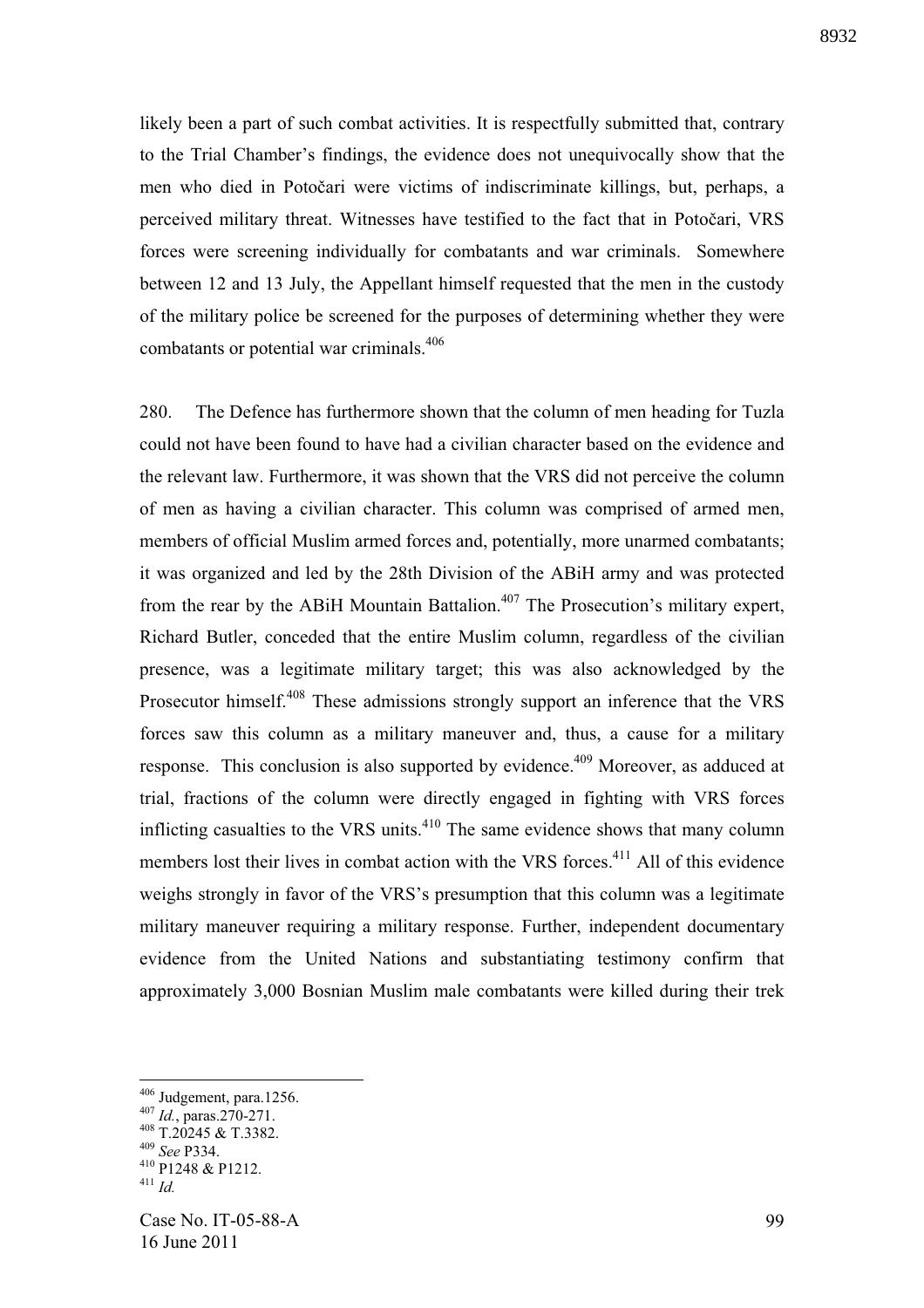likely been a part of such combat activities. It is respectfully submitted that, contrary to the Trial Chamber's findings, the evidence does not unequivocally show that the men who died in Potočari were victims of indiscriminate killings, but, perhaps, a perceived military threat. Witnesses have testified to the fact that in Potočari, VRS forces were screening individually for combatants and war criminals. Somewhere between 12 and 13 July, the Appellant himself requested that the men in the custody of the military police be screened for the purposes of determining whether they were combatants or potential war criminals.[406]

280. The Defence has furthermore shown that the column of men heading for Tuzla could not have been found to have had a civilian character based on the evidence and the relevant law. Furthermore, it was shown that the VRS did not perceive the column of men as having a civilian character. This column was comprised of armed men, members of official Muslim armed forces and, potentially, more unarmed combatants; it was organized and led by the 28th Division of the ABiH army and was protected from the rear by the ABiH Mountain Battalion.[407] The Prosecution's military expert, Richard Butler, conceded that the entire Muslim column, regardless of the civilian presence, was a legitimate military target; this was also acknowledged by the Prosecutor himself.[408] These admissions strongly support an inference that the VRS forces saw this column as a military maneuver and, thus, a cause for a military response. This conclusion is also supported by evidence.[409] Moreover, as adduced at trial, fractions of the column were directly engaged in fighting with VRS forces inflicting casualties to the VRS units.[410] The same evidence shows that many column members lost their lives in combat action with the VRS forces.[411] All of this evidence weighs strongly in favor of the VRS's presumption that this column was a legitimate military maneuver requiring a military response. Further, independent documentary evidence from the United Nations and substantiating testimony confirm that approximately 3,000 Bosnian Muslim male combatants were killed during their trek

---

[406] Judgement, para.1256.
[407] *Id.*, paras.270-271.
[408] T.20245 & T.3382.
[409] *See* P334.
[410] P1248 & P1212.
[411] *Id.*

Case No. IT-05-88-A
16 June 2011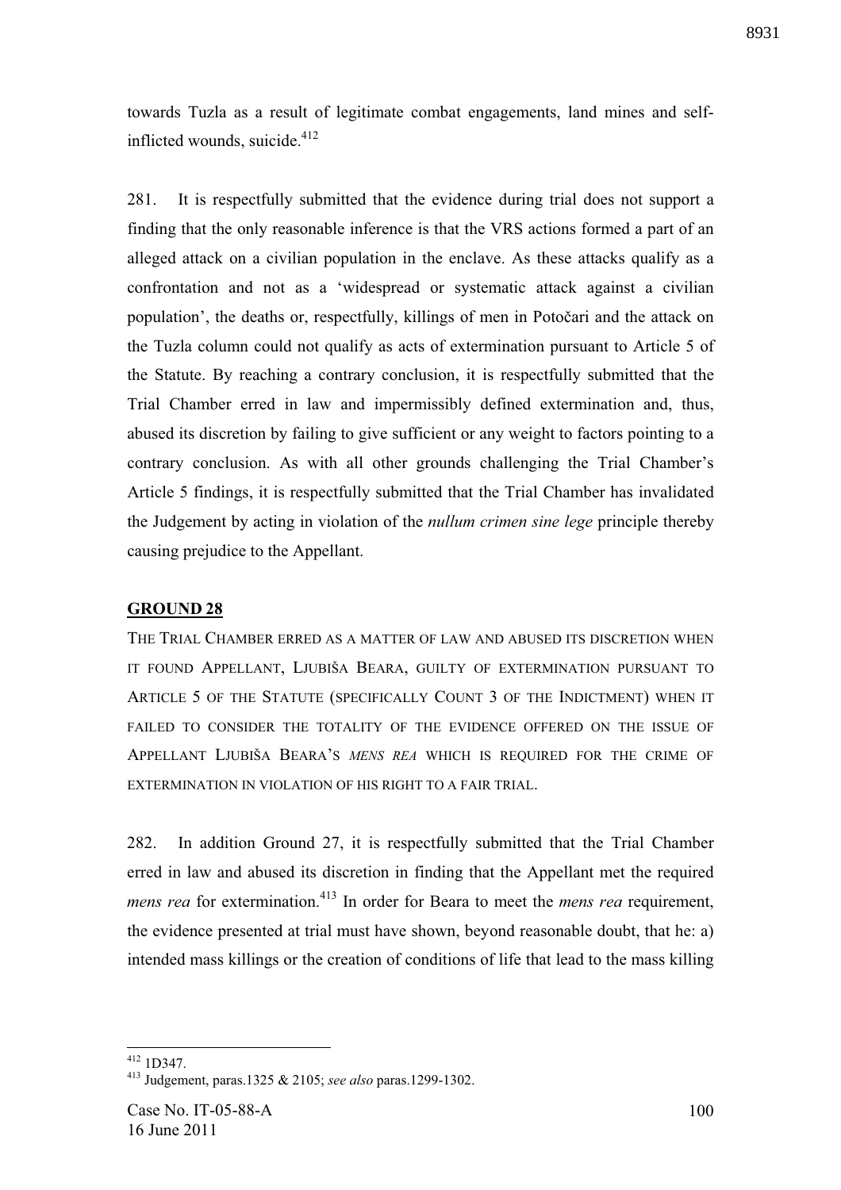towards Tuzla as a result of legitimate combat engagements, land mines and self-inflicted wounds, suicide.[412]

281. It is respectfully submitted that the evidence during trial does not support a finding that the only reasonable inference is that the VRS actions formed a part of an alleged attack on a civilian population in the enclave. As these attacks qualify as a confrontation and not as a 'widespread or systematic attack against a civilian population', the deaths or, respectfully, killings of men in Potočari and the attack on the Tuzla column could not qualify as acts of extermination pursuant to Article 5 of the Statute. By reaching a contrary conclusion, it is respectfully submitted that the Trial Chamber erred in law and impermissibly defined extermination and, thus, abused its discretion by failing to give sufficient or any weight to factors pointing to a contrary conclusion. As with all other grounds challenging the Trial Chamber's Article 5 findings, it is respectfully submitted that the Trial Chamber has invalidated the Judgement by acting in violation of the *nullum crimen sine lege* principle thereby causing prejudice to the Appellant.

**GROUND 28**

THE TRIAL CHAMBER ERRED AS A MATTER OF LAW AND ABUSED ITS DISCRETION WHEN IT FOUND APPELLANT, LJUBIŠA BEARA, GUILTY OF EXTERMINATION PURSUANT TO ARTICLE 5 OF THE STATUTE (SPECIFICALLY COUNT 3 OF THE INDICTMENT) WHEN IT FAILED TO CONSIDER THE TOTALITY OF THE EVIDENCE OFFERED ON THE ISSUE OF APPELLANT LJUBIŠA BEARA'S *MENS REA* WHICH IS REQUIRED FOR THE CRIME OF EXTERMINATION IN VIOLATION OF HIS RIGHT TO A FAIR TRIAL.

282. In addition Ground 27, it is respectfully submitted that the Trial Chamber erred in law and abused its discretion in finding that the Appellant met the required *mens rea* for extermination.[413] In order for Beara to meet the *mens rea* requirement, the evidence presented at trial must have shown, beyond reasonable doubt, that he: a) intended mass killings or the creation of conditions of life that lead to the mass killing

---

[412] 1D347.

[413] Judgement, paras.1325 & 2105; *see also* paras.1299-1302.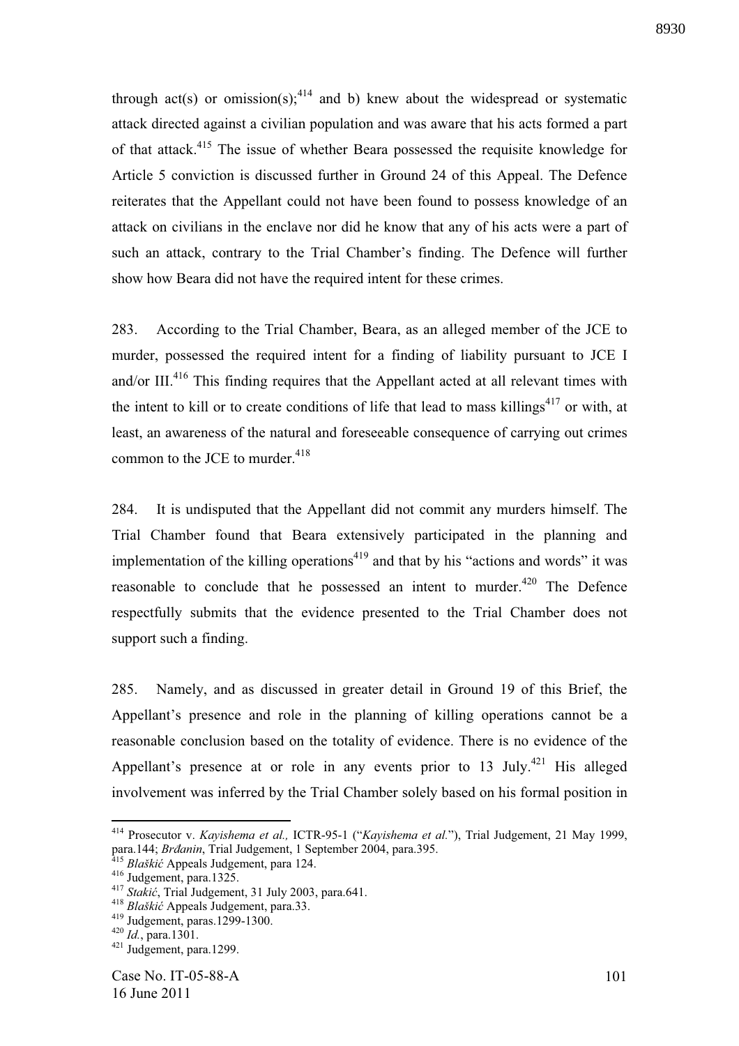through act(s) or omission(s);[414] and b) knew about the widespread or systematic attack directed against a civilian population and was aware that his acts formed a part of that attack.[415] The issue of whether Beara possessed the requisite knowledge for Article 5 conviction is discussed further in Ground 24 of this Appeal. The Defence reiterates that the Appellant could not have been found to possess knowledge of an attack on civilians in the enclave nor did he know that any of his acts were a part of such an attack, contrary to the Trial Chamber's finding. The Defence will further show how Beara did not have the required intent for these crimes.

283. According to the Trial Chamber, Beara, as an alleged member of the JCE to murder, possessed the required intent for a finding of liability pursuant to JCE I and/or III.[416] This finding requires that the Appellant acted at all relevant times with the intent to kill or to create conditions of life that lead to mass killings[417] or with, at least, an awareness of the natural and foreseeable consequence of carrying out crimes common to the JCE to murder.[418]

284. It is undisputed that the Appellant did not commit any murders himself. The Trial Chamber found that Beara extensively participated in the planning and implementation of the killing operations[419] and that by his "actions and words" it was reasonable to conclude that he possessed an intent to murder.[420] The Defence respectfully submits that the evidence presented to the Trial Chamber does not support such a finding.

285. Namely, and as discussed in greater detail in Ground 19 of this Brief, the Appellant's presence and role in the planning of killing operations cannot be a reasonable conclusion based on the totality of evidence. There is no evidence of the Appellant's presence at or role in any events prior to 13 July.[421] His alleged involvement was inferred by the Trial Chamber solely based on his formal position in

---

[414] Prosecutor v. *Kayishema et al.,* ICTR-95-1 ("*Kayishema et al.*"), Trial Judgement, 21 May 1999, para.144; *Brđanin*, Trial Judgement, 1 September 2004, para.395.

[415] *Blaškić* Appeals Judgement, para 124.

[416] Judgement, para.1325.

[417] *Stakić*, Trial Judgement, 31 July 2003, para.641.

[418] *Blaškić* Appeals Judgement, para.33.

[419] Judgement, paras.1299-1300.

[420] *Id.*, para.1301.

[421] Judgement, para.1299.

Case No. IT-05-88-A
16 June 2011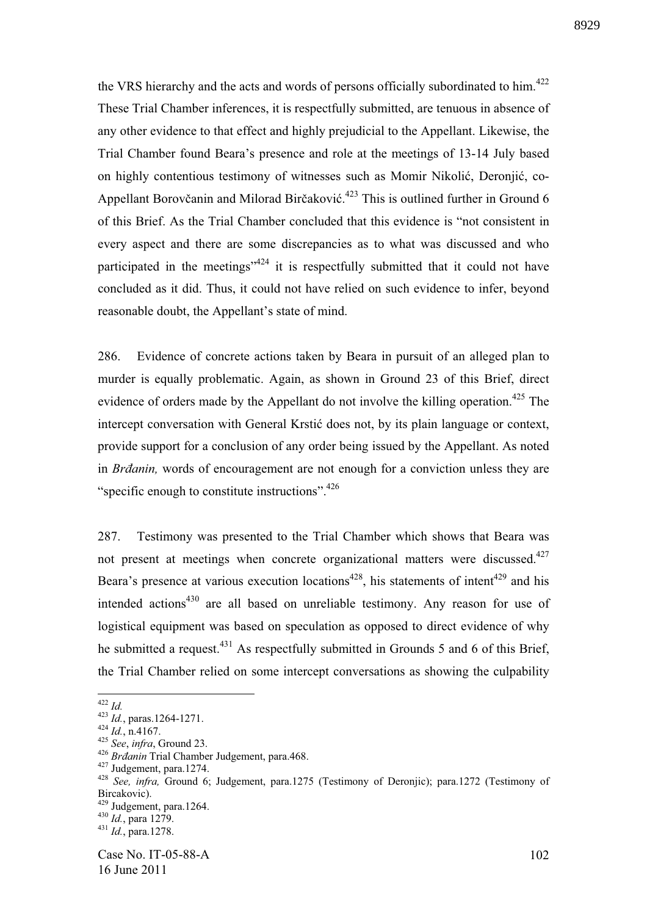the VRS hierarchy and the acts and words of persons officially subordinated to him.[422] These Trial Chamber inferences, it is respectfully submitted, are tenuous in absence of any other evidence to that effect and highly prejudicial to the Appellant. Likewise, the Trial Chamber found Beara's presence and role at the meetings of 13-14 July based on highly contentious testimony of witnesses such as Momir Nikolić, Deronjić, co-Appellant Borovčanin and Milorad Birčaković.[423] This is outlined further in Ground 6 of this Brief. As the Trial Chamber concluded that this evidence is "not consistent in every aspect and there are some discrepancies as to what was discussed and who participated in the meetings"[424] it is respectfully submitted that it could not have concluded as it did. Thus, it could not have relied on such evidence to infer, beyond reasonable doubt, the Appellant's state of mind.

286. Evidence of concrete actions taken by Beara in pursuit of an alleged plan to murder is equally problematic. Again, as shown in Ground 23 of this Brief, direct evidence of orders made by the Appellant do not involve the killing operation.[425] The intercept conversation with General Krstić does not, by its plain language or context, provide support for a conclusion of any order being issued by the Appellant. As noted in *Brđanin,* words of encouragement are not enough for a conviction unless they are "specific enough to constitute instructions".[426]

287. Testimony was presented to the Trial Chamber which shows that Beara was not present at meetings when concrete organizational matters were discussed.[427] Beara's presence at various execution locations[428], his statements of intent[429] and his intended actions[430] are all based on unreliable testimony. Any reason for use of logistical equipment was based on speculation as opposed to direct evidence of why he submitted a request.[431] As respectfully submitted in Grounds 5 and 6 of this Brief, the Trial Chamber relied on some intercept conversations as showing the culpability

---

[422] *Id.*

[423] *Id.*, paras.1264-1271.

[424] *Id.*, n.4167.

[425] *See*, *infra*, Ground 23.

[426] *Brđanin* Trial Chamber Judgement, para.468.

[427] Judgement, para.1274.

[428] *See, infra,* Ground 6; Judgement, para.1275 (Testimony of Deronjic); para.1272 (Testimony of Bircakovic).

[429] Judgement, para.1264.

[430] *Id.*, para 1279.

[431] *Id.*, para.1278.

Case No. IT-05-88-A
16 June 2011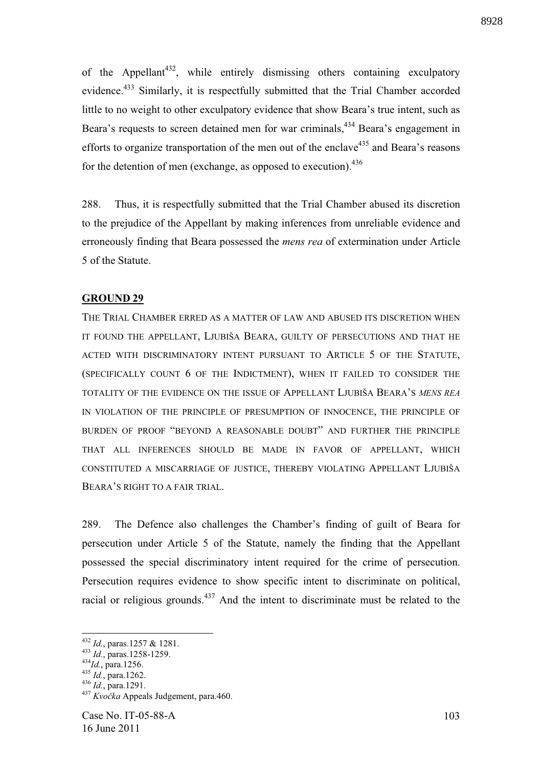of the Appellant[432], while entirely dismissing others containing exculpatory evidence.[433] Similarly, it is respectfully submitted that the Trial Chamber accorded little to no weight to other exculpatory evidence that show Beara's true intent, such as Beara's requests to screen detained men for war criminals,[434] Beara's engagement in efforts to organize transportation of the men out of the enclave[435] and Beara's reasons for the detention of men (exchange, as opposed to execution).[436]

288. Thus, it is respectfully submitted that the Trial Chamber abused its discretion to the prejudice of the Appellant by making inferences from unreliable evidence and erroneously finding that Beara possessed the *mens rea* of extermination under Article 5 of the Statute.

**GROUND 29**

THE TRIAL CHAMBER ERRED AS A MATTER OF LAW AND ABUSED ITS DISCRETION WHEN IT FOUND THE APPELLANT, LJUBIŠA BEARA, GUILTY OF PERSECUTIONS AND THAT HE ACTED WITH DISCRIMINATORY INTENT PURSUANT TO ARTICLE 5 OF THE STATUTE, (SPECIFICALLY COUNT 6 OF THE INDICTMENT), WHEN IT FAILED TO CONSIDER THE TOTALITY OF THE EVIDENCE ON THE ISSUE OF APPELLANT LJUBIŠA BEARA'S *MENS REA* IN VIOLATION OF THE PRINCIPLE OF PRESUMPTION OF INNOCENCE, THE PRINCIPLE OF BURDEN OF PROOF "BEYOND A REASONABLE DOUBT" AND FURTHER THE PRINCIPLE THAT ALL INFERENCES SHOULD BE MADE IN FAVOR OF APPELLANT, WHICH CONSTITUTED A MISCARRIAGE OF JUSTICE, THEREBY VIOLATING APPELLANT LJUBIŠA BEARA'S RIGHT TO A FAIR TRIAL.

289. The Defence also challenges the Chamber's finding of guilt of Beara for persecution under Article 5 of the Statute, namely the finding that the Appellant possessed the special discriminatory intent required for the crime of persecution. Persecution requires evidence to show specific intent to discriminate on political, racial or religious grounds.[437] And the intent to discriminate must be related to the

---

[432] *Id.*, paras.1257 & 1281.
[433] *Id.*, paras.1258-1259.
[434] *Id.*, para.1256.
[435] *Id.*, para.1262.
[436] *Id.*, para.1291.
[437] *Kvočka* Appeals Judgement, para.460.

Case No. IT-05-88-A
16 June 2011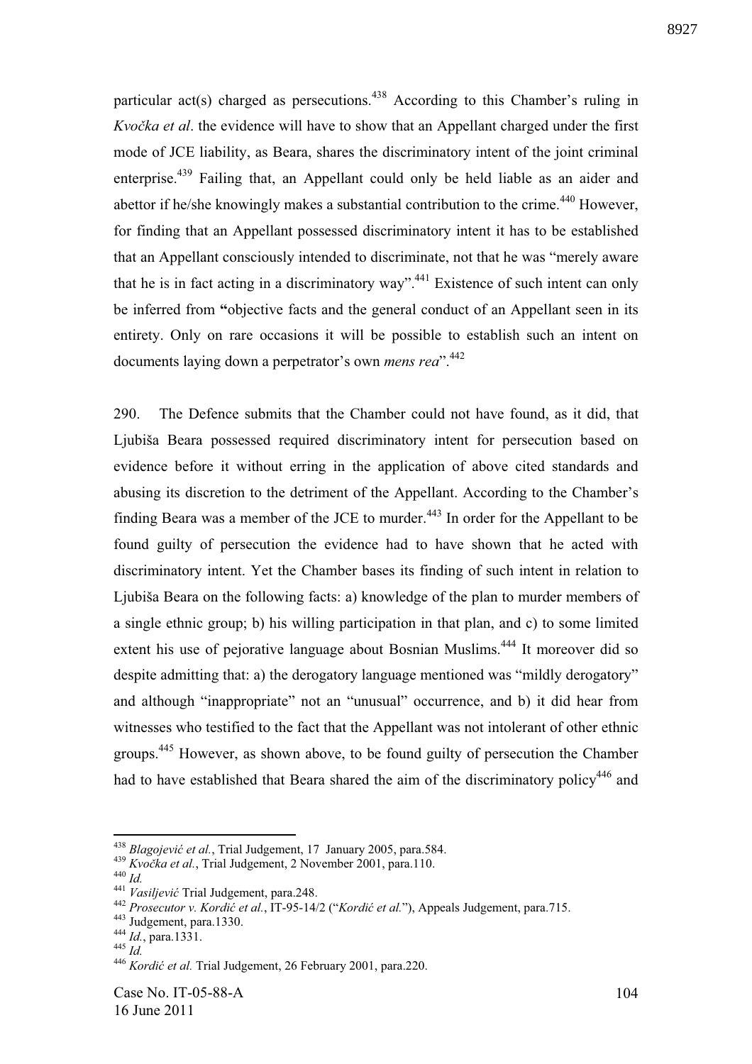particular act(s) charged as persecutions.[438] According to this Chamber's ruling in *Kvočka et al*. the evidence will have to show that an Appellant charged under the first mode of JCE liability, as Beara, shares the discriminatory intent of the joint criminal enterprise.[439] Failing that, an Appellant could only be held liable as an aider and abettor if he/she knowingly makes a substantial contribution to the crime.[440] However, for finding that an Appellant possessed discriminatory intent it has to be established that an Appellant consciously intended to discriminate, not that he was "merely aware that he is in fact acting in a discriminatory way".[441] Existence of such intent can only be inferred from **"**objective facts and the general conduct of an Appellant seen in its entirety. Only on rare occasions it will be possible to establish such an intent on documents laying down a perpetrator's own *mens rea*".[442]

290. The Defence submits that the Chamber could not have found, as it did, that Ljubiša Beara possessed required discriminatory intent for persecution based on evidence before it without erring in the application of above cited standards and abusing its discretion to the detriment of the Appellant. According to the Chamber's finding Beara was a member of the JCE to murder.[443] In order for the Appellant to be found guilty of persecution the evidence had to have shown that he acted with discriminatory intent. Yet the Chamber bases its finding of such intent in relation to Ljubiša Beara on the following facts: a) knowledge of the plan to murder members of a single ethnic group; b) his willing participation in that plan, and c) to some limited extent his use of pejorative language about Bosnian Muslims.[444] It moreover did so despite admitting that: a) the derogatory language mentioned was "mildly derogatory" and although "inappropriate" not an "unusual" occurrence, and b) it did hear from witnesses who testified to the fact that the Appellant was not intolerant of other ethnic groups.[445] However, as shown above, to be found guilty of persecution the Chamber had to have established that Beara shared the aim of the discriminatory policy[446] and

---

[438] *Blagojević et al.*, Trial Judgement, 17 January 2005, para.584.
[439] *Kvočka et al.*, Trial Judgement, 2 November 2001, para.110.
[440] *Id.*
[441] *Vasiljević* Trial Judgement, para.248.
[442] *Prosecutor v. Kordić et al.*, IT-95-14/2 ("*Kordić et al.*"), Appeals Judgement, para.715.
[443] Judgement, para.1330.
[444] *Id.*, para.1331.
[445] *Id.*
[446] *Kordić et al.* Trial Judgement, 26 February 2001, para.220.

Case No. IT-05-88-A
16 June 2011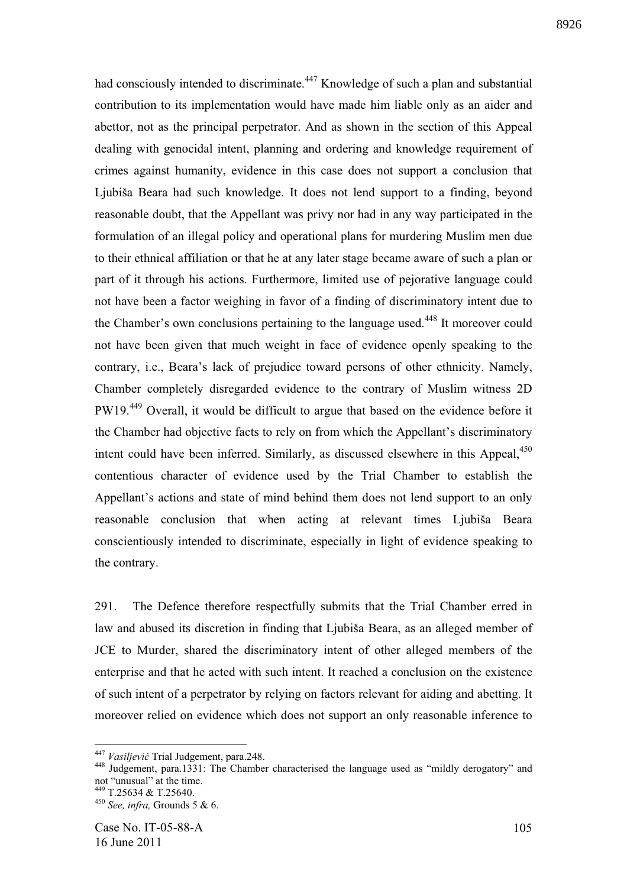had consciously intended to discriminate.[447] Knowledge of such a plan and substantial contribution to its implementation would have made him liable only as an aider and abettor, not as the principal perpetrator. And as shown in the section of this Appeal dealing with genocidal intent, planning and ordering and knowledge requirement of crimes against humanity, evidence in this case does not support a conclusion that Ljubiša Beara had such knowledge. It does not lend support to a finding, beyond reasonable doubt, that the Appellant was privy nor had in any way participated in the formulation of an illegal policy and operational plans for murdering Muslim men due to their ethnical affiliation or that he at any later stage became aware of such a plan or part of it through his actions. Furthermore, limited use of pejorative language could not have been a factor weighing in favor of a finding of discriminatory intent due to the Chamber's own conclusions pertaining to the language used.[448] It moreover could not have been given that much weight in face of evidence openly speaking to the contrary, i.e., Beara's lack of prejudice toward persons of other ethnicity. Namely, Chamber completely disregarded evidence to the contrary of Muslim witness 2D PW19.[449] Overall, it would be difficult to argue that based on the evidence before it the Chamber had objective facts to rely on from which the Appellant's discriminatory intent could have been inferred. Similarly, as discussed elsewhere in this Appeal,[450] contentious character of evidence used by the Trial Chamber to establish the Appellant's actions and state of mind behind them does not lend support to an only reasonable conclusion that when acting at relevant times Ljubiša Beara conscientiously intended to discriminate, especially in light of evidence speaking to the contrary.

291. The Defence therefore respectfully submits that the Trial Chamber erred in law and abused its discretion in finding that Ljubiša Beara, as an alleged member of JCE to Murder, shared the discriminatory intent of other alleged members of the enterprise and that he acted with such intent. It reached a conclusion on the existence of such intent of a perpetrator by relying on factors relevant for aiding and abetting. It moreover relied on evidence which does not support an only reasonable inference to

---

[447] *Vasiljević* Trial Judgement, para.248.

[448] Judgement, para.1331: The Chamber characterised the language used as "mildly derogatory" and not "unusual" at the time.

[449] T.25634 & T.25640.

[450] *See, infra,* Grounds 5 & 6.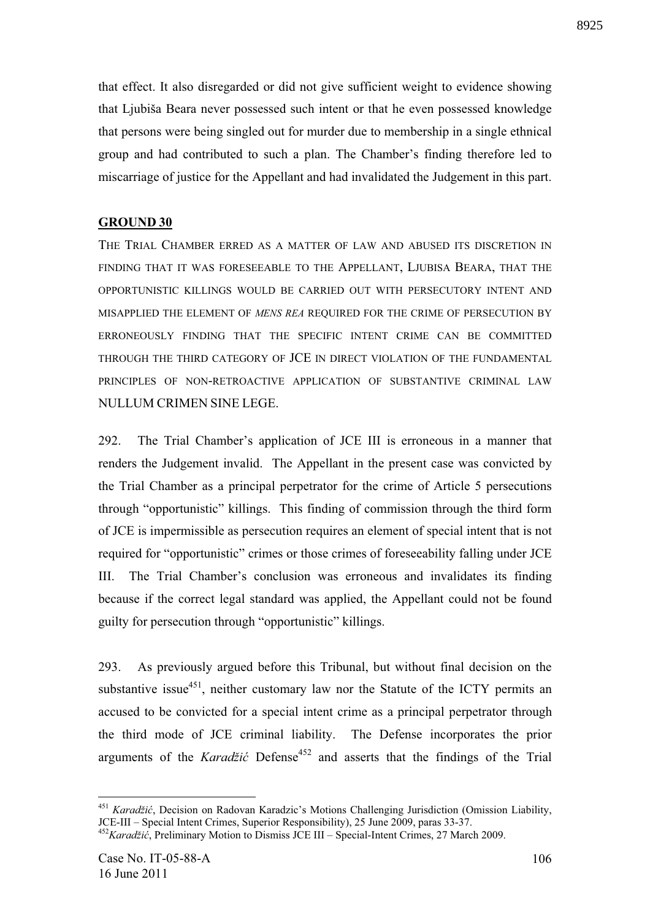that effect. It also disregarded or did not give sufficient weight to evidence showing that Ljubiša Beara never possessed such intent or that he even possessed knowledge that persons were being singled out for murder due to membership in a single ethnical group and had contributed to such a plan. The Chamber's finding therefore led to miscarriage of justice for the Appellant and had invalidated the Judgement in this part.

## GROUND 30

THE TRIAL CHAMBER ERRED AS A MATTER OF LAW AND ABUSED ITS DISCRETION IN FINDING THAT IT WAS FORESEEABLE TO THE APPELLANT, LJUBISA BEARA, THAT THE OPPORTUNISTIC KILLINGS WOULD BE CARRIED OUT WITH PERSECUTORY INTENT AND MISAPPLIED THE ELEMENT OF *MENS REA* REQUIRED FOR THE CRIME OF PERSECUTION BY ERRONEOUSLY FINDING THAT THE SPECIFIC INTENT CRIME CAN BE COMMITTED THROUGH THE THIRD CATEGORY OF JCE IN DIRECT VIOLATION OF THE FUNDAMENTAL PRINCIPLES OF NON-RETROACTIVE APPLICATION OF SUBSTANTIVE CRIMINAL LAW NULLUM CRIMEN SINE LEGE.

292. The Trial Chamber's application of JCE III is erroneous in a manner that renders the Judgement invalid. The Appellant in the present case was convicted by the Trial Chamber as a principal perpetrator for the crime of Article 5 persecutions through "opportunistic" killings. This finding of commission through the third form of JCE is impermissible as persecution requires an element of special intent that is not required for "opportunistic" crimes or those crimes of foreseeability falling under JCE III. The Trial Chamber's conclusion was erroneous and invalidates its finding because if the correct legal standard was applied, the Appellant could not be found guilty for persecution through "opportunistic" killings.

293. As previously argued before this Tribunal, but without final decision on the substantive issue[451], neither customary law nor the Statute of the ICTY permits an accused to be convicted for a special intent crime as a principal perpetrator through the third mode of JCE criminal liability. The Defense incorporates the prior arguments of the *Karadžić* Defense[452] and asserts that the findings of the Trial

---

[451] *Karadžić*, Decision on Radovan Karadzic's Motions Challenging Jurisdiction (Omission Liability, JCE-III – Special Intent Crimes, Superior Responsibility), 25 June 2009, paras 33-37.

[452] *Karadžić*, Preliminary Motion to Dismiss JCE III – Special-Intent Crimes, 27 March 2009.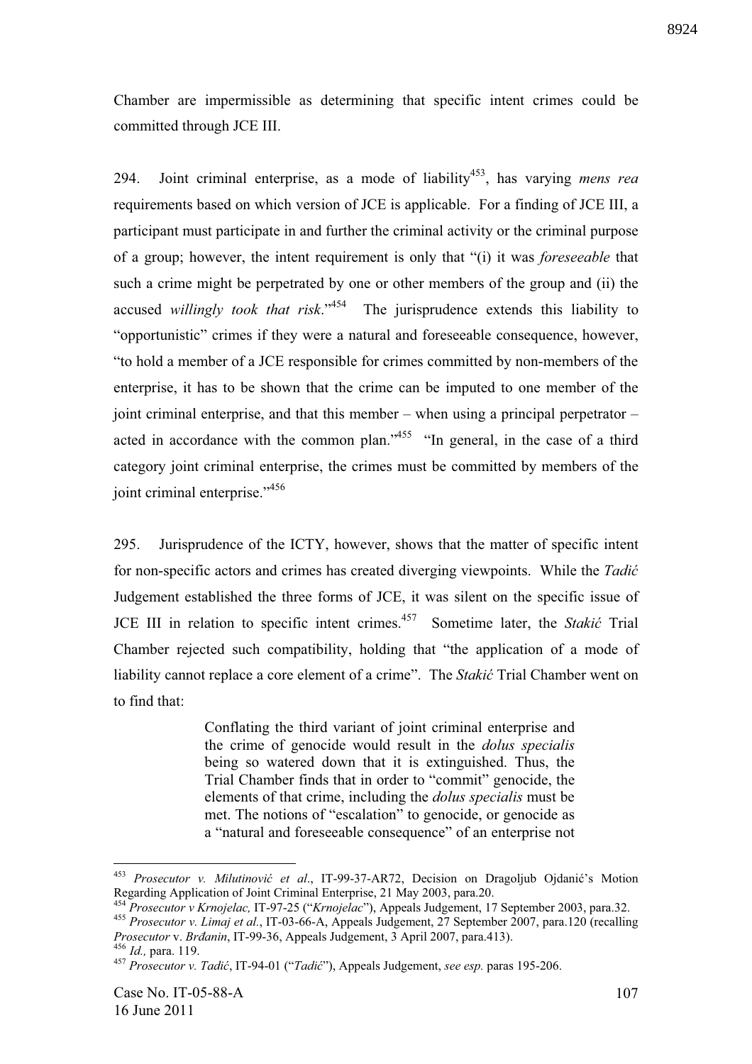Chamber are impermissible as determining that specific intent crimes could be committed through JCE III.

294. Joint criminal enterprise, as a mode of liability[453], has varying *mens rea* requirements based on which version of JCE is applicable. For a finding of JCE III, a participant must participate in and further the criminal activity or the criminal purpose of a group; however, the intent requirement is only that "(i) it was *foreseeable* that such a crime might be perpetrated by one or other members of the group and (ii) the accused *willingly took that risk*."[454] The jurisprudence extends this liability to "opportunistic" crimes if they were a natural and foreseeable consequence, however, "to hold a member of a JCE responsible for crimes committed by non-members of the enterprise, it has to be shown that the crime can be imputed to one member of the joint criminal enterprise, and that this member – when using a principal perpetrator – acted in accordance with the common plan."[455] "In general, in the case of a third category joint criminal enterprise, the crimes must be committed by members of the joint criminal enterprise."[456]

295. Jurisprudence of the ICTY, however, shows that the matter of specific intent for non-specific actors and crimes has created diverging viewpoints. While the *Tadić* Judgement established the three forms of JCE, it was silent on the specific issue of JCE III in relation to specific intent crimes.[457] Sometime later, the *Stakić* Trial Chamber rejected such compatibility, holding that "the application of a mode of liability cannot replace a core element of a crime". The *Stakić* Trial Chamber went on to find that:

> Conflating the third variant of joint criminal enterprise and the crime of genocide would result in the *dolus specialis* being so watered down that it is extinguished. Thus, the Trial Chamber finds that in order to "commit" genocide, the elements of that crime, including the *dolus specialis* must be met. The notions of "escalation" to genocide, or genocide as a "natural and foreseeable consequence" of an enterprise not

---

[453] *Prosecutor v. Milutinović et al*., IT-99-37-AR72, Decision on Dragoljub Ojdanić's Motion Regarding Application of Joint Criminal Enterprise, 21 May 2003, para.20.

[454] *Prosecutor v Krnojelac,* IT-97-25 ("*Krnojelac*"), Appeals Judgement, 17 September 2003, para.32.

[455] *Prosecutor v. Limaj et al.*, IT-03-66-A, Appeals Judgement, 27 September 2007, para.120 (recalling *Prosecutor* v. *Brđanin*, IT-99-36, Appeals Judgement, 3 April 2007, para.413).

[456] *Id.,* para. 119.

[457] *Prosecutor v. Tadić*, IT-94-01 ("*Tadić*"), Appeals Judgement, *see esp.* paras 195-206.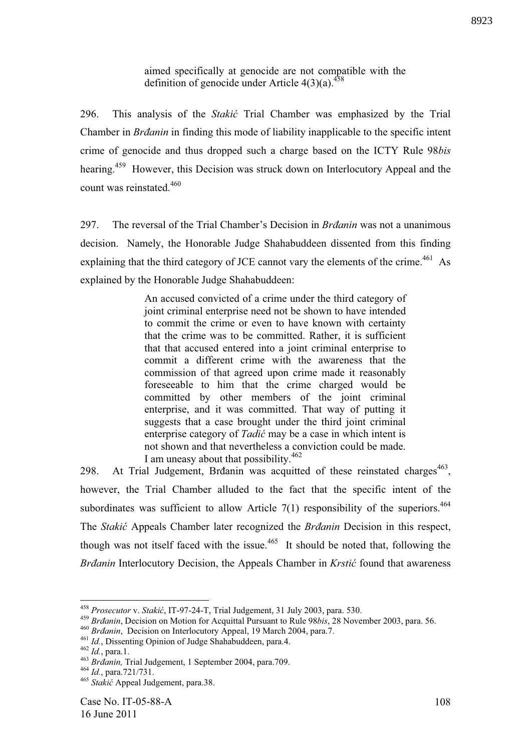> aimed specifically at genocide are not compatible with the definition of genocide under Article 4(3)(a).[458]

296. This analysis of the *Stakić* Trial Chamber was emphasized by the Trial Chamber in *Brđanin* in finding this mode of liability inapplicable to the specific intent crime of genocide and thus dropped such a charge based on the ICTY Rule 98*bis* hearing.[459] However, this Decision was struck down on Interlocutory Appeal and the count was reinstated.[460]

297. The reversal of the Trial Chamber's Decision in *Brđanin* was not a unanimous decision. Namely, the Honorable Judge Shahabuddeen dissented from this finding explaining that the third category of JCE cannot vary the elements of the crime.[461] As explained by the Honorable Judge Shahabuddeen:

> An accused convicted of a crime under the third category of joint criminal enterprise need not be shown to have intended to commit the crime or even to have known with certainty that the crime was to be committed. Rather, it is sufficient that that accused entered into a joint criminal enterprise to commit a different crime with the awareness that the commission of that agreed upon crime made it reasonably foreseeable to him that the crime charged would be committed by other members of the joint criminal enterprise, and it was committed. That way of putting it suggests that a case brought under the third joint criminal enterprise category of *Tadić* may be a case in which intent is not shown and that nevertheless a conviction could be made. I am uneasy about that possibility.[462]

298. At Trial Judgement, Brđanin was acquitted of these reinstated charges[463], however, the Trial Chamber alluded to the fact that the specific intent of the subordinates was sufficient to allow Article 7(1) responsibility of the superiors.[464] The *Stakić* Appeals Chamber later recognized the *Brđanin* Decision in this respect, though was not itself faced with the issue.[465] It should be noted that, following the *Brđanin* Interlocutory Decision, the Appeals Chamber in *Krstić* found that awareness

---

[458] *Prosecutor* v. *Stakić*, IT-97-24-T, Trial Judgement, 31 July 2003, para. 530.

[459] *Brđanin*, Decision on Motion for Acquittal Pursuant to Rule 98*bis*, 28 November 2003, para. 56.

[460] *Brđanin*, Decision on Interlocutory Appeal, 19 March 2004, para.7.

[461] *Id.*, Dissenting Opinion of Judge Shahabuddeen, para.4.

[462] *Id.*, para.1.

[463] *Brđanin,* Trial Judgement, 1 September 2004, para.709.

[464] *Id.*, para.721/731.

[465] *Stakić* Appeal Judgement, para.38.

Case No. IT-05-88-A
16 June 2011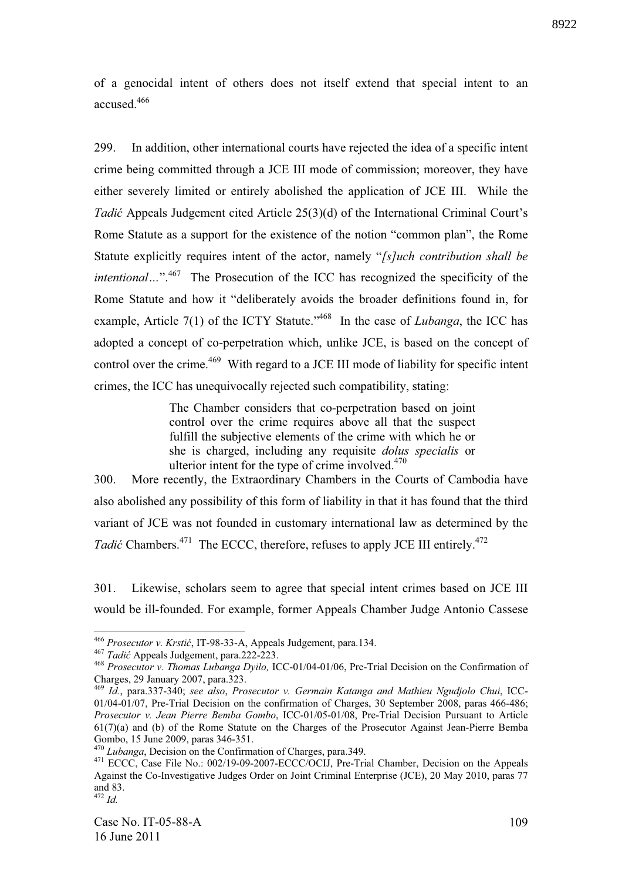of a genocidal intent of others does not itself extend that special intent to an accused.[466]

299. In addition, other international courts have rejected the idea of a specific intent crime being committed through a JCE III mode of commission; moreover, they have either severely limited or entirely abolished the application of JCE III. While the *Tadić* Appeals Judgement cited Article 25(3)(d) of the International Criminal Court's Rome Statute as a support for the existence of the notion "common plan", the Rome Statute explicitly requires intent of the actor, namely "*[s]uch contribution shall be intentional…*".[467] The Prosecution of the ICC has recognized the specificity of the Rome Statute and how it "deliberately avoids the broader definitions found in, for example, Article 7(1) of the ICTY Statute."[468] In the case of *Lubanga*, the ICC has adopted a concept of co-perpetration which, unlike JCE, is based on the concept of control over the crime.[469] With regard to a JCE III mode of liability for specific intent crimes, the ICC has unequivocally rejected such compatibility, stating:

> The Chamber considers that co-perpetration based on joint control over the crime requires above all that the suspect fulfill the subjective elements of the crime with which he or she is charged, including any requisite *dolus specialis* or ulterior intent for the type of crime involved.[470]

300. More recently, the Extraordinary Chambers in the Courts of Cambodia have also abolished any possibility of this form of liability in that it has found that the third variant of JCE was not founded in customary international law as determined by the *Tadić* Chambers.[471] The ECCC, therefore, refuses to apply JCE III entirely.[472]

301. Likewise, scholars seem to agree that special intent crimes based on JCE III would be ill-founded. For example, former Appeals Chamber Judge Antonio Cassese

---

[466] *Prosecutor v. Krstić*, IT-98-33-A, Appeals Judgement, para.134.

[467] *Tadić* Appeals Judgement, para.222-223.

[468] *Prosecutor v. Thomas Lubanga Dyilo,* ICC-01/04-01/06, Pre-Trial Decision on the Confirmation of Charges, 29 January 2007, para.323.

[469] *Id.*, para.337-340; *see also*, *Prosecutor v. Germain Katanga and Mathieu Ngudjolo Chui*, ICC-01/04-01/07, Pre-Trial Decision on the confirmation of Charges, 30 September 2008, paras 466-486; *Prosecutor v. Jean Pierre Bemba Gombo*, ICC-01/05-01/08, Pre-Trial Decision Pursuant to Article 61(7)(a) and (b) of the Rome Statute on the Charges of the Prosecutor Against Jean-Pierre Bemba Gombo, 15 June 2009, paras 346-351.

[470] *Lubanga*, Decision on the Confirmation of Charges, para.349.

[471] ECCC, Case File No.: 002/19-09-2007-ECCC/OCIJ, Pre-Trial Chamber, Decision on the Appeals Against the Co-Investigative Judges Order on Joint Criminal Enterprise (JCE), 20 May 2010, paras 77 and 83.

[472] *Id.*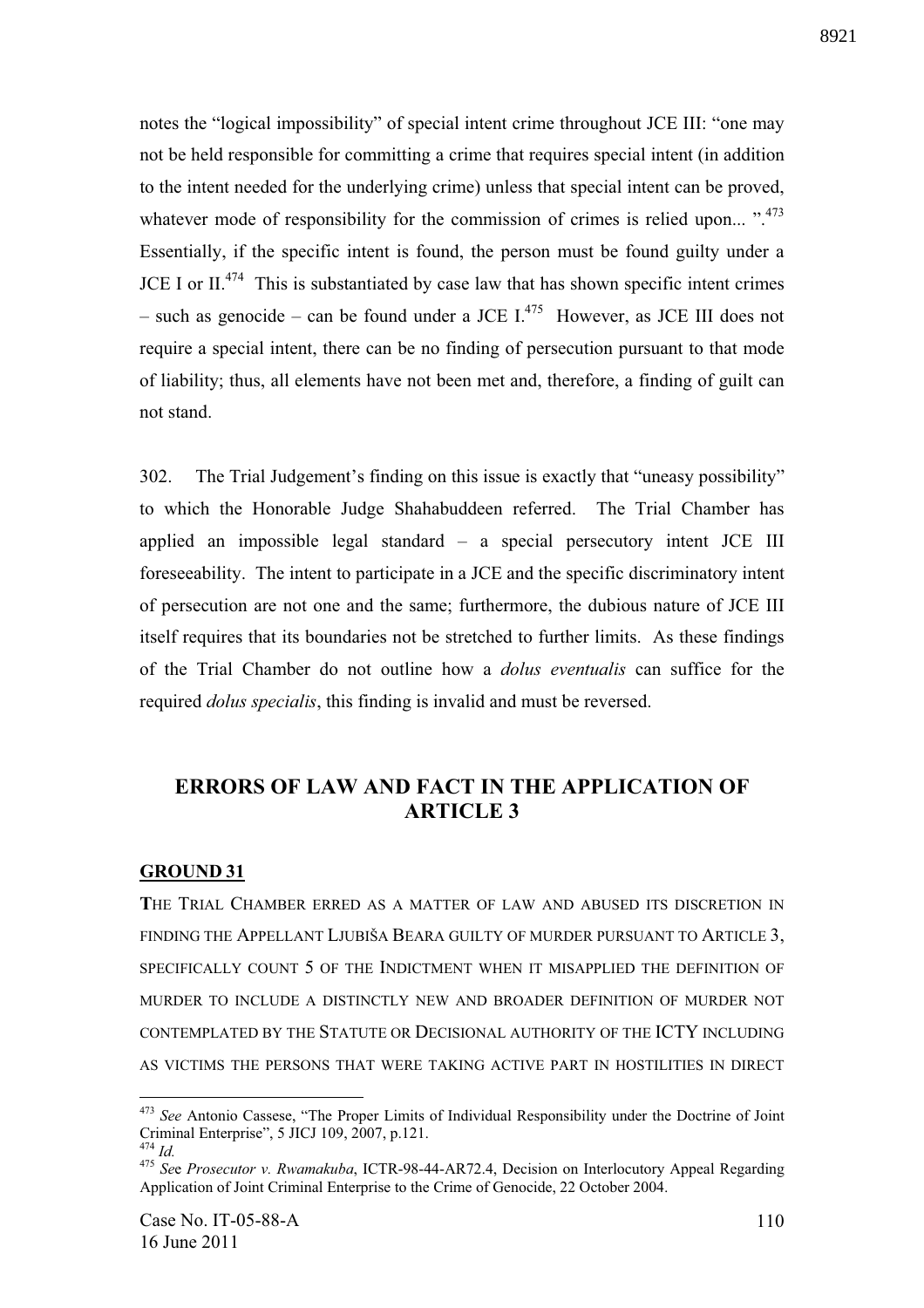notes the "logical impossibility" of special intent crime throughout JCE III: "one may not be held responsible for committing a crime that requires special intent (in addition to the intent needed for the underlying crime) unless that special intent can be proved, whatever mode of responsibility for the commission of crimes is relied upon... ".[473] Essentially, if the specific intent is found, the person must be found guilty under a JCE I or II.[474] This is substantiated by case law that has shown specific intent crimes – such as genocide – can be found under a JCE I.[475] However, as JCE III does not require a special intent, there can be no finding of persecution pursuant to that mode of liability; thus, all elements have not been met and, therefore, a finding of guilt can not stand.

302. The Trial Judgement's finding on this issue is exactly that "uneasy possibility" to which the Honorable Judge Shahabuddeen referred. The Trial Chamber has applied an impossible legal standard – a special persecutory intent JCE III foreseeability. The intent to participate in a JCE and the specific discriminatory intent of persecution are not one and the same; furthermore, the dubious nature of JCE III itself requires that its boundaries not be stretched to further limits. As these findings of the Trial Chamber do not outline how a *dolus eventualis* can suffice for the required *dolus specialis*, this finding is invalid and must be reversed.

## ERRORS OF LAW AND FACT IN THE APPLICATION OF ARTICLE 3

### GROUND 31

THE TRIAL CHAMBER ERRED AS A MATTER OF LAW AND ABUSED ITS DISCRETION IN FINDING THE APPELLANT LJUBIŠA BEARA GUILTY OF MURDER PURSUANT TO ARTICLE 3, SPECIFICALLY COUNT 5 OF THE INDICTMENT WHEN IT MISAPPLIED THE DEFINITION OF MURDER TO INCLUDE A DISTINCTLY NEW AND BROADER DEFINITION OF MURDER NOT CONTEMPLATED BY THE STATUTE OR DECISIONAL AUTHORITY OF THE ICTY INCLUDING AS VICTIMS THE PERSONS THAT WERE TAKING ACTIVE PART IN HOSTILITIES IN DIRECT

---

[473] *See* Antonio Cassese, "The Proper Limits of Individual Responsibility under the Doctrine of Joint Criminal Enterprise", 5 JICJ 109, 2007, p.121.

[474] *Id.*

[475] *See Prosecutor v. Rwamakuba*, ICTR-98-44-AR72.4, Decision on Interlocutory Appeal Regarding Application of Joint Criminal Enterprise to the Crime of Genocide, 22 October 2004.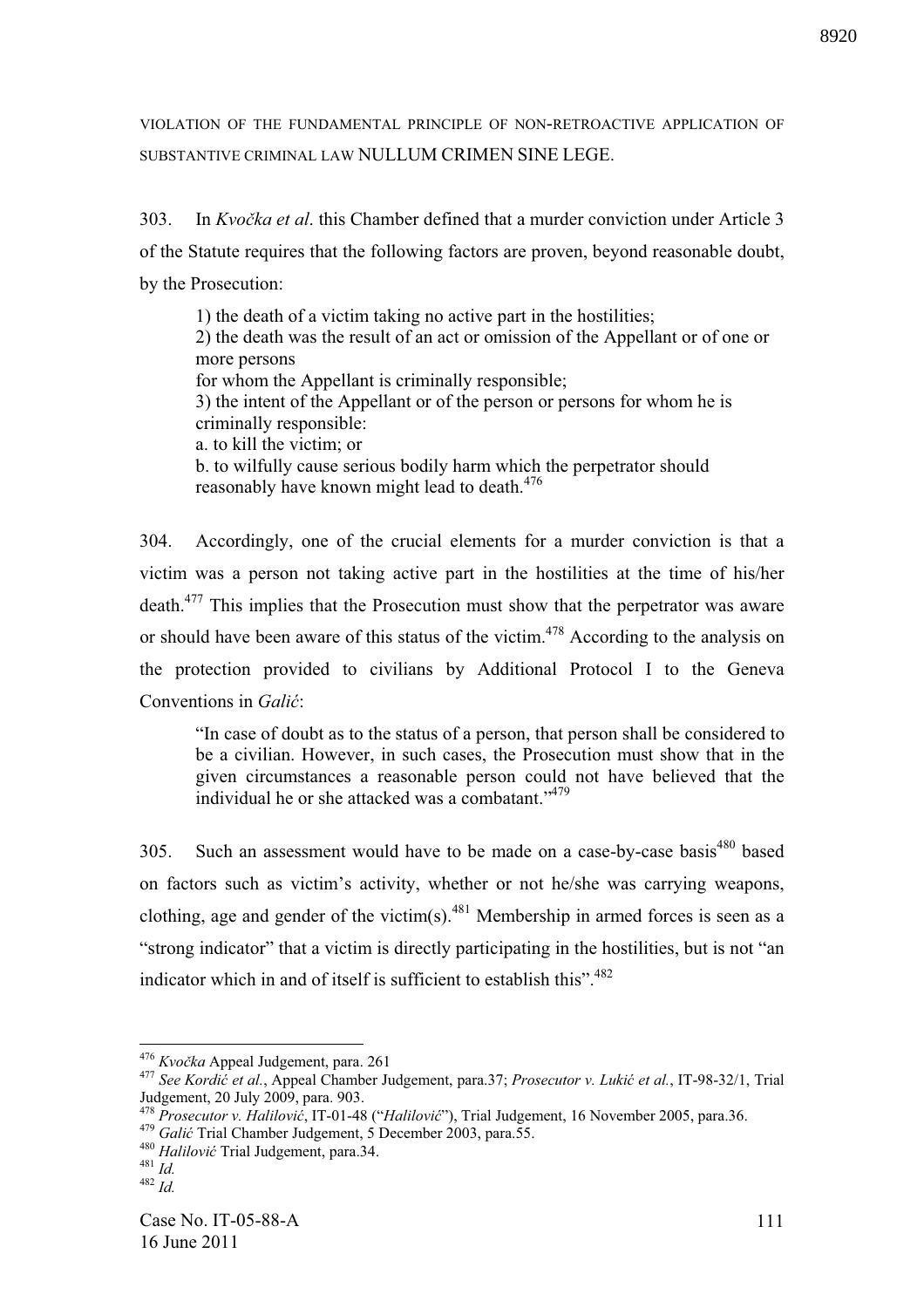VIOLATION OF THE FUNDAMENTAL PRINCIPLE OF NON-RETROACTIVE APPLICATION OF SUBSTANTIVE CRIMINAL LAW NULLUM CRIMEN SINE LEGE.

303. In *Kvočka et al*. this Chamber defined that a murder conviction under Article 3 of the Statute requires that the following factors are proven, beyond reasonable doubt, by the Prosecution:

> 1) the death of a victim taking no active part in the hostilities;
> 2) the death was the result of an act or omission of the Appellant or of one or more persons
> for whom the Appellant is criminally responsible;
> 3) the intent of the Appellant or of the person or persons for whom he is criminally responsible:
> a. to kill the victim; or
> b. to wilfully cause serious bodily harm which the perpetrator should reasonably have known might lead to death.[476]

304. Accordingly, one of the crucial elements for a murder conviction is that a victim was a person not taking active part in the hostilities at the time of his/her death.[477] This implies that the Prosecution must show that the perpetrator was aware or should have been aware of this status of the victim.[478] According to the analysis on the protection provided to civilians by Additional Protocol I to the Geneva Conventions in *Galić*:

> "In case of doubt as to the status of a person, that person shall be considered to be a civilian. However, in such cases, the Prosecution must show that in the given circumstances a reasonable person could not have believed that the individual he or she attacked was a combatant."[479]

305. Such an assessment would have to be made on a case-by-case basis[480] based on factors such as victim's activity, whether or not he/she was carrying weapons, clothing, age and gender of the victim(s).[481] Membership in armed forces is seen as a "strong indicator" that a victim is directly participating in the hostilities, but is not "an indicator which in and of itself is sufficient to establish this".[482]

---

[476] *Kvočka* Appeal Judgement, para. 261

[477] *See Kordić et al.*, Appeal Chamber Judgement, para.37; *Prosecutor v. Lukić et al.*, IT-98-32/1, Trial Judgement, 20 July 2009, para. 903.

[478] *Prosecutor v. Halilović*, IT-01-48 ("*Halilović*"), Trial Judgement, 16 November 2005, para.36.

[479] *Galić* Trial Chamber Judgement, 5 December 2003, para.55.

[480] *Halilović* Trial Judgement, para.34.

[481] *Id.*

[482] *Id.*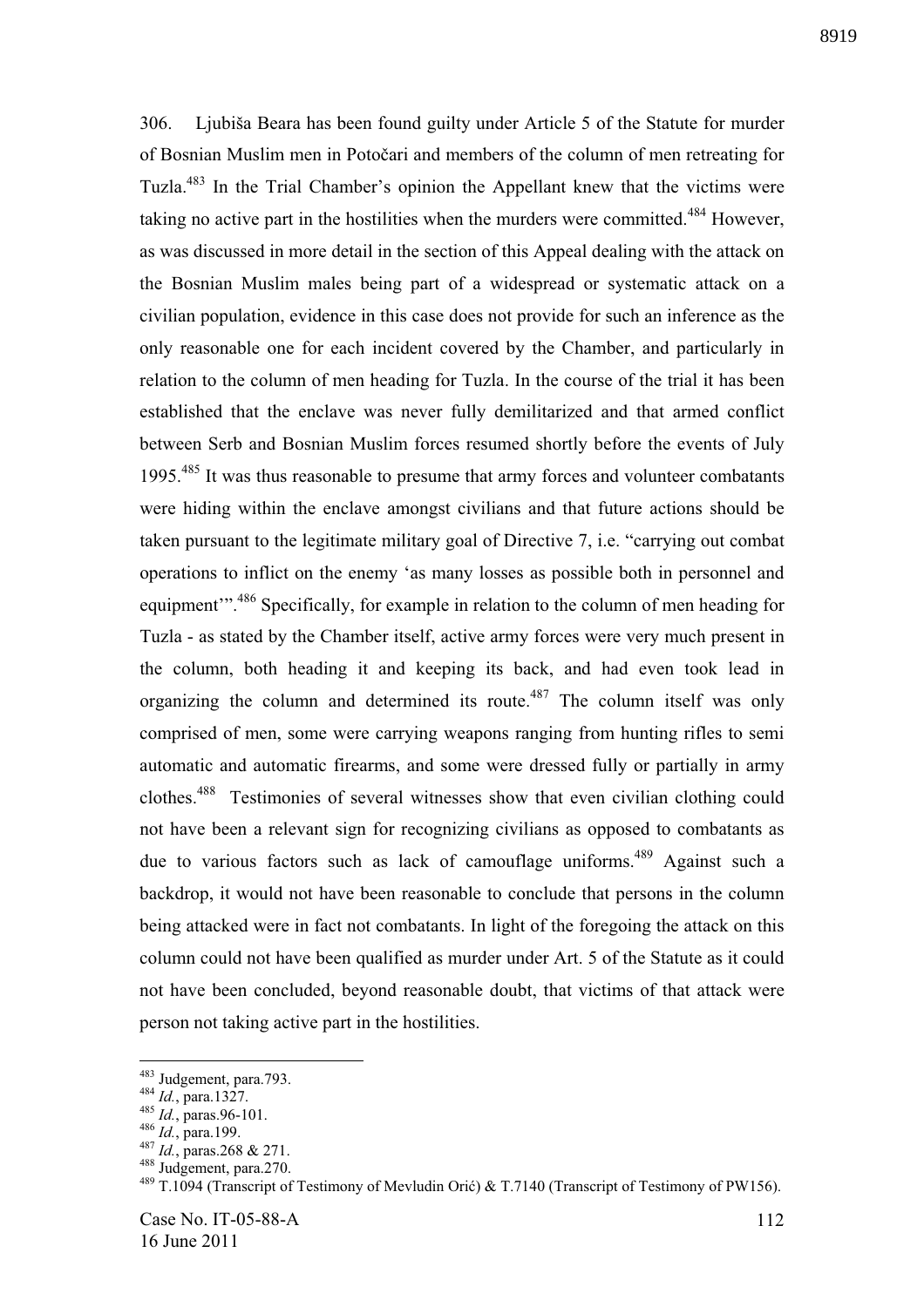306. Ljubiša Beara has been found guilty under Article 5 of the Statute for murder of Bosnian Muslim men in Potočari and members of the column of men retreating for Tuzla.[483] In the Trial Chamber's opinion the Appellant knew that the victims were taking no active part in the hostilities when the murders were committed.[484] However, as was discussed in more detail in the section of this Appeal dealing with the attack on the Bosnian Muslim males being part of a widespread or systematic attack on a civilian population, evidence in this case does not provide for such an inference as the only reasonable one for each incident covered by the Chamber, and particularly in relation to the column of men heading for Tuzla. In the course of the trial it has been established that the enclave was never fully demilitarized and that armed conflict between Serb and Bosnian Muslim forces resumed shortly before the events of July 1995.[485] It was thus reasonable to presume that army forces and volunteer combatants were hiding within the enclave amongst civilians and that future actions should be taken pursuant to the legitimate military goal of Directive 7, i.e. "carrying out combat operations to inflict on the enemy 'as many losses as possible both in personnel and equipment'".[486] Specifically, for example in relation to the column of men heading for Tuzla - as stated by the Chamber itself, active army forces were very much present in the column, both heading it and keeping its back, and had even took lead in organizing the column and determined its route.[487] The column itself was only comprised of men, some were carrying weapons ranging from hunting rifles to semi automatic and automatic firearms, and some were dressed fully or partially in army clothes.[488] Testimonies of several witnesses show that even civilian clothing could not have been a relevant sign for recognizing civilians as opposed to combatants as due to various factors such as lack of camouflage uniforms.[489] Against such a backdrop, it would not have been reasonable to conclude that persons in the column being attacked were in fact not combatants. In light of the foregoing the attack on this column could not have been qualified as murder under Art. 5 of the Statute as it could not have been concluded, beyond reasonable doubt, that victims of that attack were person not taking active part in the hostilities.

---

[483] Judgement, para.793.
[484] *Id.*, para.1327.
[485] *Id.*, paras.96-101.
[486] *Id.*, para.199.
[487] *Id.*, paras.268 & 271.
[488] Judgement, para.270.
[489] T.1094 (Transcript of Testimony of Mevludin Orić) & T.7140 (Transcript of Testimony of PW156).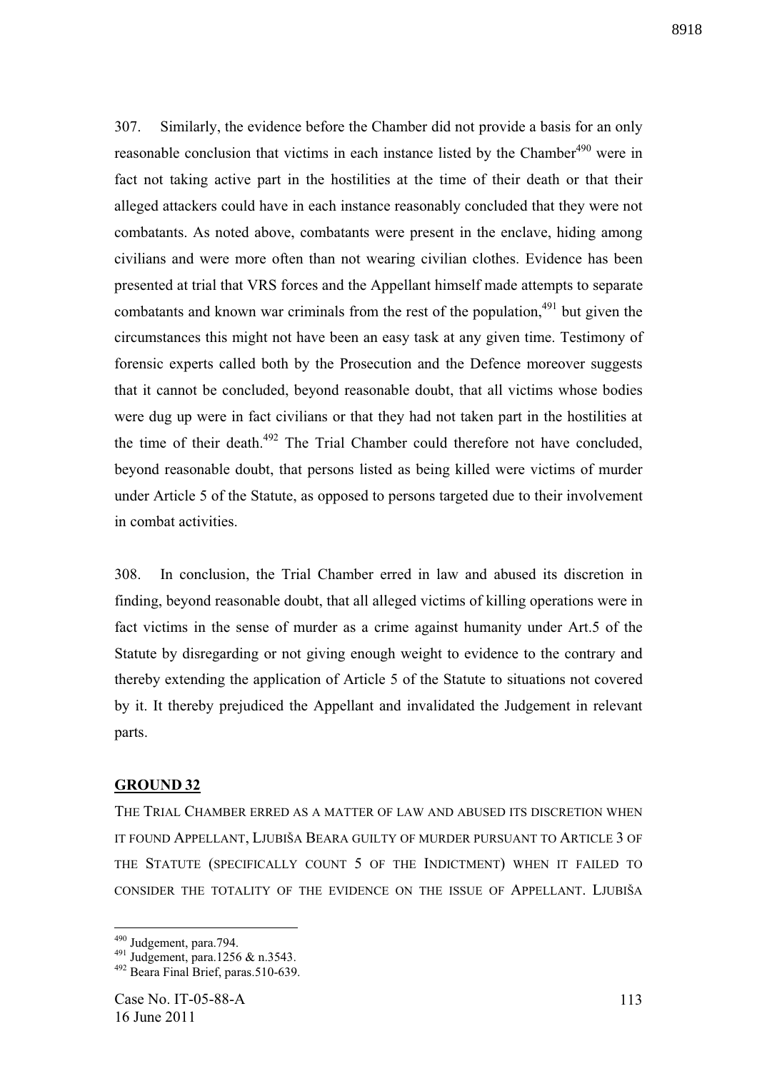307. Similarly, the evidence before the Chamber did not provide a basis for an only reasonable conclusion that victims in each instance listed by the Chamber[490] were in fact not taking active part in the hostilities at the time of their death or that their alleged attackers could have in each instance reasonably concluded that they were not combatants. As noted above, combatants were present in the enclave, hiding among civilians and were more often than not wearing civilian clothes. Evidence has been presented at trial that VRS forces and the Appellant himself made attempts to separate combatants and known war criminals from the rest of the population,[491] but given the circumstances this might not have been an easy task at any given time. Testimony of forensic experts called both by the Prosecution and the Defence moreover suggests that it cannot be concluded, beyond reasonable doubt, that all victims whose bodies were dug up were in fact civilians or that they had not taken part in the hostilities at the time of their death.[492] The Trial Chamber could therefore not have concluded, beyond reasonable doubt, that persons listed as being killed were victims of murder under Article 5 of the Statute, as opposed to persons targeted due to their involvement in combat activities.

308. In conclusion, the Trial Chamber erred in law and abused its discretion in finding, beyond reasonable doubt, that all alleged victims of killing operations were in fact victims in the sense of murder as a crime against humanity under Art.5 of the Statute by disregarding or not giving enough weight to evidence to the contrary and thereby extending the application of Article 5 of the Statute to situations not covered by it. It thereby prejudiced the Appellant and invalidated the Judgement in relevant parts.

## GROUND 32

THE TRIAL CHAMBER ERRED AS A MATTER OF LAW AND ABUSED ITS DISCRETION WHEN IT FOUND APPELLANT, LJUBIŠA BEARA GUILTY OF MURDER PURSUANT TO ARTICLE 3 OF THE STATUTE (SPECIFICALLY COUNT 5 OF THE INDICTMENT) WHEN IT FAILED TO CONSIDER THE TOTALITY OF THE EVIDENCE ON THE ISSUE OF APPELLANT. LJUBIŠA

---

[490] Judgement, para.794.

[491] Judgement, para.1256 & n.3543.

[492] Beara Final Brief, paras.510-639.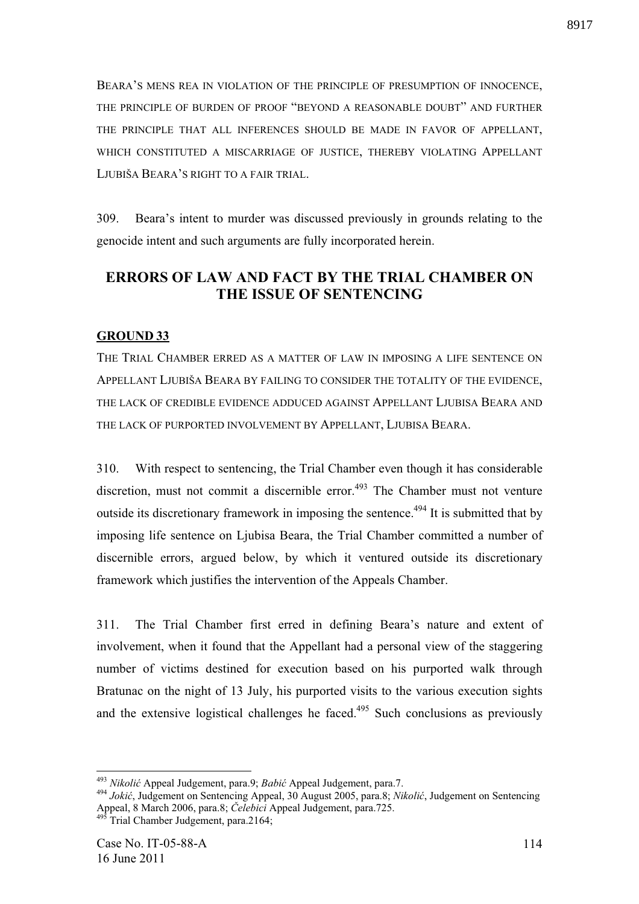BEARA'S MENS REA IN VIOLATION OF THE PRINCIPLE OF PRESUMPTION OF INNOCENCE, THE PRINCIPLE OF BURDEN OF PROOF "BEYOND A REASONABLE DOUBT" AND FURTHER THE PRINCIPLE THAT ALL INFERENCES SHOULD BE MADE IN FAVOR OF APPELLANT, WHICH CONSTITUTED A MISCARRIAGE OF JUSTICE, THEREBY VIOLATING APPELLANT LJUBIŠA BEARA'S RIGHT TO A FAIR TRIAL.

309. Beara's intent to murder was discussed previously in grounds relating to the genocide intent and such arguments are fully incorporated herein.

## ERRORS OF LAW AND FACT BY THE TRIAL CHAMBER ON THE ISSUE OF SENTENCING

**GROUND 33**

THE TRIAL CHAMBER ERRED AS A MATTER OF LAW IN IMPOSING A LIFE SENTENCE ON APPELLANT LJUBIŠA BEARA BY FAILING TO CONSIDER THE TOTALITY OF THE EVIDENCE, THE LACK OF CREDIBLE EVIDENCE ADDUCED AGAINST APPELLANT LJUBISA BEARA AND THE LACK OF PURPORTED INVOLVEMENT BY APPELLANT, LJUBISA BEARA.

310. With respect to sentencing, the Trial Chamber even though it has considerable discretion, must not commit a discernible error.[493] The Chamber must not venture outside its discretionary framework in imposing the sentence.[494] It is submitted that by imposing life sentence on Ljubisa Beara, the Trial Chamber committed a number of discernible errors, argued below, by which it ventured outside its discretionary framework which justifies the intervention of the Appeals Chamber.

311. The Trial Chamber first erred in defining Beara's nature and extent of involvement, when it found that the Appellant had a personal view of the staggering number of victims destined for execution based on his purported walk through Bratunac on the night of 13 July, his purported visits to the various execution sights and the extensive logistical challenges he faced.[495] Such conclusions as previously

---

[493] *Nikolić* Appeal Judgement, para.9; *Babić* Appeal Judgement, para.7.

[494] *Jokić*, Judgement on Sentencing Appeal, 30 August 2005, para.8; *Nikolić*, Judgement on Sentencing Appeal, 8 March 2006, para.8; *Čelebici* Appeal Judgement, para.725.

[495] Trial Chamber Judgement, para.2164;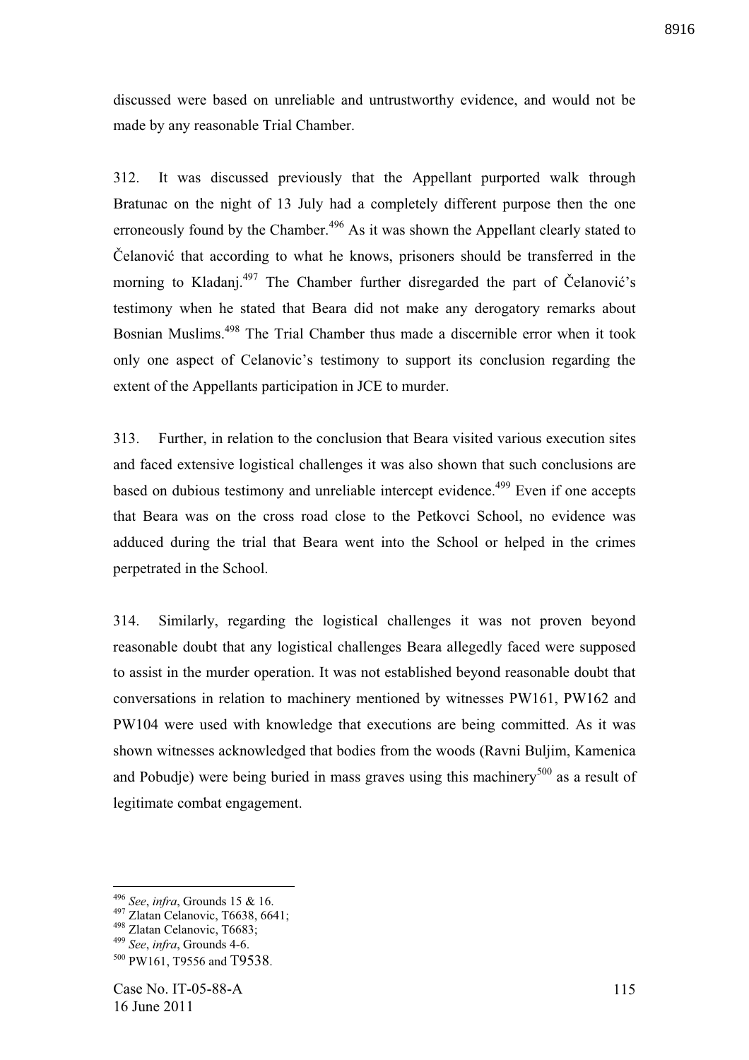discussed were based on unreliable and untrustworthy evidence, and would not be made by any reasonable Trial Chamber.

312. It was discussed previously that the Appellant purported walk through Bratunac on the night of 13 July had a completely different purpose then the one erroneously found by the Chamber.[496] As it was shown the Appellant clearly stated to Čelanović that according to what he knows, prisoners should be transferred in the morning to Kladanj.[497] The Chamber further disregarded the part of Čelanović's testimony when he stated that Beara did not make any derogatory remarks about Bosnian Muslims.[498] The Trial Chamber thus made a discernible error when it took only one aspect of Celanovic's testimony to support its conclusion regarding the extent of the Appellants participation in JCE to murder.

313. Further, in relation to the conclusion that Beara visited various execution sites and faced extensive logistical challenges it was also shown that such conclusions are based on dubious testimony and unreliable intercept evidence.[499] Even if one accepts that Beara was on the cross road close to the Petkovci School, no evidence was adduced during the trial that Beara went into the School or helped in the crimes perpetrated in the School.

314. Similarly, regarding the logistical challenges it was not proven beyond reasonable doubt that any logistical challenges Beara allegedly faced were supposed to assist in the murder operation. It was not established beyond reasonable doubt that conversations in relation to machinery mentioned by witnesses PW161, PW162 and PW104 were used with knowledge that executions are being committed. As it was shown witnesses acknowledged that bodies from the woods (Ravni Buljim, Kamenica and Pobudje) were being buried in mass graves using this machinery[500] as a result of legitimate combat engagement.

---

[496] *See*, *infra*, Grounds 15 & 16.
[497] Zlatan Celanovic, T6638, 6641;
[498] Zlatan Celanovic, T6683;
[499] *See*, *infra*, Grounds 4-6.
[500] PW161, T9556 and T9538.

Case No. IT-05-88-A
16 June 2011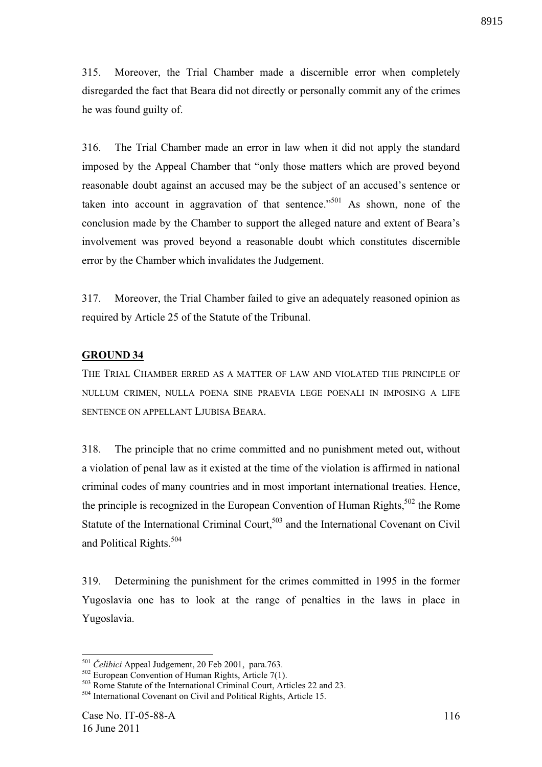315. Moreover, the Trial Chamber made a discernible error when completely disregarded the fact that Beara did not directly or personally commit any of the crimes he was found guilty of.

316. The Trial Chamber made an error in law when it did not apply the standard imposed by the Appeal Chamber that "only those matters which are proved beyond reasonable doubt against an accused may be the subject of an accused's sentence or taken into account in aggravation of that sentence."[501] As shown, none of the conclusion made by the Chamber to support the alleged nature and extent of Beara's involvement was proved beyond a reasonable doubt which constitutes discernible error by the Chamber which invalidates the Judgement.

317. Moreover, the Trial Chamber failed to give an adequately reasoned opinion as required by Article 25 of the Statute of the Tribunal.

## GROUND 34

THE TRIAL CHAMBER ERRED AS A MATTER OF LAW AND VIOLATED THE PRINCIPLE OF NULLUM CRIMEN, NULLA POENA SINE PRAEVIA LEGE POENALI IN IMPOSING A LIFE SENTENCE ON APPELLANT LJUBISA BEARA.

318. The principle that no crime committed and no punishment meted out, without a violation of penal law as it existed at the time of the violation is affirmed in national criminal codes of many countries and in most important international treaties. Hence, the principle is recognized in the European Convention of Human Rights,[502] the Rome Statute of the International Criminal Court,[503] and the International Covenant on Civil and Political Rights.[504]

319. Determining the punishment for the crimes committed in 1995 in the former Yugoslavia one has to look at the range of penalties in the laws in place in Yugoslavia.

---

[501] *Čelibici* Appeal Judgement, 20 Feb 2001, para.763.

[502] European Convention of Human Rights, Article 7(1).

[503] Rome Statute of the International Criminal Court, Articles 22 and 23.

[504] International Covenant on Civil and Political Rights, Article 15.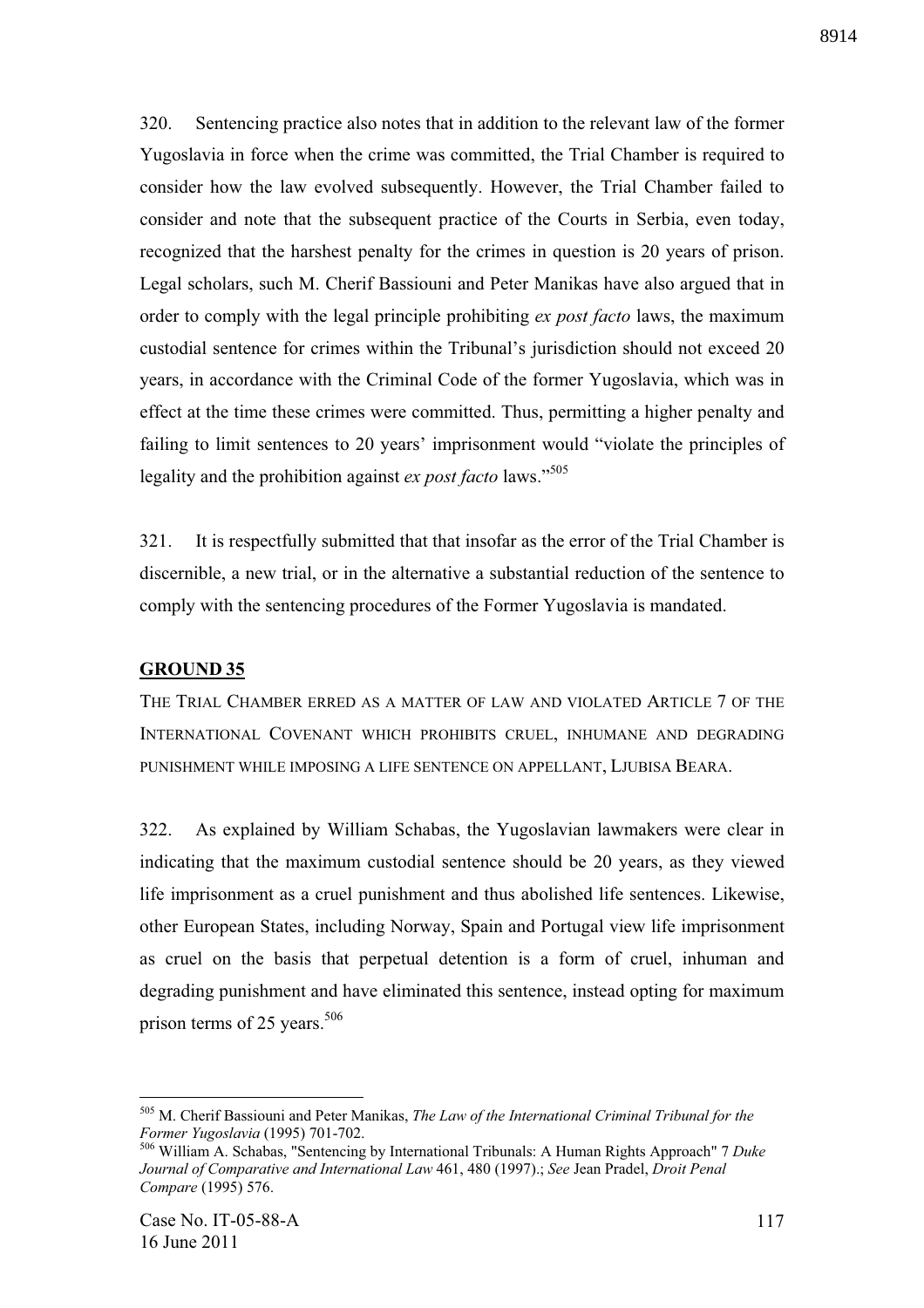320. Sentencing practice also notes that in addition to the relevant law of the former Yugoslavia in force when the crime was committed, the Trial Chamber is required to consider how the law evolved subsequently. However, the Trial Chamber failed to consider and note that the subsequent practice of the Courts in Serbia, even today, recognized that the harshest penalty for the crimes in question is 20 years of prison. Legal scholars, such M. Cherif Bassiouni and Peter Manikas have also argued that in order to comply with the legal principle prohibiting *ex post facto* laws, the maximum custodial sentence for crimes within the Tribunal's jurisdiction should not exceed 20 years, in accordance with the Criminal Code of the former Yugoslavia, which was in effect at the time these crimes were committed. Thus, permitting a higher penalty and failing to limit sentences to 20 years' imprisonment would "violate the principles of legality and the prohibition against *ex post facto* laws."[505]

321. It is respectfully submitted that that insofar as the error of the Trial Chamber is discernible, a new trial, or in the alternative a substantial reduction of the sentence to comply with the sentencing procedures of the Former Yugoslavia is mandated.

**GROUND 35**

THE TRIAL CHAMBER ERRED AS A MATTER OF LAW AND VIOLATED ARTICLE 7 OF THE INTERNATIONAL COVENANT WHICH PROHIBITS CRUEL, INHUMANE AND DEGRADING PUNISHMENT WHILE IMPOSING A LIFE SENTENCE ON APPELLANT, LJUBISA BEARA.

322. As explained by William Schabas, the Yugoslavian lawmakers were clear in indicating that the maximum custodial sentence should be 20 years, as they viewed life imprisonment as a cruel punishment and thus abolished life sentences. Likewise, other European States, including Norway, Spain and Portugal view life imprisonment as cruel on the basis that perpetual detention is a form of cruel, inhuman and degrading punishment and have eliminated this sentence, instead opting for maximum prison terms of 25 years.[506]

---

[505] M. Cherif Bassiouni and Peter Manikas, *The Law of the International Criminal Tribunal for the Former Yugoslavia* (1995) 701-702.

[506] William A. Schabas, "Sentencing by International Tribunals: A Human Rights Approach" 7 *Duke Journal of Comparative and International Law* 461, 480 (1997).; *See* Jean Pradel, *Droit Penal Compare* (1995) 576.

Case No. IT-05-88-A
16 June 2011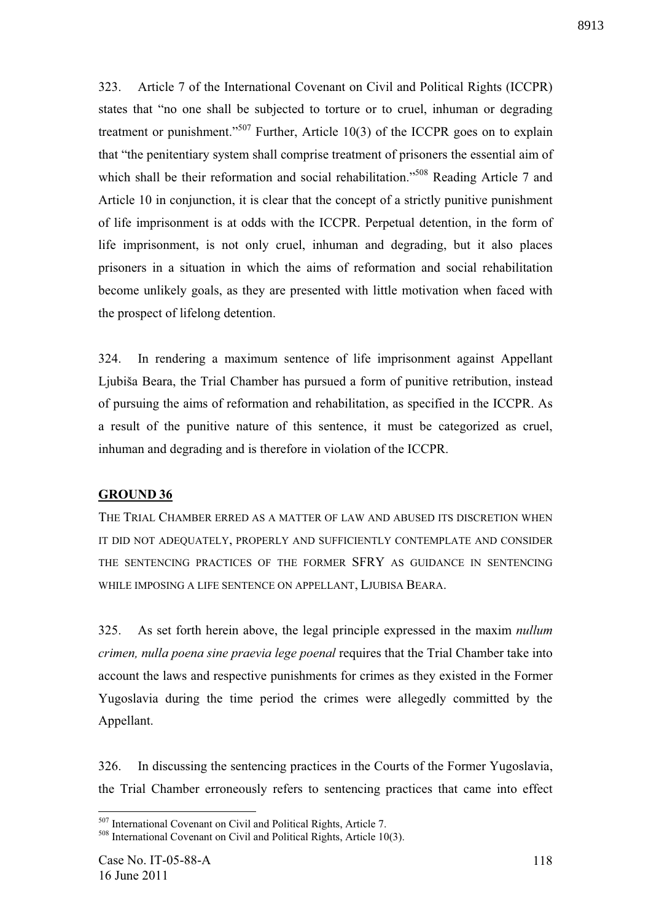323. Article 7 of the International Covenant on Civil and Political Rights (ICCPR) states that "no one shall be subjected to torture or to cruel, inhuman or degrading treatment or punishment."[507] Further, Article 10(3) of the ICCPR goes on to explain that "the penitentiary system shall comprise treatment of prisoners the essential aim of which shall be their reformation and social rehabilitation."[508] Reading Article 7 and Article 10 in conjunction, it is clear that the concept of a strictly punitive punishment of life imprisonment is at odds with the ICCPR. Perpetual detention, in the form of life imprisonment, is not only cruel, inhuman and degrading, but it also places prisoners in a situation in which the aims of reformation and social rehabilitation become unlikely goals, as they are presented with little motivation when faced with the prospect of lifelong detention.

324. In rendering a maximum sentence of life imprisonment against Appellant Ljubiša Beara, the Trial Chamber has pursued a form of punitive retribution, instead of pursuing the aims of reformation and rehabilitation, as specified in the ICCPR. As a result of the punitive nature of this sentence, it must be categorized as cruel, inhuman and degrading and is therefore in violation of the ICCPR.

**GROUND 36**

THE TRIAL CHAMBER ERRED AS A MATTER OF LAW AND ABUSED ITS DISCRETION WHEN IT DID NOT ADEQUATELY, PROPERLY AND SUFFICIENTLY CONTEMPLATE AND CONSIDER THE SENTENCING PRACTICES OF THE FORMER SFRY AS GUIDANCE IN SENTENCING WHILE IMPOSING A LIFE SENTENCE ON APPELLANT, LJUBISA BEARA.

325. As set forth herein above, the legal principle expressed in the maxim *nullum crimen, nulla poena sine praevia lege poenal* requires that the Trial Chamber take into account the laws and respective punishments for crimes as they existed in the Former Yugoslavia during the time period the crimes were allegedly committed by the Appellant.

326. In discussing the sentencing practices in the Courts of the Former Yugoslavia, the Trial Chamber erroneously refers to sentencing practices that came into effect

[507] International Covenant on Civil and Political Rights, Article 7.

[508] International Covenant on Civil and Political Rights, Article 10(3).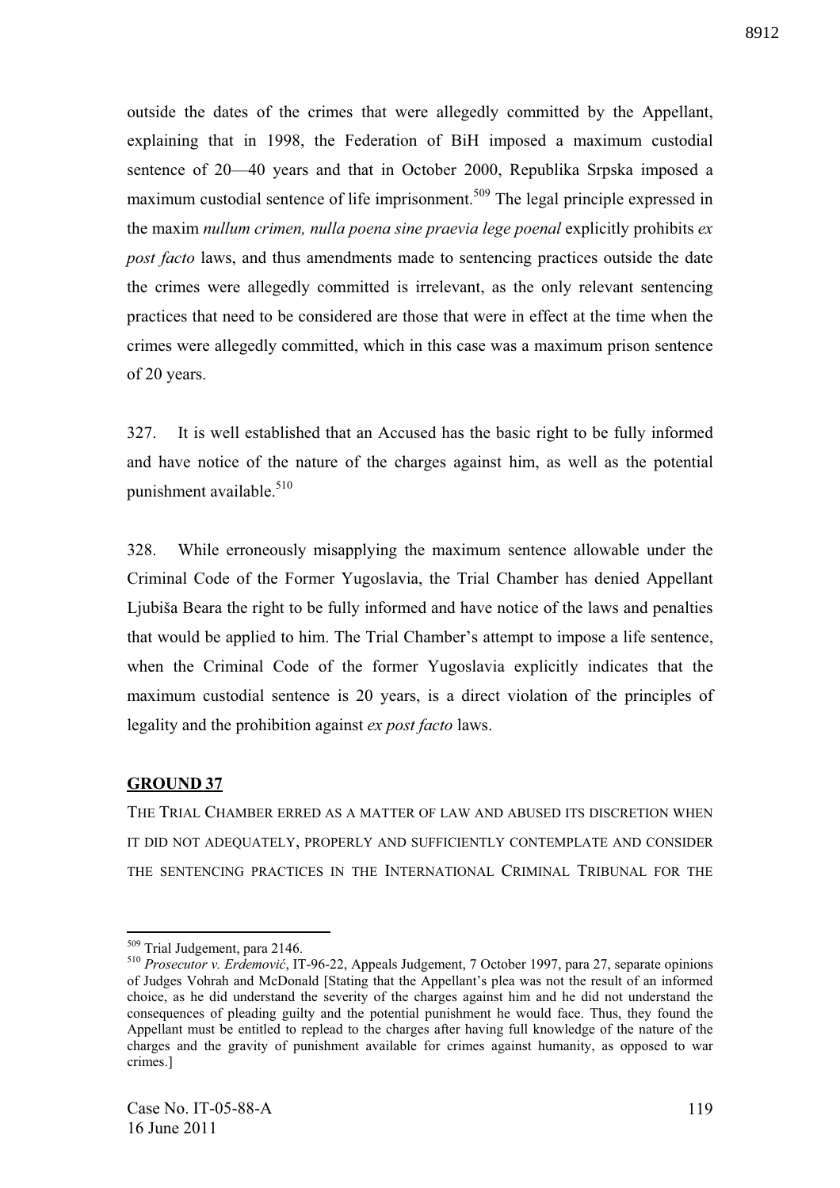outside the dates of the crimes that were allegedly committed by the Appellant, explaining that in 1998, the Federation of BiH imposed a maximum custodial sentence of 20—40 years and that in October 2000, Republika Srpska imposed a maximum custodial sentence of life imprisonment.[509] The legal principle expressed in the maxim *nullum crimen, nulla poena sine praevia lege poenal* explicitly prohibits *ex post facto* laws, and thus amendments made to sentencing practices outside the date the crimes were allegedly committed is irrelevant, as the only relevant sentencing practices that need to be considered are those that were in effect at the time when the crimes were allegedly committed, which in this case was a maximum prison sentence of 20 years.

327. It is well established that an Accused has the basic right to be fully informed and have notice of the nature of the charges against him, as well as the potential punishment available.[510]

328. While erroneously misapplying the maximum sentence allowable under the Criminal Code of the Former Yugoslavia, the Trial Chamber has denied Appellant Ljubiša Beara the right to be fully informed and have notice of the laws and penalties that would be applied to him. The Trial Chamber's attempt to impose a life sentence, when the Criminal Code of the former Yugoslavia explicitly indicates that the maximum custodial sentence is 20 years, is a direct violation of the principles of legality and the prohibition against *ex post facto* laws.

**GROUND 37**

THE TRIAL CHAMBER ERRED AS A MATTER OF LAW AND ABUSED ITS DISCRETION WHEN IT DID NOT ADEQUATELY, PROPERLY AND SUFFICIENTLY CONTEMPLATE AND CONSIDER THE SENTENCING PRACTICES IN THE INTERNATIONAL CRIMINAL TRIBUNAL FOR THE

---

[509] Trial Judgement, para 2146.

[510] *Prosecutor v. Erdemović*, IT-96-22, Appeals Judgement, 7 October 1997, para 27, separate opinions of Judges Vohrah and McDonald [Stating that the Appellant's plea was not the result of an informed choice, as he did understand the severity of the charges against him and he did not understand the consequences of pleading guilty and the potential punishment he would face. Thus, they found the Appellant must be entitled to replead to the charges after having full knowledge of the nature of the charges and the gravity of punishment available for crimes against humanity, as opposed to war crimes.]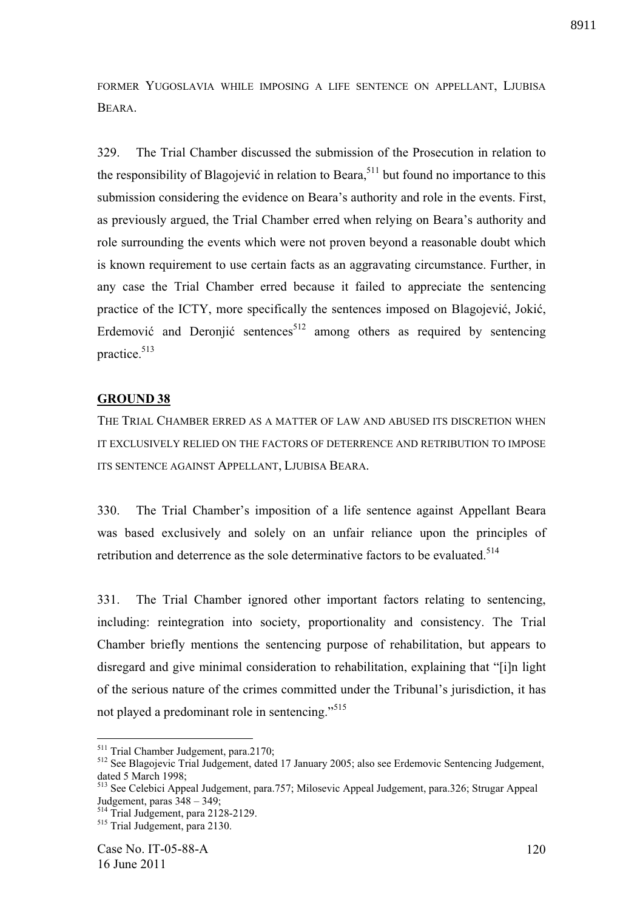FORMER YUGOSLAVIA WHILE IMPOSING A LIFE SENTENCE ON APPELLANT, LJUBISA BEARA.

329. The Trial Chamber discussed the submission of the Prosecution in relation to the responsibility of Blagojević in relation to Beara,[511] but found no importance to this submission considering the evidence on Beara's authority and role in the events. First, as previously argued, the Trial Chamber erred when relying on Beara's authority and role surrounding the events which were not proven beyond a reasonable doubt which is known requirement to use certain facts as an aggravating circumstance. Further, in any case the Trial Chamber erred because it failed to appreciate the sentencing practice of the ICTY, more specifically the sentences imposed on Blagojević, Jokić, Erdemović and Deronjić sentences[512] among others as required by sentencing practice.[513]

**GROUND 38**

THE TRIAL CHAMBER ERRED AS A MATTER OF LAW AND ABUSED ITS DISCRETION WHEN IT EXCLUSIVELY RELIED ON THE FACTORS OF DETERRENCE AND RETRIBUTION TO IMPOSE ITS SENTENCE AGAINST APPELLANT, LJUBISA BEARA.

330. The Trial Chamber's imposition of a life sentence against Appellant Beara was based exclusively and solely on an unfair reliance upon the principles of retribution and deterrence as the sole determinative factors to be evaluated.[514]

331. The Trial Chamber ignored other important factors relating to sentencing, including: reintegration into society, proportionality and consistency. The Trial Chamber briefly mentions the sentencing purpose of rehabilitation, but appears to disregard and give minimal consideration to rehabilitation, explaining that "[i]n light of the serious nature of the crimes committed under the Tribunal's jurisdiction, it has not played a predominant role in sentencing."[515]

---

[511] Trial Chamber Judgement, para.2170;

[512] See Blagojevic Trial Judgement, dated 17 January 2005; also see Erdemovic Sentencing Judgement, dated 5 March 1998;

[513] See Celebici Appeal Judgement, para.757; Milosevic Appeal Judgement, para.326; Strugar Appeal Judgement, paras 348 – 349;

[514] Trial Judgement, para 2128-2129.

[515] Trial Judgement, para 2130.

Case No. IT-05-88-A
16 June 2011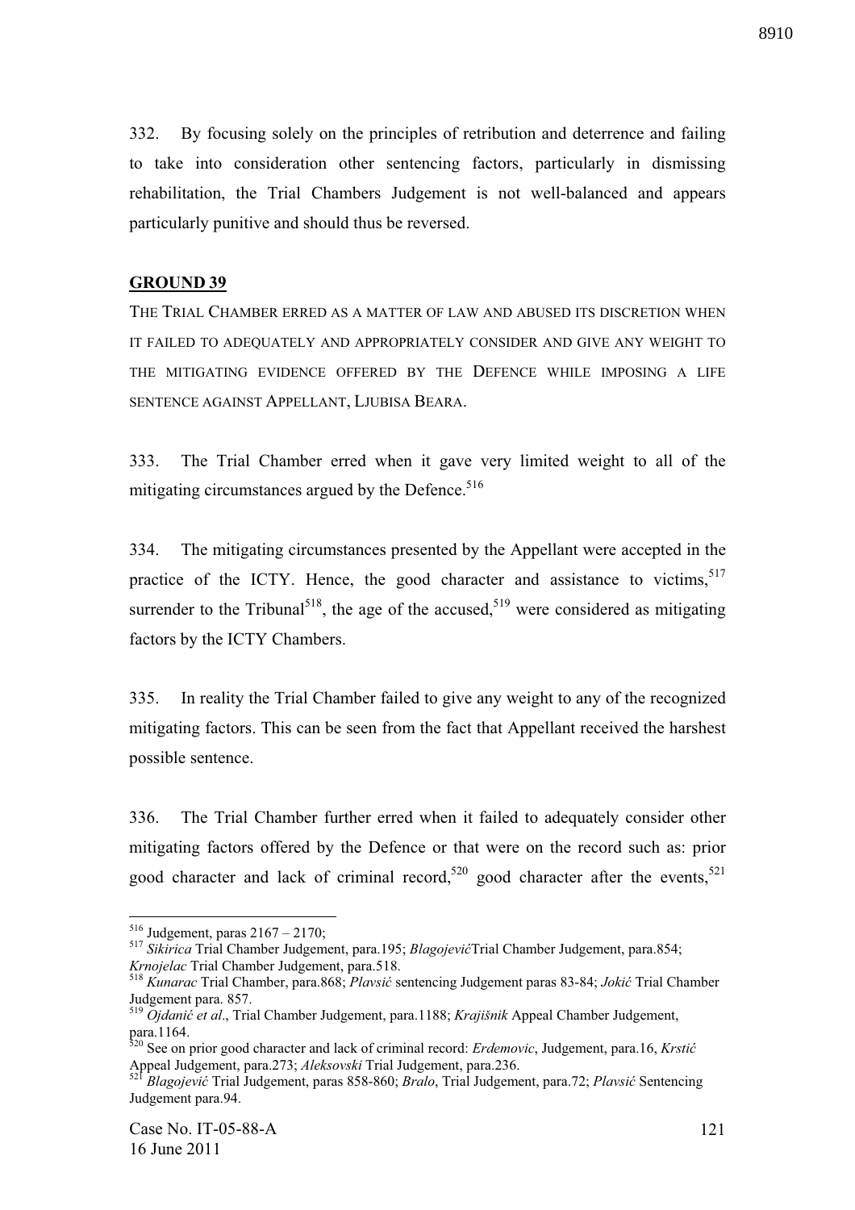332. By focusing solely on the principles of retribution and deterrence and failing to take into consideration other sentencing factors, particularly in dismissing rehabilitation, the Trial Chambers Judgement is not well-balanced and appears particularly punitive and should thus be reversed.

## GROUND 39

THE TRIAL CHAMBER ERRED AS A MATTER OF LAW AND ABUSED ITS DISCRETION WHEN IT FAILED TO ADEQUATELY AND APPROPRIATELY CONSIDER AND GIVE ANY WEIGHT TO THE MITIGATING EVIDENCE OFFERED BY THE DEFENCE WHILE IMPOSING A LIFE SENTENCE AGAINST APPELLANT, LJUBISA BEARA.

333. The Trial Chamber erred when it gave very limited weight to all of the mitigating circumstances argued by the Defence.[516]

334. The mitigating circumstances presented by the Appellant were accepted in the practice of the ICTY. Hence, the good character and assistance to victims,[517] surrender to the Tribunal[518], the age of the accused,[519] were considered as mitigating factors by the ICTY Chambers.

335. In reality the Trial Chamber failed to give any weight to any of the recognized mitigating factors. This can be seen from the fact that Appellant received the harshest possible sentence.

336. The Trial Chamber further erred when it failed to adequately consider other mitigating factors offered by the Defence or that were on the record such as: prior good character and lack of criminal record,[520] good character after the events,[521]

---

[516] Judgement, paras 2167 – 2170;

[517] *Sikirica* Trial Chamber Judgement, para.195; *Blagojević*Trial Chamber Judgement, para.854; *Krnojelac* Trial Chamber Judgement, para.518.

[518] *Kunarac* Trial Chamber, para.868; *Plavsić* sentencing Judgement paras 83-84; *Jokić* Trial Chamber Judgement para. 857.

[519] *Ojdanić et al*., Trial Chamber Judgement, para.1188; *Krajišnik* Appeal Chamber Judgement, para.1164.

[520] See on prior good character and lack of criminal record: *Erdemovic*, Judgement, para.16, *Krstić* Appeal Judgement, para.273; *Aleksovski* Trial Judgement, para.236.

[521] *Blagojević* Trial Judgement, paras 858-860; *Bralo*, Trial Judgement, para.72; *Plavsić* Sentencing Judgement para.94.

Case No. IT-05-88-A
16 June 2011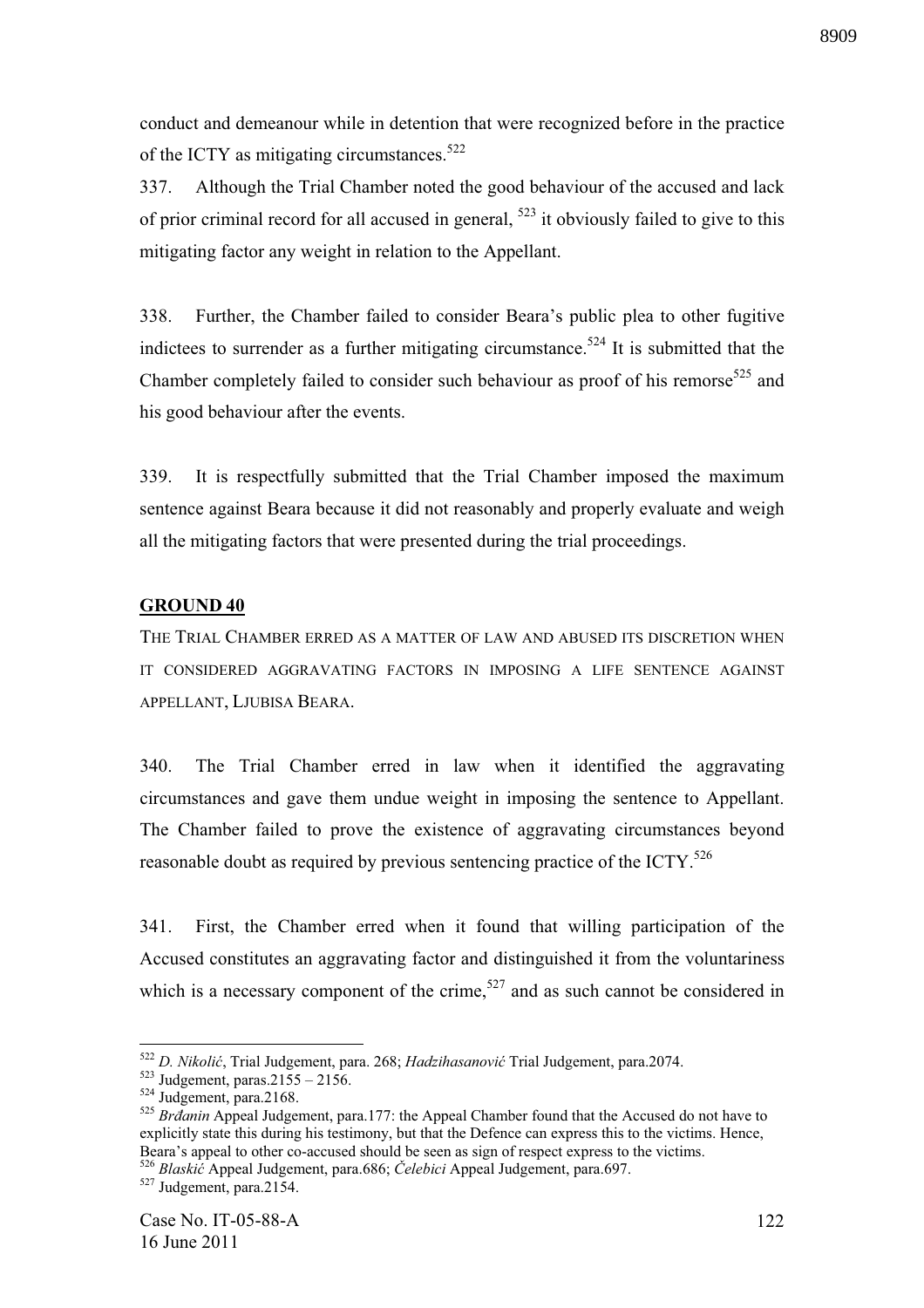conduct and demeanour while in detention that were recognized before in the practice of the ICTY as mitigating circumstances.[522]

337. Although the Trial Chamber noted the good behaviour of the accused and lack of prior criminal record for all accused in general, [523] it obviously failed to give to this mitigating factor any weight in relation to the Appellant.

338. Further, the Chamber failed to consider Beara's public plea to other fugitive indictees to surrender as a further mitigating circumstance.[524] It is submitted that the Chamber completely failed to consider such behaviour as proof of his remorse[525] and his good behaviour after the events.

339. It is respectfully submitted that the Trial Chamber imposed the maximum sentence against Beara because it did not reasonably and properly evaluate and weigh all the mitigating factors that were presented during the trial proceedings.

## GROUND 40

THE TRIAL CHAMBER ERRED AS A MATTER OF LAW AND ABUSED ITS DISCRETION WHEN IT CONSIDERED AGGRAVATING FACTORS IN IMPOSING A LIFE SENTENCE AGAINST APPELLANT, LJUBISA BEARA.

340. The Trial Chamber erred in law when it identified the aggravating circumstances and gave them undue weight in imposing the sentence to Appellant. The Chamber failed to prove the existence of aggravating circumstances beyond reasonable doubt as required by previous sentencing practice of the ICTY.[526]

341. First, the Chamber erred when it found that willing participation of the Accused constitutes an aggravating factor and distinguished it from the voluntariness which is a necessary component of the crime,[527] and as such cannot be considered in

---

[522] *D. Nikolić*, Trial Judgement, para. 268; *Hadzihasanović* Trial Judgement, para.2074.

[523] Judgement, paras.2155 – 2156.

[524] Judgement, para.2168.

[525] *Brđanin* Appeal Judgement, para.177: the Appeal Chamber found that the Accused do not have to explicitly state this during his testimony, but that the Defence can express this to the victims. Hence, Beara's appeal to other co-accused should be seen as sign of respect express to the victims.

[526] *Blaskić* Appeal Judgement, para.686; *Čelebici* Appeal Judgement, para.697.

[527] Judgement, para.2154.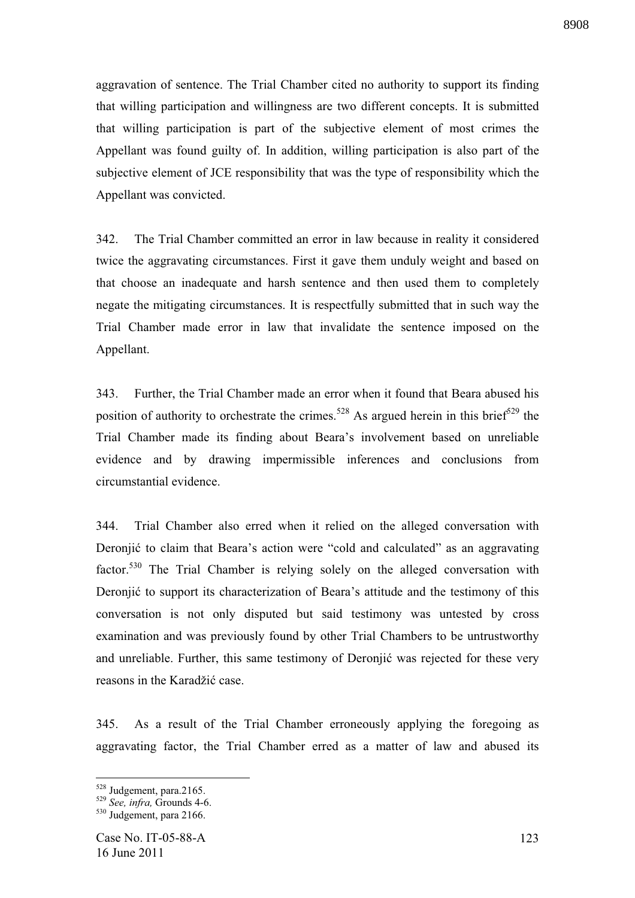aggravation of sentence. The Trial Chamber cited no authority to support its finding that willing participation and willingness are two different concepts. It is submitted that willing participation is part of the subjective element of most crimes the Appellant was found guilty of. In addition, willing participation is also part of the subjective element of JCE responsibility that was the type of responsibility which the Appellant was convicted.

342. The Trial Chamber committed an error in law because in reality it considered twice the aggravating circumstances. First it gave them unduly weight and based on that choose an inadequate and harsh sentence and then used them to completely negate the mitigating circumstances. It is respectfully submitted that in such way the Trial Chamber made error in law that invalidate the sentence imposed on the Appellant.

343. Further, the Trial Chamber made an error when it found that Beara abused his position of authority to orchestrate the crimes.[528] As argued herein in this brief[529] the Trial Chamber made its finding about Beara's involvement based on unreliable evidence and by drawing impermissible inferences and conclusions from circumstantial evidence.

344. Trial Chamber also erred when it relied on the alleged conversation with Deronjić to claim that Beara's action were "cold and calculated" as an aggravating factor.[530] The Trial Chamber is relying solely on the alleged conversation with Deronjić to support its characterization of Beara's attitude and the testimony of this conversation is not only disputed but said testimony was untested by cross examination and was previously found by other Trial Chambers to be untrustworthy and unreliable. Further, this same testimony of Deronjić was rejected for these very reasons in the Karadžić case.

345. As a result of the Trial Chamber erroneously applying the foregoing as aggravating factor, the Trial Chamber erred as a matter of law and abused its

---

[528] Judgement, para.2165.

[529] *See, infra,* Grounds 4-6.

[530] Judgement, para 2166.

Case No. IT-05-88-A
16 June 2011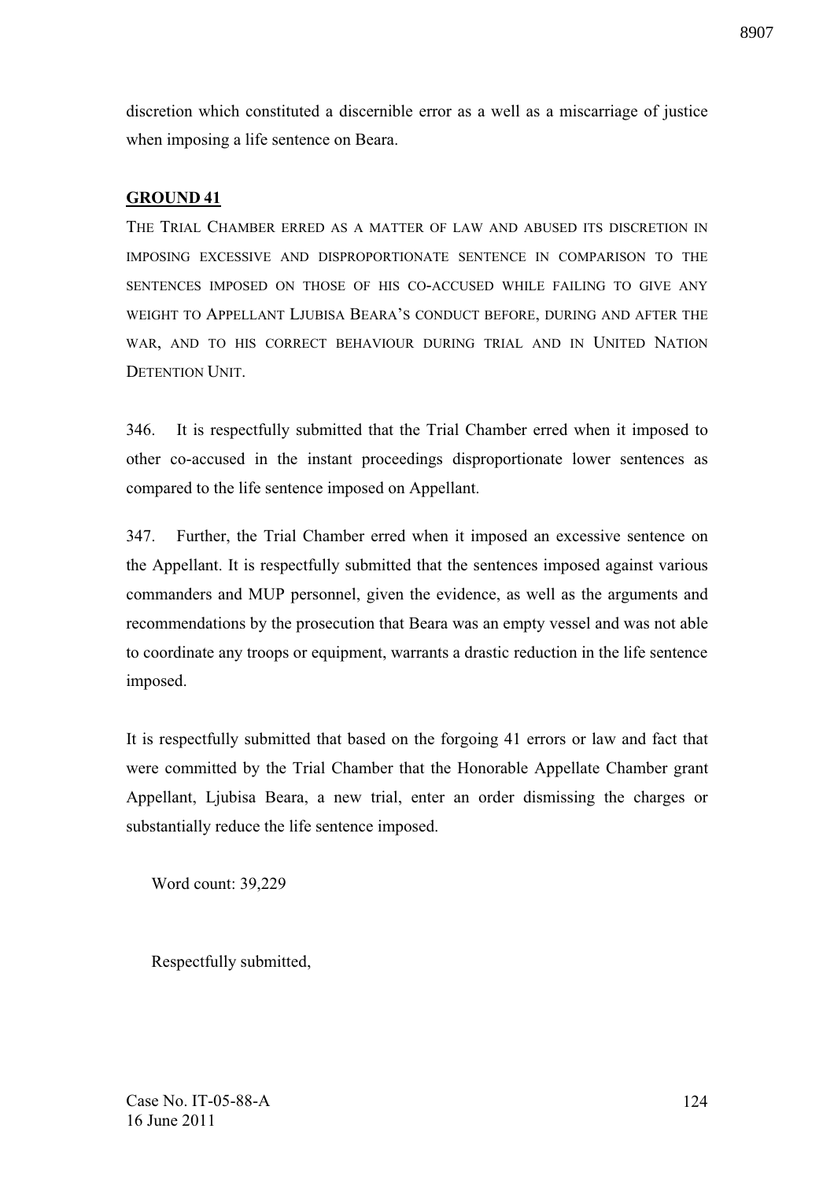discretion which constituted a discernible error as a well as a miscarriage of justice when imposing a life sentence on Beara.

## GROUND 41

THE TRIAL CHAMBER ERRED AS A MATTER OF LAW AND ABUSED ITS DISCRETION IN IMPOSING EXCESSIVE AND DISPROPORTIONATE SENTENCE IN COMPARISON TO THE SENTENCES IMPOSED ON THOSE OF HIS CO-ACCUSED WHILE FAILING TO GIVE ANY WEIGHT TO APPELLANT LJUBISA BEARA'S CONDUCT BEFORE, DURING AND AFTER THE WAR, AND TO HIS CORRECT BEHAVIOUR DURING TRIAL AND IN UNITED NATION DETENTION UNIT.

346. It is respectfully submitted that the Trial Chamber erred when it imposed to other co-accused in the instant proceedings disproportionate lower sentences as compared to the life sentence imposed on Appellant.

347. Further, the Trial Chamber erred when it imposed an excessive sentence on the Appellant. It is respectfully submitted that the sentences imposed against various commanders and MUP personnel, given the evidence, as well as the arguments and recommendations by the prosecution that Beara was an empty vessel and was not able to coordinate any troops or equipment, warrants a drastic reduction in the life sentence imposed.

It is respectfully submitted that based on the forgoing 41 errors or law and fact that were committed by the Trial Chamber that the Honorable Appellate Chamber grant Appellant, Ljubisa Beara, a new trial, enter an order dismissing the charges or substantially reduce the life sentence imposed.

Word count: 39,229

Respectfully submitted,

Case No. IT-05-88-A
16 June 2011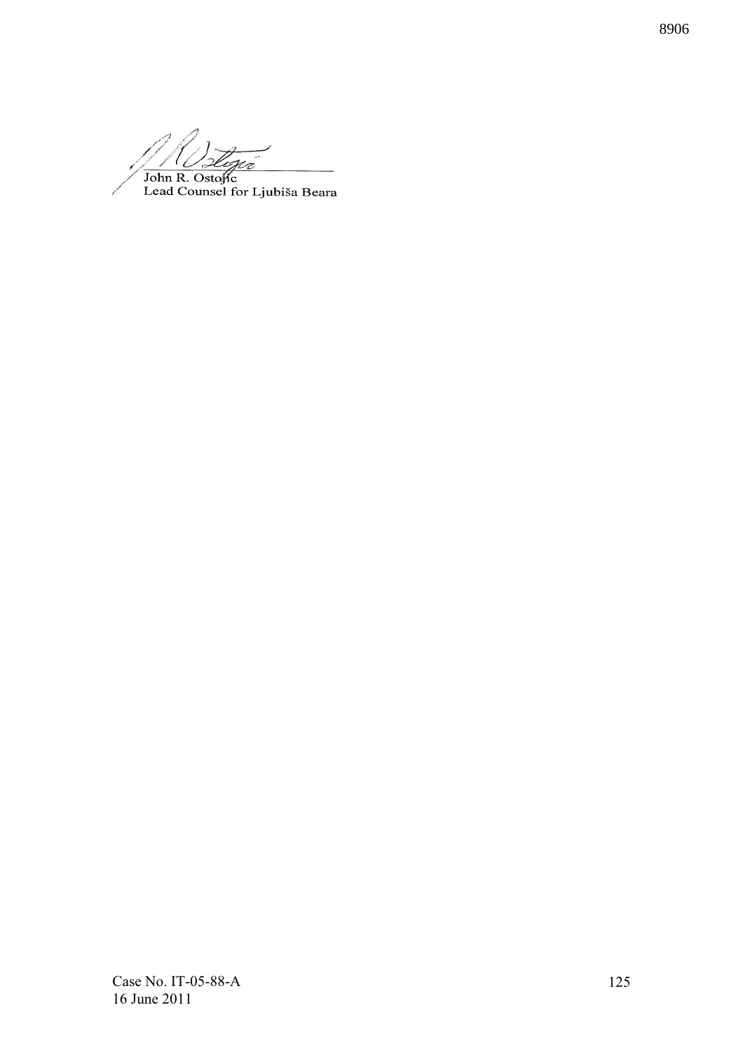John R. Ostojic
Lead Counsel for Ljubiša Beara

Case No. IT-05-88-A
16 June 2011